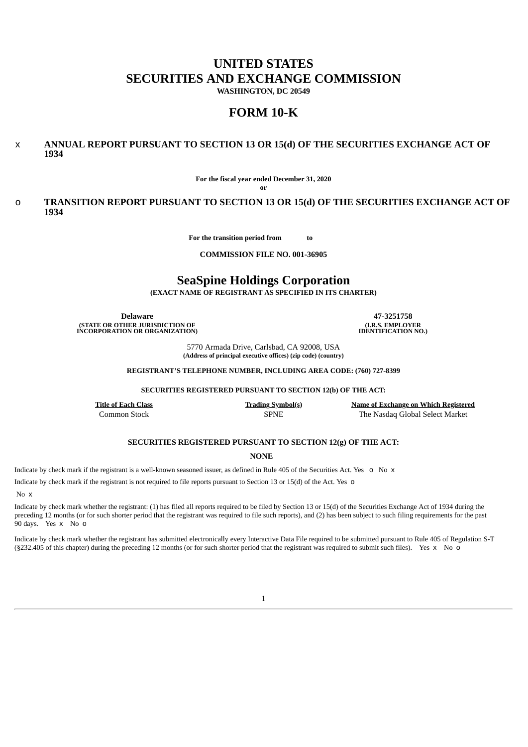# UNITED STATES
# SECURITIES AND EXCHANGE COMMISSION

**WASHINGTON, DC 20549**

# FORM 10-K

x **ANNUAL REPORT PURSUANT TO SECTION 13 OR 15(d) OF THE SECURITIES EXCHANGE ACT OF 1934**

**For the fiscal year ended December 31, 2020**

**or**

o **TRANSITION REPORT PURSUANT TO SECTION 13 OR 15(d) OF THE SECURITIES EXCHANGE ACT OF 1934**

**For the transition period from to**

**COMMISSION FILE NO. 001-36905**

# SeaSpine Holdings Corporation

**(EXACT NAME OF REGISTRANT AS SPECIFIED IN ITS CHARTER)**

| **Delaware** | **47-3251758** |
|---|---|
| **(STATE OR OTHER JURISDICTION OF INCORPORATION OR ORGANIZATION)** | **(I.R.S. EMPLOYER IDENTIFICATION NO.)** |

5770 Armada Drive, Carlsbad, CA 92008, USA
**(Address of principal executive offices) (zip code) (country)**

**REGISTRANT'S TELEPHONE NUMBER, INCLUDING AREA CODE: (760) 727-8399**

**SECURITIES REGISTERED PURSUANT TO SECTION 12(b) OF THE ACT:**

| Title of Each Class | Trading Symbol(s) | Name of Exchange on Which Registered |
|---|---|---|
| Common Stock | SPNE | The Nasdaq Global Select Market |

**SECURITIES REGISTERED PURSUANT TO SECTION 12(g) OF THE ACT:**

**NONE**

Indicate by check mark if the registrant is a well-known seasoned issuer, as defined in Rule 405 of the Securities Act. Yes o No x

Indicate by check mark if the registrant is not required to file reports pursuant to Section 13 or 15(d) of the Act. Yes o No x

Indicate by check mark whether the registrant: (1) has filed all reports required to be filed by Section 13 or 15(d) of the Securities Exchange Act of 1934 during the preceding 12 months (or for such shorter period that the registrant was required to file such reports), and (2) has been subject to such filing requirements for the past 90 days. Yes x No o

Indicate by check mark whether the registrant has submitted electronically every Interactive Data File required to be submitted pursuant to Rule 405 of Regulation S-T (§232.405 of this chapter) during the preceding 12 months (or for such shorter period that the registrant was required to submit such files). Yes x No o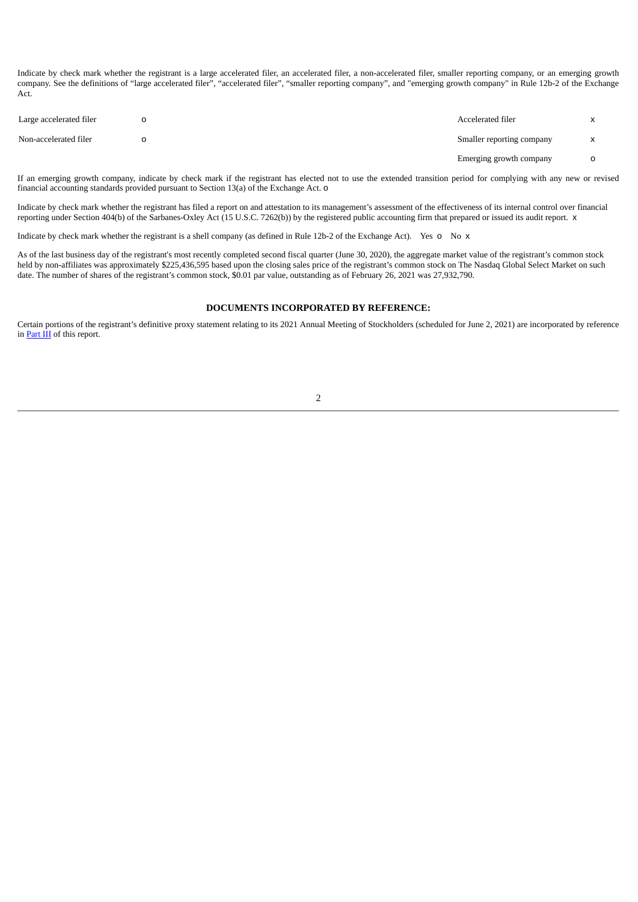Indicate by check mark whether the registrant is a large accelerated filer, an accelerated filer, a non-accelerated filer, smaller reporting company, or an emerging growth company. See the definitions of "large accelerated filer", "accelerated filer", "smaller reporting company", and "emerging growth company" in Rule 12b-2 of the Exchange Act.

| | | | |
|---|---|---|---|
| Large accelerated filer | o | Accelerated filer | x |
| Non-accelerated filer | o | Smaller reporting company | x |
| | | Emerging growth company | o |

If an emerging growth company, indicate by check mark if the registrant has elected not to use the extended transition period for complying with any new or revised financial accounting standards provided pursuant to Section 13(a) of the Exchange Act. o

Indicate by check mark whether the registrant has filed a report on and attestation to its management's assessment of the effectiveness of its internal control over financial reporting under Section 404(b) of the Sarbanes-Oxley Act (15 U.S.C. 7262(b)) by the registered public accounting firm that prepared or issued its audit report. x

Indicate by check mark whether the registrant is a shell company (as defined in Rule 12b-2 of the Exchange Act). Yes o No x

As of the last business day of the registrant's most recently completed second fiscal quarter (June 30, 2020), the aggregate market value of the registrant's common stock held by non-affiliates was approximately $225,436,595 based upon the closing sales price of the registrant's common stock on The Nasdaq Global Select Market on such date. The number of shares of the registrant's common stock, $0.01 par value, outstanding as of February 26, 2021 was 27,932,790.

**DOCUMENTS INCORPORATED BY REFERENCE:**

Certain portions of the registrant's definitive proxy statement relating to its 2021 Annual Meeting of Stockholders (scheduled for June 2, 2021) are incorporated by reference in Part III of this report.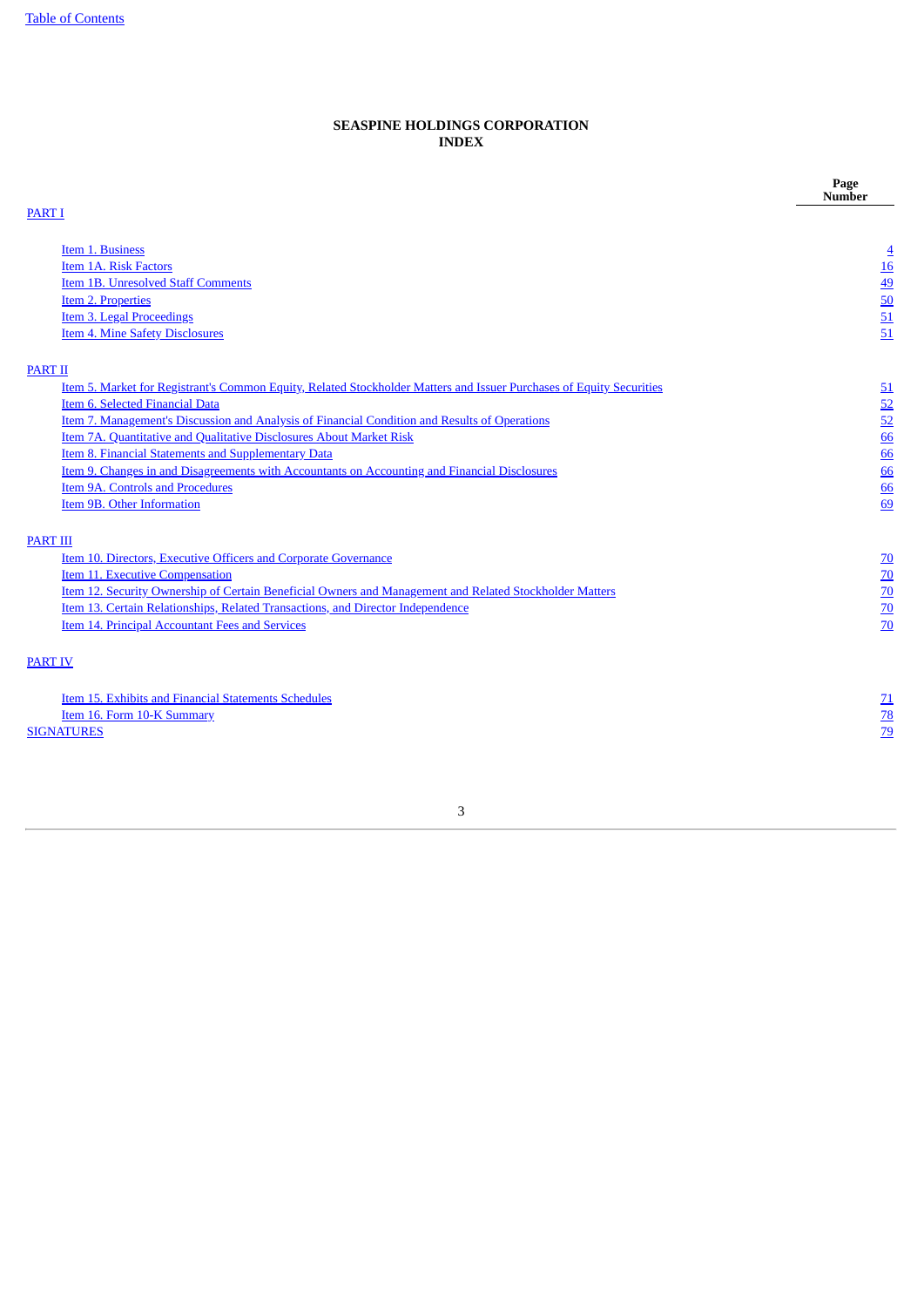# SEASPINE HOLDINGS CORPORATION
## INDEX

| | Page Number |
|---|---|
| PART I | |
| Item 1. Business | 4 |
| Item 1A. Risk Factors | 16 |
| Item 1B. Unresolved Staff Comments | 49 |
| Item 2. Properties | 50 |
| Item 3. Legal Proceedings | 51 |
| Item 4. Mine Safety Disclosures | 51 |
| PART II | |
| Item 5. Market for Registrant's Common Equity, Related Stockholder Matters and Issuer Purchases of Equity Securities | 51 |
| Item 6. Selected Financial Data | 52 |
| Item 7. Management's Discussion and Analysis of Financial Condition and Results of Operations | 52 |
| Item 7A. Quantitative and Qualitative Disclosures About Market Risk | 66 |
| Item 8. Financial Statements and Supplementary Data | 66 |
| Item 9. Changes in and Disagreements with Accountants on Accounting and Financial Disclosures | 66 |
| Item 9A. Controls and Procedures | 66 |
| Item 9B. Other Information | 69 |
| PART III | |
| Item 10. Directors, Executive Officers and Corporate Governance | 70 |
| Item 11. Executive Compensation | 70 |
| Item 12. Security Ownership of Certain Beneficial Owners and Management and Related Stockholder Matters | 70 |
| Item 13. Certain Relationships, Related Transactions, and Director Independence | 70 |
| Item 14. Principal Accountant Fees and Services | 70 |
| PART IV | |
| Item 15. Exhibits and Financial Statements Schedules | 71 |
| Item 16. Form 10-K Summary | 78 |
| SIGNATURES | 79 |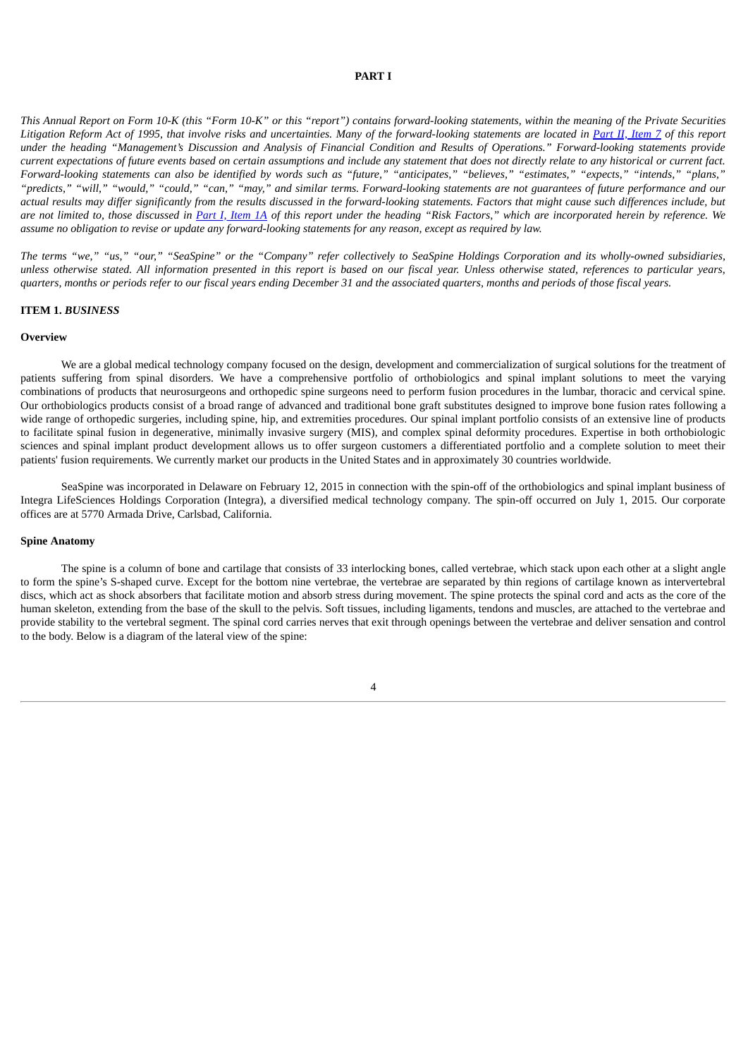# PART I

*This Annual Report on Form 10-K (this "Form 10-K" or this "report") contains forward-looking statements, within the meaning of the Private Securities Litigation Reform Act of 1995, that involve risks and uncertainties. Many of the forward-looking statements are located in [Part II, Item 7] of this report under the heading "Management's Discussion and Analysis of Financial Condition and Results of Operations." Forward-looking statements provide current expectations of future events based on certain assumptions and include any statement that does not directly relate to any historical or current fact. Forward-looking statements can also be identified by words such as "future," "anticipates," "believes," "estimates," "expects," "intends," "plans," "predicts," "will," "would," "could," "can," "may," and similar terms. Forward-looking statements are not guarantees of future performance and our actual results may differ significantly from the results discussed in the forward-looking statements. Factors that might cause such differences include, but are not limited to, those discussed in [Part I, Item 1A] of this report under the heading "Risk Factors," which are incorporated herein by reference. We assume no obligation to revise or update any forward-looking statements for any reason, except as required by law.*

*The terms "we," "us," "our," "SeaSpine" or the "Company" refer collectively to SeaSpine Holdings Corporation and its wholly-owned subsidiaries, unless otherwise stated. All information presented in this report is based on our fiscal year. Unless otherwise stated, references to particular years, quarters, months or periods refer to our fiscal years ending December 31 and the associated quarters, months and periods of those fiscal years.*

## ITEM 1. *BUSINESS*

### Overview

We are a global medical technology company focused on the design, development and commercialization of surgical solutions for the treatment of patients suffering from spinal disorders. We have a comprehensive portfolio of orthobiologics and spinal implant solutions to meet the varying combinations of products that neurosurgeons and orthopedic spine surgeons need to perform fusion procedures in the lumbar, thoracic and cervical spine. Our orthobiologics products consist of a broad range of advanced and traditional bone graft substitutes designed to improve bone fusion rates following a wide range of orthopedic surgeries, including spine, hip, and extremities procedures. Our spinal implant portfolio consists of an extensive line of products to facilitate spinal fusion in degenerative, minimally invasive surgery (MIS), and complex spinal deformity procedures. Expertise in both orthobiologic sciences and spinal implant product development allows us to offer surgeon customers a differentiated portfolio and a complete solution to meet their patients' fusion requirements. We currently market our products in the United States and in approximately 30 countries worldwide.

SeaSpine was incorporated in Delaware on February 12, 2015 in connection with the spin-off of the orthobiologics and spinal implant business of Integra LifeSciences Holdings Corporation (Integra), a diversified medical technology company. The spin-off occurred on July 1, 2015. Our corporate offices are at 5770 Armada Drive, Carlsbad, California.

### Spine Anatomy

The spine is a column of bone and cartilage that consists of 33 interlocking bones, called vertebrae, which stack upon each other at a slight angle to form the spine's S-shaped curve. Except for the bottom nine vertebrae, the vertebrae are separated by thin regions of cartilage known as intervertebral discs, which act as shock absorbers that facilitate motion and absorb stress during movement. The spine protects the spinal cord and acts as the core of the human skeleton, extending from the base of the skull to the pelvis. Soft tissues, including ligaments, tendons and muscles, are attached to the vertebrae and provide stability to the vertebral segment. The spinal cord carries nerves that exit through openings between the vertebrae and deliver sensation and control to the body. Below is a diagram of the lateral view of the spine: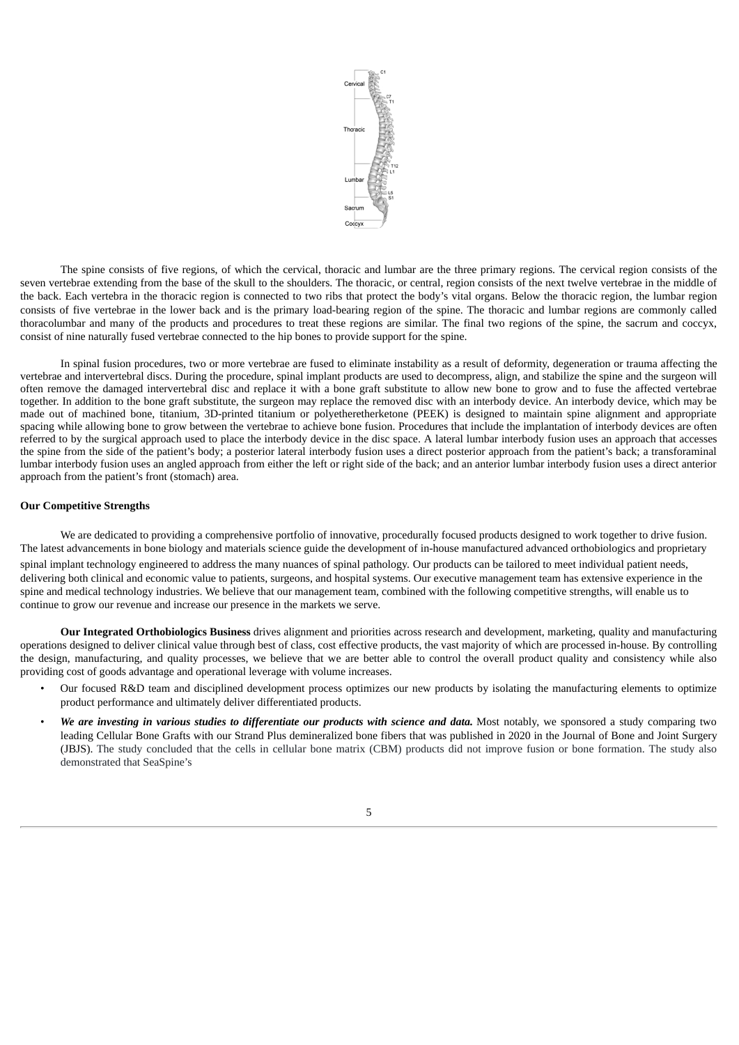The spine consists of five regions, of which the cervical, thoracic and lumbar are the three primary regions. The cervical region consists of the seven vertebrae extending from the base of the skull to the shoulders. The thoracic, or central, region consists of the next twelve vertebrae in the middle of the back. Each vertebra in the thoracic region is connected to two ribs that protect the body's vital organs. Below the thoracic region, the lumbar region consists of five vertebrae in the lower back and is the primary load-bearing region of the spine. The thoracic and lumbar regions are commonly called thoracolumbar and many of the products and procedures to treat these regions are similar. The final two regions of the spine, the sacrum and coccyx, consist of nine naturally fused vertebrae connected to the hip bones to provide support for the spine.

In spinal fusion procedures, two or more vertebrae are fused to eliminate instability as a result of deformity, degeneration or trauma affecting the vertebrae and intervertebral discs. During the procedure, spinal implant products are used to decompress, align, and stabilize the spine and the surgeon will often remove the damaged intervertebral disc and replace it with a bone graft substitute to allow new bone to grow and to fuse the affected vertebrae together. In addition to the bone graft substitute, the surgeon may replace the removed disc with an interbody device. An interbody device, which may be made out of machined bone, titanium, 3D-printed titanium or polyetheretherketone (PEEK) is designed to maintain spine alignment and appropriate spacing while allowing bone to grow between the vertebrae to achieve bone fusion. Procedures that include the implantation of interbody devices are often referred to by the surgical approach used to place the interbody device in the disc space. A lateral lumbar interbody fusion uses an approach that accesses the spine from the side of the patient's body; a posterior lateral interbody fusion uses a direct posterior approach from the patient's back; a transforaminal lumbar interbody fusion uses an angled approach from either the left or right side of the back; and an anterior lumbar interbody fusion uses a direct anterior approach from the patient's front (stomach) area.

**Our Competitive Strengths**

We are dedicated to providing a comprehensive portfolio of innovative, procedurally focused products designed to work together to drive fusion. The latest advancements in bone biology and materials science guide the development of in-house manufactured advanced orthobiologics and proprietary spinal implant technology engineered to address the many nuances of spinal pathology. Our products can be tailored to meet individual patient needs, delivering both clinical and economic value to patients, surgeons, and hospital systems. Our executive management team has extensive experience in the spine and medical technology industries. We believe that our management team, combined with the following competitive strengths, will enable us to continue to grow our revenue and increase our presence in the markets we serve.

**Our Integrated Orthobiologics Business** drives alignment and priorities across research and development, marketing, quality and manufacturing operations designed to deliver clinical value through best of class, cost effective products, the vast majority of which are processed in-house. By controlling the design, manufacturing, and quality processes, we believe that we are better able to control the overall product quality and consistency while also providing cost of goods advantage and operational leverage with volume increases.

- Our focused R&D team and disciplined development process optimizes our new products by isolating the manufacturing elements to optimize product performance and ultimately deliver differentiated products.
- ***We are investing in various studies to differentiate our products with science and data.*** Most notably, we sponsored a study comparing two leading Cellular Bone Grafts with our Strand Plus demineralized bone fibers that was published in 2020 in the Journal of Bone and Joint Surgery (JBJS). The study concluded that the cells in cellular bone matrix (CBM) products did not improve fusion or bone formation. The study also demonstrated that SeaSpine's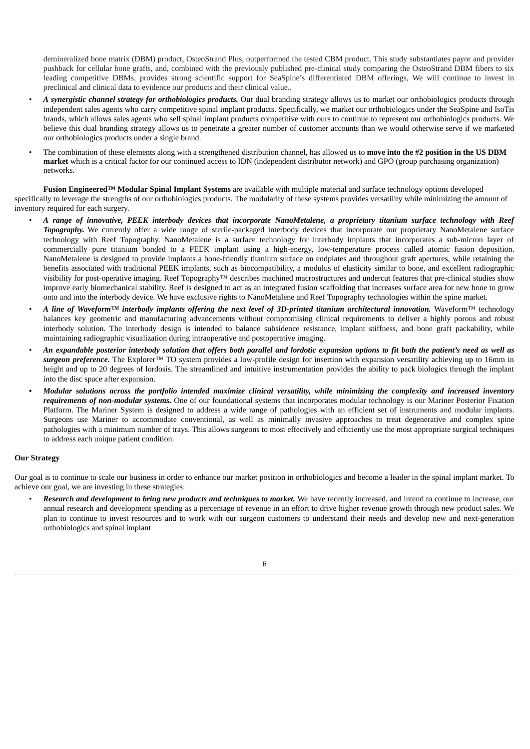demineralized bone matrix (DBM) product, OsteoStrand Plus, outperformed the tested CBM product. This study substantiates payor and provider pushback for cellular bone grafts, and, combined with the previously published pre-clinical study comparing the OsteoStrand DBM fibers to six leading competitive DBMs, provides strong scientific support for SeaSpine's differentiated DBM offerings, We will continue to invest in preclinical and clinical data to evidence our products and their clinical value..

- ***A synergistic channel strategy for orthobiologics products.*** Our dual branding strategy allows us to market our orthobiologics products through independent sales agents who carry competitive spinal implant products. Specifically, we market our orthobiologics under the SeaSpine and IsoTis brands, which allows sales agents who sell spinal implant products competitive with ours to continue to represent our orthobiologics products. We believe this dual branding strategy allows us to penetrate a greater number of customer accounts than we would otherwise serve if we marketed our orthobiologics products under a single brand.
- The combination of these elements along with a strengthened distribution channel, has allowed us to **move into the #2 position in the US DBM market** which is a critical factor for our continued access to IDN (independent distributor network) and GPO (group purchasing organization) networks.

**Fusion Engineered™ Modular Spinal Implant Systems** are available with multiple material and surface technology options developed specifically to leverage the strengths of our orthobiologics products. The modularity of these systems provides versatility while minimizing the amount of inventory required for each surgery.

- ***A range of innovative, PEEK interbody devices that incorporate NanoMetalene, a proprietary titanium surface technology with Reef Topography.*** We currently offer a wide range of sterile-packaged interbody devices that incorporate our proprietary NanoMetalene surface technology with Reef Topography. NanoMetalene is a surface technology for interbody implants that incorporates a sub-micron layer of commercially pure titanium bonded to a PEEK implant using a high-energy, low-temperature process called atomic fusion deposition. NanoMetalene is designed to provide implants a bone-friendly titanium surface on endplates and throughout graft apertures, while retaining the benefits associated with traditional PEEK implants, such as biocompatibility, a modulus of elasticity similar to bone, and excellent radiographic visibility for post-operative imaging. Reef Topography™ describes machined macrostructures and undercut features that pre-clinical studies show improve early biomechanical stability. Reef is designed to act as an integrated fusion scaffolding that increases surface area for new bone to grow onto and into the interbody device. We have exclusive rights to NanoMetalene and Reef Topography technologies within the spine market.
- ***A line of Waveform™ interbody implants offering the next level of 3D-printed titanium architectural innovation.*** Waveform™ technology balances key geometric and manufacturing advancements without compromising clinical requirements to deliver a highly porous and robust interbody solution. The interbody design is intended to balance subsidence resistance, implant stiffness, and bone graft packability, while maintaining radiographic visualization during intraoperative and postoperative imaging.
- ***An expandable posterior interbody solution that offers both parallel and lordotic expansion options to fit both the patient's need as well as surgeon preference.*** The Explorer™ TO system provides a low-profile design for insertion with expansion versatility achieving up to 16mm in height and up to 20 degrees of lordosis. The streamlined and intuitive instrumentation provides the ability to pack biologics through the implant into the disc space after expansion.
- ***Modular solutions across the portfolio intended maximize clinical versatility, while minimizing the complexity and increased inventory requirements of non-modular systems.*** One of our foundational systems that incorporates modular technology is our Mariner Posterior Fixation Platform. The Mariner System is designed to address a wide range of pathologies with an efficient set of instruments and modular implants. Surgeons use Mariner to accommodate conventional, as well as minimally invasive approaches to treat degenerative and complex spine pathologies with a minimum number of trays. This allows surgeons to most effectively and efficiently use the most appropriate surgical techniques to address each unique patient condition.

**Our Strategy**

Our goal is to continue to scale our business in order to enhance our market position in orthobiologics and become a leader in the spinal implant market. To achieve our goal, we are investing in these strategies:

- ***Research and development to bring new products and techniques to market.*** We have recently increased, and intend to continue to increase, our annual research and development spending as a percentage of revenue in an effort to drive higher revenue growth through new product sales. We plan to continue to invest resources and to work with our surgeon customers to understand their needs and develop new and next-generation orthobiologics and spinal implant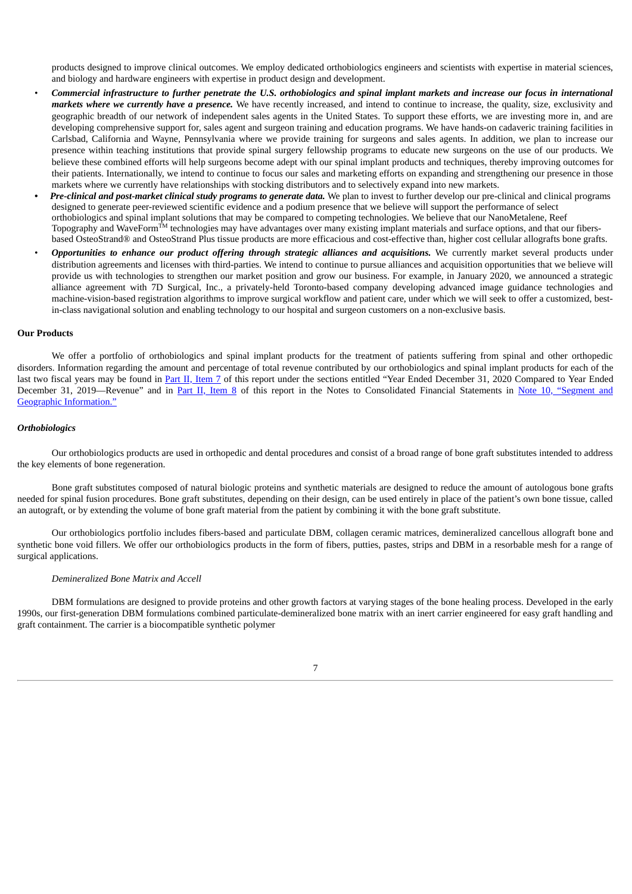products designed to improve clinical outcomes. We employ dedicated orthobiologics engineers and scientists with expertise in material sciences, and biology and hardware engineers with expertise in product design and development.

- ***Commercial infrastructure to further penetrate the U.S. orthobiologics and spinal implant markets and increase our focus in international markets where we currently have a presence.*** We have recently increased, and intend to continue to increase, the quality, size, exclusivity and geographic breadth of our network of independent sales agents in the United States. To support these efforts, we are investing more in, and are developing comprehensive support for, sales agent and surgeon training and education programs. We have hands-on cadaveric training facilities in Carlsbad, California and Wayne, Pennsylvania where we provide training for surgeons and sales agents. In addition, we plan to increase our presence within teaching institutions that provide spinal surgery fellowship programs to educate new surgeons on the use of our products. We believe these combined efforts will help surgeons become adept with our spinal implant products and techniques, thereby improving outcomes for their patients. Internationally, we intend to continue to focus our sales and marketing efforts on expanding and strengthening our presence in those markets where we currently have relationships with stocking distributors and to selectively expand into new markets.
- ***Pre-clinical and post-market clinical study programs to generate data.*** We plan to invest to further develop our pre-clinical and clinical programs designed to generate peer-reviewed scientific evidence and a podium presence that we believe will support the performance of select orthobiologics and spinal implant solutions that may be compared to competing technologies. We believe that our NanoMetalene, Reef Topography and WaveForm™ technologies may have advantages over many existing implant materials and surface options, and that our fibers-based OsteoStrand® and OsteoStrand Plus tissue products are more efficacious and cost-effective than, higher cost cellular allografts bone grafts.
- ***Opportunities to enhance our product offering through strategic alliances and acquisitions.*** We currently market several products under distribution agreements and licenses with third-parties. We intend to continue to pursue alliances and acquisition opportunities that we believe will provide us with technologies to strengthen our market position and grow our business. For example, in January 2020, we announced a strategic alliance agreement with 7D Surgical, Inc., a privately-held Toronto-based company developing advanced image guidance technologies and machine-vision-based registration algorithms to improve surgical workflow and patient care, under which we will seek to offer a customized, best-in-class navigational solution and enabling technology to our hospital and surgeon customers on a non-exclusive basis.

## Our Products

We offer a portfolio of orthobiologics and spinal implant products for the treatment of patients suffering from spinal and other orthopedic disorders. Information regarding the amount and percentage of total revenue contributed by our orthobiologics and spinal implant products for each of the last two fiscal years may be found in Part II, Item 7 of this report under the sections entitled "Year Ended December 31, 2020 Compared to Year Ended December 31, 2019—Revenue" and in Part II, Item 8 of this report in the Notes to Consolidated Financial Statements in Note 10, "Segment and Geographic Information."

### *Orthobiologics*

Our orthobiologics products are used in orthopedic and dental procedures and consist of a broad range of bone graft substitutes intended to address the key elements of bone regeneration.

Bone graft substitutes composed of natural biologic proteins and synthetic materials are designed to reduce the amount of autologous bone grafts needed for spinal fusion procedures. Bone graft substitutes, depending on their design, can be used entirely in place of the patient's own bone tissue, called an autograft, or by extending the volume of bone graft material from the patient by combining it with the bone graft substitute.

Our orthobiologics portfolio includes fibers-based and particulate DBM, collagen ceramic matrices, demineralized cancellous allograft bone and synthetic bone void fillers. We offer our orthobiologics products in the form of fibers, putties, pastes, strips and DBM in a resorbable mesh for a range of surgical applications.

*Demineralized Bone Matrix and Accell*

DBM formulations are designed to provide proteins and other growth factors at varying stages of the bone healing process. Developed in the early 1990s, our first-generation DBM formulations combined particulate-demineralized bone matrix with an inert carrier engineered for easy graft handling and graft containment. The carrier is a biocompatible synthetic polymer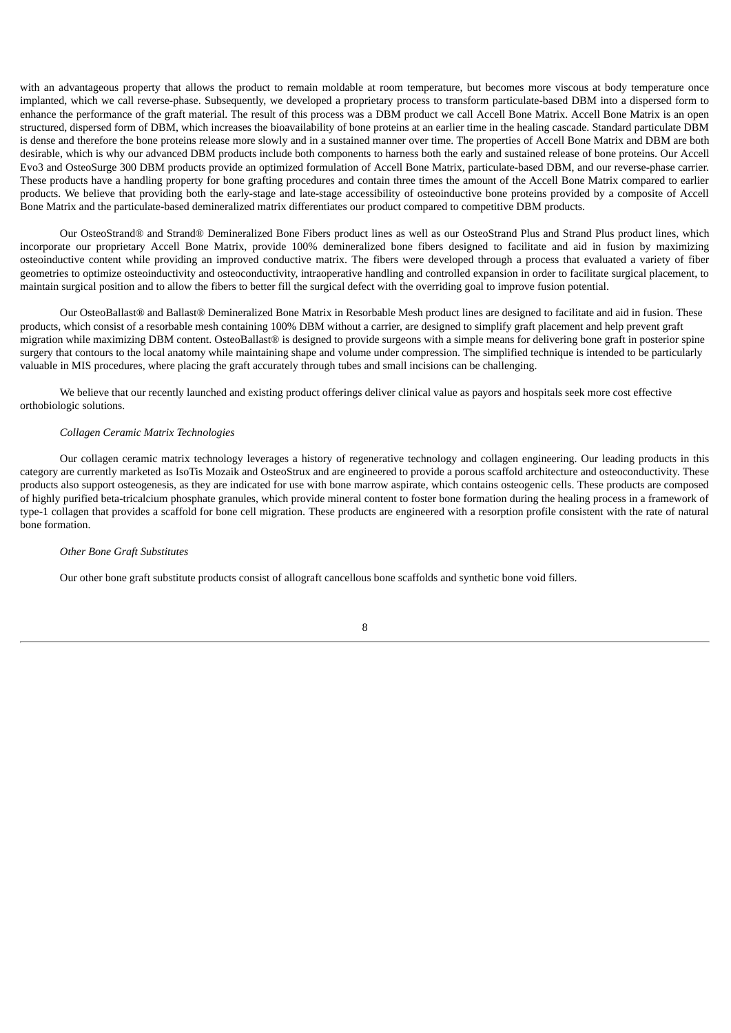with an advantageous property that allows the product to remain moldable at room temperature, but becomes more viscous at body temperature once implanted, which we call reverse-phase. Subsequently, we developed a proprietary process to transform particulate-based DBM into a dispersed form to enhance the performance of the graft material. The result of this process was a DBM product we call Accell Bone Matrix. Accell Bone Matrix is an open structured, dispersed form of DBM, which increases the bioavailability of bone proteins at an earlier time in the healing cascade. Standard particulate DBM is dense and therefore the bone proteins release more slowly and in a sustained manner over time. The properties of Accell Bone Matrix and DBM are both desirable, which is why our advanced DBM products include both components to harness both the early and sustained release of bone proteins. Our Accell Evo3 and OsteoSurge 300 DBM products provide an optimized formulation of Accell Bone Matrix, particulate-based DBM, and our reverse-phase carrier. These products have a handling property for bone grafting procedures and contain three times the amount of the Accell Bone Matrix compared to earlier products. We believe that providing both the early-stage and late-stage accessibility of osteoinductive bone proteins provided by a composite of Accell Bone Matrix and the particulate-based demineralized matrix differentiates our product compared to competitive DBM products.

Our OsteoStrand® and Strand® Demineralized Bone Fibers product lines as well as our OsteoStrand Plus and Strand Plus product lines, which incorporate our proprietary Accell Bone Matrix, provide 100% demineralized bone fibers designed to facilitate and aid in fusion by maximizing osteoinductive content while providing an improved conductive matrix. The fibers were developed through a process that evaluated a variety of fiber geometries to optimize osteoinductivity and osteoconductivity, intraoperative handling and controlled expansion in order to facilitate surgical placement, to maintain surgical position and to allow the fibers to better fill the surgical defect with the overriding goal to improve fusion potential.

Our OsteoBallast® and Ballast® Demineralized Bone Matrix in Resorbable Mesh product lines are designed to facilitate and aid in fusion. These products, which consist of a resorbable mesh containing 100% DBM without a carrier, are designed to simplify graft placement and help prevent graft migration while maximizing DBM content. OsteoBallast® is designed to provide surgeons with a simple means for delivering bone graft in posterior spine surgery that contours to the local anatomy while maintaining shape and volume under compression. The simplified technique is intended to be particularly valuable in MIS procedures, where placing the graft accurately through tubes and small incisions can be challenging.

We believe that our recently launched and existing product offerings deliver clinical value as payors and hospitals seek more cost effective orthobiologic solutions.

*Collagen Ceramic Matrix Technologies*

Our collagen ceramic matrix technology leverages a history of regenerative technology and collagen engineering. Our leading products in this category are currently marketed as IsoTis Mozaik and OsteoStrux and are engineered to provide a porous scaffold architecture and osteoconductivity. These products also support osteogenesis, as they are indicated for use with bone marrow aspirate, which contains osteogenic cells. These products are composed of highly purified beta-tricalcium phosphate granules, which provide mineral content to foster bone formation during the healing process in a framework of type-1 collagen that provides a scaffold for bone cell migration. These products are engineered with a resorption profile consistent with the rate of natural bone formation.

*Other Bone Graft Substitutes*

Our other bone graft substitute products consist of allograft cancellous bone scaffolds and synthetic bone void fillers.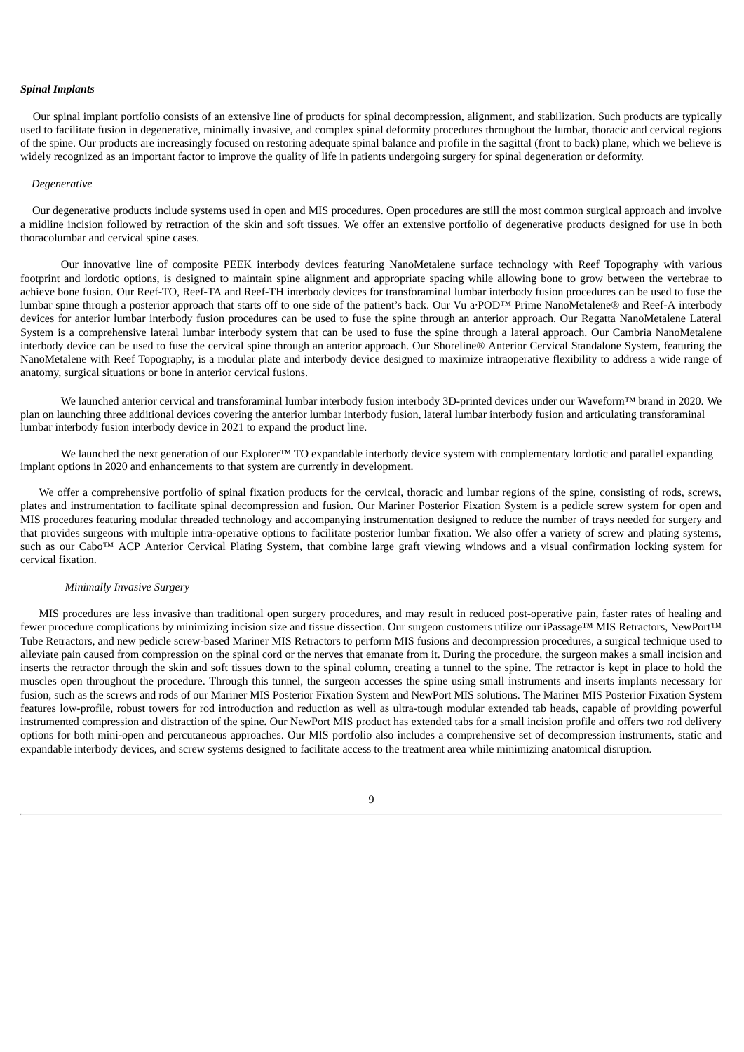***Spinal Implants***

Our spinal implant portfolio consists of an extensive line of products for spinal decompression, alignment, and stabilization. Such products are typically used to facilitate fusion in degenerative, minimally invasive, and complex spinal deformity procedures throughout the lumbar, thoracic and cervical regions of the spine. Our products are increasingly focused on restoring adequate spinal balance and profile in the sagittal (front to back) plane, which we believe is widely recognized as an important factor to improve the quality of life in patients undergoing surgery for spinal degeneration or deformity.

*Degenerative*

Our degenerative products include systems used in open and MIS procedures. Open procedures are still the most common surgical approach and involve a midline incision followed by retraction of the skin and soft tissues. We offer an extensive portfolio of degenerative products designed for use in both thoracolumbar and cervical spine cases.

Our innovative line of composite PEEK interbody devices featuring NanoMetalene surface technology with Reef Topography with various footprint and lordotic options, is designed to maintain spine alignment and appropriate spacing while allowing bone to grow between the vertebrae to achieve bone fusion. Our Reef-TO, Reef-TA and Reef-TH interbody devices for transforaminal lumbar interbody fusion procedures can be used to fuse the lumbar spine through a posterior approach that starts off to one side of the patient's back. Our Vu a·POD™ Prime NanoMetalene® and Reef-A interbody devices for anterior lumbar interbody fusion procedures can be used to fuse the spine through an anterior approach. Our Regatta NanoMetalene Lateral System is a comprehensive lateral lumbar interbody system that can be used to fuse the spine through a lateral approach. Our Cambria NanoMetalene interbody device can be used to fuse the cervical spine through an anterior approach. Our Shoreline® Anterior Cervical Standalone System, featuring the NanoMetalene with Reef Topography, is a modular plate and interbody device designed to maximize intraoperative flexibility to address a wide range of anatomy, surgical situations or bone in anterior cervical fusions.

We launched anterior cervical and transforaminal lumbar interbody fusion interbody 3D-printed devices under our Waveform™ brand in 2020. We plan on launching three additional devices covering the anterior lumbar interbody fusion, lateral lumbar interbody fusion and articulating transforaminal lumbar interbody fusion interbody device in 2021 to expand the product line.

We launched the next generation of our Explorer™ TO expandable interbody device system with complementary lordotic and parallel expanding implant options in 2020 and enhancements to that system are currently in development.

We offer a comprehensive portfolio of spinal fixation products for the cervical, thoracic and lumbar regions of the spine, consisting of rods, screws, plates and instrumentation to facilitate spinal decompression and fusion. Our Mariner Posterior Fixation System is a pedicle screw system for open and MIS procedures featuring modular threaded technology and accompanying instrumentation designed to reduce the number of trays needed for surgery and that provides surgeons with multiple intra-operative options to facilitate posterior lumbar fixation. We also offer a variety of screw and plating systems, such as our Cabo™ ACP Anterior Cervical Plating System, that combine large graft viewing windows and a visual confirmation locking system for cervical fixation.

*Minimally Invasive Surgery*

MIS procedures are less invasive than traditional open surgery procedures, and may result in reduced post-operative pain, faster rates of healing and fewer procedure complications by minimizing incision size and tissue dissection. Our surgeon customers utilize our iPassage™ MIS Retractors, NewPort™ Tube Retractors, and new pedicle screw-based Mariner MIS Retractors to perform MIS fusions and decompression procedures, a surgical technique used to alleviate pain caused from compression on the spinal cord or the nerves that emanate from it. During the procedure, the surgeon makes a small incision and inserts the retractor through the skin and soft tissues down to the spinal column, creating a tunnel to the spine. The retractor is kept in place to hold the muscles open throughout the procedure. Through this tunnel, the surgeon accesses the spine using small instruments and inserts implants necessary for fusion, such as the screws and rods of our Mariner MIS Posterior Fixation System and NewPort MIS solutions. The Mariner MIS Posterior Fixation System features low-profile, robust towers for rod introduction and reduction as well as ultra-tough modular extended tab heads, capable of providing powerful instrumented compression and distraction of the spine**.** Our NewPort MIS product has extended tabs for a small incision profile and offers two rod delivery options for both mini-open and percutaneous approaches. Our MIS portfolio also includes a comprehensive set of decompression instruments, static and expandable interbody devices, and screw systems designed to facilitate access to the treatment area while minimizing anatomical disruption.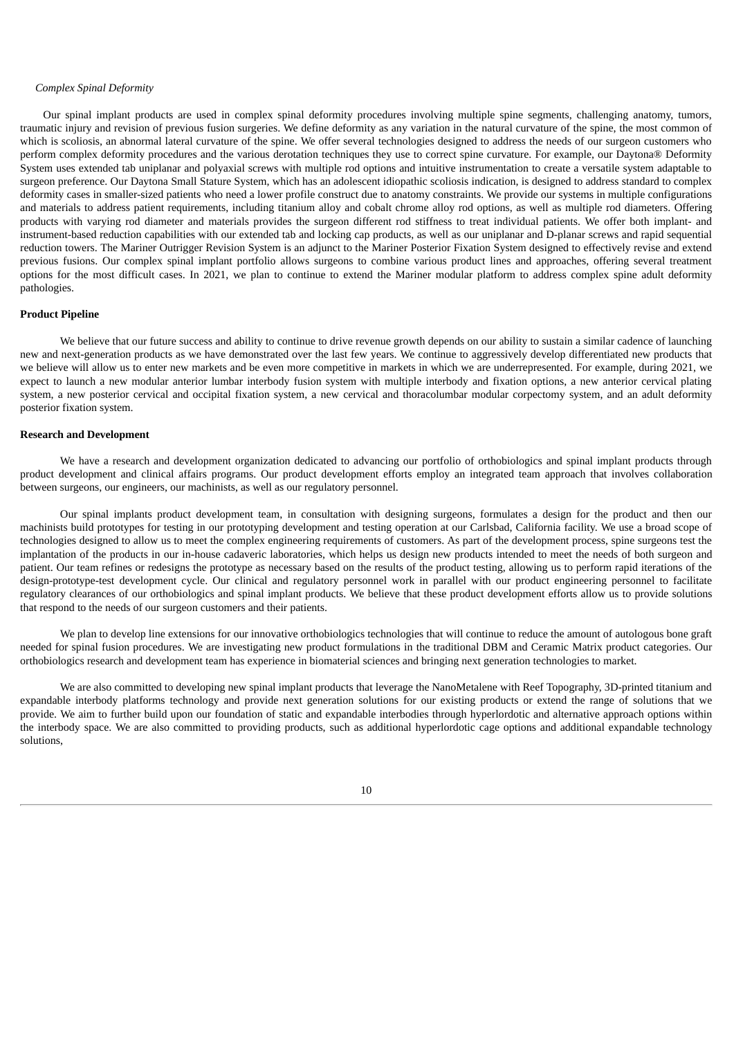*Complex Spinal Deformity*

Our spinal implant products are used in complex spinal deformity procedures involving multiple spine segments, challenging anatomy, tumors, traumatic injury and revision of previous fusion surgeries. We define deformity as any variation in the natural curvature of the spine, the most common of which is scoliosis, an abnormal lateral curvature of the spine. We offer several technologies designed to address the needs of our surgeon customers who perform complex deformity procedures and the various derotation techniques they use to correct spine curvature. For example, our Daytona® Deformity System uses extended tab uniplanar and polyaxial screws with multiple rod options and intuitive instrumentation to create a versatile system adaptable to surgeon preference. Our Daytona Small Stature System, which has an adolescent idiopathic scoliosis indication, is designed to address standard to complex deformity cases in smaller-sized patients who need a lower profile construct due to anatomy constraints. We provide our systems in multiple configurations and materials to address patient requirements, including titanium alloy and cobalt chrome alloy rod options, as well as multiple rod diameters. Offering products with varying rod diameter and materials provides the surgeon different rod stiffness to treat individual patients. We offer both implant- and instrument-based reduction capabilities with our extended tab and locking cap products, as well as our uniplanar and D-planar screws and rapid sequential reduction towers. The Mariner Outrigger Revision System is an adjunct to the Mariner Posterior Fixation System designed to effectively revise and extend previous fusions. Our complex spinal implant portfolio allows surgeons to combine various product lines and approaches, offering several treatment options for the most difficult cases. In 2021, we plan to continue to extend the Mariner modular platform to address complex spine adult deformity pathologies.

**Product Pipeline**

We believe that our future success and ability to continue to drive revenue growth depends on our ability to sustain a similar cadence of launching new and next-generation products as we have demonstrated over the last few years. We continue to aggressively develop differentiated new products that we believe will allow us to enter new markets and be even more competitive in markets in which we are underrepresented. For example, during 2021, we expect to launch a new modular anterior lumbar interbody fusion system with multiple interbody and fixation options, a new anterior cervical plating system, a new posterior cervical and occipital fixation system, a new cervical and thoracolumbar modular corpectomy system, and an adult deformity posterior fixation system.

**Research and Development**

We have a research and development organization dedicated to advancing our portfolio of orthobiologics and spinal implant products through product development and clinical affairs programs. Our product development efforts employ an integrated team approach that involves collaboration between surgeons, our engineers, our machinists, as well as our regulatory personnel.

Our spinal implants product development team, in consultation with designing surgeons, formulates a design for the product and then our machinists build prototypes for testing in our prototyping development and testing operation at our Carlsbad, California facility. We use a broad scope of technologies designed to allow us to meet the complex engineering requirements of customers. As part of the development process, spine surgeons test the implantation of the products in our in-house cadaveric laboratories, which helps us design new products intended to meet the needs of both surgeon and patient. Our team refines or redesigns the prototype as necessary based on the results of the product testing, allowing us to perform rapid iterations of the design-prototype-test development cycle. Our clinical and regulatory personnel work in parallel with our product engineering personnel to facilitate regulatory clearances of our orthobiologics and spinal implant products. We believe that these product development efforts allow us to provide solutions that respond to the needs of our surgeon customers and their patients.

We plan to develop line extensions for our innovative orthobiologics technologies that will continue to reduce the amount of autologous bone graft needed for spinal fusion procedures. We are investigating new product formulations in the traditional DBM and Ceramic Matrix product categories. Our orthobiologics research and development team has experience in biomaterial sciences and bringing next generation technologies to market.

We are also committed to developing new spinal implant products that leverage the NanoMetalene with Reef Topography, 3D-printed titanium and expandable interbody platforms technology and provide next generation solutions for our existing products or extend the range of solutions that we provide. We aim to further build upon our foundation of static and expandable interbodies through hyperlordotic and alternative approach options within the interbody space. We are also committed to providing products, such as additional hyperlordotic cage options and additional expandable technology solutions,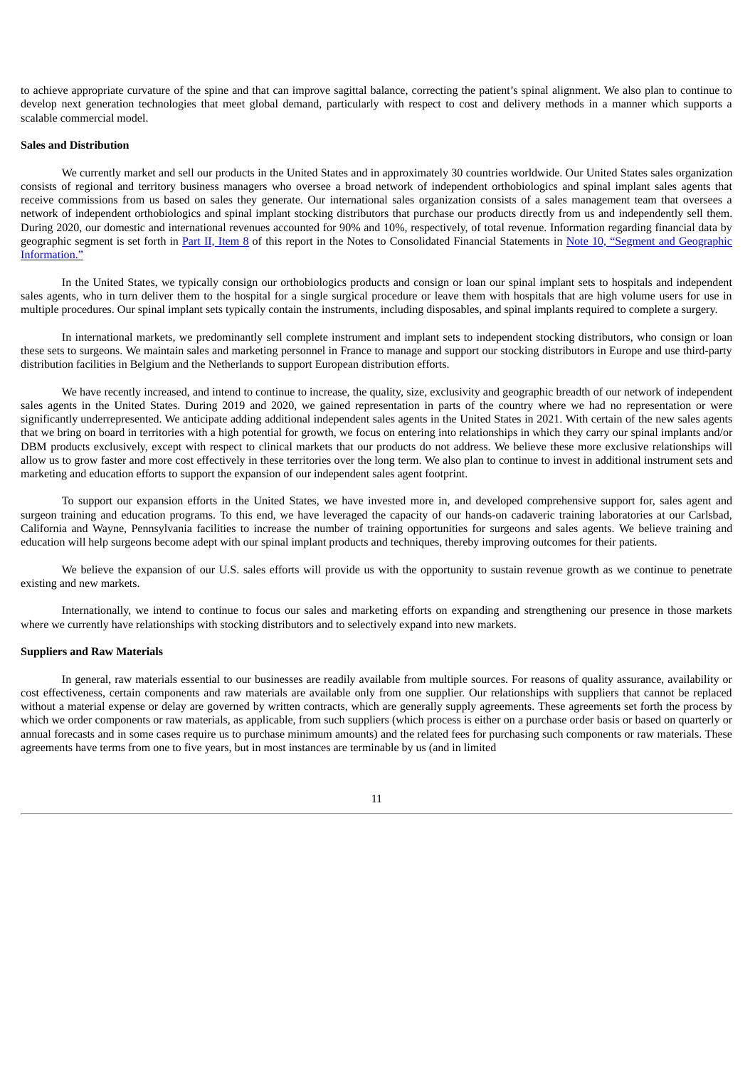to achieve appropriate curvature of the spine and that can improve sagittal balance, correcting the patient's spinal alignment. We also plan to continue to develop next generation technologies that meet global demand, particularly with respect to cost and delivery methods in a manner which supports a scalable commercial model.

**Sales and Distribution**

We currently market and sell our products in the United States and in approximately 30 countries worldwide. Our United States sales organization consists of regional and territory business managers who oversee a broad network of independent orthobiologics and spinal implant sales agents that receive commissions from us based on sales they generate. Our international sales organization consists of a sales management team that oversees a network of independent orthobiologics and spinal implant stocking distributors that purchase our products directly from us and independently sell them. During 2020, our domestic and international revenues accounted for 90% and 10%, respectively, of total revenue. Information regarding financial data by geographic segment is set forth in Part II, Item 8 of this report in the Notes to Consolidated Financial Statements in Note 10, "Segment and Geographic Information."

In the United States, we typically consign our orthobiologics products and consign or loan our spinal implant sets to hospitals and independent sales agents, who in turn deliver them to the hospital for a single surgical procedure or leave them with hospitals that are high volume users for use in multiple procedures. Our spinal implant sets typically contain the instruments, including disposables, and spinal implants required to complete a surgery.

In international markets, we predominantly sell complete instrument and implant sets to independent stocking distributors, who consign or loan these sets to surgeons. We maintain sales and marketing personnel in France to manage and support our stocking distributors in Europe and use third-party distribution facilities in Belgium and the Netherlands to support European distribution efforts.

We have recently increased, and intend to continue to increase, the quality, size, exclusivity and geographic breadth of our network of independent sales agents in the United States. During 2019 and 2020, we gained representation in parts of the country where we had no representation or were significantly underrepresented. We anticipate adding additional independent sales agents in the United States in 2021. With certain of the new sales agents that we bring on board in territories with a high potential for growth, we focus on entering into relationships in which they carry our spinal implants and/or DBM products exclusively, except with respect to clinical markets that our products do not address. We believe these more exclusive relationships will allow us to grow faster and more cost effectively in these territories over the long term. We also plan to continue to invest in additional instrument sets and marketing and education efforts to support the expansion of our independent sales agent footprint.

To support our expansion efforts in the United States, we have invested more in, and developed comprehensive support for, sales agent and surgeon training and education programs. To this end, we have leveraged the capacity of our hands-on cadaveric training laboratories at our Carlsbad, California and Wayne, Pennsylvania facilities to increase the number of training opportunities for surgeons and sales agents. We believe training and education will help surgeons become adept with our spinal implant products and techniques, thereby improving outcomes for their patients.

We believe the expansion of our U.S. sales efforts will provide us with the opportunity to sustain revenue growth as we continue to penetrate existing and new markets.

Internationally, we intend to continue to focus our sales and marketing efforts on expanding and strengthening our presence in those markets where we currently have relationships with stocking distributors and to selectively expand into new markets.

**Suppliers and Raw Materials**

In general, raw materials essential to our businesses are readily available from multiple sources. For reasons of quality assurance, availability or cost effectiveness, certain components and raw materials are available only from one supplier. Our relationships with suppliers that cannot be replaced without a material expense or delay are governed by written contracts, which are generally supply agreements. These agreements set forth the process by which we order components or raw materials, as applicable, from such suppliers (which process is either on a purchase order basis or based on quarterly or annual forecasts and in some cases require us to purchase minimum amounts) and the related fees for purchasing such components or raw materials. These agreements have terms from one to five years, but in most instances are terminable by us (and in limited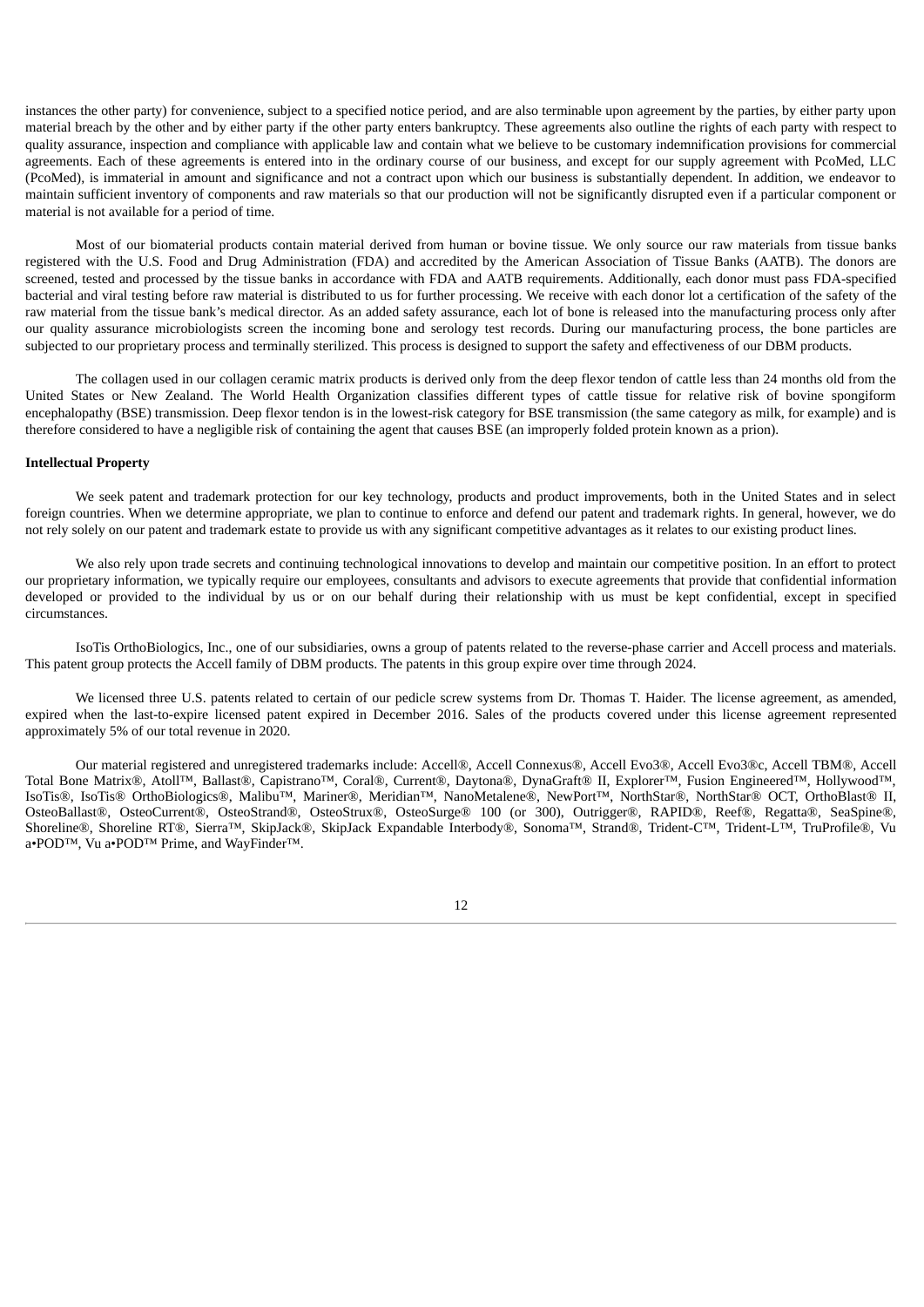instances the other party) for convenience, subject to a specified notice period, and are also terminable upon agreement by the parties, by either party upon material breach by the other and by either party if the other party enters bankruptcy. These agreements also outline the rights of each party with respect to quality assurance, inspection and compliance with applicable law and contain what we believe to be customary indemnification provisions for commercial agreements. Each of these agreements is entered into in the ordinary course of our business, and except for our supply agreement with PcoMed, LLC (PcoMed), is immaterial in amount and significance and not a contract upon which our business is substantially dependent. In addition, we endeavor to maintain sufficient inventory of components and raw materials so that our production will not be significantly disrupted even if a particular component or material is not available for a period of time.

Most of our biomaterial products contain material derived from human or bovine tissue. We only source our raw materials from tissue banks registered with the U.S. Food and Drug Administration (FDA) and accredited by the American Association of Tissue Banks (AATB). The donors are screened, tested and processed by the tissue banks in accordance with FDA and AATB requirements. Additionally, each donor must pass FDA-specified bacterial and viral testing before raw material is distributed to us for further processing. We receive with each donor lot a certification of the safety of the raw material from the tissue bank's medical director. As an added safety assurance, each lot of bone is released into the manufacturing process only after our quality assurance microbiologists screen the incoming bone and serology test records. During our manufacturing process, the bone particles are subjected to our proprietary process and terminally sterilized. This process is designed to support the safety and effectiveness of our DBM products.

The collagen used in our collagen ceramic matrix products is derived only from the deep flexor tendon of cattle less than 24 months old from the United States or New Zealand. The World Health Organization classifies different types of cattle tissue for relative risk of bovine spongiform encephalopathy (BSE) transmission. Deep flexor tendon is in the lowest-risk category for BSE transmission (the same category as milk, for example) and is therefore considered to have a negligible risk of containing the agent that causes BSE (an improperly folded protein known as a prion).

**Intellectual Property**

We seek patent and trademark protection for our key technology, products and product improvements, both in the United States and in select foreign countries. When we determine appropriate, we plan to continue to enforce and defend our patent and trademark rights. In general, however, we do not rely solely on our patent and trademark estate to provide us with any significant competitive advantages as it relates to our existing product lines.

We also rely upon trade secrets and continuing technological innovations to develop and maintain our competitive position. In an effort to protect our proprietary information, we typically require our employees, consultants and advisors to execute agreements that provide that confidential information developed or provided to the individual by us or on our behalf during their relationship with us must be kept confidential, except in specified circumstances.

IsoTis OrthoBiologics, Inc., one of our subsidiaries, owns a group of patents related to the reverse-phase carrier and Accell process and materials. This patent group protects the Accell family of DBM products. The patents in this group expire over time through 2024.

We licensed three U.S. patents related to certain of our pedicle screw systems from Dr. Thomas T. Haider. The license agreement, as amended, expired when the last-to-expire licensed patent expired in December 2016. Sales of the products covered under this license agreement represented approximately 5% of our total revenue in 2020.

Our material registered and unregistered trademarks include: Accell®, Accell Connexus®, Accell Evo3®, Accell Evo3®c, Accell TBM®, Accell Total Bone Matrix®, Atoll™, Ballast®, Capistrano™, Coral®, Current®, Daytona®, DynaGraft® II, Explorer™, Fusion Engineered™, Hollywood™, IsoTis®, IsoTis® OrthoBiologics®, Malibu™, Mariner®, Meridian™, NanoMetalene®, NewPort™, NorthStar®, NorthStar® OCT, OrthoBlast® II, OsteoBallast®, OsteoCurrent®, OsteoStrand®, OsteoStrux®, OsteoSurge® 100 (or 300), Outrigger®, RAPID®, Reef®, Regatta®, SeaSpine®, Shoreline®, Shoreline RT®, Sierra™, SkipJack®, SkipJack Expandable Interbody®, Sonoma™, Strand®, Trident-C™, Trident-L™, TruProfile®, Vu a•POD™, Vu a•POD™ Prime, and WayFinder™.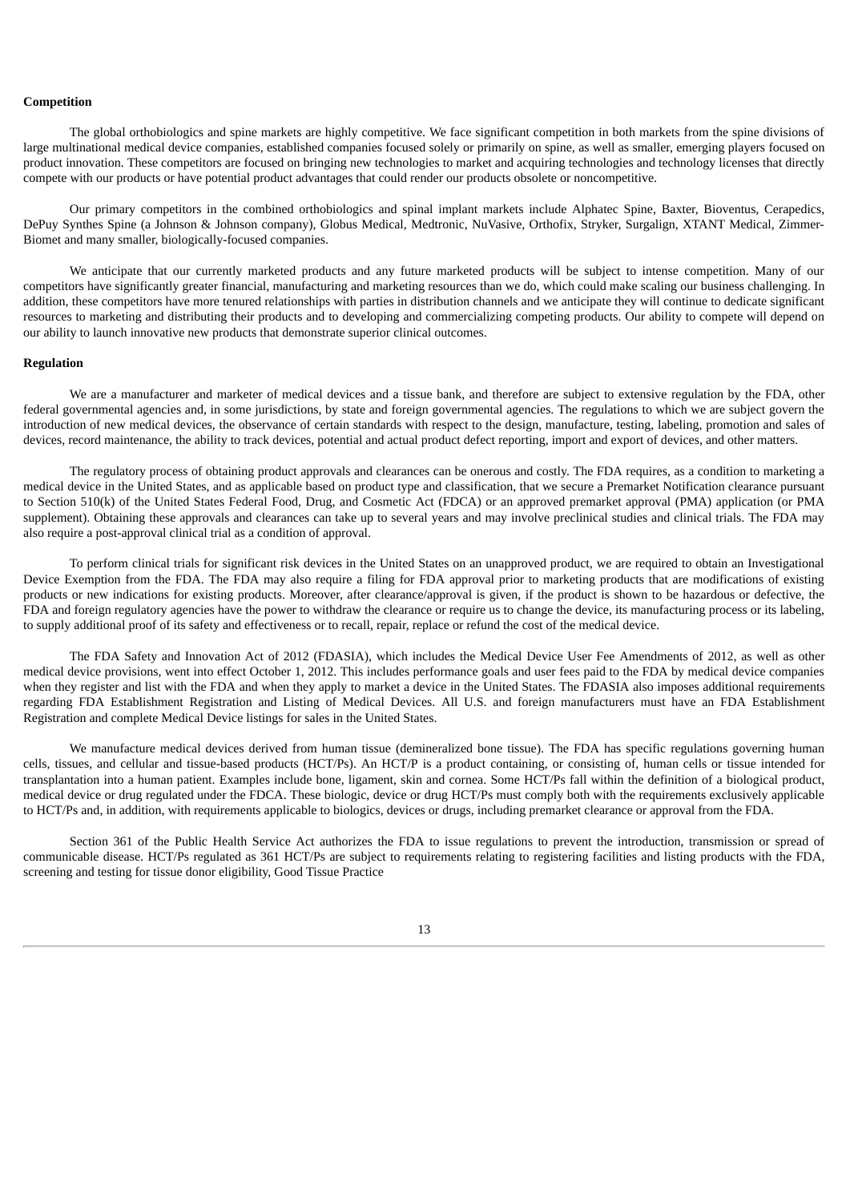**Competition**

The global orthobiologics and spine markets are highly competitive. We face significant competition in both markets from the spine divisions of large multinational medical device companies, established companies focused solely or primarily on spine, as well as smaller, emerging players focused on product innovation. These competitors are focused on bringing new technologies to market and acquiring technologies and technology licenses that directly compete with our products or have potential product advantages that could render our products obsolete or noncompetitive.

Our primary competitors in the combined orthobiologics and spinal implant markets include Alphatec Spine, Baxter, Bioventus, Cerapedics, DePuy Synthes Spine (a Johnson & Johnson company), Globus Medical, Medtronic, NuVasive, Orthofix, Stryker, Surgalign, XTANT Medical, Zimmer-Biomet and many smaller, biologically-focused companies.

We anticipate that our currently marketed products and any future marketed products will be subject to intense competition. Many of our competitors have significantly greater financial, manufacturing and marketing resources than we do, which could make scaling our business challenging. In addition, these competitors have more tenured relationships with parties in distribution channels and we anticipate they will continue to dedicate significant resources to marketing and distributing their products and to developing and commercializing competing products. Our ability to compete will depend on our ability to launch innovative new products that demonstrate superior clinical outcomes.

**Regulation**

We are a manufacturer and marketer of medical devices and a tissue bank, and therefore are subject to extensive regulation by the FDA, other federal governmental agencies and, in some jurisdictions, by state and foreign governmental agencies. The regulations to which we are subject govern the introduction of new medical devices, the observance of certain standards with respect to the design, manufacture, testing, labeling, promotion and sales of devices, record maintenance, the ability to track devices, potential and actual product defect reporting, import and export of devices, and other matters.

The regulatory process of obtaining product approvals and clearances can be onerous and costly. The FDA requires, as a condition to marketing a medical device in the United States, and as applicable based on product type and classification, that we secure a Premarket Notification clearance pursuant to Section 510(k) of the United States Federal Food, Drug, and Cosmetic Act (FDCA) or an approved premarket approval (PMA) application (or PMA supplement). Obtaining these approvals and clearances can take up to several years and may involve preclinical studies and clinical trials. The FDA may also require a post-approval clinical trial as a condition of approval.

To perform clinical trials for significant risk devices in the United States on an unapproved product, we are required to obtain an Investigational Device Exemption from the FDA. The FDA may also require a filing for FDA approval prior to marketing products that are modifications of existing products or new indications for existing products. Moreover, after clearance/approval is given, if the product is shown to be hazardous or defective, the FDA and foreign regulatory agencies have the power to withdraw the clearance or require us to change the device, its manufacturing process or its labeling, to supply additional proof of its safety and effectiveness or to recall, repair, replace or refund the cost of the medical device.

The FDA Safety and Innovation Act of 2012 (FDASIA), which includes the Medical Device User Fee Amendments of 2012, as well as other medical device provisions, went into effect October 1, 2012. This includes performance goals and user fees paid to the FDA by medical device companies when they register and list with the FDA and when they apply to market a device in the United States. The FDASIA also imposes additional requirements regarding FDA Establishment Registration and Listing of Medical Devices. All U.S. and foreign manufacturers must have an FDA Establishment Registration and complete Medical Device listings for sales in the United States.

We manufacture medical devices derived from human tissue (demineralized bone tissue). The FDA has specific regulations governing human cells, tissues, and cellular and tissue-based products (HCT/Ps). An HCT/P is a product containing, or consisting of, human cells or tissue intended for transplantation into a human patient. Examples include bone, ligament, skin and cornea. Some HCT/Ps fall within the definition of a biological product, medical device or drug regulated under the FDCA. These biologic, device or drug HCT/Ps must comply both with the requirements exclusively applicable to HCT/Ps and, in addition, with requirements applicable to biologics, devices or drugs, including premarket clearance or approval from the FDA.

Section 361 of the Public Health Service Act authorizes the FDA to issue regulations to prevent the introduction, transmission or spread of communicable disease. HCT/Ps regulated as 361 HCT/Ps are subject to requirements relating to registering facilities and listing products with the FDA, screening and testing for tissue donor eligibility, Good Tissue Practice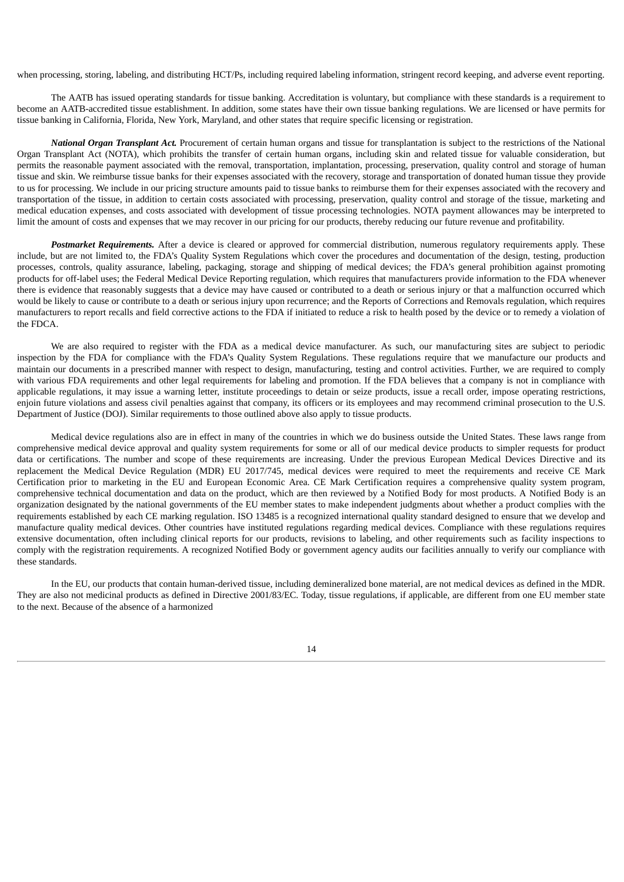when processing, storing, labeling, and distributing HCT/Ps, including required labeling information, stringent record keeping, and adverse event reporting.

The AATB has issued operating standards for tissue banking. Accreditation is voluntary, but compliance with these standards is a requirement to become an AATB-accredited tissue establishment. In addition, some states have their own tissue banking regulations. We are licensed or have permits for tissue banking in California, Florida, New York, Maryland, and other states that require specific licensing or registration.

***National Organ Transplant Act.*** Procurement of certain human organs and tissue for transplantation is subject to the restrictions of the National Organ Transplant Act (NOTA), which prohibits the transfer of certain human organs, including skin and related tissue for valuable consideration, but permits the reasonable payment associated with the removal, transportation, implantation, processing, preservation, quality control and storage of human tissue and skin. We reimburse tissue banks for their expenses associated with the recovery, storage and transportation of donated human tissue they provide to us for processing. We include in our pricing structure amounts paid to tissue banks to reimburse them for their expenses associated with the recovery and transportation of the tissue, in addition to certain costs associated with processing, preservation, quality control and storage of the tissue, marketing and medical education expenses, and costs associated with development of tissue processing technologies. NOTA payment allowances may be interpreted to limit the amount of costs and expenses that we may recover in our pricing for our products, thereby reducing our future revenue and profitability.

***Postmarket Requirements.*** After a device is cleared or approved for commercial distribution, numerous regulatory requirements apply. These include, but are not limited to, the FDA's Quality System Regulations which cover the procedures and documentation of the design, testing, production processes, controls, quality assurance, labeling, packaging, storage and shipping of medical devices; the FDA's general prohibition against promoting products for off-label uses; the Federal Medical Device Reporting regulation, which requires that manufacturers provide information to the FDA whenever there is evidence that reasonably suggests that a device may have caused or contributed to a death or serious injury or that a malfunction occurred which would be likely to cause or contribute to a death or serious injury upon recurrence; and the Reports of Corrections and Removals regulation, which requires manufacturers to report recalls and field corrective actions to the FDA if initiated to reduce a risk to health posed by the device or to remedy a violation of the FDCA.

We are also required to register with the FDA as a medical device manufacturer. As such, our manufacturing sites are subject to periodic inspection by the FDA for compliance with the FDA's Quality System Regulations. These regulations require that we manufacture our products and maintain our documents in a prescribed manner with respect to design, manufacturing, testing and control activities. Further, we are required to comply with various FDA requirements and other legal requirements for labeling and promotion. If the FDA believes that a company is not in compliance with applicable regulations, it may issue a warning letter, institute proceedings to detain or seize products, issue a recall order, impose operating restrictions, enjoin future violations and assess civil penalties against that company, its officers or its employees and may recommend criminal prosecution to the U.S. Department of Justice (DOJ). Similar requirements to those outlined above also apply to tissue products.

Medical device regulations also are in effect in many of the countries in which we do business outside the United States. These laws range from comprehensive medical device approval and quality system requirements for some or all of our medical device products to simpler requests for product data or certifications. The number and scope of these requirements are increasing. Under the previous European Medical Devices Directive and its replacement the Medical Device Regulation (MDR) EU 2017/745, medical devices were required to meet the requirements and receive CE Mark Certification prior to marketing in the EU and European Economic Area. CE Mark Certification requires a comprehensive quality system program, comprehensive technical documentation and data on the product, which are then reviewed by a Notified Body for most products. A Notified Body is an organization designated by the national governments of the EU member states to make independent judgments about whether a product complies with the requirements established by each CE marking regulation. ISO 13485 is a recognized international quality standard designed to ensure that we develop and manufacture quality medical devices. Other countries have instituted regulations regarding medical devices. Compliance with these regulations requires extensive documentation, often including clinical reports for our products, revisions to labeling, and other requirements such as facility inspections to comply with the registration requirements. A recognized Notified Body or government agency audits our facilities annually to verify our compliance with these standards.

In the EU, our products that contain human-derived tissue, including demineralized bone material, are not medical devices as defined in the MDR. They are also not medicinal products as defined in Directive 2001/83/EC. Today, tissue regulations, if applicable, are different from one EU member state to the next. Because of the absence of a harmonized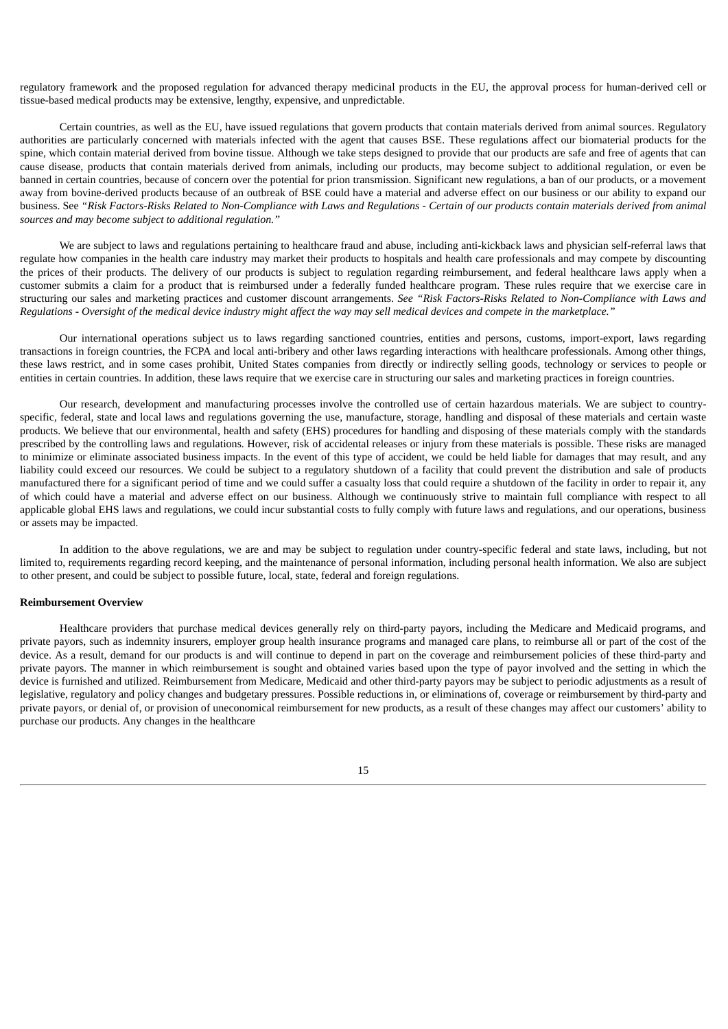regulatory framework and the proposed regulation for advanced therapy medicinal products in the EU, the approval process for human-derived cell or tissue-based medical products may be extensive, lengthy, expensive, and unpredictable.

Certain countries, as well as the EU, have issued regulations that govern products that contain materials derived from animal sources. Regulatory authorities are particularly concerned with materials infected with the agent that causes BSE. These regulations affect our biomaterial products for the spine, which contain material derived from bovine tissue. Although we take steps designed to provide that our products are safe and free of agents that can cause disease, products that contain materials derived from animals, including our products, may become subject to additional regulation, or even be banned in certain countries, because of concern over the potential for prion transmission. Significant new regulations, a ban of our products, or a movement away from bovine-derived products because of an outbreak of BSE could have a material and adverse effect on our business or our ability to expand our business. See *"Risk Factors-Risks Related to Non-Compliance with Laws and Regulations - Certain of our products contain materials derived from animal sources and may become subject to additional regulation."*

We are subject to laws and regulations pertaining to healthcare fraud and abuse, including anti-kickback laws and physician self-referral laws that regulate how companies in the health care industry may market their products to hospitals and health care professionals and may compete by discounting the prices of their products. The delivery of our products is subject to regulation regarding reimbursement, and federal healthcare laws apply when a customer submits a claim for a product that is reimbursed under a federally funded healthcare program. These rules require that we exercise care in structuring our sales and marketing practices and customer discount arrangements. *See "Risk Factors-Risks Related to Non-Compliance with Laws and Regulations - Oversight of the medical device industry might affect the way may sell medical devices and compete in the marketplace."*

Our international operations subject us to laws regarding sanctioned countries, entities and persons, customs, import-export, laws regarding transactions in foreign countries, the FCPA and local anti-bribery and other laws regarding interactions with healthcare professionals. Among other things, these laws restrict, and in some cases prohibit, United States companies from directly or indirectly selling goods, technology or services to people or entities in certain countries. In addition, these laws require that we exercise care in structuring our sales and marketing practices in foreign countries.

Our research, development and manufacturing processes involve the controlled use of certain hazardous materials. We are subject to country-specific, federal, state and local laws and regulations governing the use, manufacture, storage, handling and disposal of these materials and certain waste products. We believe that our environmental, health and safety (EHS) procedures for handling and disposing of these materials comply with the standards prescribed by the controlling laws and regulations. However, risk of accidental releases or injury from these materials is possible. These risks are managed to minimize or eliminate associated business impacts. In the event of this type of accident, we could be held liable for damages that may result, and any liability could exceed our resources. We could be subject to a regulatory shutdown of a facility that could prevent the distribution and sale of products manufactured there for a significant period of time and we could suffer a casualty loss that could require a shutdown of the facility in order to repair it, any of which could have a material and adverse effect on our business. Although we continuously strive to maintain full compliance with respect to all applicable global EHS laws and regulations, we could incur substantial costs to fully comply with future laws and regulations, and our operations, business or assets may be impacted.

In addition to the above regulations, we are and may be subject to regulation under country-specific federal and state laws, including, but not limited to, requirements regarding record keeping, and the maintenance of personal information, including personal health information. We also are subject to other present, and could be subject to possible future, local, state, federal and foreign regulations.

**Reimbursement Overview**

Healthcare providers that purchase medical devices generally rely on third-party payors, including the Medicare and Medicaid programs, and private payors, such as indemnity insurers, employer group health insurance programs and managed care plans, to reimburse all or part of the cost of the device. As a result, demand for our products is and will continue to depend in part on the coverage and reimbursement policies of these third-party and private payors. The manner in which reimbursement is sought and obtained varies based upon the type of payor involved and the setting in which the device is furnished and utilized. Reimbursement from Medicare, Medicaid and other third-party payors may be subject to periodic adjustments as a result of legislative, regulatory and policy changes and budgetary pressures. Possible reductions in, or eliminations of, coverage or reimbursement by third-party and private payors, or denial of, or provision of uneconomical reimbursement for new products, as a result of these changes may affect our customers' ability to purchase our products. Any changes in the healthcare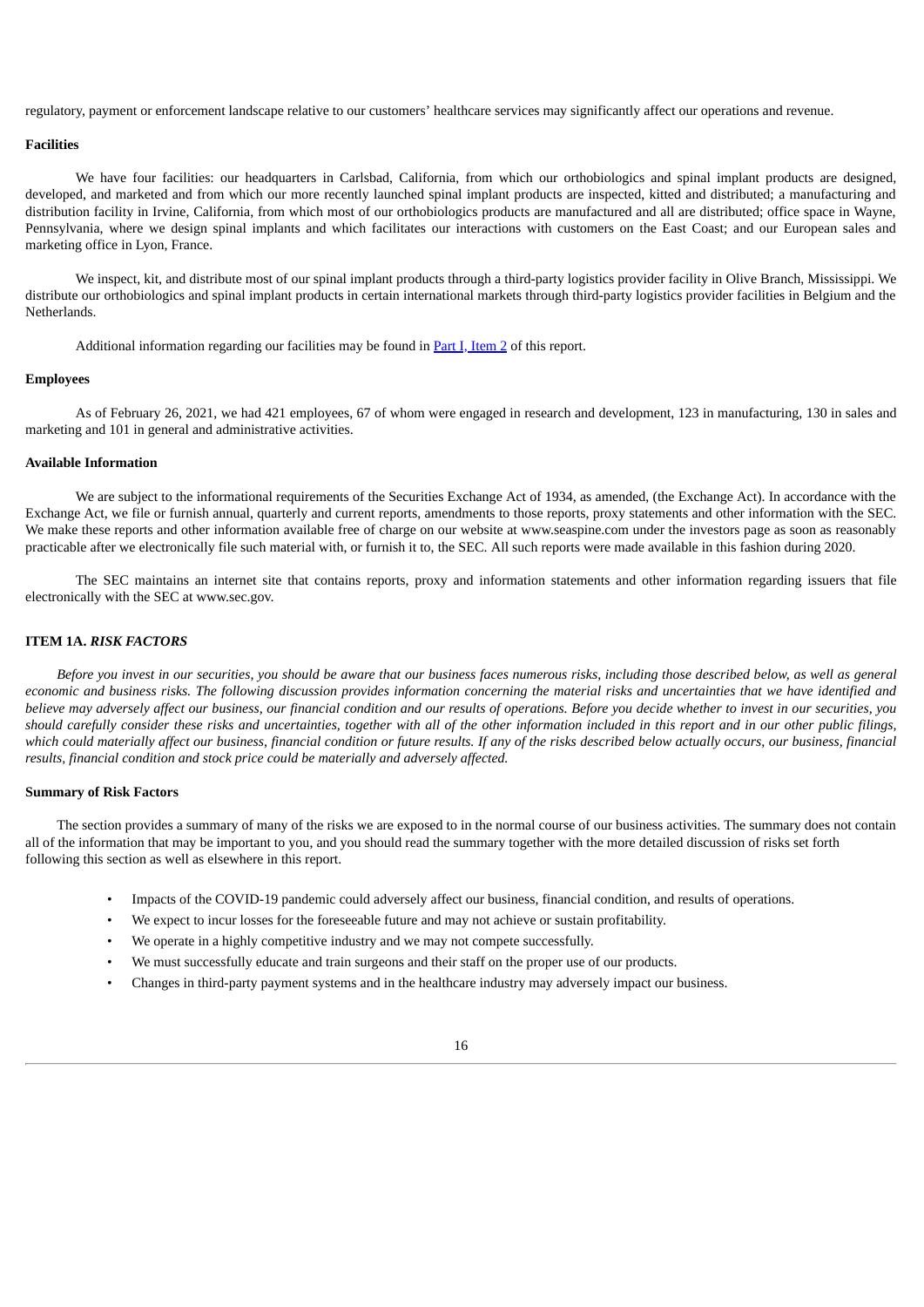regulatory, payment or enforcement landscape relative to our customers' healthcare services may significantly affect our operations and revenue.

**Facilities**

We have four facilities: our headquarters in Carlsbad, California, from which our orthobiologics and spinal implant products are designed, developed, and marketed and from which our more recently launched spinal implant products are inspected, kitted and distributed; a manufacturing and distribution facility in Irvine, California, from which most of our orthobiologics products are manufactured and all are distributed; office space in Wayne, Pennsylvania, where we design spinal implants and which facilitates our interactions with customers on the East Coast; and our European sales and marketing office in Lyon, France.

We inspect, kit, and distribute most of our spinal implant products through a third-party logistics provider facility in Olive Branch, Mississippi. We distribute our orthobiologics and spinal implant products in certain international markets through third-party logistics provider facilities in Belgium and the Netherlands.

Additional information regarding our facilities may be found in Part I, Item 2 of this report.

**Employees**

As of February 26, 2021, we had 421 employees, 67 of whom were engaged in research and development, 123 in manufacturing, 130 in sales and marketing and 101 in general and administrative activities.

**Available Information**

We are subject to the informational requirements of the Securities Exchange Act of 1934, as amended, (the Exchange Act). In accordance with the Exchange Act, we file or furnish annual, quarterly and current reports, amendments to those reports, proxy statements and other information with the SEC. We make these reports and other information available free of charge on our website at www.seaspine.com under the investors page as soon as reasonably practicable after we electronically file such material with, or furnish it to, the SEC. All such reports were made available in this fashion during 2020.

The SEC maintains an internet site that contains reports, proxy and information statements and other information regarding issuers that file electronically with the SEC at www.sec.gov.

## ITEM 1A. *RISK FACTORS*

*Before you invest in our securities, you should be aware that our business faces numerous risks, including those described below, as well as general economic and business risks. The following discussion provides information concerning the material risks and uncertainties that we have identified and believe may adversely affect our business, our financial condition and our results of operations. Before you decide whether to invest in our securities, you should carefully consider these risks and uncertainties, together with all of the other information included in this report and in our other public filings, which could materially affect our business, financial condition or future results. If any of the risks described below actually occurs, our business, financial results, financial condition and stock price could be materially and adversely affected.*

**Summary of Risk Factors**

The section provides a summary of many of the risks we are exposed to in the normal course of our business activities. The summary does not contain all of the information that may be important to you, and you should read the summary together with the more detailed discussion of risks set forth following this section as well as elsewhere in this report.

- Impacts of the COVID-19 pandemic could adversely affect our business, financial condition, and results of operations.
- We expect to incur losses for the foreseeable future and may not achieve or sustain profitability.
- We operate in a highly competitive industry and we may not compete successfully.
- We must successfully educate and train surgeons and their staff on the proper use of our products.
- Changes in third-party payment systems and in the healthcare industry may adversely impact our business.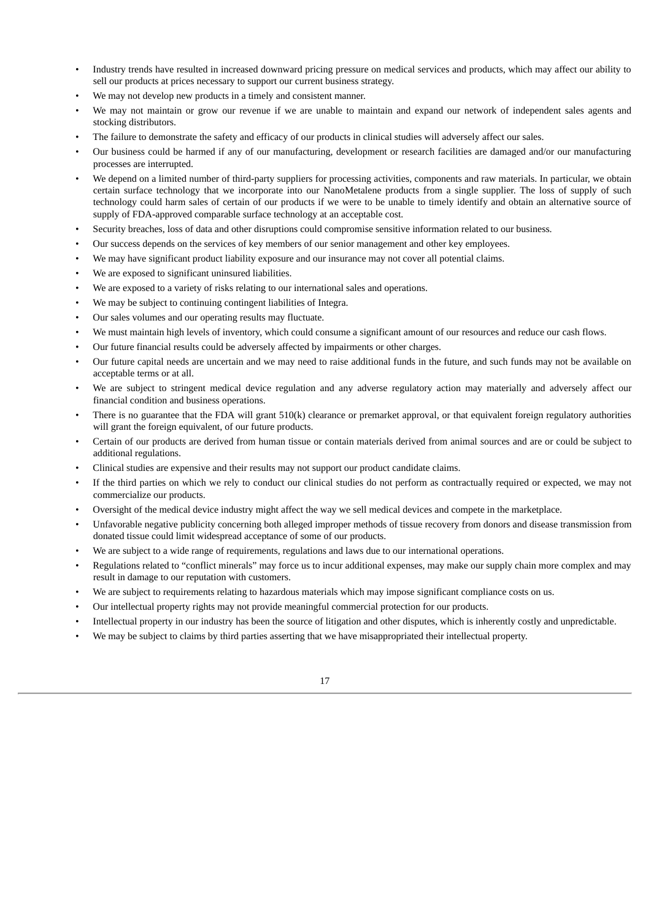- Industry trends have resulted in increased downward pricing pressure on medical services and products, which may affect our ability to sell our products at prices necessary to support our current business strategy.
- We may not develop new products in a timely and consistent manner.
- We may not maintain or grow our revenue if we are unable to maintain and expand our network of independent sales agents and stocking distributors.
- The failure to demonstrate the safety and efficacy of our products in clinical studies will adversely affect our sales.
- Our business could be harmed if any of our manufacturing, development or research facilities are damaged and/or our manufacturing processes are interrupted.
- We depend on a limited number of third-party suppliers for processing activities, components and raw materials. In particular, we obtain certain surface technology that we incorporate into our NanoMetalene products from a single supplier. The loss of supply of such technology could harm sales of certain of our products if we were to be unable to timely identify and obtain an alternative source of supply of FDA-approved comparable surface technology at an acceptable cost.
- Security breaches, loss of data and other disruptions could compromise sensitive information related to our business.
- Our success depends on the services of key members of our senior management and other key employees.
- We may have significant product liability exposure and our insurance may not cover all potential claims.
- We are exposed to significant uninsured liabilities.
- We are exposed to a variety of risks relating to our international sales and operations.
- We may be subject to continuing contingent liabilities of Integra.
- Our sales volumes and our operating results may fluctuate.
- We must maintain high levels of inventory, which could consume a significant amount of our resources and reduce our cash flows.
- Our future financial results could be adversely affected by impairments or other charges.
- Our future capital needs are uncertain and we may need to raise additional funds in the future, and such funds may not be available on acceptable terms or at all.
- We are subject to stringent medical device regulation and any adverse regulatory action may materially and adversely affect our financial condition and business operations.
- There is no guarantee that the FDA will grant 510(k) clearance or premarket approval, or that equivalent foreign regulatory authorities will grant the foreign equivalent, of our future products.
- Certain of our products are derived from human tissue or contain materials derived from animal sources and are or could be subject to additional regulations.
- Clinical studies are expensive and their results may not support our product candidate claims.
- If the third parties on which we rely to conduct our clinical studies do not perform as contractually required or expected, we may not commercialize our products.
- Oversight of the medical device industry might affect the way we sell medical devices and compete in the marketplace.
- Unfavorable negative publicity concerning both alleged improper methods of tissue recovery from donors and disease transmission from donated tissue could limit widespread acceptance of some of our products.
- We are subject to a wide range of requirements, regulations and laws due to our international operations.
- Regulations related to "conflict minerals" may force us to incur additional expenses, may make our supply chain more complex and may result in damage to our reputation with customers.
- We are subject to requirements relating to hazardous materials which may impose significant compliance costs on us.
- Our intellectual property rights may not provide meaningful commercial protection for our products.
- Intellectual property in our industry has been the source of litigation and other disputes, which is inherently costly and unpredictable.
- We may be subject to claims by third parties asserting that we have misappropriated their intellectual property.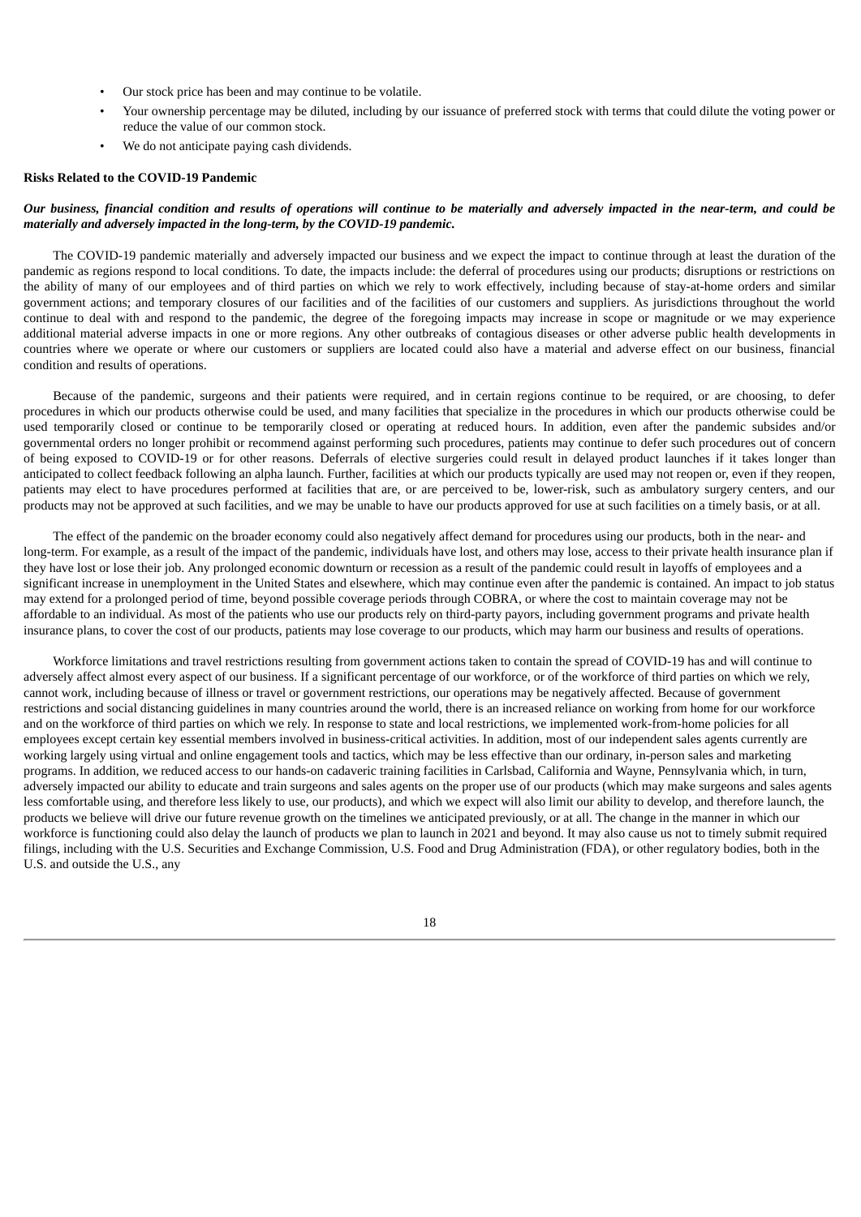- Our stock price has been and may continue to be volatile.
- Your ownership percentage may be diluted, including by our issuance of preferred stock with terms that could dilute the voting power or reduce the value of our common stock.
- We do not anticipate paying cash dividends.

**Risks Related to the COVID-19 Pandemic**

***Our business, financial condition and results of operations will continue to be materially and adversely impacted in the near-term, and could be materially and adversely impacted in the long-term, by the COVID-19 pandemic.***

The COVID-19 pandemic materially and adversely impacted our business and we expect the impact to continue through at least the duration of the pandemic as regions respond to local conditions. To date, the impacts include: the deferral of procedures using our products; disruptions or restrictions on the ability of many of our employees and of third parties on which we rely to work effectively, including because of stay-at-home orders and similar government actions; and temporary closures of our facilities and of the facilities of our customers and suppliers. As jurisdictions throughout the world continue to deal with and respond to the pandemic, the degree of the foregoing impacts may increase in scope or magnitude or we may experience additional material adverse impacts in one or more regions. Any other outbreaks of contagious diseases or other adverse public health developments in countries where we operate or where our customers or suppliers are located could also have a material and adverse effect on our business, financial condition and results of operations.

Because of the pandemic, surgeons and their patients were required, and in certain regions continue to be required, or are choosing, to defer procedures in which our products otherwise could be used, and many facilities that specialize in the procedures in which our products otherwise could be used temporarily closed or continue to be temporarily closed or operating at reduced hours. In addition, even after the pandemic subsides and/or governmental orders no longer prohibit or recommend against performing such procedures, patients may continue to defer such procedures out of concern of being exposed to COVID-19 or for other reasons. Deferrals of elective surgeries could result in delayed product launches if it takes longer than anticipated to collect feedback following an alpha launch. Further, facilities at which our products typically are used may not reopen or, even if they reopen, patients may elect to have procedures performed at facilities that are, or are perceived to be, lower-risk, such as ambulatory surgery centers, and our products may not be approved at such facilities, and we may be unable to have our products approved for use at such facilities on a timely basis, or at all.

The effect of the pandemic on the broader economy could also negatively affect demand for procedures using our products, both in the near- and long-term. For example, as a result of the impact of the pandemic, individuals have lost, and others may lose, access to their private health insurance plan if they have lost or lose their job. Any prolonged economic downturn or recession as a result of the pandemic could result in layoffs of employees and a significant increase in unemployment in the United States and elsewhere, which may continue even after the pandemic is contained. An impact to job status may extend for a prolonged period of time, beyond possible coverage periods through COBRA, or where the cost to maintain coverage may not be affordable to an individual. As most of the patients who use our products rely on third-party payors, including government programs and private health insurance plans, to cover the cost of our products, patients may lose coverage to our products, which may harm our business and results of operations.

Workforce limitations and travel restrictions resulting from government actions taken to contain the spread of COVID-19 has and will continue to adversely affect almost every aspect of our business. If a significant percentage of our workforce, or of the workforce of third parties on which we rely, cannot work, including because of illness or travel or government restrictions, our operations may be negatively affected. Because of government restrictions and social distancing guidelines in many countries around the world, there is an increased reliance on working from home for our workforce and on the workforce of third parties on which we rely. In response to state and local restrictions, we implemented work-from-home policies for all employees except certain key essential members involved in business-critical activities. In addition, most of our independent sales agents currently are working largely using virtual and online engagement tools and tactics, which may be less effective than our ordinary, in-person sales and marketing programs. In addition, we reduced access to our hands-on cadaveric training facilities in Carlsbad, California and Wayne, Pennsylvania which, in turn, adversely impacted our ability to educate and train surgeons and sales agents on the proper use of our products (which may make surgeons and sales agents less comfortable using, and therefore less likely to use, our products), and which we expect will also limit our ability to develop, and therefore launch, the products we believe will drive our future revenue growth on the timelines we anticipated previously, or at all. The change in the manner in which our workforce is functioning could also delay the launch of products we plan to launch in 2021 and beyond. It may also cause us not to timely submit required filings, including with the U.S. Securities and Exchange Commission, U.S. Food and Drug Administration (FDA), or other regulatory bodies, both in the U.S. and outside the U.S., any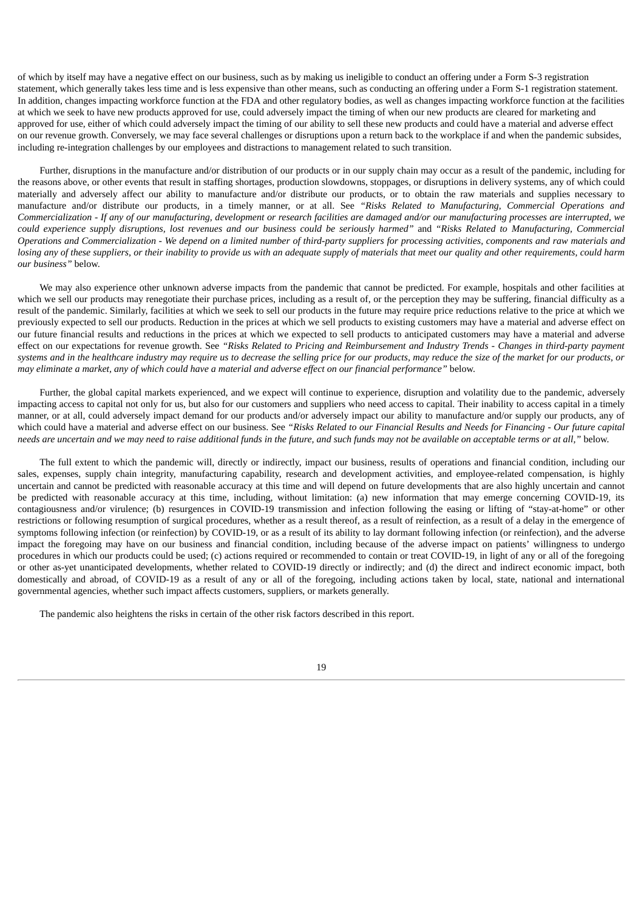of which by itself may have a negative effect on our business, such as by making us ineligible to conduct an offering under a Form S-3 registration statement, which generally takes less time and is less expensive than other means, such as conducting an offering under a Form S-1 registration statement. In addition, changes impacting workforce function at the FDA and other regulatory bodies, as well as changes impacting workforce function at the facilities at which we seek to have new products approved for use, could adversely impact the timing of when our new products are cleared for marketing and approved for use, either of which could adversely impact the timing of our ability to sell these new products and could have a material and adverse effect on our revenue growth. Conversely, we may face several challenges or disruptions upon a return back to the workplace if and when the pandemic subsides, including re-integration challenges by our employees and distractions to management related to such transition.

Further, disruptions in the manufacture and/or distribution of our products or in our supply chain may occur as a result of the pandemic, including for the reasons above, or other events that result in staffing shortages, production slowdowns, stoppages, or disruptions in delivery systems, any of which could materially and adversely affect our ability to manufacture and/or distribute our products, or to obtain the raw materials and supplies necessary to manufacture and/or distribute our products, in a timely manner, or at all. See *"Risks Related to Manufacturing, Commercial Operations and Commercialization - If any of our manufacturing, development or research facilities are damaged and/or our manufacturing processes are interrupted, we could experience supply disruptions, lost revenues and our business could be seriously harmed"* and *"Risks Related to Manufacturing, Commercial Operations and Commercialization - We depend on a limited number of third-party suppliers for processing activities, components and raw materials and losing any of these suppliers, or their inability to provide us with an adequate supply of materials that meet our quality and other requirements, could harm our business"* below.

We may also experience other unknown adverse impacts from the pandemic that cannot be predicted. For example, hospitals and other facilities at which we sell our products may renegotiate their purchase prices, including as a result of, or the perception they may be suffering, financial difficulty as a result of the pandemic. Similarly, facilities at which we seek to sell our products in the future may require price reductions relative to the price at which we previously expected to sell our products. Reduction in the prices at which we sell products to existing customers may have a material and adverse effect on our future financial results and reductions in the prices at which we expected to sell products to anticipated customers may have a material and adverse effect on our expectations for revenue growth. See *"Risks Related to Pricing and Reimbursement and Industry Trends - Changes in third-party payment systems and in the healthcare industry may require us to decrease the selling price for our products, may reduce the size of the market for our products, or may eliminate a market, any of which could have a material and adverse effect on our financial performance"* below.

Further, the global capital markets experienced, and we expect will continue to experience, disruption and volatility due to the pandemic, adversely impacting access to capital not only for us, but also for our customers and suppliers who need access to capital. Their inability to access capital in a timely manner, or at all, could adversely impact demand for our products and/or adversely impact our ability to manufacture and/or supply our products, any of which could have a material and adverse effect on our business. See *"Risks Related to our Financial Results and Needs for Financing - Our future capital needs are uncertain and we may need to raise additional funds in the future, and such funds may not be available on acceptable terms or at all,"* below.

The full extent to which the pandemic will, directly or indirectly, impact our business, results of operations and financial condition, including our sales, expenses, supply chain integrity, manufacturing capability, research and development activities, and employee-related compensation, is highly uncertain and cannot be predicted with reasonable accuracy at this time and will depend on future developments that are also highly uncertain and cannot be predicted with reasonable accuracy at this time, including, without limitation: (a) new information that may emerge concerning COVID-19, its contagiousness and/or virulence; (b) resurgences in COVID-19 transmission and infection following the easing or lifting of "stay-at-home" or other restrictions or following resumption of surgical procedures, whether as a result thereof, as a result of reinfection, as a result of a delay in the emergence of symptoms following infection (or reinfection) by COVID-19, or as a result of its ability to lay dormant following infection (or reinfection), and the adverse impact the foregoing may have on our business and financial condition, including because of the adverse impact on patients' willingness to undergo procedures in which our products could be used; (c) actions required or recommended to contain or treat COVID-19, in light of any or all of the foregoing or other as-yet unanticipated developments, whether related to COVID-19 directly or indirectly; and (d) the direct and indirect economic impact, both domestically and abroad, of COVID-19 as a result of any or all of the foregoing, including actions taken by local, state, national and international governmental agencies, whether such impact affects customers, suppliers, or markets generally.

The pandemic also heightens the risks in certain of the other risk factors described in this report.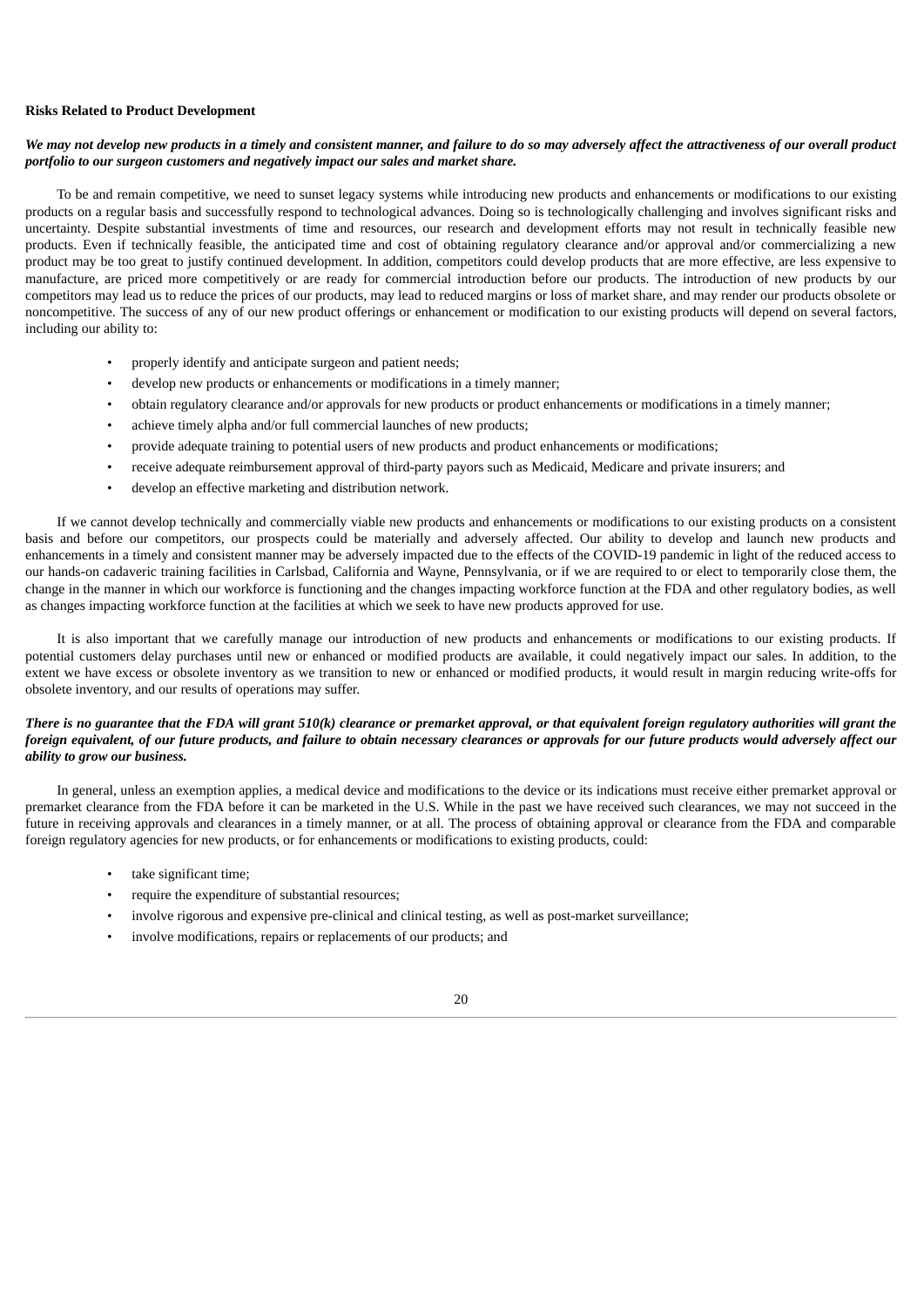**Risks Related to Product Development**

***We may not develop new products in a timely and consistent manner, and failure to do so may adversely affect the attractiveness of our overall product portfolio to our surgeon customers and negatively impact our sales and market share.***

To be and remain competitive, we need to sunset legacy systems while introducing new products and enhancements or modifications to our existing products on a regular basis and successfully respond to technological advances. Doing so is technologically challenging and involves significant risks and uncertainty. Despite substantial investments of time and resources, our research and development efforts may not result in technically feasible new products. Even if technically feasible, the anticipated time and cost of obtaining regulatory clearance and/or approval and/or commercializing a new product may be too great to justify continued development. In addition, competitors could develop products that are more effective, are less expensive to manufacture, are priced more competitively or are ready for commercial introduction before our products. The introduction of new products by our competitors may lead us to reduce the prices of our products, may lead to reduced margins or loss of market share, and may render our products obsolete or noncompetitive. The success of any of our new product offerings or enhancement or modification to our existing products will depend on several factors, including our ability to:

- properly identify and anticipate surgeon and patient needs;
- develop new products or enhancements or modifications in a timely manner;
- obtain regulatory clearance and/or approvals for new products or product enhancements or modifications in a timely manner;
- achieve timely alpha and/or full commercial launches of new products;
- provide adequate training to potential users of new products and product enhancements or modifications;
- receive adequate reimbursement approval of third-party payors such as Medicaid, Medicare and private insurers; and
- develop an effective marketing and distribution network.

If we cannot develop technically and commercially viable new products and enhancements or modifications to our existing products on a consistent basis and before our competitors, our prospects could be materially and adversely affected. Our ability to develop and launch new products and enhancements in a timely and consistent manner may be adversely impacted due to the effects of the COVID-19 pandemic in light of the reduced access to our hands-on cadaveric training facilities in Carlsbad, California and Wayne, Pennsylvania, or if we are required to or elect to temporarily close them, the change in the manner in which our workforce is functioning and the changes impacting workforce function at the FDA and other regulatory bodies, as well as changes impacting workforce function at the facilities at which we seek to have new products approved for use.

It is also important that we carefully manage our introduction of new products and enhancements or modifications to our existing products. If potential customers delay purchases until new or enhanced or modified products are available, it could negatively impact our sales. In addition, to the extent we have excess or obsolete inventory as we transition to new or enhanced or modified products, it would result in margin reducing write-offs for obsolete inventory, and our results of operations may suffer.

***There is no guarantee that the FDA will grant 510(k) clearance or premarket approval, or that equivalent foreign regulatory authorities will grant the foreign equivalent, of our future products, and failure to obtain necessary clearances or approvals for our future products would adversely affect our ability to grow our business.***

In general, unless an exemption applies, a medical device and modifications to the device or its indications must receive either premarket approval or premarket clearance from the FDA before it can be marketed in the U.S. While in the past we have received such clearances, we may not succeed in the future in receiving approvals and clearances in a timely manner, or at all. The process of obtaining approval or clearance from the FDA and comparable foreign regulatory agencies for new products, or for enhancements or modifications to existing products, could:

- take significant time;
- require the expenditure of substantial resources;
- involve rigorous and expensive pre-clinical and clinical testing, as well as post-market surveillance;
- involve modifications, repairs or replacements of our products; and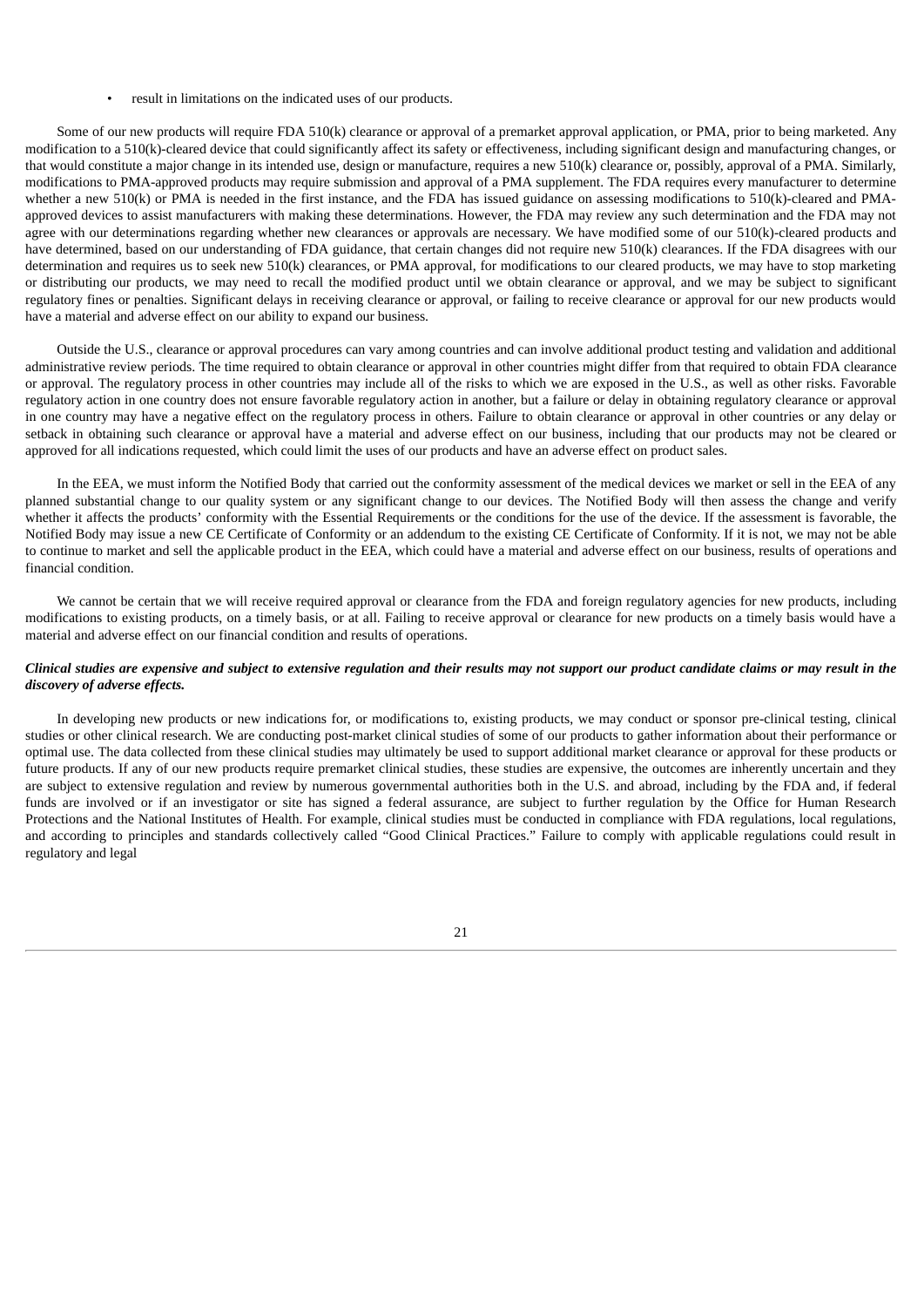- result in limitations on the indicated uses of our products.

Some of our new products will require FDA 510(k) clearance or approval of a premarket approval application, or PMA, prior to being marketed. Any modification to a 510(k)-cleared device that could significantly affect its safety or effectiveness, including significant design and manufacturing changes, or that would constitute a major change in its intended use, design or manufacture, requires a new 510(k) clearance or, possibly, approval of a PMA. Similarly, modifications to PMA-approved products may require submission and approval of a PMA supplement. The FDA requires every manufacturer to determine whether a new 510(k) or PMA is needed in the first instance, and the FDA has issued guidance on assessing modifications to 510(k)-cleared and PMA-approved devices to assist manufacturers with making these determinations. However, the FDA may review any such determination and the FDA may not agree with our determinations regarding whether new clearances or approvals are necessary. We have modified some of our 510(k)-cleared products and have determined, based on our understanding of FDA guidance, that certain changes did not require new 510(k) clearances. If the FDA disagrees with our determination and requires us to seek new 510(k) clearances, or PMA approval, for modifications to our cleared products, we may have to stop marketing or distributing our products, we may need to recall the modified product until we obtain clearance or approval, and we may be subject to significant regulatory fines or penalties. Significant delays in receiving clearance or approval, or failing to receive clearance or approval for our new products would have a material and adverse effect on our ability to expand our business.

Outside the U.S., clearance or approval procedures can vary among countries and can involve additional product testing and validation and additional administrative review periods. The time required to obtain clearance or approval in other countries might differ from that required to obtain FDA clearance or approval. The regulatory process in other countries may include all of the risks to which we are exposed in the U.S., as well as other risks. Favorable regulatory action in one country does not ensure favorable regulatory action in another, but a failure or delay in obtaining regulatory clearance or approval in one country may have a negative effect on the regulatory process in others. Failure to obtain clearance or approval in other countries or any delay or setback in obtaining such clearance or approval have a material and adverse effect on our business, including that our products may not be cleared or approved for all indications requested, which could limit the uses of our products and have an adverse effect on product sales.

In the EEA, we must inform the Notified Body that carried out the conformity assessment of the medical devices we market or sell in the EEA of any planned substantial change to our quality system or any significant change to our devices. The Notified Body will then assess the change and verify whether it affects the products' conformity with the Essential Requirements or the conditions for the use of the device. If the assessment is favorable, the Notified Body may issue a new CE Certificate of Conformity or an addendum to the existing CE Certificate of Conformity. If it is not, we may not be able to continue to market and sell the applicable product in the EEA, which could have a material and adverse effect on our business, results of operations and financial condition.

We cannot be certain that we will receive required approval or clearance from the FDA and foreign regulatory agencies for new products, including modifications to existing products, on a timely basis, or at all. Failing to receive approval or clearance for new products on a timely basis would have a material and adverse effect on our financial condition and results of operations.

***Clinical studies are expensive and subject to extensive regulation and their results may not support our product candidate claims or may result in the discovery of adverse effects.***

In developing new products or new indications for, or modifications to, existing products, we may conduct or sponsor pre-clinical testing, clinical studies or other clinical research. We are conducting post-market clinical studies of some of our products to gather information about their performance or optimal use. The data collected from these clinical studies may ultimately be used to support additional market clearance or approval for these products or future products. If any of our new products require premarket clinical studies, these studies are expensive, the outcomes are inherently uncertain and they are subject to extensive regulation and review by numerous governmental authorities both in the U.S. and abroad, including by the FDA and, if federal funds are involved or if an investigator or site has signed a federal assurance, are subject to further regulation by the Office for Human Research Protections and the National Institutes of Health. For example, clinical studies must be conducted in compliance with FDA regulations, local regulations, and according to principles and standards collectively called "Good Clinical Practices." Failure to comply with applicable regulations could result in regulatory and legal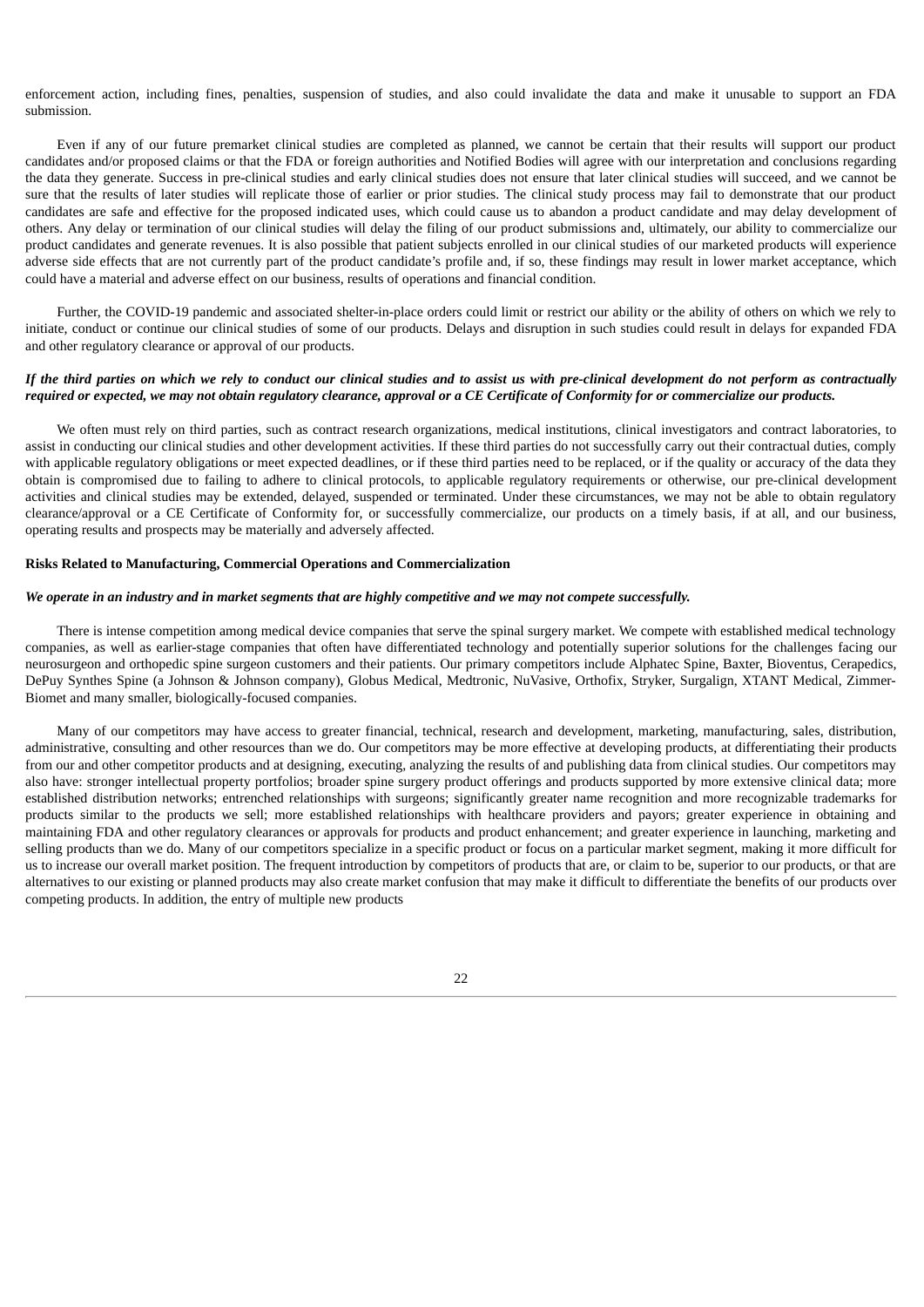enforcement action, including fines, penalties, suspension of studies, and also could invalidate the data and make it unusable to support an FDA submission.

Even if any of our future premarket clinical studies are completed as planned, we cannot be certain that their results will support our product candidates and/or proposed claims or that the FDA or foreign authorities and Notified Bodies will agree with our interpretation and conclusions regarding the data they generate. Success in pre-clinical studies and early clinical studies does not ensure that later clinical studies will succeed, and we cannot be sure that the results of later studies will replicate those of earlier or prior studies. The clinical study process may fail to demonstrate that our product candidates are safe and effective for the proposed indicated uses, which could cause us to abandon a product candidate and may delay development of others. Any delay or termination of our clinical studies will delay the filing of our product submissions and, ultimately, our ability to commercialize our product candidates and generate revenues. It is also possible that patient subjects enrolled in our clinical studies of our marketed products will experience adverse side effects that are not currently part of the product candidate's profile and, if so, these findings may result in lower market acceptance, which could have a material and adverse effect on our business, results of operations and financial condition.

Further, the COVID-19 pandemic and associated shelter-in-place orders could limit or restrict our ability or the ability of others on which we rely to initiate, conduct or continue our clinical studies of some of our products. Delays and disruption in such studies could result in delays for expanded FDA and other regulatory clearance or approval of our products.

***If the third parties on which we rely to conduct our clinical studies and to assist us with pre-clinical development do not perform as contractually required or expected, we may not obtain regulatory clearance, approval or a CE Certificate of Conformity for or commercialize our products.***

We often must rely on third parties, such as contract research organizations, medical institutions, clinical investigators and contract laboratories, to assist in conducting our clinical studies and other development activities. If these third parties do not successfully carry out their contractual duties, comply with applicable regulatory obligations or meet expected deadlines, or if these third parties need to be replaced, or if the quality or accuracy of the data they obtain is compromised due to failing to adhere to clinical protocols, to applicable regulatory requirements or otherwise, our pre-clinical development activities and clinical studies may be extended, delayed, suspended or terminated. Under these circumstances, we may not be able to obtain regulatory clearance/approval or a CE Certificate of Conformity for, or successfully commercialize, our products on a timely basis, if at all, and our business, operating results and prospects may be materially and adversely affected.

**Risks Related to Manufacturing, Commercial Operations and Commercialization**

***We operate in an industry and in market segments that are highly competitive and we may not compete successfully.***

There is intense competition among medical device companies that serve the spinal surgery market. We compete with established medical technology companies, as well as earlier-stage companies that often have differentiated technology and potentially superior solutions for the challenges facing our neurosurgeon and orthopedic spine surgeon customers and their patients. Our primary competitors include Alphatec Spine, Baxter, Bioventus, Cerapedics, DePuy Synthes Spine (a Johnson & Johnson company), Globus Medical, Medtronic, NuVasive, Orthofix, Stryker, Surgalign, XTANT Medical, Zimmer-Biomet and many smaller, biologically-focused companies.

Many of our competitors may have access to greater financial, technical, research and development, marketing, manufacturing, sales, distribution, administrative, consulting and other resources than we do. Our competitors may be more effective at developing products, at differentiating their products from our and other competitor products and at designing, executing, analyzing the results of and publishing data from clinical studies. Our competitors may also have: stronger intellectual property portfolios; broader spine surgery product offerings and products supported by more extensive clinical data; more established distribution networks; entrenched relationships with surgeons; significantly greater name recognition and more recognizable trademarks for products similar to the products we sell; more established relationships with healthcare providers and payors; greater experience in obtaining and maintaining FDA and other regulatory clearances or approvals for products and product enhancement; and greater experience in launching, marketing and selling products than we do. Many of our competitors specialize in a specific product or focus on a particular market segment, making it more difficult for us to increase our overall market position. The frequent introduction by competitors of products that are, or claim to be, superior to our products, or that are alternatives to our existing or planned products may also create market confusion that may make it difficult to differentiate the benefits of our products over competing products. In addition, the entry of multiple new products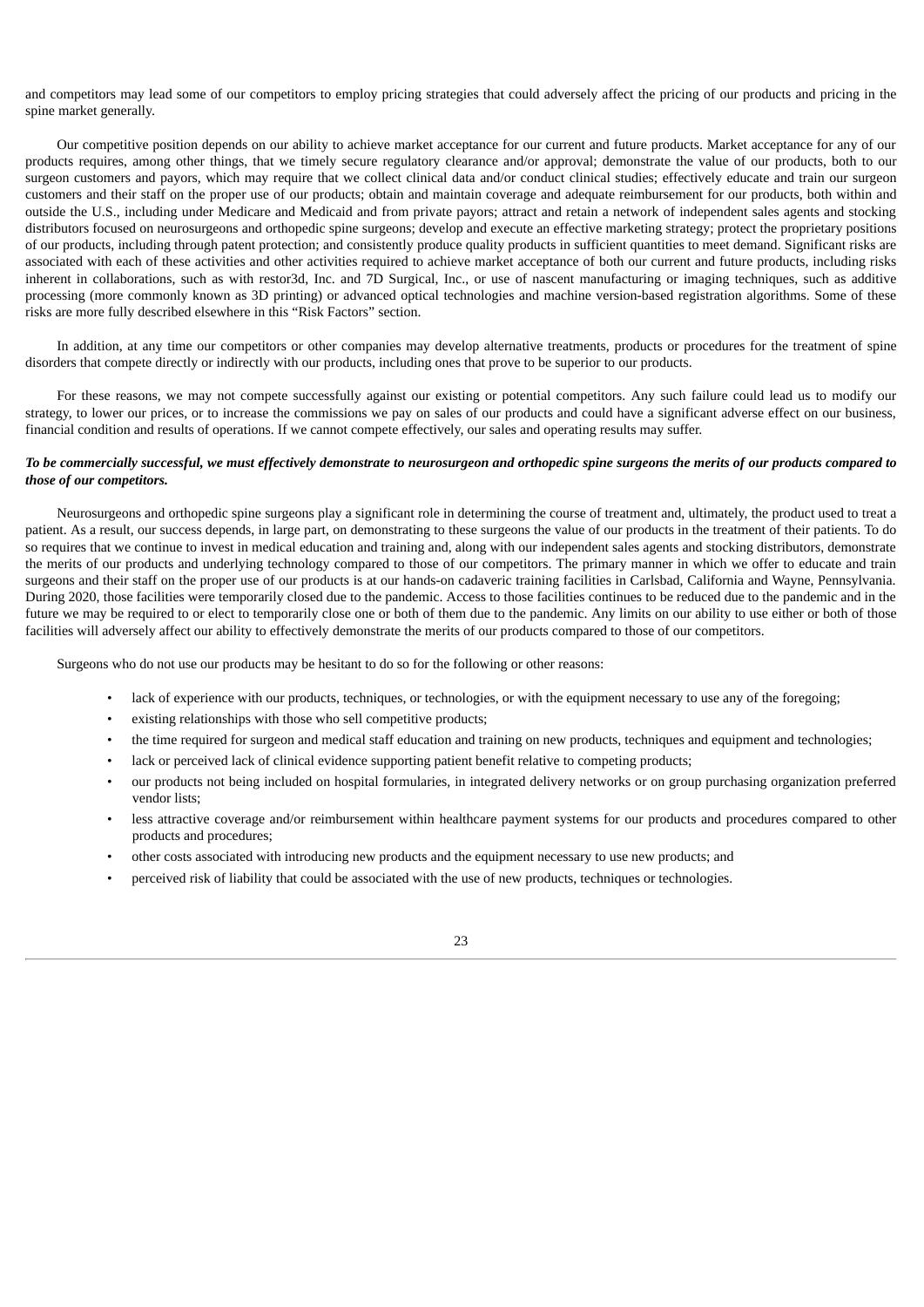and competitors may lead some of our competitors to employ pricing strategies that could adversely affect the pricing of our products and pricing in the spine market generally.

Our competitive position depends on our ability to achieve market acceptance for our current and future products. Market acceptance for any of our products requires, among other things, that we timely secure regulatory clearance and/or approval; demonstrate the value of our products, both to our surgeon customers and payors, which may require that we collect clinical data and/or conduct clinical studies; effectively educate and train our surgeon customers and their staff on the proper use of our products; obtain and maintain coverage and adequate reimbursement for our products, both within and outside the U.S., including under Medicare and Medicaid and from private payors; attract and retain a network of independent sales agents and stocking distributors focused on neurosurgeons and orthopedic spine surgeons; develop and execute an effective marketing strategy; protect the proprietary positions of our products, including through patent protection; and consistently produce quality products in sufficient quantities to meet demand. Significant risks are associated with each of these activities and other activities required to achieve market acceptance of both our current and future products, including risks inherent in collaborations, such as with restor3d, Inc. and 7D Surgical, Inc., or use of nascent manufacturing or imaging techniques, such as additive processing (more commonly known as 3D printing) or advanced optical technologies and machine version-based registration algorithms. Some of these risks are more fully described elsewhere in this "Risk Factors" section.

In addition, at any time our competitors or other companies may develop alternative treatments, products or procedures for the treatment of spine disorders that compete directly or indirectly with our products, including ones that prove to be superior to our products.

For these reasons, we may not compete successfully against our existing or potential competitors. Any such failure could lead us to modify our strategy, to lower our prices, or to increase the commissions we pay on sales of our products and could have a significant adverse effect on our business, financial condition and results of operations. If we cannot compete effectively, our sales and operating results may suffer.

***To be commercially successful, we must effectively demonstrate to neurosurgeon and orthopedic spine surgeons the merits of our products compared to those of our competitors.***

Neurosurgeons and orthopedic spine surgeons play a significant role in determining the course of treatment and, ultimately, the product used to treat a patient. As a result, our success depends, in large part, on demonstrating to these surgeons the value of our products in the treatment of their patients. To do so requires that we continue to invest in medical education and training and, along with our independent sales agents and stocking distributors, demonstrate the merits of our products and underlying technology compared to those of our competitors. The primary manner in which we offer to educate and train surgeons and their staff on the proper use of our products is at our hands-on cadaveric training facilities in Carlsbad, California and Wayne, Pennsylvania. During 2020, those facilities were temporarily closed due to the pandemic. Access to those facilities continues to be reduced due to the pandemic and in the future we may be required to or elect to temporarily close one or both of them due to the pandemic. Any limits on our ability to use either or both of those facilities will adversely affect our ability to effectively demonstrate the merits of our products compared to those of our competitors.

Surgeons who do not use our products may be hesitant to do so for the following or other reasons:

- lack of experience with our products, techniques, or technologies, or with the equipment necessary to use any of the foregoing;
- existing relationships with those who sell competitive products;
- the time required for surgeon and medical staff education and training on new products, techniques and equipment and technologies;
- lack or perceived lack of clinical evidence supporting patient benefit relative to competing products;
- our products not being included on hospital formularies, in integrated delivery networks or on group purchasing organization preferred vendor lists;
- less attractive coverage and/or reimbursement within healthcare payment systems for our products and procedures compared to other products and procedures;
- other costs associated with introducing new products and the equipment necessary to use new products; and
- perceived risk of liability that could be associated with the use of new products, techniques or technologies.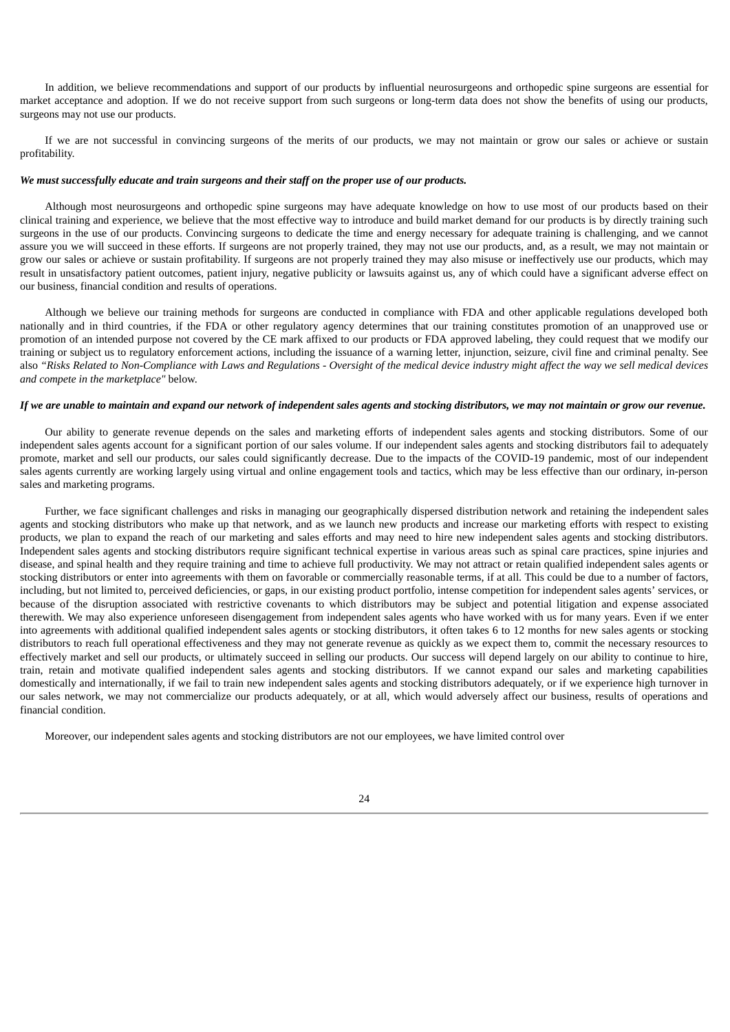In addition, we believe recommendations and support of our products by influential neurosurgeons and orthopedic spine surgeons are essential for market acceptance and adoption. If we do not receive support from such surgeons or long-term data does not show the benefits of using our products, surgeons may not use our products.

If we are not successful in convincing surgeons of the merits of our products, we may not maintain or grow our sales or achieve or sustain profitability.

***We must successfully educate and train surgeons and their staff on the proper use of our products.***

Although most neurosurgeons and orthopedic spine surgeons may have adequate knowledge on how to use most of our products based on their clinical training and experience, we believe that the most effective way to introduce and build market demand for our products is by directly training such surgeons in the use of our products. Convincing surgeons to dedicate the time and energy necessary for adequate training is challenging, and we cannot assure you we will succeed in these efforts. If surgeons are not properly trained, they may not use our products, and, as a result, we may not maintain or grow our sales or achieve or sustain profitability. If surgeons are not properly trained they may also misuse or ineffectively use our products, which may result in unsatisfactory patient outcomes, patient injury, negative publicity or lawsuits against us, any of which could have a significant adverse effect on our business, financial condition and results of operations.

Although we believe our training methods for surgeons are conducted in compliance with FDA and other applicable regulations developed both nationally and in third countries, if the FDA or other regulatory agency determines that our training constitutes promotion of an unapproved use or promotion of an intended purpose not covered by the CE mark affixed to our products or FDA approved labeling, they could request that we modify our training or subject us to regulatory enforcement actions, including the issuance of a warning letter, injunction, seizure, civil fine and criminal penalty. See also *"Risks Related to Non-Compliance with Laws and Regulations - Oversight of the medical device industry might affect the way we sell medical devices and compete in the marketplace"* below.

***If we are unable to maintain and expand our network of independent sales agents and stocking distributors, we may not maintain or grow our revenue.***

Our ability to generate revenue depends on the sales and marketing efforts of independent sales agents and stocking distributors. Some of our independent sales agents account for a significant portion of our sales volume. If our independent sales agents and stocking distributors fail to adequately promote, market and sell our products, our sales could significantly decrease. Due to the impacts of the COVID-19 pandemic, most of our independent sales agents currently are working largely using virtual and online engagement tools and tactics, which may be less effective than our ordinary, in-person sales and marketing programs.

Further, we face significant challenges and risks in managing our geographically dispersed distribution network and retaining the independent sales agents and stocking distributors who make up that network, and as we launch new products and increase our marketing efforts with respect to existing products, we plan to expand the reach of our marketing and sales efforts and may need to hire new independent sales agents and stocking distributors. Independent sales agents and stocking distributors require significant technical expertise in various areas such as spinal care practices, spine injuries and disease, and spinal health and they require training and time to achieve full productivity. We may not attract or retain qualified independent sales agents or stocking distributors or enter into agreements with them on favorable or commercially reasonable terms, if at all. This could be due to a number of factors, including, but not limited to, perceived deficiencies, or gaps, in our existing product portfolio, intense competition for independent sales agents' services, or because of the disruption associated with restrictive covenants to which distributors may be subject and potential litigation and expense associated therewith. We may also experience unforeseen disengagement from independent sales agents who have worked with us for many years. Even if we enter into agreements with additional qualified independent sales agents or stocking distributors, it often takes 6 to 12 months for new sales agents or stocking distributors to reach full operational effectiveness and they may not generate revenue as quickly as we expect them to, commit the necessary resources to effectively market and sell our products, or ultimately succeed in selling our products. Our success will depend largely on our ability to continue to hire, train, retain and motivate qualified independent sales agents and stocking distributors. If we cannot expand our sales and marketing capabilities domestically and internationally, if we fail to train new independent sales agents and stocking distributors adequately, or if we experience high turnover in our sales network, we may not commercialize our products adequately, or at all, which would adversely affect our business, results of operations and financial condition.

Moreover, our independent sales agents and stocking distributors are not our employees, we have limited control over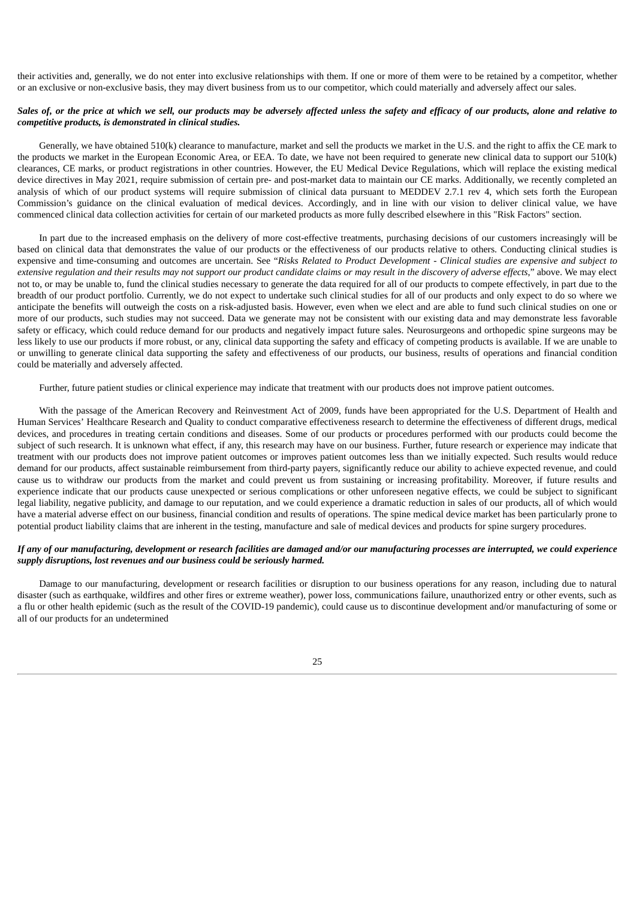their activities and, generally, we do not enter into exclusive relationships with them. If one or more of them were to be retained by a competitor, whether or an exclusive or non-exclusive basis, they may divert business from us to our competitor, which could materially and adversely affect our sales.

***Sales of, or the price at which we sell, our products may be adversely affected unless the safety and efficacy of our products, alone and relative to competitive products, is demonstrated in clinical studies.***

Generally, we have obtained 510(k) clearance to manufacture, market and sell the products we market in the U.S. and the right to affix the CE mark to the products we market in the European Economic Area, or EEA. To date, we have not been required to generate new clinical data to support our 510(k) clearances, CE marks, or product registrations in other countries. However, the EU Medical Device Regulations, which will replace the existing medical device directives in May 2021, require submission of certain pre- and post-market data to maintain our CE marks. Additionally, we recently completed an analysis of which of our product systems will require submission of clinical data pursuant to MEDDEV 2.7.1 rev 4, which sets forth the European Commission's guidance on the clinical evaluation of medical devices. Accordingly, and in line with our vision to deliver clinical value, we have commenced clinical data collection activities for certain of our marketed products as more fully described elsewhere in this "Risk Factors" section.

In part due to the increased emphasis on the delivery of more cost-effective treatments, purchasing decisions of our customers increasingly will be based on clinical data that demonstrates the value of our products or the effectiveness of our products relative to others. Conducting clinical studies is expensive and time-consuming and outcomes are uncertain. See "*Risks Related to Product Development - Clinical studies are expensive and subject to extensive regulation and their results may not support our product candidate claims or may result in the discovery of adverse effects*," above. We may elect not to, or may be unable to, fund the clinical studies necessary to generate the data required for all of our products to compete effectively, in part due to the breadth of our product portfolio. Currently, we do not expect to undertake such clinical studies for all of our products and only expect to do so where we anticipate the benefits will outweigh the costs on a risk-adjusted basis. However, even when we elect and are able to fund such clinical studies on one or more of our products, such studies may not succeed. Data we generate may not be consistent with our existing data and may demonstrate less favorable safety or efficacy, which could reduce demand for our products and negatively impact future sales. Neurosurgeons and orthopedic spine surgeons may be less likely to use our products if more robust, or any, clinical data supporting the safety and efficacy of competing products is available. If we are unable to or unwilling to generate clinical data supporting the safety and effectiveness of our products, our business, results of operations and financial condition could be materially and adversely affected.

Further, future patient studies or clinical experience may indicate that treatment with our products does not improve patient outcomes.

With the passage of the American Recovery and Reinvestment Act of 2009, funds have been appropriated for the U.S. Department of Health and Human Services' Healthcare Research and Quality to conduct comparative effectiveness research to determine the effectiveness of different drugs, medical devices, and procedures in treating certain conditions and diseases. Some of our products or procedures performed with our products could become the subject of such research. It is unknown what effect, if any, this research may have on our business. Further, future research or experience may indicate that treatment with our products does not improve patient outcomes or improves patient outcomes less than we initially expected. Such results would reduce demand for our products, affect sustainable reimbursement from third-party payers, significantly reduce our ability to achieve expected revenue, and could cause us to withdraw our products from the market and could prevent us from sustaining or increasing profitability. Moreover, if future results and experience indicate that our products cause unexpected or serious complications or other unforeseen negative effects, we could be subject to significant legal liability, negative publicity, and damage to our reputation, and we could experience a dramatic reduction in sales of our products, all of which would have a material adverse effect on our business, financial condition and results of operations. The spine medical device market has been particularly prone to potential product liability claims that are inherent in the testing, manufacture and sale of medical devices and products for spine surgery procedures.

***If any of our manufacturing, development or research facilities are damaged and/or our manufacturing processes are interrupted, we could experience supply disruptions, lost revenues and our business could be seriously harmed.***

Damage to our manufacturing, development or research facilities or disruption to our business operations for any reason, including due to natural disaster (such as earthquake, wildfires and other fires or extreme weather), power loss, communications failure, unauthorized entry or other events, such as a flu or other health epidemic (such as the result of the COVID-19 pandemic), could cause us to discontinue development and/or manufacturing of some or all of our products for an undetermined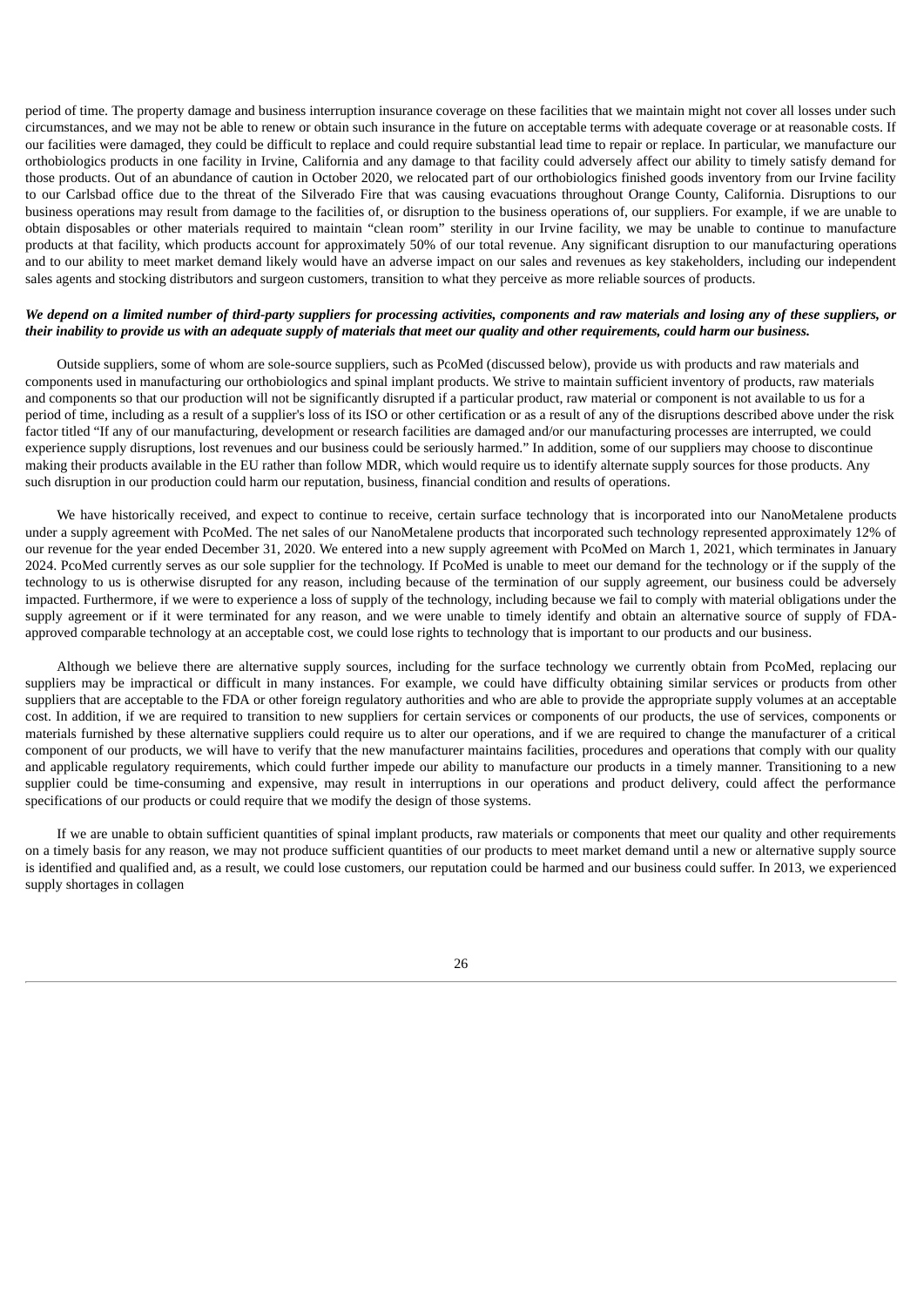period of time. The property damage and business interruption insurance coverage on these facilities that we maintain might not cover all losses under such circumstances, and we may not be able to renew or obtain such insurance in the future on acceptable terms with adequate coverage or at reasonable costs. If our facilities were damaged, they could be difficult to replace and could require substantial lead time to repair or replace. In particular, we manufacture our orthobiologics products in one facility in Irvine, California and any damage to that facility could adversely affect our ability to timely satisfy demand for those products. Out of an abundance of caution in October 2020, we relocated part of our orthobiologics finished goods inventory from our Irvine facility to our Carlsbad office due to the threat of the Silverado Fire that was causing evacuations throughout Orange County, California. Disruptions to our business operations may result from damage to the facilities of, or disruption to the business operations of, our suppliers. For example, if we are unable to obtain disposables or other materials required to maintain "clean room" sterility in our Irvine facility, we may be unable to continue to manufacture products at that facility, which products account for approximately 50% of our total revenue. Any significant disruption to our manufacturing operations and to our ability to meet market demand likely would have an adverse impact on our sales and revenues as key stakeholders, including our independent sales agents and stocking distributors and surgeon customers, transition to what they perceive as more reliable sources of products.

***We depend on a limited number of third-party suppliers for processing activities, components and raw materials and losing any of these suppliers, or their inability to provide us with an adequate supply of materials that meet our quality and other requirements, could harm our business.***

Outside suppliers, some of whom are sole-source suppliers, such as PcoMed (discussed below), provide us with products and raw materials and components used in manufacturing our orthobiologics and spinal implant products. We strive to maintain sufficient inventory of products, raw materials and components so that our production will not be significantly disrupted if a particular product, raw material or component is not available to us for a period of time, including as a result of a supplier's loss of its ISO or other certification or as a result of any of the disruptions described above under the risk factor titled "If any of our manufacturing, development or research facilities are damaged and/or our manufacturing processes are interrupted, we could experience supply disruptions, lost revenues and our business could be seriously harmed." In addition, some of our suppliers may choose to discontinue making their products available in the EU rather than follow MDR, which would require us to identify alternate supply sources for those products. Any such disruption in our production could harm our reputation, business, financial condition and results of operations.

We have historically received, and expect to continue to receive, certain surface technology that is incorporated into our NanoMetalene products under a supply agreement with PcoMed. The net sales of our NanoMetalene products that incorporated such technology represented approximately 12% of our revenue for the year ended December 31, 2020. We entered into a new supply agreement with PcoMed on March 1, 2021, which terminates in January 2024. PcoMed currently serves as our sole supplier for the technology. If PcoMed is unable to meet our demand for the technology or if the supply of the technology to us is otherwise disrupted for any reason, including because of the termination of our supply agreement, our business could be adversely impacted. Furthermore, if we were to experience a loss of supply of the technology, including because we fail to comply with material obligations under the supply agreement or if it were terminated for any reason, and we were unable to timely identify and obtain an alternative source of supply of FDA-approved comparable technology at an acceptable cost, we could lose rights to technology that is important to our products and our business.

Although we believe there are alternative supply sources, including for the surface technology we currently obtain from PcoMed, replacing our suppliers may be impractical or difficult in many instances. For example, we could have difficulty obtaining similar services or products from other suppliers that are acceptable to the FDA or other foreign regulatory authorities and who are able to provide the appropriate supply volumes at an acceptable cost. In addition, if we are required to transition to new suppliers for certain services or components of our products, the use of services, components or materials furnished by these alternative suppliers could require us to alter our operations, and if we are required to change the manufacturer of a critical component of our products, we will have to verify that the new manufacturer maintains facilities, procedures and operations that comply with our quality and applicable regulatory requirements, which could further impede our ability to manufacture our products in a timely manner. Transitioning to a new supplier could be time-consuming and expensive, may result in interruptions in our operations and product delivery, could affect the performance specifications of our products or could require that we modify the design of those systems.

If we are unable to obtain sufficient quantities of spinal implant products, raw materials or components that meet our quality and other requirements on a timely basis for any reason, we may not produce sufficient quantities of our products to meet market demand until a new or alternative supply source is identified and qualified and, as a result, we could lose customers, our reputation could be harmed and our business could suffer. In 2013, we experienced supply shortages in collagen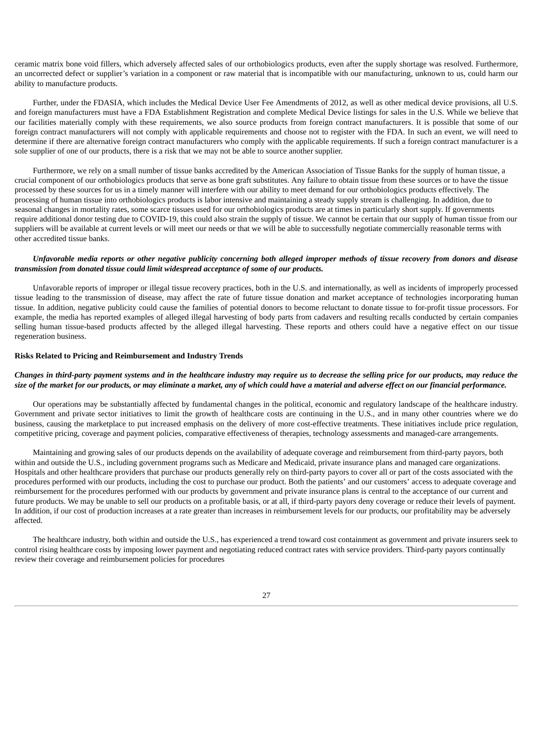ceramic matrix bone void fillers, which adversely affected sales of our orthobiologics products, even after the supply shortage was resolved. Furthermore, an uncorrected defect or supplier's variation in a component or raw material that is incompatible with our manufacturing, unknown to us, could harm our ability to manufacture products.

Further, under the FDASIA, which includes the Medical Device User Fee Amendments of 2012, as well as other medical device provisions, all U.S. and foreign manufacturers must have a FDA Establishment Registration and complete Medical Device listings for sales in the U.S. While we believe that our facilities materially comply with these requirements, we also source products from foreign contract manufacturers. It is possible that some of our foreign contract manufacturers will not comply with applicable requirements and choose not to register with the FDA. In such an event, we will need to determine if there are alternative foreign contract manufacturers who comply with the applicable requirements. If such a foreign contract manufacturer is a sole supplier of one of our products, there is a risk that we may not be able to source another supplier.

Furthermore, we rely on a small number of tissue banks accredited by the American Association of Tissue Banks for the supply of human tissue, a crucial component of our orthobiologics products that serve as bone graft substitutes. Any failure to obtain tissue from these sources or to have the tissue processed by these sources for us in a timely manner will interfere with our ability to meet demand for our orthobiologics products effectively. The processing of human tissue into orthobiologics products is labor intensive and maintaining a steady supply stream is challenging. In addition, due to seasonal changes in mortality rates, some scarce tissues used for our orthobiologics products are at times in particularly short supply. If governments require additional donor testing due to COVID-19, this could also strain the supply of tissue. We cannot be certain that our supply of human tissue from our suppliers will be available at current levels or will meet our needs or that we will be able to successfully negotiate commercially reasonable terms with other accredited tissue banks.

***Unfavorable media reports or other negative publicity concerning both alleged improper methods of tissue recovery from donors and disease transmission from donated tissue could limit widespread acceptance of some of our products.***

Unfavorable reports of improper or illegal tissue recovery practices, both in the U.S. and internationally, as well as incidents of improperly processed tissue leading to the transmission of disease, may affect the rate of future tissue donation and market acceptance of technologies incorporating human tissue. In addition, negative publicity could cause the families of potential donors to become reluctant to donate tissue to for-profit tissue processors. For example, the media has reported examples of alleged illegal harvesting of body parts from cadavers and resulting recalls conducted by certain companies selling human tissue-based products affected by the alleged illegal harvesting. These reports and others could have a negative effect on our tissue regeneration business.

**Risks Related to Pricing and Reimbursement and Industry Trends**

***Changes in third-party payment systems and in the healthcare industry may require us to decrease the selling price for our products, may reduce the size of the market for our products, or may eliminate a market, any of which could have a material and adverse effect on our financial performance.***

Our operations may be substantially affected by fundamental changes in the political, economic and regulatory landscape of the healthcare industry. Government and private sector initiatives to limit the growth of healthcare costs are continuing in the U.S., and in many other countries where we do business, causing the marketplace to put increased emphasis on the delivery of more cost-effective treatments. These initiatives include price regulation, competitive pricing, coverage and payment policies, comparative effectiveness of therapies, technology assessments and managed-care arrangements.

Maintaining and growing sales of our products depends on the availability of adequate coverage and reimbursement from third-party payors, both within and outside the U.S., including government programs such as Medicare and Medicaid, private insurance plans and managed care organizations. Hospitals and other healthcare providers that purchase our products generally rely on third-party payors to cover all or part of the costs associated with the procedures performed with our products, including the cost to purchase our product. Both the patients' and our customers' access to adequate coverage and reimbursement for the procedures performed with our products by government and private insurance plans is central to the acceptance of our current and future products. We may be unable to sell our products on a profitable basis, or at all, if third-party payors deny coverage or reduce their levels of payment. In addition, if our cost of production increases at a rate greater than increases in reimbursement levels for our products, our profitability may be adversely affected.

The healthcare industry, both within and outside the U.S., has experienced a trend toward cost containment as government and private insurers seek to control rising healthcare costs by imposing lower payment and negotiating reduced contract rates with service providers. Third-party payors continually review their coverage and reimbursement policies for procedures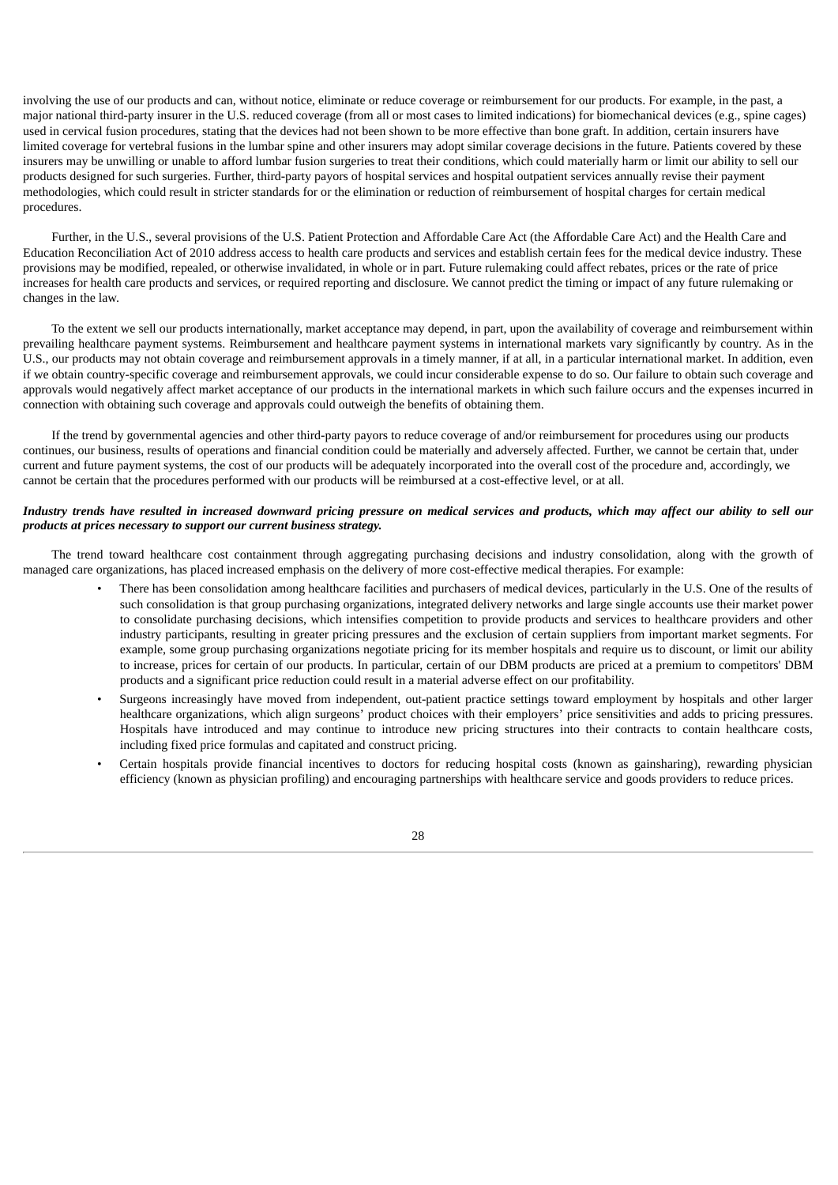involving the use of our products and can, without notice, eliminate or reduce coverage or reimbursement for our products. For example, in the past, a major national third-party insurer in the U.S. reduced coverage (from all or most cases to limited indications) for biomechanical devices (e.g., spine cages) used in cervical fusion procedures, stating that the devices had not been shown to be more effective than bone graft. In addition, certain insurers have limited coverage for vertebral fusions in the lumbar spine and other insurers may adopt similar coverage decisions in the future. Patients covered by these insurers may be unwilling or unable to afford lumbar fusion surgeries to treat their conditions, which could materially harm or limit our ability to sell our products designed for such surgeries. Further, third-party payors of hospital services and hospital outpatient services annually revise their payment methodologies, which could result in stricter standards for or the elimination or reduction of reimbursement of hospital charges for certain medical procedures.

Further, in the U.S., several provisions of the U.S. Patient Protection and Affordable Care Act (the Affordable Care Act) and the Health Care and Education Reconciliation Act of 2010 address access to health care products and services and establish certain fees for the medical device industry. These provisions may be modified, repealed, or otherwise invalidated, in whole or in part. Future rulemaking could affect rebates, prices or the rate of price increases for health care products and services, or required reporting and disclosure. We cannot predict the timing or impact of any future rulemaking or changes in the law.

To the extent we sell our products internationally, market acceptance may depend, in part, upon the availability of coverage and reimbursement within prevailing healthcare payment systems. Reimbursement and healthcare payment systems in international markets vary significantly by country. As in the U.S., our products may not obtain coverage and reimbursement approvals in a timely manner, if at all, in a particular international market. In addition, even if we obtain country-specific coverage and reimbursement approvals, we could incur considerable expense to do so. Our failure to obtain such coverage and approvals would negatively affect market acceptance of our products in the international markets in which such failure occurs and the expenses incurred in connection with obtaining such coverage and approvals could outweigh the benefits of obtaining them.

If the trend by governmental agencies and other third-party payors to reduce coverage of and/or reimbursement for procedures using our products continues, our business, results of operations and financial condition could be materially and adversely affected. Further, we cannot be certain that, under current and future payment systems, the cost of our products will be adequately incorporated into the overall cost of the procedure and, accordingly, we cannot be certain that the procedures performed with our products will be reimbursed at a cost-effective level, or at all.

***Industry trends have resulted in increased downward pricing pressure on medical services and products, which may affect our ability to sell our products at prices necessary to support our current business strategy.***

The trend toward healthcare cost containment through aggregating purchasing decisions and industry consolidation, along with the growth of managed care organizations, has placed increased emphasis on the delivery of more cost-effective medical therapies. For example:

- There has been consolidation among healthcare facilities and purchasers of medical devices, particularly in the U.S. One of the results of such consolidation is that group purchasing organizations, integrated delivery networks and large single accounts use their market power to consolidate purchasing decisions, which intensifies competition to provide products and services to healthcare providers and other industry participants, resulting in greater pricing pressures and the exclusion of certain suppliers from important market segments. For example, some group purchasing organizations negotiate pricing for its member hospitals and require us to discount, or limit our ability to increase, prices for certain of our products. In particular, certain of our DBM products are priced at a premium to competitors' DBM products and a significant price reduction could result in a material adverse effect on our profitability.
- Surgeons increasingly have moved from independent, out-patient practice settings toward employment by hospitals and other larger healthcare organizations, which align surgeons' product choices with their employers' price sensitivities and adds to pricing pressures. Hospitals have introduced and may continue to introduce new pricing structures into their contracts to contain healthcare costs, including fixed price formulas and capitated and construct pricing.
- Certain hospitals provide financial incentives to doctors for reducing hospital costs (known as gainsharing), rewarding physician efficiency (known as physician profiling) and encouraging partnerships with healthcare service and goods providers to reduce prices.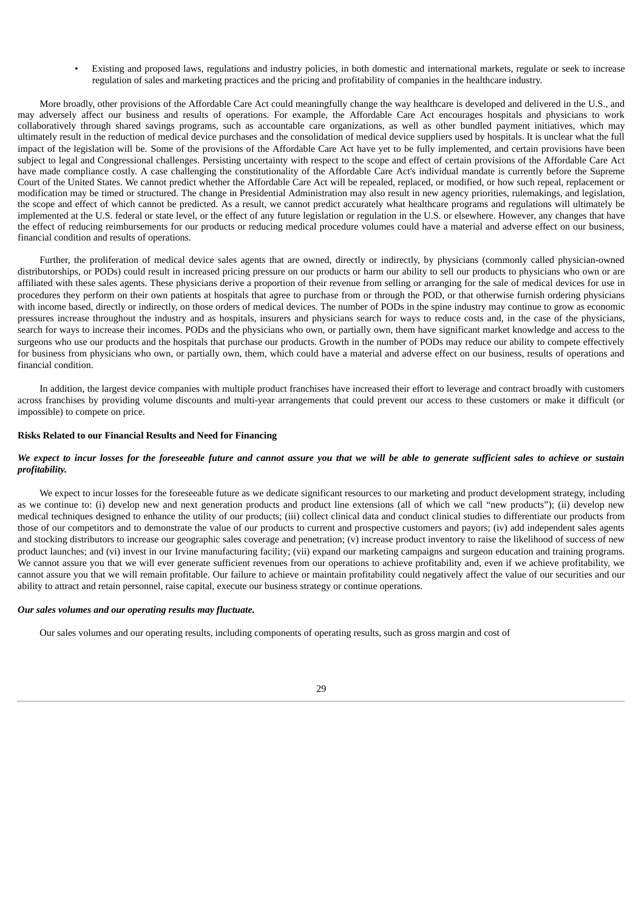- Existing and proposed laws, regulations and industry policies, in both domestic and international markets, regulate or seek to increase regulation of sales and marketing practices and the pricing and profitability of companies in the healthcare industry.

More broadly, other provisions of the Affordable Care Act could meaningfully change the way healthcare is developed and delivered in the U.S., and may adversely affect our business and results of operations. For example, the Affordable Care Act encourages hospitals and physicians to work collaboratively through shared savings programs, such as accountable care organizations, as well as other bundled payment initiatives, which may ultimately result in the reduction of medical device purchases and the consolidation of medical device suppliers used by hospitals. It is unclear what the full impact of the legislation will be. Some of the provisions of the Affordable Care Act have yet to be fully implemented, and certain provisions have been subject to legal and Congressional challenges. Persisting uncertainty with respect to the scope and effect of certain provisions of the Affordable Care Act have made compliance costly. A case challenging the constitutionality of the Affordable Care Act's individual mandate is currently before the Supreme Court of the United States. We cannot predict whether the Affordable Care Act will be repealed, replaced, or modified, or how such repeal, replacement or modification may be timed or structured. The change in Presidential Administration may also result in new agency priorities, rulemakings, and legislation, the scope and effect of which cannot be predicted. As a result, we cannot predict accurately what healthcare programs and regulations will ultimately be implemented at the U.S. federal or state level, or the effect of any future legislation or regulation in the U.S. or elsewhere. However, any changes that have the effect of reducing reimbursements for our products or reducing medical procedure volumes could have a material and adverse effect on our business, financial condition and results of operations.

Further, the proliferation of medical device sales agents that are owned, directly or indirectly, by physicians (commonly called physician-owned distributorships, or PODs) could result in increased pricing pressure on our products or harm our ability to sell our products to physicians who own or are affiliated with these sales agents. These physicians derive a proportion of their revenue from selling or arranging for the sale of medical devices for use in procedures they perform on their own patients at hospitals that agree to purchase from or through the POD, or that otherwise furnish ordering physicians with income based, directly or indirectly, on those orders of medical devices. The number of PODs in the spine industry may continue to grow as economic pressures increase throughout the industry and as hospitals, insurers and physicians search for ways to reduce costs and, in the case of the physicians, search for ways to increase their incomes. PODs and the physicians who own, or partially own, them have significant market knowledge and access to the surgeons who use our products and the hospitals that purchase our products. Growth in the number of PODs may reduce our ability to compete effectively for business from physicians who own, or partially own, them, which could have a material and adverse effect on our business, results of operations and financial condition.

In addition, the largest device companies with multiple product franchises have increased their effort to leverage and contract broadly with customers across franchises by providing volume discounts and multi-year arrangements that could prevent our access to these customers or make it difficult (or impossible) to compete on price.

**Risks Related to our Financial Results and Need for Financing**

***We expect to incur losses for the foreseeable future and cannot assure you that we will be able to generate sufficient sales to achieve or sustain profitability.***

We expect to incur losses for the foreseeable future as we dedicate significant resources to our marketing and product development strategy, including as we continue to: (i) develop new and next generation products and product line extensions (all of which we call "new products"); (ii) develop new medical techniques designed to enhance the utility of our products; (iii) collect clinical data and conduct clinical studies to differentiate our products from those of our competitors and to demonstrate the value of our products to current and prospective customers and payors; (iv) add independent sales agents and stocking distributors to increase our geographic sales coverage and penetration; (v) increase product inventory to raise the likelihood of success of new product launches; and (vi) invest in our Irvine manufacturing facility; (vii) expand our marketing campaigns and surgeon education and training programs. We cannot assure you that we will ever generate sufficient revenues from our operations to achieve profitability and, even if we achieve profitability, we cannot assure you that we will remain profitable. Our failure to achieve or maintain profitability could negatively affect the value of our securities and our ability to attract and retain personnel, raise capital, execute our business strategy or continue operations.

***Our sales volumes and our operating results may fluctuate.***

Our sales volumes and our operating results, including components of operating results, such as gross margin and cost of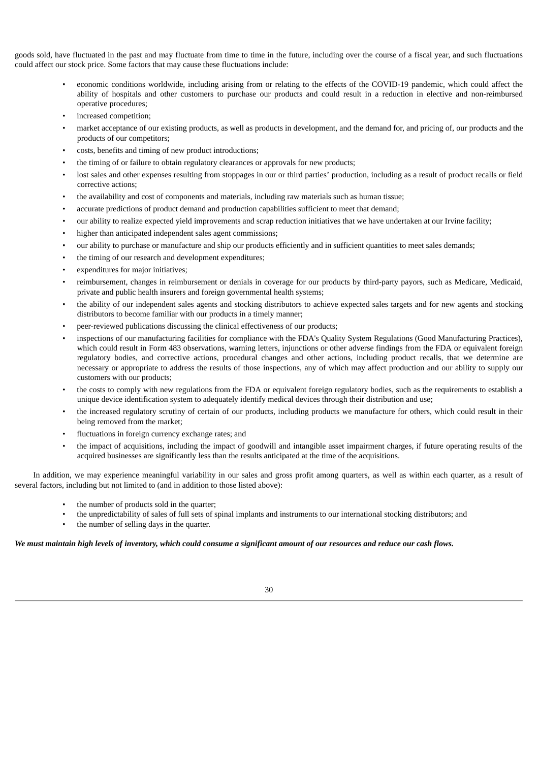goods sold, have fluctuated in the past and may fluctuate from time to time in the future, including over the course of a fiscal year, and such fluctuations could affect our stock price. Some factors that may cause these fluctuations include:

- economic conditions worldwide, including arising from or relating to the effects of the COVID-19 pandemic, which could affect the ability of hospitals and other customers to purchase our products and could result in a reduction in elective and non-reimbursed operative procedures;
- increased competition;
- market acceptance of our existing products, as well as products in development, and the demand for, and pricing of, our products and the products of our competitors;
- costs, benefits and timing of new product introductions;
- the timing of or failure to obtain regulatory clearances or approvals for new products;
- lost sales and other expenses resulting from stoppages in our or third parties' production, including as a result of product recalls or field corrective actions;
- the availability and cost of components and materials, including raw materials such as human tissue;
- accurate predictions of product demand and production capabilities sufficient to meet that demand;
- our ability to realize expected yield improvements and scrap reduction initiatives that we have undertaken at our Irvine facility;
- higher than anticipated independent sales agent commissions;
- our ability to purchase or manufacture and ship our products efficiently and in sufficient quantities to meet sales demands;
- the timing of our research and development expenditures;
- expenditures for major initiatives;
- reimbursement, changes in reimbursement or denials in coverage for our products by third-party payors, such as Medicare, Medicaid, private and public health insurers and foreign governmental health systems;
- the ability of our independent sales agents and stocking distributors to achieve expected sales targets and for new agents and stocking distributors to become familiar with our products in a timely manner;
- peer-reviewed publications discussing the clinical effectiveness of our products;
- inspections of our manufacturing facilities for compliance with the FDA's Quality System Regulations (Good Manufacturing Practices), which could result in Form 483 observations, warning letters, injunctions or other adverse findings from the FDA or equivalent foreign regulatory bodies, and corrective actions, procedural changes and other actions, including product recalls, that we determine are necessary or appropriate to address the results of those inspections, any of which may affect production and our ability to supply our customers with our products;
- the costs to comply with new regulations from the FDA or equivalent foreign regulatory bodies, such as the requirements to establish a unique device identification system to adequately identify medical devices through their distribution and use;
- the increased regulatory scrutiny of certain of our products, including products we manufacture for others, which could result in their being removed from the market;
- fluctuations in foreign currency exchange rates; and
- the impact of acquisitions, including the impact of goodwill and intangible asset impairment charges, if future operating results of the acquired businesses are significantly less than the results anticipated at the time of the acquisitions.

In addition, we may experience meaningful variability in our sales and gross profit among quarters, as well as within each quarter, as a result of several factors, including but not limited to (and in addition to those listed above):

- the number of products sold in the quarter;
- the unpredictability of sales of full sets of spinal implants and instruments to our international stocking distributors; and
- the number of selling days in the quarter.

***We must maintain high levels of inventory, which could consume a significant amount of our resources and reduce our cash flows.***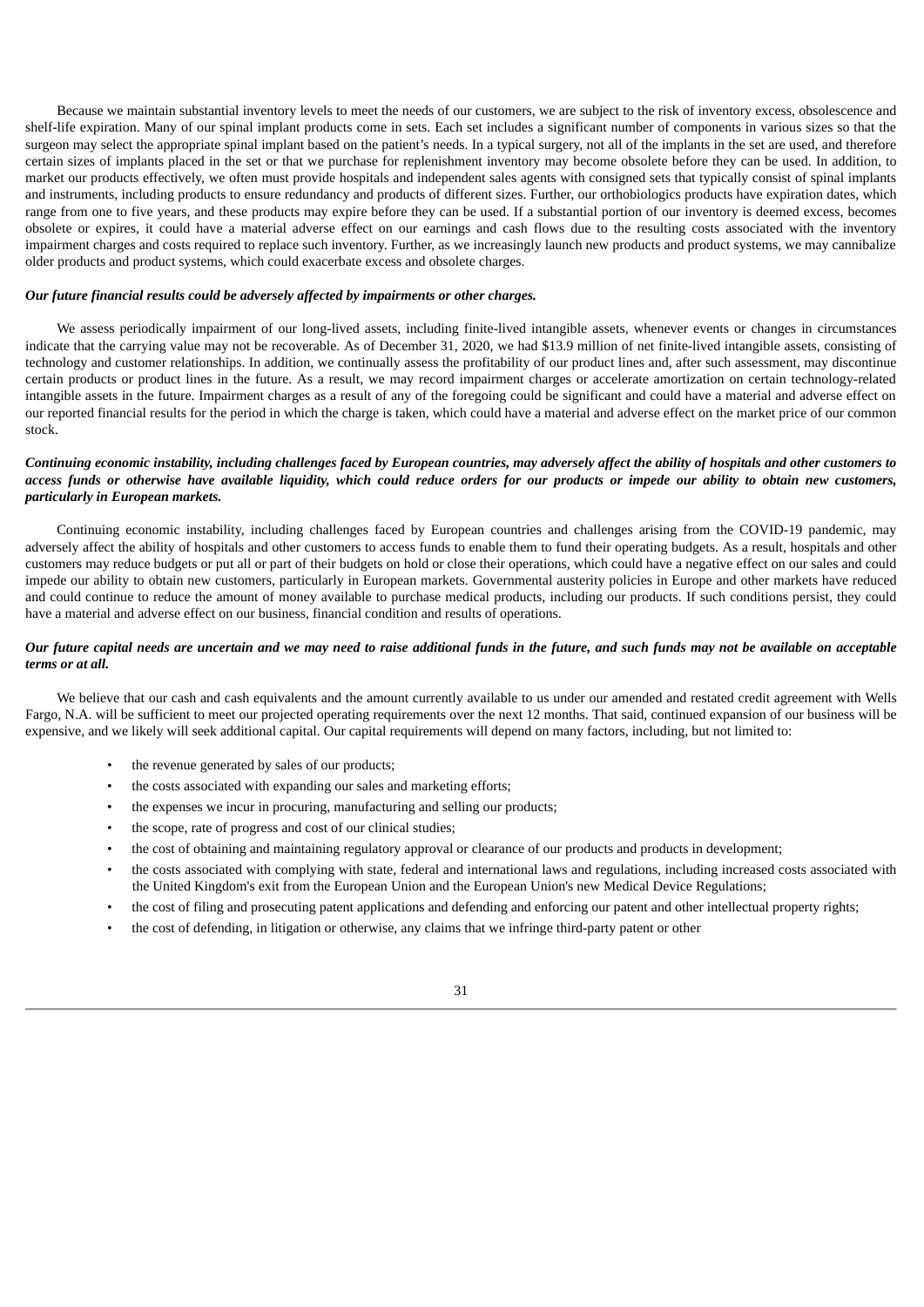Because we maintain substantial inventory levels to meet the needs of our customers, we are subject to the risk of inventory excess, obsolescence and shelf-life expiration. Many of our spinal implant products come in sets. Each set includes a significant number of components in various sizes so that the surgeon may select the appropriate spinal implant based on the patient's needs. In a typical surgery, not all of the implants in the set are used, and therefore certain sizes of implants placed in the set or that we purchase for replenishment inventory may become obsolete before they can be used. In addition, to market our products effectively, we often must provide hospitals and independent sales agents with consigned sets that typically consist of spinal implants and instruments, including products to ensure redundancy and products of different sizes. Further, our orthobiologics products have expiration dates, which range from one to five years, and these products may expire before they can be used. If a substantial portion of our inventory is deemed excess, becomes obsolete or expires, it could have a material adverse effect on our earnings and cash flows due to the resulting costs associated with the inventory impairment charges and costs required to replace such inventory. Further, as we increasingly launch new products and product systems, we may cannibalize older products and product systems, which could exacerbate excess and obsolete charges.

***Our future financial results could be adversely affected by impairments or other charges.***

We assess periodically impairment of our long-lived assets, including finite-lived intangible assets, whenever events or changes in circumstances indicate that the carrying value may not be recoverable. As of December 31, 2020, we had $13.9 million of net finite-lived intangible assets, consisting of technology and customer relationships. In addition, we continually assess the profitability of our product lines and, after such assessment, may discontinue certain products or product lines in the future. As a result, we may record impairment charges or accelerate amortization on certain technology-related intangible assets in the future. Impairment charges as a result of any of the foregoing could be significant and could have a material and adverse effect on our reported financial results for the period in which the charge is taken, which could have a material and adverse effect on the market price of our common stock.

***Continuing economic instability, including challenges faced by European countries, may adversely affect the ability of hospitals and other customers to access funds or otherwise have available liquidity, which could reduce orders for our products or impede our ability to obtain new customers, particularly in European markets.***

Continuing economic instability, including challenges faced by European countries and challenges arising from the COVID-19 pandemic, may adversely affect the ability of hospitals and other customers to access funds to enable them to fund their operating budgets. As a result, hospitals and other customers may reduce budgets or put all or part of their budgets on hold or close their operations, which could have a negative effect on our sales and could impede our ability to obtain new customers, particularly in European markets. Governmental austerity policies in Europe and other markets have reduced and could continue to reduce the amount of money available to purchase medical products, including our products. If such conditions persist, they could have a material and adverse effect on our business, financial condition and results of operations.

***Our future capital needs are uncertain and we may need to raise additional funds in the future, and such funds may not be available on acceptable terms or at all.***

We believe that our cash and cash equivalents and the amount currently available to us under our amended and restated credit agreement with Wells Fargo, N.A. will be sufficient to meet our projected operating requirements over the next 12 months. That said, continued expansion of our business will be expensive, and we likely will seek additional capital. Our capital requirements will depend on many factors, including, but not limited to:

- the revenue generated by sales of our products;
- the costs associated with expanding our sales and marketing efforts;
- the expenses we incur in procuring, manufacturing and selling our products;
- the scope, rate of progress and cost of our clinical studies;
- the cost of obtaining and maintaining regulatory approval or clearance of our products and products in development;
- the costs associated with complying with state, federal and international laws and regulations, including increased costs associated with the United Kingdom's exit from the European Union and the European Union's new Medical Device Regulations;
- the cost of filing and prosecuting patent applications and defending and enforcing our patent and other intellectual property rights;
- the cost of defending, in litigation or otherwise, any claims that we infringe third-party patent or other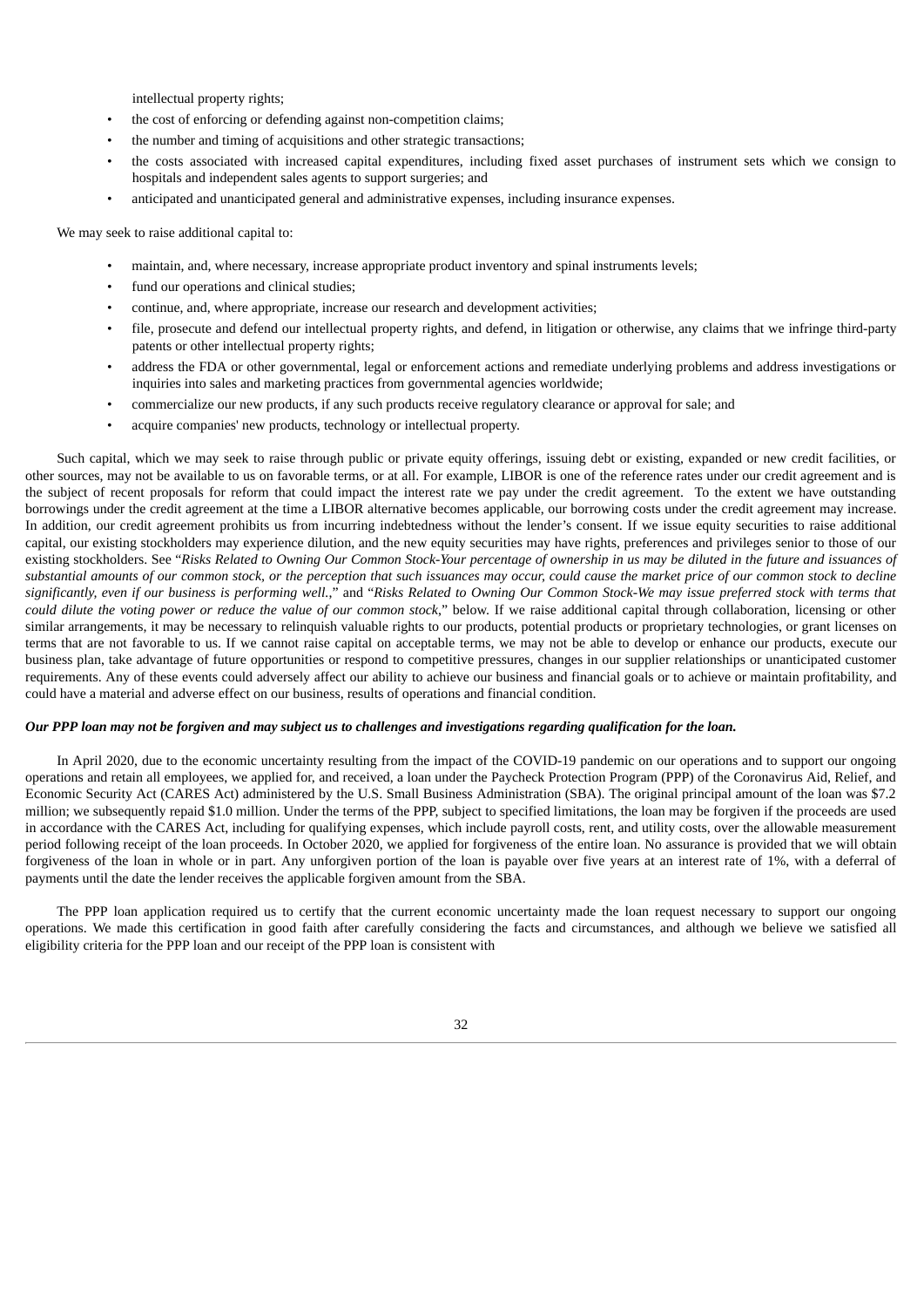intellectual property rights;

- the cost of enforcing or defending against non-competition claims;
- the number and timing of acquisitions and other strategic transactions;
- the costs associated with increased capital expenditures, including fixed asset purchases of instrument sets which we consign to hospitals and independent sales agents to support surgeries; and
- anticipated and unanticipated general and administrative expenses, including insurance expenses.

We may seek to raise additional capital to:

- maintain, and, where necessary, increase appropriate product inventory and spinal instruments levels;
- fund our operations and clinical studies;
- continue, and, where appropriate, increase our research and development activities;
- file, prosecute and defend our intellectual property rights, and defend, in litigation or otherwise, any claims that we infringe third-party patents or other intellectual property rights;
- address the FDA or other governmental, legal or enforcement actions and remediate underlying problems and address investigations or inquiries into sales and marketing practices from governmental agencies worldwide;
- commercialize our new products, if any such products receive regulatory clearance or approval for sale; and
- acquire companies' new products, technology or intellectual property.

Such capital, which we may seek to raise through public or private equity offerings, issuing debt or existing, expanded or new credit facilities, or other sources, may not be available to us on favorable terms, or at all. For example, LIBOR is one of the reference rates under our credit agreement and is the subject of recent proposals for reform that could impact the interest rate we pay under the credit agreement. To the extent we have outstanding borrowings under the credit agreement at the time a LIBOR alternative becomes applicable, our borrowing costs under the credit agreement may increase. In addition, our credit agreement prohibits us from incurring indebtedness without the lender's consent. If we issue equity securities to raise additional capital, our existing stockholders may experience dilution, and the new equity securities may have rights, preferences and privileges senior to those of our existing stockholders. See "*Risks Related to Owning Our Common Stock-Your percentage of ownership in us may be diluted in the future and issuances of substantial amounts of our common stock, or the perception that such issuances may occur, could cause the market price of our common stock to decline significantly, even if our business is performing well.*," and "*Risks Related to Owning Our Common Stock-We may issue preferred stock with terms that could dilute the voting power or reduce the value of our common stock*," below. If we raise additional capital through collaboration, licensing or other similar arrangements, it may be necessary to relinquish valuable rights to our products, potential products or proprietary technologies, or grant licenses on terms that are not favorable to us. If we cannot raise capital on acceptable terms, we may not be able to develop or enhance our products, execute our business plan, take advantage of future opportunities or respond to competitive pressures, changes in our supplier relationships or unanticipated customer requirements. Any of these events could adversely affect our ability to achieve our business and financial goals or to achieve or maintain profitability, and could have a material and adverse effect on our business, results of operations and financial condition.

***Our PPP loan may not be forgiven and may subject us to challenges and investigations regarding qualification for the loan.***

In April 2020, due to the economic uncertainty resulting from the impact of the COVID-19 pandemic on our operations and to support our ongoing operations and retain all employees, we applied for, and received, a loan under the Paycheck Protection Program (PPP) of the Coronavirus Aid, Relief, and Economic Security Act (CARES Act) administered by the U.S. Small Business Administration (SBA). The original principal amount of the loan was $7.2 million; we subsequently repaid $1.0 million. Under the terms of the PPP, subject to specified limitations, the loan may be forgiven if the proceeds are used in accordance with the CARES Act, including for qualifying expenses, which include payroll costs, rent, and utility costs, over the allowable measurement period following receipt of the loan proceeds. In October 2020, we applied for forgiveness of the entire loan. No assurance is provided that we will obtain forgiveness of the loan in whole or in part. Any unforgiven portion of the loan is payable over five years at an interest rate of 1%, with a deferral of payments until the date the lender receives the applicable forgiven amount from the SBA.

The PPP loan application required us to certify that the current economic uncertainty made the loan request necessary to support our ongoing operations. We made this certification in good faith after carefully considering the facts and circumstances, and although we believe we satisfied all eligibility criteria for the PPP loan and our receipt of the PPP loan is consistent with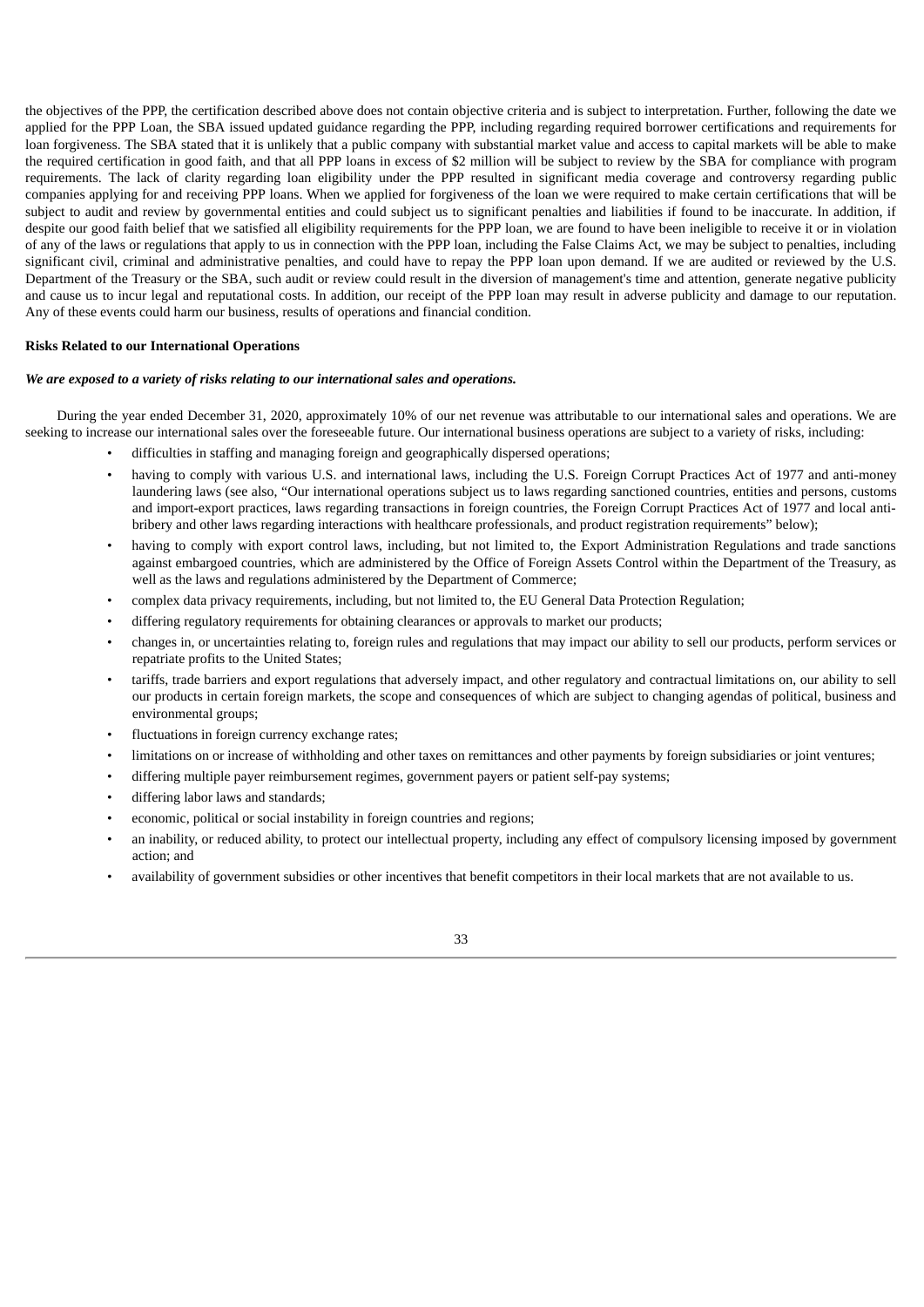the objectives of the PPP, the certification described above does not contain objective criteria and is subject to interpretation. Further, following the date we applied for the PPP Loan, the SBA issued updated guidance regarding the PPP, including regarding required borrower certifications and requirements for loan forgiveness. The SBA stated that it is unlikely that a public company with substantial market value and access to capital markets will be able to make the required certification in good faith, and that all PPP loans in excess of $2 million will be subject to review by the SBA for compliance with program requirements. The lack of clarity regarding loan eligibility under the PPP resulted in significant media coverage and controversy regarding public companies applying for and receiving PPP loans. When we applied for forgiveness of the loan we were required to make certain certifications that will be subject to audit and review by governmental entities and could subject us to significant penalties and liabilities if found to be inaccurate. In addition, if despite our good faith belief that we satisfied all eligibility requirements for the PPP loan, we are found to have been ineligible to receive it or in violation of any of the laws or regulations that apply to us in connection with the PPP loan, including the False Claims Act, we may be subject to penalties, including significant civil, criminal and administrative penalties, and could have to repay the PPP loan upon demand. If we are audited or reviewed by the U.S. Department of the Treasury or the SBA, such audit or review could result in the diversion of management's time and attention, generate negative publicity and cause us to incur legal and reputational costs. In addition, our receipt of the PPP loan may result in adverse publicity and damage to our reputation. Any of these events could harm our business, results of operations and financial condition.

**Risks Related to our International Operations**

***We are exposed to a variety of risks relating to our international sales and operations.***

During the year ended December 31, 2020, approximately 10% of our net revenue was attributable to our international sales and operations. We are seeking to increase our international sales over the foreseeable future. Our international business operations are subject to a variety of risks, including:

- difficulties in staffing and managing foreign and geographically dispersed operations;
- having to comply with various U.S. and international laws, including the U.S. Foreign Corrupt Practices Act of 1977 and anti-money laundering laws (see also, "Our international operations subject us to laws regarding sanctioned countries, entities and persons, customs and import-export practices, laws regarding transactions in foreign countries, the Foreign Corrupt Practices Act of 1977 and local anti-bribery and other laws regarding interactions with healthcare professionals, and product registration requirements" below);
- having to comply with export control laws, including, but not limited to, the Export Administration Regulations and trade sanctions against embargoed countries, which are administered by the Office of Foreign Assets Control within the Department of the Treasury, as well as the laws and regulations administered by the Department of Commerce;
- complex data privacy requirements, including, but not limited to, the EU General Data Protection Regulation;
- differing regulatory requirements for obtaining clearances or approvals to market our products;
- changes in, or uncertainties relating to, foreign rules and regulations that may impact our ability to sell our products, perform services or repatriate profits to the United States;
- tariffs, trade barriers and export regulations that adversely impact, and other regulatory and contractual limitations on, our ability to sell our products in certain foreign markets, the scope and consequences of which are subject to changing agendas of political, business and environmental groups;
- fluctuations in foreign currency exchange rates;
- limitations on or increase of withholding and other taxes on remittances and other payments by foreign subsidiaries or joint ventures;
- differing multiple payer reimbursement regimes, government payers or patient self-pay systems;
- differing labor laws and standards;
- economic, political or social instability in foreign countries and regions;
- an inability, or reduced ability, to protect our intellectual property, including any effect of compulsory licensing imposed by government action; and
- availability of government subsidies or other incentives that benefit competitors in their local markets that are not available to us.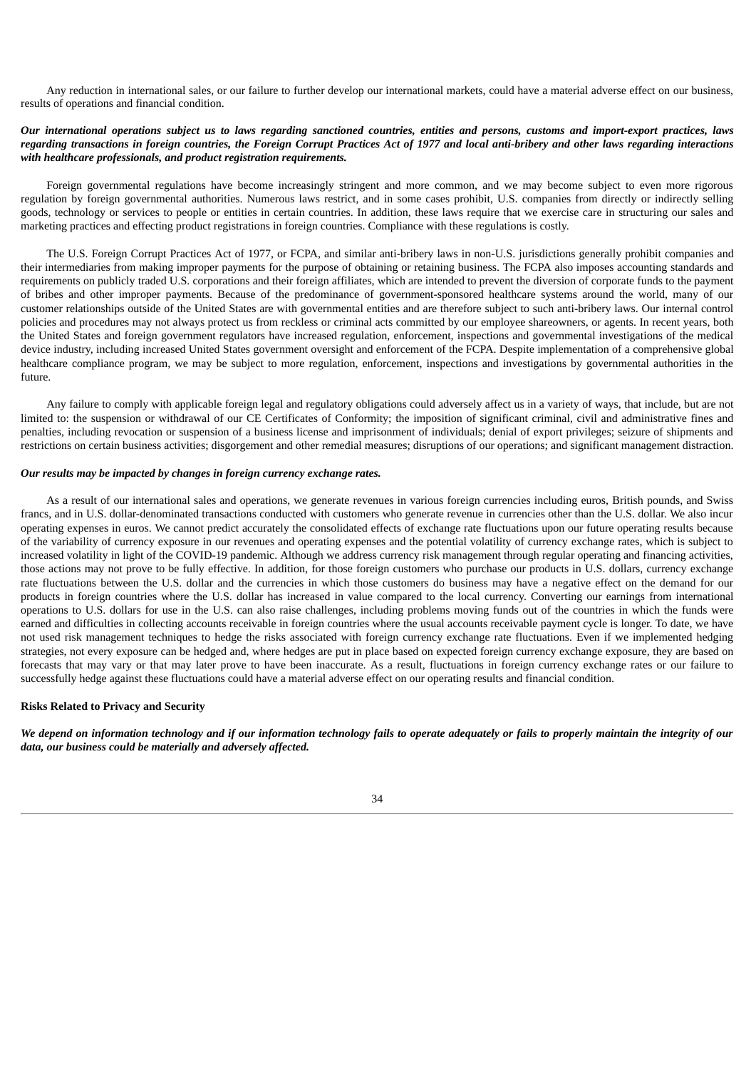Any reduction in international sales, or our failure to further develop our international markets, could have a material adverse effect on our business, results of operations and financial condition.

***Our international operations subject us to laws regarding sanctioned countries, entities and persons, customs and import-export practices, laws regarding transactions in foreign countries, the Foreign Corrupt Practices Act of 1977 and local anti-bribery and other laws regarding interactions with healthcare professionals, and product registration requirements.***

Foreign governmental regulations have become increasingly stringent and more common, and we may become subject to even more rigorous regulation by foreign governmental authorities. Numerous laws restrict, and in some cases prohibit, U.S. companies from directly or indirectly selling goods, technology or services to people or entities in certain countries. In addition, these laws require that we exercise care in structuring our sales and marketing practices and effecting product registrations in foreign countries. Compliance with these regulations is costly.

The U.S. Foreign Corrupt Practices Act of 1977, or FCPA, and similar anti-bribery laws in non-U.S. jurisdictions generally prohibit companies and their intermediaries from making improper payments for the purpose of obtaining or retaining business. The FCPA also imposes accounting standards and requirements on publicly traded U.S. corporations and their foreign affiliates, which are intended to prevent the diversion of corporate funds to the payment of bribes and other improper payments. Because of the predominance of government-sponsored healthcare systems around the world, many of our customer relationships outside of the United States are with governmental entities and are therefore subject to such anti-bribery laws. Our internal control policies and procedures may not always protect us from reckless or criminal acts committed by our employee shareowners, or agents. In recent years, both the United States and foreign government regulators have increased regulation, enforcement, inspections and governmental investigations of the medical device industry, including increased United States government oversight and enforcement of the FCPA. Despite implementation of a comprehensive global healthcare compliance program, we may be subject to more regulation, enforcement, inspections and investigations by governmental authorities in the future.

Any failure to comply with applicable foreign legal and regulatory obligations could adversely affect us in a variety of ways, that include, but are not limited to: the suspension or withdrawal of our CE Certificates of Conformity; the imposition of significant criminal, civil and administrative fines and penalties, including revocation or suspension of a business license and imprisonment of individuals; denial of export privileges; seizure of shipments and restrictions on certain business activities; disgorgement and other remedial measures; disruptions of our operations; and significant management distraction.

***Our results may be impacted by changes in foreign currency exchange rates.***

As a result of our international sales and operations, we generate revenues in various foreign currencies including euros, British pounds, and Swiss francs, and in U.S. dollar-denominated transactions conducted with customers who generate revenue in currencies other than the U.S. dollar. We also incur operating expenses in euros. We cannot predict accurately the consolidated effects of exchange rate fluctuations upon our future operating results because of the variability of currency exposure in our revenues and operating expenses and the potential volatility of currency exchange rates, which is subject to increased volatility in light of the COVID-19 pandemic. Although we address currency risk management through regular operating and financing activities, those actions may not prove to be fully effective. In addition, for those foreign customers who purchase our products in U.S. dollars, currency exchange rate fluctuations between the U.S. dollar and the currencies in which those customers do business may have a negative effect on the demand for our products in foreign countries where the U.S. dollar has increased in value compared to the local currency. Converting our earnings from international operations to U.S. dollars for use in the U.S. can also raise challenges, including problems moving funds out of the countries in which the funds were earned and difficulties in collecting accounts receivable in foreign countries where the usual accounts receivable payment cycle is longer. To date, we have not used risk management techniques to hedge the risks associated with foreign currency exchange rate fluctuations. Even if we implemented hedging strategies, not every exposure can be hedged and, where hedges are put in place based on expected foreign currency exchange exposure, they are based on forecasts that may vary or that may later prove to have been inaccurate. As a result, fluctuations in foreign currency exchange rates or our failure to successfully hedge against these fluctuations could have a material adverse effect on our operating results and financial condition.

**Risks Related to Privacy and Security**

***We depend on information technology and if our information technology fails to operate adequately or fails to properly maintain the integrity of our data, our business could be materially and adversely affected.***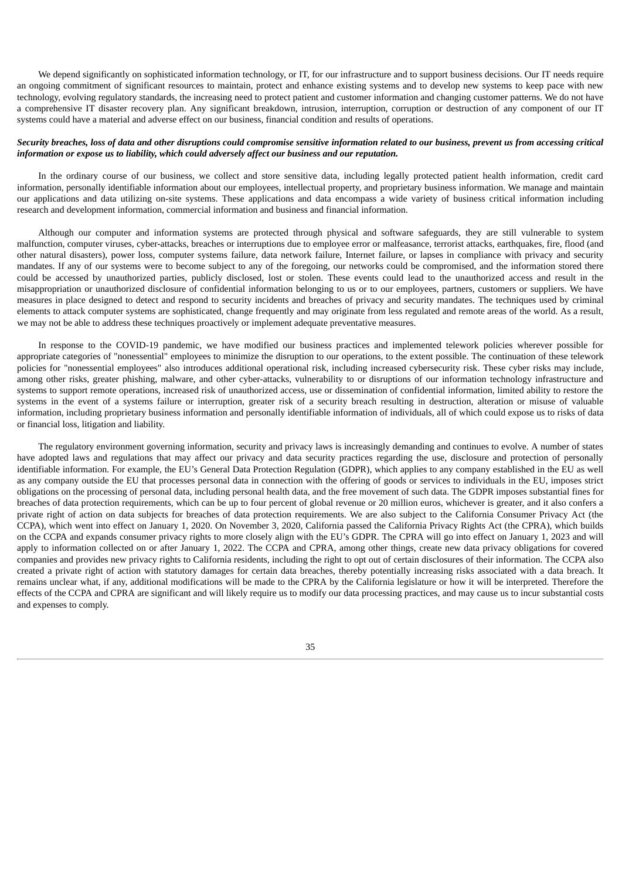We depend significantly on sophisticated information technology, or IT, for our infrastructure and to support business decisions. Our IT needs require an ongoing commitment of significant resources to maintain, protect and enhance existing systems and to develop new systems to keep pace with new technology, evolving regulatory standards, the increasing need to protect patient and customer information and changing customer patterns. We do not have a comprehensive IT disaster recovery plan. Any significant breakdown, intrusion, interruption, corruption or destruction of any component of our IT systems could have a material and adverse effect on our business, financial condition and results of operations.

***Security breaches, loss of data and other disruptions could compromise sensitive information related to our business, prevent us from accessing critical information or expose us to liability, which could adversely affect our business and our reputation.***

In the ordinary course of our business, we collect and store sensitive data, including legally protected patient health information, credit card information, personally identifiable information about our employees, intellectual property, and proprietary business information. We manage and maintain our applications and data utilizing on-site systems. These applications and data encompass a wide variety of business critical information including research and development information, commercial information and business and financial information.

Although our computer and information systems are protected through physical and software safeguards, they are still vulnerable to system malfunction, computer viruses, cyber-attacks, breaches or interruptions due to employee error or malfeasance, terrorist attacks, earthquakes, fire, flood (and other natural disasters), power loss, computer systems failure, data network failure, Internet failure, or lapses in compliance with privacy and security mandates. If any of our systems were to become subject to any of the foregoing, our networks could be compromised, and the information stored there could be accessed by unauthorized parties, publicly disclosed, lost or stolen. These events could lead to the unauthorized access and result in the misappropriation or unauthorized disclosure of confidential information belonging to us or to our employees, partners, customers or suppliers. We have measures in place designed to detect and respond to security incidents and breaches of privacy and security mandates. The techniques used by criminal elements to attack computer systems are sophisticated, change frequently and may originate from less regulated and remote areas of the world. As a result, we may not be able to address these techniques proactively or implement adequate preventative measures.

In response to the COVID-19 pandemic, we have modified our business practices and implemented telework policies wherever possible for appropriate categories of "nonessential" employees to minimize the disruption to our operations, to the extent possible. The continuation of these telework policies for "nonessential employees" also introduces additional operational risk, including increased cybersecurity risk. These cyber risks may include, among other risks, greater phishing, malware, and other cyber-attacks, vulnerability to or disruptions of our information technology infrastructure and systems to support remote operations, increased risk of unauthorized access, use or dissemination of confidential information, limited ability to restore the systems in the event of a systems failure or interruption, greater risk of a security breach resulting in destruction, alteration or misuse of valuable information, including proprietary business information and personally identifiable information of individuals, all of which could expose us to risks of data or financial loss, litigation and liability.

The regulatory environment governing information, security and privacy laws is increasingly demanding and continues to evolve. A number of states have adopted laws and regulations that may affect our privacy and data security practices regarding the use, disclosure and protection of personally identifiable information. For example, the EU's General Data Protection Regulation (GDPR), which applies to any company established in the EU as well as any company outside the EU that processes personal data in connection with the offering of goods or services to individuals in the EU, imposes strict obligations on the processing of personal data, including personal health data, and the free movement of such data. The GDPR imposes substantial fines for breaches of data protection requirements, which can be up to four percent of global revenue or 20 million euros, whichever is greater, and it also confers a private right of action on data subjects for breaches of data protection requirements. We are also subject to the California Consumer Privacy Act (the CCPA), which went into effect on January 1, 2020. On November 3, 2020, California passed the California Privacy Rights Act (the CPRA), which builds on the CCPA and expands consumer privacy rights to more closely align with the EU's GDPR. The CPRA will go into effect on January 1, 2023 and will apply to information collected on or after January 1, 2022. The CCPA and CPRA, among other things, create new data privacy obligations for covered companies and provides new privacy rights to California residents, including the right to opt out of certain disclosures of their information. The CCPA also created a private right of action with statutory damages for certain data breaches, thereby potentially increasing risks associated with a data breach. It remains unclear what, if any, additional modifications will be made to the CPRA by the California legislature or how it will be interpreted. Therefore the effects of the CCPA and CPRA are significant and will likely require us to modify our data processing practices, and may cause us to incur substantial costs and expenses to comply.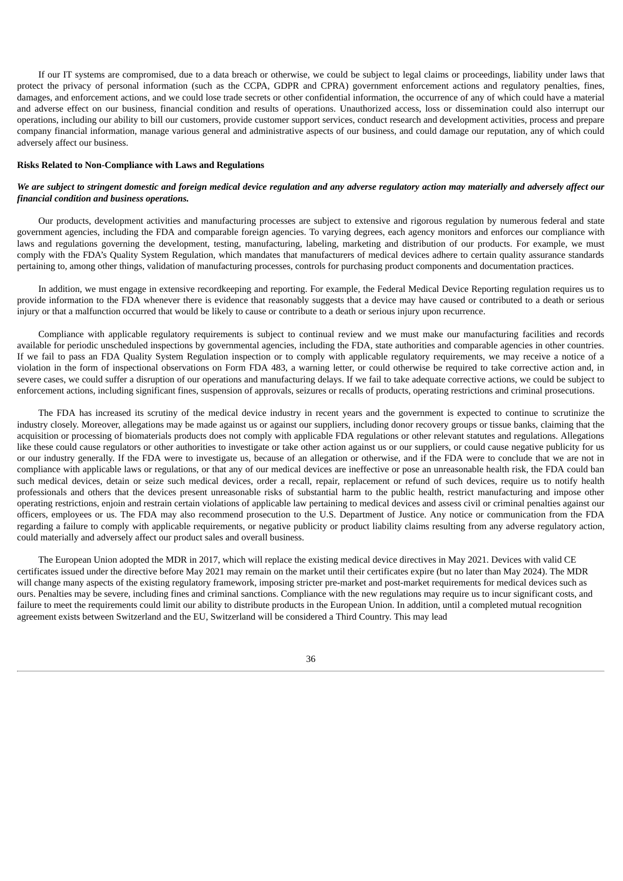If our IT systems are compromised, due to a data breach or otherwise, we could be subject to legal claims or proceedings, liability under laws that protect the privacy of personal information (such as the CCPA, GDPR and CPRA) government enforcement actions and regulatory penalties, fines, damages, and enforcement actions, and we could lose trade secrets or other confidential information, the occurrence of any of which could have a material and adverse effect on our business, financial condition and results of operations. Unauthorized access, loss or dissemination could also interrupt our operations, including our ability to bill our customers, provide customer support services, conduct research and development activities, process and prepare company financial information, manage various general and administrative aspects of our business, and could damage our reputation, any of which could adversely affect our business.

**Risks Related to Non-Compliance with Laws and Regulations**

***We are subject to stringent domestic and foreign medical device regulation and any adverse regulatory action may materially and adversely affect our financial condition and business operations.***

Our products, development activities and manufacturing processes are subject to extensive and rigorous regulation by numerous federal and state government agencies, including the FDA and comparable foreign agencies. To varying degrees, each agency monitors and enforces our compliance with laws and regulations governing the development, testing, manufacturing, labeling, marketing and distribution of our products. For example, we must comply with the FDA's Quality System Regulation, which mandates that manufacturers of medical devices adhere to certain quality assurance standards pertaining to, among other things, validation of manufacturing processes, controls for purchasing product components and documentation practices.

In addition, we must engage in extensive recordkeeping and reporting. For example, the Federal Medical Device Reporting regulation requires us to provide information to the FDA whenever there is evidence that reasonably suggests that a device may have caused or contributed to a death or serious injury or that a malfunction occurred that would be likely to cause or contribute to a death or serious injury upon recurrence.

Compliance with applicable regulatory requirements is subject to continual review and we must make our manufacturing facilities and records available for periodic unscheduled inspections by governmental agencies, including the FDA, state authorities and comparable agencies in other countries. If we fail to pass an FDA Quality System Regulation inspection or to comply with applicable regulatory requirements, we may receive a notice of a violation in the form of inspectional observations on Form FDA 483, a warning letter, or could otherwise be required to take corrective action and, in severe cases, we could suffer a disruption of our operations and manufacturing delays. If we fail to take adequate corrective actions, we could be subject to enforcement actions, including significant fines, suspension of approvals, seizures or recalls of products, operating restrictions and criminal prosecutions.

The FDA has increased its scrutiny of the medical device industry in recent years and the government is expected to continue to scrutinize the industry closely. Moreover, allegations may be made against us or against our suppliers, including donor recovery groups or tissue banks, claiming that the acquisition or processing of biomaterials products does not comply with applicable FDA regulations or other relevant statutes and regulations. Allegations like these could cause regulators or other authorities to investigate or take other action against us or our suppliers, or could cause negative publicity for us or our industry generally. If the FDA were to investigate us, because of an allegation or otherwise, and if the FDA were to conclude that we are not in compliance with applicable laws or regulations, or that any of our medical devices are ineffective or pose an unreasonable health risk, the FDA could ban such medical devices, detain or seize such medical devices, order a recall, repair, replacement or refund of such devices, require us to notify health professionals and others that the devices present unreasonable risks of substantial harm to the public health, restrict manufacturing and impose other operating restrictions, enjoin and restrain certain violations of applicable law pertaining to medical devices and assess civil or criminal penalties against our officers, employees or us. The FDA may also recommend prosecution to the U.S. Department of Justice. Any notice or communication from the FDA regarding a failure to comply with applicable requirements, or negative publicity or product liability claims resulting from any adverse regulatory action, could materially and adversely affect our product sales and overall business.

The European Union adopted the MDR in 2017, which will replace the existing medical device directives in May 2021. Devices with valid CE certificates issued under the directive before May 2021 may remain on the market until their certificates expire (but no later than May 2024). The MDR will change many aspects of the existing regulatory framework, imposing stricter pre-market and post-market requirements for medical devices such as ours. Penalties may be severe, including fines and criminal sanctions. Compliance with the new regulations may require us to incur significant costs, and failure to meet the requirements could limit our ability to distribute products in the European Union. In addition, until a completed mutual recognition agreement exists between Switzerland and the EU, Switzerland will be considered a Third Country. This may lead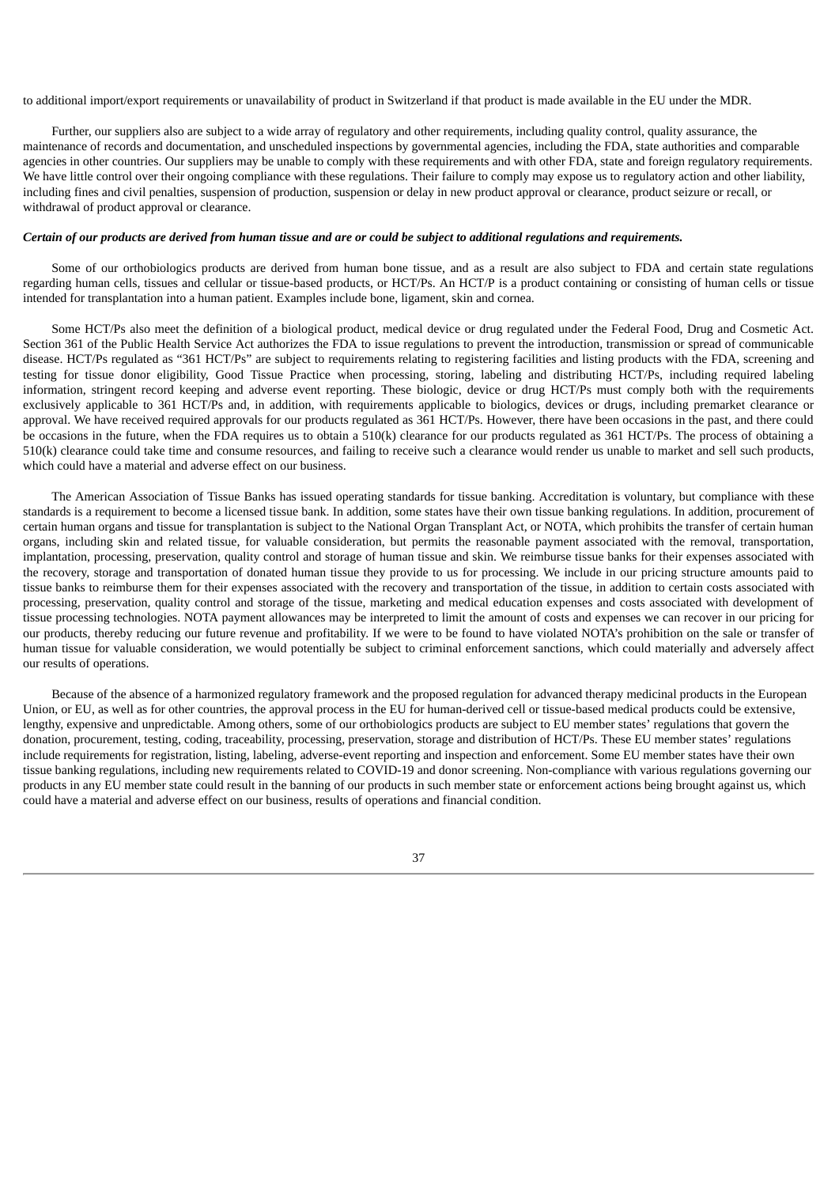to additional import/export requirements or unavailability of product in Switzerland if that product is made available in the EU under the MDR.

Further, our suppliers also are subject to a wide array of regulatory and other requirements, including quality control, quality assurance, the maintenance of records and documentation, and unscheduled inspections by governmental agencies, including the FDA, state authorities and comparable agencies in other countries. Our suppliers may be unable to comply with these requirements and with other FDA, state and foreign regulatory requirements. We have little control over their ongoing compliance with these regulations. Their failure to comply may expose us to regulatory action and other liability, including fines and civil penalties, suspension of production, suspension or delay in new product approval or clearance, product seizure or recall, or withdrawal of product approval or clearance.

***Certain of our products are derived from human tissue and are or could be subject to additional regulations and requirements.***

Some of our orthobiologics products are derived from human bone tissue, and as a result are also subject to FDA and certain state regulations regarding human cells, tissues and cellular or tissue-based products, or HCT/Ps. An HCT/P is a product containing or consisting of human cells or tissue intended for transplantation into a human patient. Examples include bone, ligament, skin and cornea.

Some HCT/Ps also meet the definition of a biological product, medical device or drug regulated under the Federal Food, Drug and Cosmetic Act. Section 361 of the Public Health Service Act authorizes the FDA to issue regulations to prevent the introduction, transmission or spread of communicable disease. HCT/Ps regulated as "361 HCT/Ps" are subject to requirements relating to registering facilities and listing products with the FDA, screening and testing for tissue donor eligibility, Good Tissue Practice when processing, storing, labeling and distributing HCT/Ps, including required labeling information, stringent record keeping and adverse event reporting. These biologic, device or drug HCT/Ps must comply both with the requirements exclusively applicable to 361 HCT/Ps and, in addition, with requirements applicable to biologics, devices or drugs, including premarket clearance or approval. We have received required approvals for our products regulated as 361 HCT/Ps. However, there have been occasions in the past, and there could be occasions in the future, when the FDA requires us to obtain a 510(k) clearance for our products regulated as 361 HCT/Ps. The process of obtaining a 510(k) clearance could take time and consume resources, and failing to receive such a clearance would render us unable to market and sell such products, which could have a material and adverse effect on our business.

The American Association of Tissue Banks has issued operating standards for tissue banking. Accreditation is voluntary, but compliance with these standards is a requirement to become a licensed tissue bank. In addition, some states have their own tissue banking regulations. In addition, procurement of certain human organs and tissue for transplantation is subject to the National Organ Transplant Act, or NOTA, which prohibits the transfer of certain human organs, including skin and related tissue, for valuable consideration, but permits the reasonable payment associated with the removal, transportation, implantation, processing, preservation, quality control and storage of human tissue and skin. We reimburse tissue banks for their expenses associated with the recovery, storage and transportation of donated human tissue they provide to us for processing. We include in our pricing structure amounts paid to tissue banks to reimburse them for their expenses associated with the recovery and transportation of the tissue, in addition to certain costs associated with processing, preservation, quality control and storage of the tissue, marketing and medical education expenses and costs associated with development of tissue processing technologies. NOTA payment allowances may be interpreted to limit the amount of costs and expenses we can recover in our pricing for our products, thereby reducing our future revenue and profitability. If we were to be found to have violated NOTA's prohibition on the sale or transfer of human tissue for valuable consideration, we would potentially be subject to criminal enforcement sanctions, which could materially and adversely affect our results of operations.

Because of the absence of a harmonized regulatory framework and the proposed regulation for advanced therapy medicinal products in the European Union, or EU, as well as for other countries, the approval process in the EU for human-derived cell or tissue-based medical products could be extensive, lengthy, expensive and unpredictable. Among others, some of our orthobiologics products are subject to EU member states' regulations that govern the donation, procurement, testing, coding, traceability, processing, preservation, storage and distribution of HCT/Ps. These EU member states' regulations include requirements for registration, listing, labeling, adverse-event reporting and inspection and enforcement. Some EU member states have their own tissue banking regulations, including new requirements related to COVID-19 and donor screening. Non-compliance with various regulations governing our products in any EU member state could result in the banning of our products in such member state or enforcement actions being brought against us, which could have a material and adverse effect on our business, results of operations and financial condition.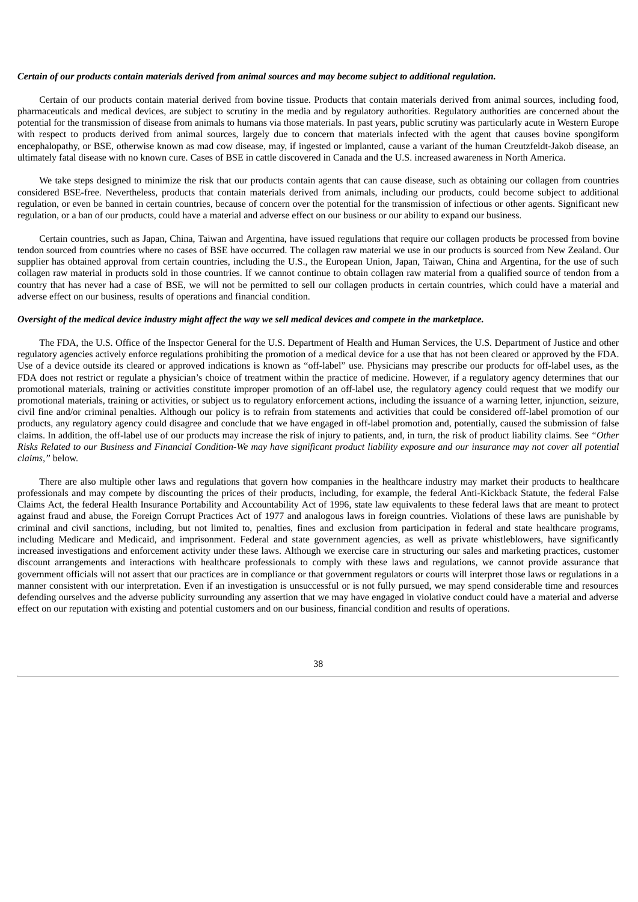***Certain of our products contain materials derived from animal sources and may become subject to additional regulation.***

Certain of our products contain material derived from bovine tissue. Products that contain materials derived from animal sources, including food, pharmaceuticals and medical devices, are subject to scrutiny in the media and by regulatory authorities. Regulatory authorities are concerned about the potential for the transmission of disease from animals to humans via those materials. In past years, public scrutiny was particularly acute in Western Europe with respect to products derived from animal sources, largely due to concern that materials infected with the agent that causes bovine spongiform encephalopathy, or BSE, otherwise known as mad cow disease, may, if ingested or implanted, cause a variant of the human Creutzfeldt-Jakob disease, an ultimately fatal disease with no known cure. Cases of BSE in cattle discovered in Canada and the U.S. increased awareness in North America.

We take steps designed to minimize the risk that our products contain agents that can cause disease, such as obtaining our collagen from countries considered BSE-free. Nevertheless, products that contain materials derived from animals, including our products, could become subject to additional regulation, or even be banned in certain countries, because of concern over the potential for the transmission of infectious or other agents. Significant new regulation, or a ban of our products, could have a material and adverse effect on our business or our ability to expand our business.

Certain countries, such as Japan, China, Taiwan and Argentina, have issued regulations that require our collagen products be processed from bovine tendon sourced from countries where no cases of BSE have occurred. The collagen raw material we use in our products is sourced from New Zealand. Our supplier has obtained approval from certain countries, including the U.S., the European Union, Japan, Taiwan, China and Argentina, for the use of such collagen raw material in products sold in those countries. If we cannot continue to obtain collagen raw material from a qualified source of tendon from a country that has never had a case of BSE, we will not be permitted to sell our collagen products in certain countries, which could have a material and adverse effect on our business, results of operations and financial condition.

***Oversight of the medical device industry might affect the way we sell medical devices and compete in the marketplace.***

The FDA, the U.S. Office of the Inspector General for the U.S. Department of Health and Human Services, the U.S. Department of Justice and other regulatory agencies actively enforce regulations prohibiting the promotion of a medical device for a use that has not been cleared or approved by the FDA. Use of a device outside its cleared or approved indications is known as "off-label" use. Physicians may prescribe our products for off-label uses, as the FDA does not restrict or regulate a physician's choice of treatment within the practice of medicine. However, if a regulatory agency determines that our promotional materials, training or activities constitute improper promotion of an off-label use, the regulatory agency could request that we modify our promotional materials, training or activities, or subject us to regulatory enforcement actions, including the issuance of a warning letter, injunction, seizure, civil fine and/or criminal penalties. Although our policy is to refrain from statements and activities that could be considered off-label promotion of our products, any regulatory agency could disagree and conclude that we have engaged in off-label promotion and, potentially, caused the submission of false claims. In addition, the off-label use of our products may increase the risk of injury to patients, and, in turn, the risk of product liability claims. See *"Other Risks Related to our Business and Financial Condition-We may have significant product liability exposure and our insurance may not cover all potential claims,"* below.

There are also multiple other laws and regulations that govern how companies in the healthcare industry may market their products to healthcare professionals and may compete by discounting the prices of their products, including, for example, the federal Anti-Kickback Statute, the federal False Claims Act, the federal Health Insurance Portability and Accountability Act of 1996, state law equivalents to these federal laws that are meant to protect against fraud and abuse, the Foreign Corrupt Practices Act of 1977 and analogous laws in foreign countries. Violations of these laws are punishable by criminal and civil sanctions, including, but not limited to, penalties, fines and exclusion from participation in federal and state healthcare programs, including Medicare and Medicaid, and imprisonment. Federal and state government agencies, as well as private whistleblowers, have significantly increased investigations and enforcement activity under these laws. Although we exercise care in structuring our sales and marketing practices, customer discount arrangements and interactions with healthcare professionals to comply with these laws and regulations, we cannot provide assurance that government officials will not assert that our practices are in compliance or that government regulators or courts will interpret those laws or regulations in a manner consistent with our interpretation. Even if an investigation is unsuccessful or is not fully pursued, we may spend considerable time and resources defending ourselves and the adverse publicity surrounding any assertion that we may have engaged in violative conduct could have a material and adverse effect on our reputation with existing and potential customers and on our business, financial condition and results of operations.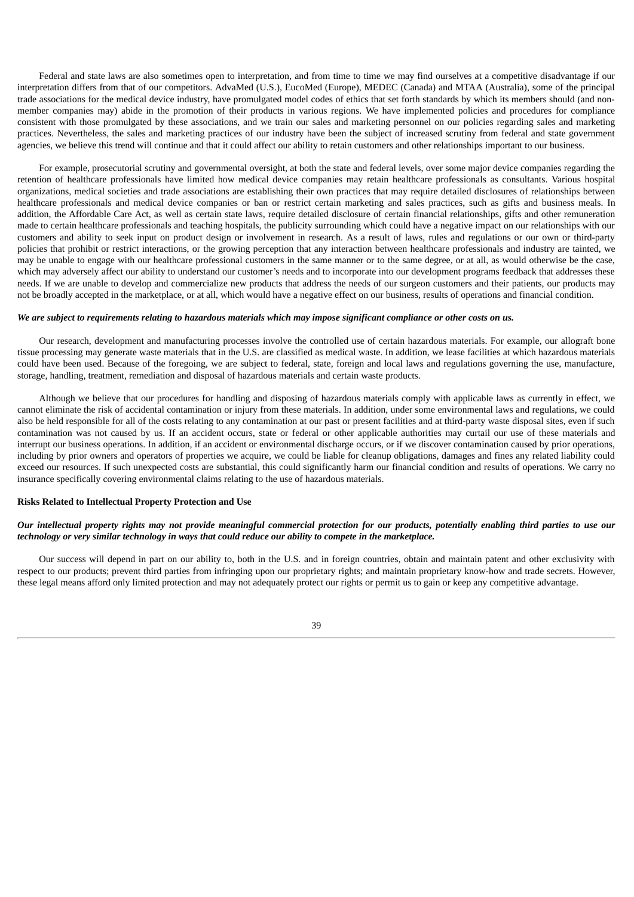Federal and state laws are also sometimes open to interpretation, and from time to time we may find ourselves at a competitive disadvantage if our interpretation differs from that of our competitors. AdvaMed (U.S.), EucoMed (Europe), MEDEC (Canada) and MTAA (Australia), some of the principal trade associations for the medical device industry, have promulgated model codes of ethics that set forth standards by which its members should (and non-member companies may) abide in the promotion of their products in various regions. We have implemented policies and procedures for compliance consistent with those promulgated by these associations, and we train our sales and marketing personnel on our policies regarding sales and marketing practices. Nevertheless, the sales and marketing practices of our industry have been the subject of increased scrutiny from federal and state government agencies, we believe this trend will continue and that it could affect our ability to retain customers and other relationships important to our business.

For example, prosecutorial scrutiny and governmental oversight, at both the state and federal levels, over some major device companies regarding the retention of healthcare professionals have limited how medical device companies may retain healthcare professionals as consultants. Various hospital organizations, medical societies and trade associations are establishing their own practices that may require detailed disclosures of relationships between healthcare professionals and medical device companies or ban or restrict certain marketing and sales practices, such as gifts and business meals. In addition, the Affordable Care Act, as well as certain state laws, require detailed disclosure of certain financial relationships, gifts and other remuneration made to certain healthcare professionals and teaching hospitals, the publicity surrounding which could have a negative impact on our relationships with our customers and ability to seek input on product design or involvement in research. As a result of laws, rules and regulations or our own or third-party policies that prohibit or restrict interactions, or the growing perception that any interaction between healthcare professionals and industry are tainted, we may be unable to engage with our healthcare professional customers in the same manner or to the same degree, or at all, as would otherwise be the case, which may adversely affect our ability to understand our customer's needs and to incorporate into our development programs feedback that addresses these needs. If we are unable to develop and commercialize new products that address the needs of our surgeon customers and their patients, our products may not be broadly accepted in the marketplace, or at all, which would have a negative effect on our business, results of operations and financial condition.

***We are subject to requirements relating to hazardous materials which may impose significant compliance or other costs on us.***

Our research, development and manufacturing processes involve the controlled use of certain hazardous materials. For example, our allograft bone tissue processing may generate waste materials that in the U.S. are classified as medical waste. In addition, we lease facilities at which hazardous materials could have been used. Because of the foregoing, we are subject to federal, state, foreign and local laws and regulations governing the use, manufacture, storage, handling, treatment, remediation and disposal of hazardous materials and certain waste products.

Although we believe that our procedures for handling and disposing of hazardous materials comply with applicable laws as currently in effect, we cannot eliminate the risk of accidental contamination or injury from these materials. In addition, under some environmental laws and regulations, we could also be held responsible for all of the costs relating to any contamination at our past or present facilities and at third-party waste disposal sites, even if such contamination was not caused by us. If an accident occurs, state or federal or other applicable authorities may curtail our use of these materials and interrupt our business operations. In addition, if an accident or environmental discharge occurs, or if we discover contamination caused by prior operations, including by prior owners and operators of properties we acquire, we could be liable for cleanup obligations, damages and fines any related liability could exceed our resources. If such unexpected costs are substantial, this could significantly harm our financial condition and results of operations. We carry no insurance specifically covering environmental claims relating to the use of hazardous materials.

**Risks Related to Intellectual Property Protection and Use**

***Our intellectual property rights may not provide meaningful commercial protection for our products, potentially enabling third parties to use our technology or very similar technology in ways that could reduce our ability to compete in the marketplace.***

Our success will depend in part on our ability to, both in the U.S. and in foreign countries, obtain and maintain patent and other exclusivity with respect to our products; prevent third parties from infringing upon our proprietary rights; and maintain proprietary know-how and trade secrets. However, these legal means afford only limited protection and may not adequately protect our rights or permit us to gain or keep any competitive advantage.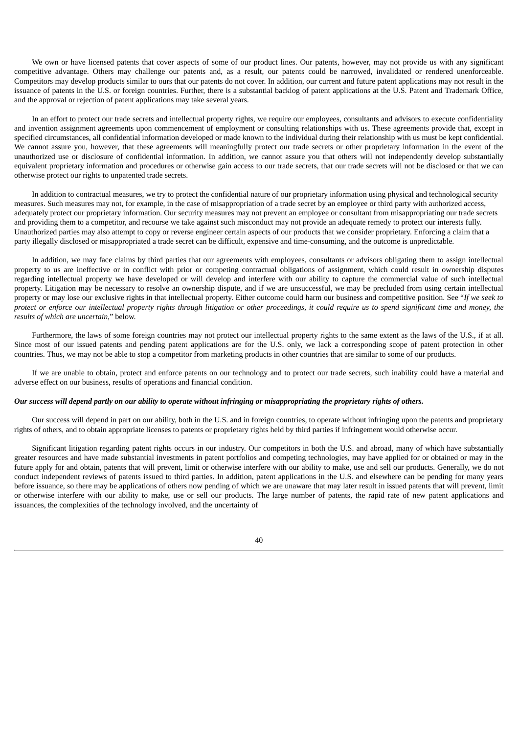We own or have licensed patents that cover aspects of some of our product lines. Our patents, however, may not provide us with any significant competitive advantage. Others may challenge our patents and, as a result, our patents could be narrowed, invalidated or rendered unenforceable. Competitors may develop products similar to ours that our patents do not cover. In addition, our current and future patent applications may not result in the issuance of patents in the U.S. or foreign countries. Further, there is a substantial backlog of patent applications at the U.S. Patent and Trademark Office, and the approval or rejection of patent applications may take several years.

In an effort to protect our trade secrets and intellectual property rights, we require our employees, consultants and advisors to execute confidentiality and invention assignment agreements upon commencement of employment or consulting relationships with us. These agreements provide that, except in specified circumstances, all confidential information developed or made known to the individual during their relationship with us must be kept confidential. We cannot assure you, however, that these agreements will meaningfully protect our trade secrets or other proprietary information in the event of the unauthorized use or disclosure of confidential information. In addition, we cannot assure you that others will not independently develop substantially equivalent proprietary information and procedures or otherwise gain access to our trade secrets, that our trade secrets will not be disclosed or that we can otherwise protect our rights to unpatented trade secrets.

In addition to contractual measures, we try to protect the confidential nature of our proprietary information using physical and technological security measures. Such measures may not, for example, in the case of misappropriation of a trade secret by an employee or third party with authorized access, adequately protect our proprietary information. Our security measures may not prevent an employee or consultant from misappropriating our trade secrets and providing them to a competitor, and recourse we take against such misconduct may not provide an adequate remedy to protect our interests fully. Unauthorized parties may also attempt to copy or reverse engineer certain aspects of our products that we consider proprietary. Enforcing a claim that a party illegally disclosed or misappropriated a trade secret can be difficult, expensive and time-consuming, and the outcome is unpredictable.

In addition, we may face claims by third parties that our agreements with employees, consultants or advisors obligating them to assign intellectual property to us are ineffective or in conflict with prior or competing contractual obligations of assignment, which could result in ownership disputes regarding intellectual property we have developed or will develop and interfere with our ability to capture the commercial value of such intellectual property. Litigation may be necessary to resolve an ownership dispute, and if we are unsuccessful, we may be precluded from using certain intellectual property or may lose our exclusive rights in that intellectual property. Either outcome could harm our business and competitive position. See "*If we seek to protect or enforce our intellectual property rights through litigation or other proceedings, it could require us to spend significant time and money, the results of which are uncertain*," below.

Furthermore, the laws of some foreign countries may not protect our intellectual property rights to the same extent as the laws of the U.S., if at all. Since most of our issued patents and pending patent applications are for the U.S. only, we lack a corresponding scope of patent protection in other countries. Thus, we may not be able to stop a competitor from marketing products in other countries that are similar to some of our products.

If we are unable to obtain, protect and enforce patents on our technology and to protect our trade secrets, such inability could have a material and adverse effect on our business, results of operations and financial condition.

***Our success will depend partly on our ability to operate without infringing or misappropriating the proprietary rights of others.***

Our success will depend in part on our ability, both in the U.S. and in foreign countries, to operate without infringing upon the patents and proprietary rights of others, and to obtain appropriate licenses to patents or proprietary rights held by third parties if infringement would otherwise occur.

Significant litigation regarding patent rights occurs in our industry. Our competitors in both the U.S. and abroad, many of which have substantially greater resources and have made substantial investments in patent portfolios and competing technologies, may have applied for or obtained or may in the future apply for and obtain, patents that will prevent, limit or otherwise interfere with our ability to make, use and sell our products. Generally, we do not conduct independent reviews of patents issued to third parties. In addition, patent applications in the U.S. and elsewhere can be pending for many years before issuance, so there may be applications of others now pending of which we are unaware that may later result in issued patents that will prevent, limit or otherwise interfere with our ability to make, use or sell our products. The large number of patents, the rapid rate of new patent applications and issuances, the complexities of the technology involved, and the uncertainty of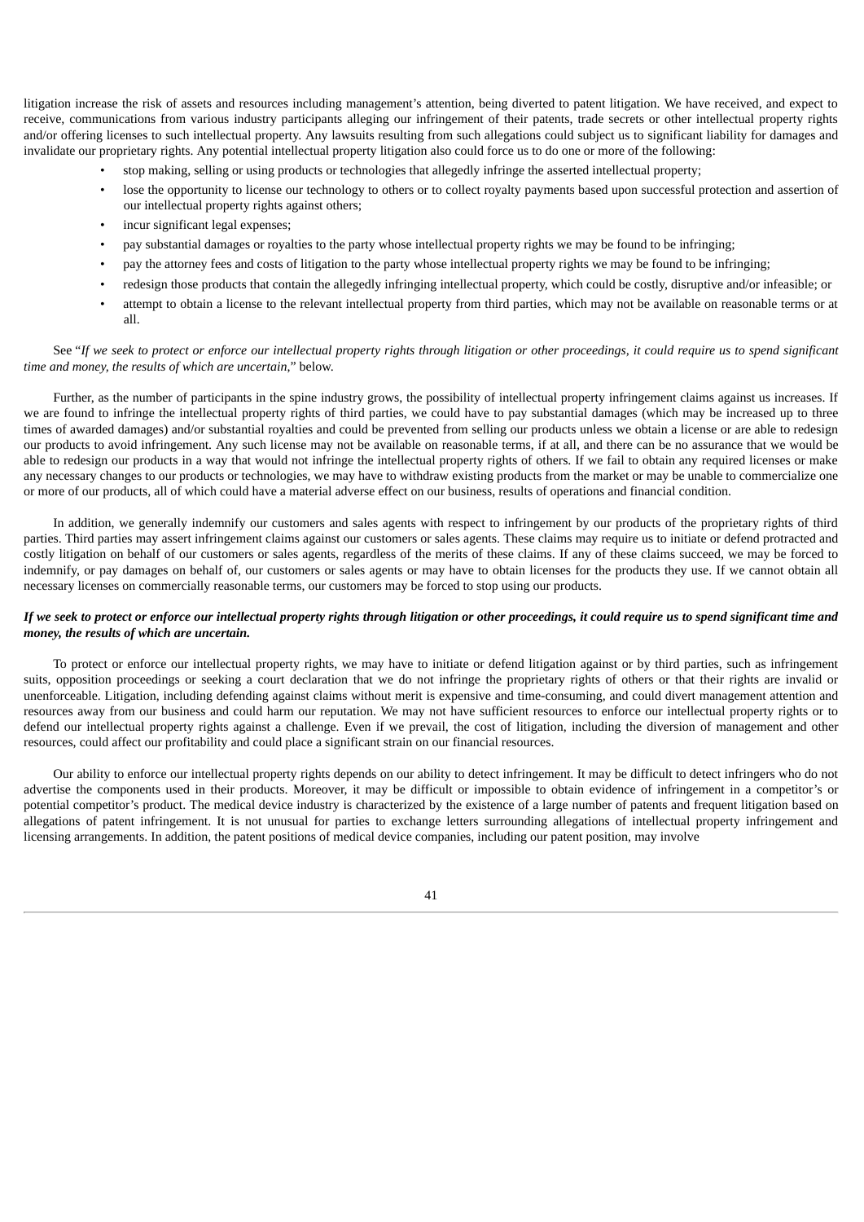litigation increase the risk of assets and resources including management's attention, being diverted to patent litigation. We have received, and expect to receive, communications from various industry participants alleging our infringement of their patents, trade secrets or other intellectual property rights and/or offering licenses to such intellectual property. Any lawsuits resulting from such allegations could subject us to significant liability for damages and invalidate our proprietary rights. Any potential intellectual property litigation also could force us to do one or more of the following:

- stop making, selling or using products or technologies that allegedly infringe the asserted intellectual property;
- lose the opportunity to license our technology to others or to collect royalty payments based upon successful protection and assertion of our intellectual property rights against others;
- incur significant legal expenses;
- pay substantial damages or royalties to the party whose intellectual property rights we may be found to be infringing;
- pay the attorney fees and costs of litigation to the party whose intellectual property rights we may be found to be infringing;
- redesign those products that contain the allegedly infringing intellectual property, which could be costly, disruptive and/or infeasible; or
- attempt to obtain a license to the relevant intellectual property from third parties, which may not be available on reasonable terms or at all.

See "*If we seek to protect or enforce our intellectual property rights through litigation or other proceedings, it could require us to spend significant time and money, the results of which are uncertain*," below.

Further, as the number of participants in the spine industry grows, the possibility of intellectual property infringement claims against us increases. If we are found to infringe the intellectual property rights of third parties, we could have to pay substantial damages (which may be increased up to three times of awarded damages) and/or substantial royalties and could be prevented from selling our products unless we obtain a license or are able to redesign our products to avoid infringement. Any such license may not be available on reasonable terms, if at all, and there can be no assurance that we would be able to redesign our products in a way that would not infringe the intellectual property rights of others. If we fail to obtain any required licenses or make any necessary changes to our products or technologies, we may have to withdraw existing products from the market or may be unable to commercialize one or more of our products, all of which could have a material adverse effect on our business, results of operations and financial condition.

In addition, we generally indemnify our customers and sales agents with respect to infringement by our products of the proprietary rights of third parties. Third parties may assert infringement claims against our customers or sales agents. These claims may require us to initiate or defend protracted and costly litigation on behalf of our customers or sales agents, regardless of the merits of these claims. If any of these claims succeed, we may be forced to indemnify, or pay damages on behalf of, our customers or sales agents or may have to obtain licenses for the products they use. If we cannot obtain all necessary licenses on commercially reasonable terms, our customers may be forced to stop using our products.

***If we seek to protect or enforce our intellectual property rights through litigation or other proceedings, it could require us to spend significant time and money, the results of which are uncertain.***

To protect or enforce our intellectual property rights, we may have to initiate or defend litigation against or by third parties, such as infringement suits, opposition proceedings or seeking a court declaration that we do not infringe the proprietary rights of others or that their rights are invalid or unenforceable. Litigation, including defending against claims without merit is expensive and time-consuming, and could divert management attention and resources away from our business and could harm our reputation. We may not have sufficient resources to enforce our intellectual property rights or to defend our intellectual property rights against a challenge. Even if we prevail, the cost of litigation, including the diversion of management and other resources, could affect our profitability and could place a significant strain on our financial resources.

Our ability to enforce our intellectual property rights depends on our ability to detect infringement. It may be difficult to detect infringers who do not advertise the components used in their products. Moreover, it may be difficult or impossible to obtain evidence of infringement in a competitor's or potential competitor's product. The medical device industry is characterized by the existence of a large number of patents and frequent litigation based on allegations of patent infringement. It is not unusual for parties to exchange letters surrounding allegations of intellectual property infringement and licensing arrangements. In addition, the patent positions of medical device companies, including our patent position, may involve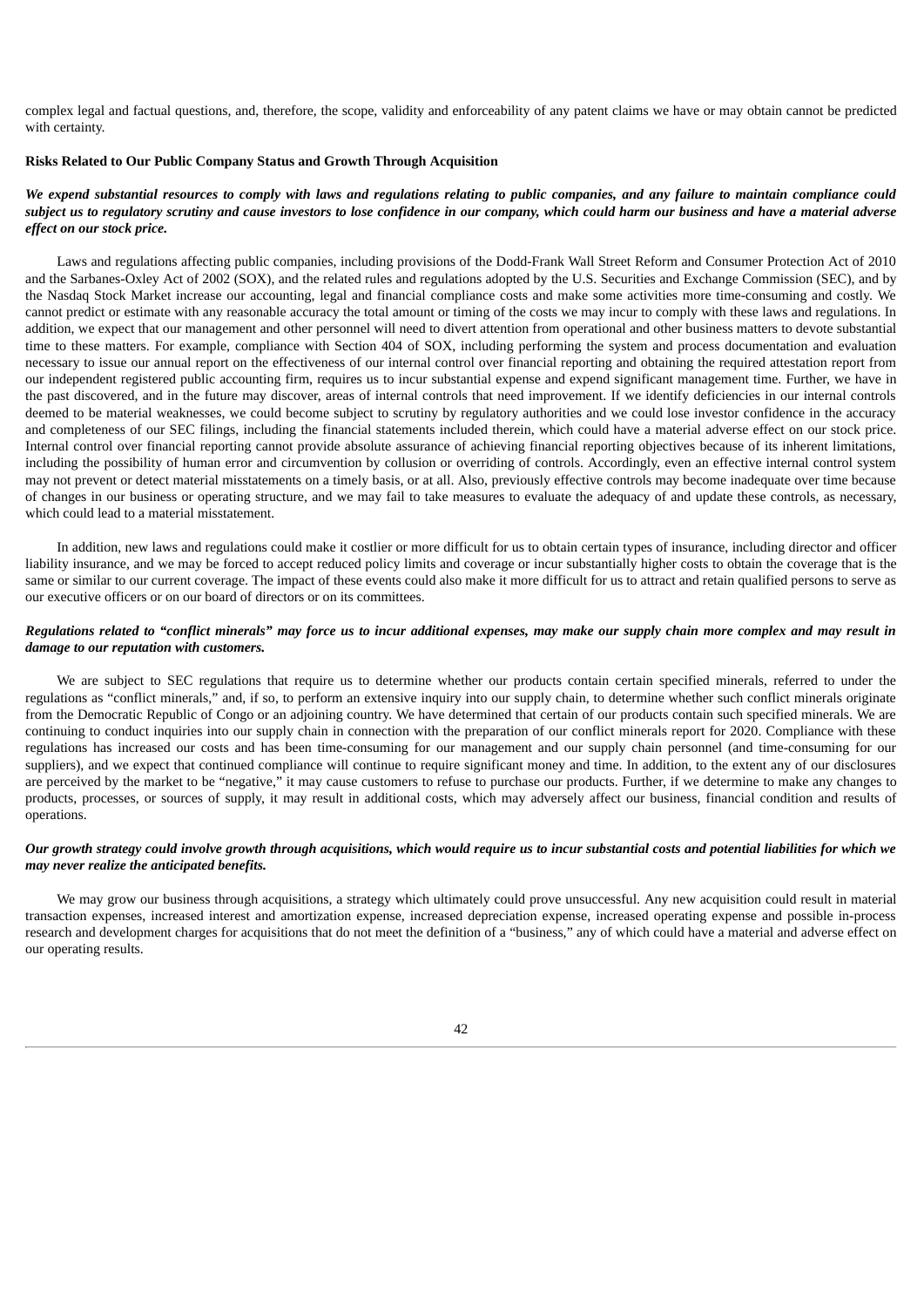complex legal and factual questions, and, therefore, the scope, validity and enforceability of any patent claims we have or may obtain cannot be predicted with certainty.

**Risks Related to Our Public Company Status and Growth Through Acquisition**

***We expend substantial resources to comply with laws and regulations relating to public companies, and any failure to maintain compliance could subject us to regulatory scrutiny and cause investors to lose confidence in our company, which could harm our business and have a material adverse effect on our stock price.***

Laws and regulations affecting public companies, including provisions of the Dodd-Frank Wall Street Reform and Consumer Protection Act of 2010 and the Sarbanes-Oxley Act of 2002 (SOX), and the related rules and regulations adopted by the U.S. Securities and Exchange Commission (SEC), and by the Nasdaq Stock Market increase our accounting, legal and financial compliance costs and make some activities more time-consuming and costly. We cannot predict or estimate with any reasonable accuracy the total amount or timing of the costs we may incur to comply with these laws and regulations. In addition, we expect that our management and other personnel will need to divert attention from operational and other business matters to devote substantial time to these matters. For example, compliance with Section 404 of SOX, including performing the system and process documentation and evaluation necessary to issue our annual report on the effectiveness of our internal control over financial reporting and obtaining the required attestation report from our independent registered public accounting firm, requires us to incur substantial expense and expend significant management time. Further, we have in the past discovered, and in the future may discover, areas of internal controls that need improvement. If we identify deficiencies in our internal controls deemed to be material weaknesses, we could become subject to scrutiny by regulatory authorities and we could lose investor confidence in the accuracy and completeness of our SEC filings, including the financial statements included therein, which could have a material adverse effect on our stock price. Internal control over financial reporting cannot provide absolute assurance of achieving financial reporting objectives because of its inherent limitations, including the possibility of human error and circumvention by collusion or overriding of controls. Accordingly, even an effective internal control system may not prevent or detect material misstatements on a timely basis, or at all. Also, previously effective controls may become inadequate over time because of changes in our business or operating structure, and we may fail to take measures to evaluate the adequacy of and update these controls, as necessary, which could lead to a material misstatement.

In addition, new laws and regulations could make it costlier or more difficult for us to obtain certain types of insurance, including director and officer liability insurance, and we may be forced to accept reduced policy limits and coverage or incur substantially higher costs to obtain the coverage that is the same or similar to our current coverage. The impact of these events could also make it more difficult for us to attract and retain qualified persons to serve as our executive officers or on our board of directors or on its committees.

***Regulations related to "conflict minerals" may force us to incur additional expenses, may make our supply chain more complex and may result in damage to our reputation with customers.***

We are subject to SEC regulations that require us to determine whether our products contain certain specified minerals, referred to under the regulations as "conflict minerals," and, if so, to perform an extensive inquiry into our supply chain, to determine whether such conflict minerals originate from the Democratic Republic of Congo or an adjoining country. We have determined that certain of our products contain such specified minerals. We are continuing to conduct inquiries into our supply chain in connection with the preparation of our conflict minerals report for 2020. Compliance with these regulations has increased our costs and has been time-consuming for our management and our supply chain personnel (and time-consuming for our suppliers), and we expect that continued compliance will continue to require significant money and time. In addition, to the extent any of our disclosures are perceived by the market to be "negative," it may cause customers to refuse to purchase our products. Further, if we determine to make any changes to products, processes, or sources of supply, it may result in additional costs, which may adversely affect our business, financial condition and results of operations.

***Our growth strategy could involve growth through acquisitions, which would require us to incur substantial costs and potential liabilities for which we may never realize the anticipated benefits.***

We may grow our business through acquisitions, a strategy which ultimately could prove unsuccessful. Any new acquisition could result in material transaction expenses, increased interest and amortization expense, increased depreciation expense, increased operating expense and possible in-process research and development charges for acquisitions that do not meet the definition of a "business," any of which could have a material and adverse effect on our operating results.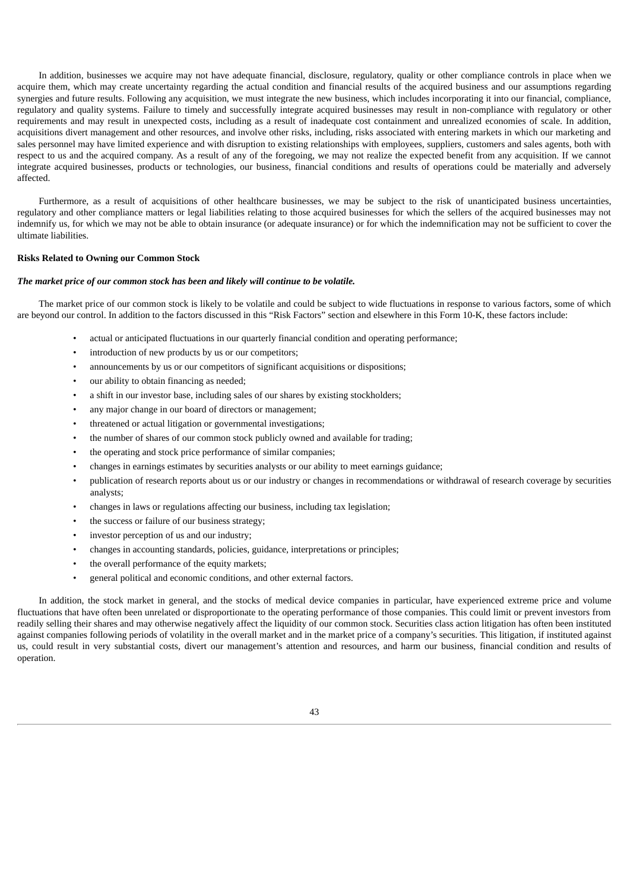In addition, businesses we acquire may not have adequate financial, disclosure, regulatory, quality or other compliance controls in place when we acquire them, which may create uncertainty regarding the actual condition and financial results of the acquired business and our assumptions regarding synergies and future results. Following any acquisition, we must integrate the new business, which includes incorporating it into our financial, compliance, regulatory and quality systems. Failure to timely and successfully integrate acquired businesses may result in non-compliance with regulatory or other requirements and may result in unexpected costs, including as a result of inadequate cost containment and unrealized economies of scale. In addition, acquisitions divert management and other resources, and involve other risks, including, risks associated with entering markets in which our marketing and sales personnel may have limited experience and with disruption to existing relationships with employees, suppliers, customers and sales agents, both with respect to us and the acquired company. As a result of any of the foregoing, we may not realize the expected benefit from any acquisition. If we cannot integrate acquired businesses, products or technologies, our business, financial conditions and results of operations could be materially and adversely affected.

Furthermore, as a result of acquisitions of other healthcare businesses, we may be subject to the risk of unanticipated business uncertainties, regulatory and other compliance matters or legal liabilities relating to those acquired businesses for which the sellers of the acquired businesses may not indemnify us, for which we may not be able to obtain insurance (or adequate insurance) or for which the indemnification may not be sufficient to cover the ultimate liabilities.

**Risks Related to Owning our Common Stock**

***The market price of our common stock has been and likely will continue to be volatile.***

The market price of our common stock is likely to be volatile and could be subject to wide fluctuations in response to various factors, some of which are beyond our control. In addition to the factors discussed in this "Risk Factors" section and elsewhere in this Form 10-K, these factors include:

- actual or anticipated fluctuations in our quarterly financial condition and operating performance;
- introduction of new products by us or our competitors;
- announcements by us or our competitors of significant acquisitions or dispositions;
- our ability to obtain financing as needed;
- a shift in our investor base, including sales of our shares by existing stockholders;
- any major change in our board of directors or management;
- threatened or actual litigation or governmental investigations;
- the number of shares of our common stock publicly owned and available for trading;
- the operating and stock price performance of similar companies;
- changes in earnings estimates by securities analysts or our ability to meet earnings guidance;
- publication of research reports about us or our industry or changes in recommendations or withdrawal of research coverage by securities analysts;
- changes in laws or regulations affecting our business, including tax legislation;
- the success or failure of our business strategy;
- investor perception of us and our industry;
- changes in accounting standards, policies, guidance, interpretations or principles;
- the overall performance of the equity markets;
- general political and economic conditions, and other external factors.

In addition, the stock market in general, and the stocks of medical device companies in particular, have experienced extreme price and volume fluctuations that have often been unrelated or disproportionate to the operating performance of those companies. This could limit or prevent investors from readily selling their shares and may otherwise negatively affect the liquidity of our common stock. Securities class action litigation has often been instituted against companies following periods of volatility in the overall market and in the market price of a company's securities. This litigation, if instituted against us, could result in very substantial costs, divert our management's attention and resources, and harm our business, financial condition and results of operation.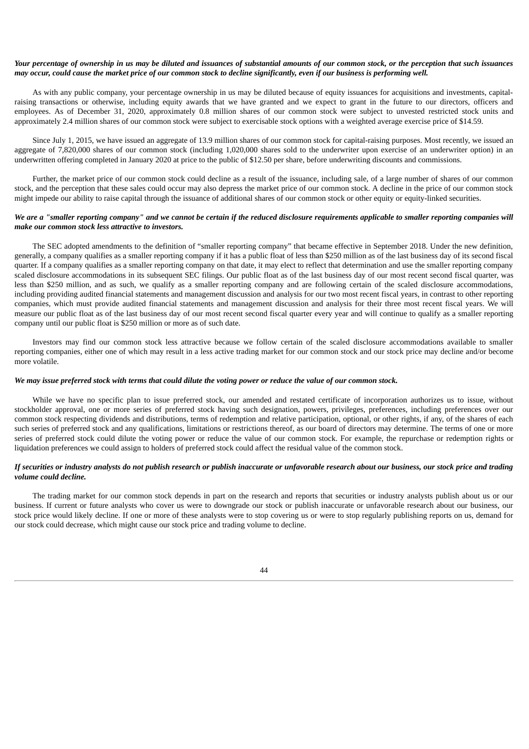***Your percentage of ownership in us may be diluted and issuances of substantial amounts of our common stock, or the perception that such issuances may occur, could cause the market price of our common stock to decline significantly, even if our business is performing well.***

As with any public company, your percentage ownership in us may be diluted because of equity issuances for acquisitions and investments, capital-raising transactions or otherwise, including equity awards that we have granted and we expect to grant in the future to our directors, officers and employees. As of December 31, 2020, approximately 0.8 million shares of our common stock were subject to unvested restricted stock units and approximately 2.4 million shares of our common stock were subject to exercisable stock options with a weighted average exercise price of $14.59.

Since July 1, 2015, we have issued an aggregate of 13.9 million shares of our common stock for capital-raising purposes. Most recently, we issued an aggregate of 7,820,000 shares of our common stock (including 1,020,000 shares sold to the underwriter upon exercise of an underwriter option) in an underwritten offering completed in January 2020 at price to the public of $12.50 per share, before underwriting discounts and commissions.

Further, the market price of our common stock could decline as a result of the issuance, including sale, of a large number of shares of our common stock, and the perception that these sales could occur may also depress the market price of our common stock. A decline in the price of our common stock might impede our ability to raise capital through the issuance of additional shares of our common stock or other equity or equity-linked securities.

***We are a "smaller reporting company" and we cannot be certain if the reduced disclosure requirements applicable to smaller reporting companies will make our common stock less attractive to investors.***

The SEC adopted amendments to the definition of "smaller reporting company" that became effective in September 2018. Under the new definition, generally, a company qualifies as a smaller reporting company if it has a public float of less than $250 million as of the last business day of its second fiscal quarter. If a company qualifies as a smaller reporting company on that date, it may elect to reflect that determination and use the smaller reporting company scaled disclosure accommodations in its subsequent SEC filings. Our public float as of the last business day of our most recent second fiscal quarter, was less than $250 million, and as such, we qualify as a smaller reporting company and are following certain of the scaled disclosure accommodations, including providing audited financial statements and management discussion and analysis for our two most recent fiscal years, in contrast to other reporting companies, which must provide audited financial statements and management discussion and analysis for their three most recent fiscal years. We will measure our public float as of the last business day of our most recent second fiscal quarter every year and will continue to qualify as a smaller reporting company until our public float is $250 million or more as of such date.

Investors may find our common stock less attractive because we follow certain of the scaled disclosure accommodations available to smaller reporting companies, either one of which may result in a less active trading market for our common stock and our stock price may decline and/or become more volatile.

***We may issue preferred stock with terms that could dilute the voting power or reduce the value of our common stock.***

While we have no specific plan to issue preferred stock, our amended and restated certificate of incorporation authorizes us to issue, without stockholder approval, one or more series of preferred stock having such designation, powers, privileges, preferences, including preferences over our common stock respecting dividends and distributions, terms of redemption and relative participation, optional, or other rights, if any, of the shares of each such series of preferred stock and any qualifications, limitations or restrictions thereof, as our board of directors may determine. The terms of one or more series of preferred stock could dilute the voting power or reduce the value of our common stock. For example, the repurchase or redemption rights or liquidation preferences we could assign to holders of preferred stock could affect the residual value of the common stock.

***If securities or industry analysts do not publish research or publish inaccurate or unfavorable research about our business, our stock price and trading volume could decline.***

The trading market for our common stock depends in part on the research and reports that securities or industry analysts publish about us or our business. If current or future analysts who cover us were to downgrade our stock or publish inaccurate or unfavorable research about our business, our stock price would likely decline. If one or more of these analysts were to stop covering us or were to stop regularly publishing reports on us, demand for our stock could decrease, which might cause our stock price and trading volume to decline.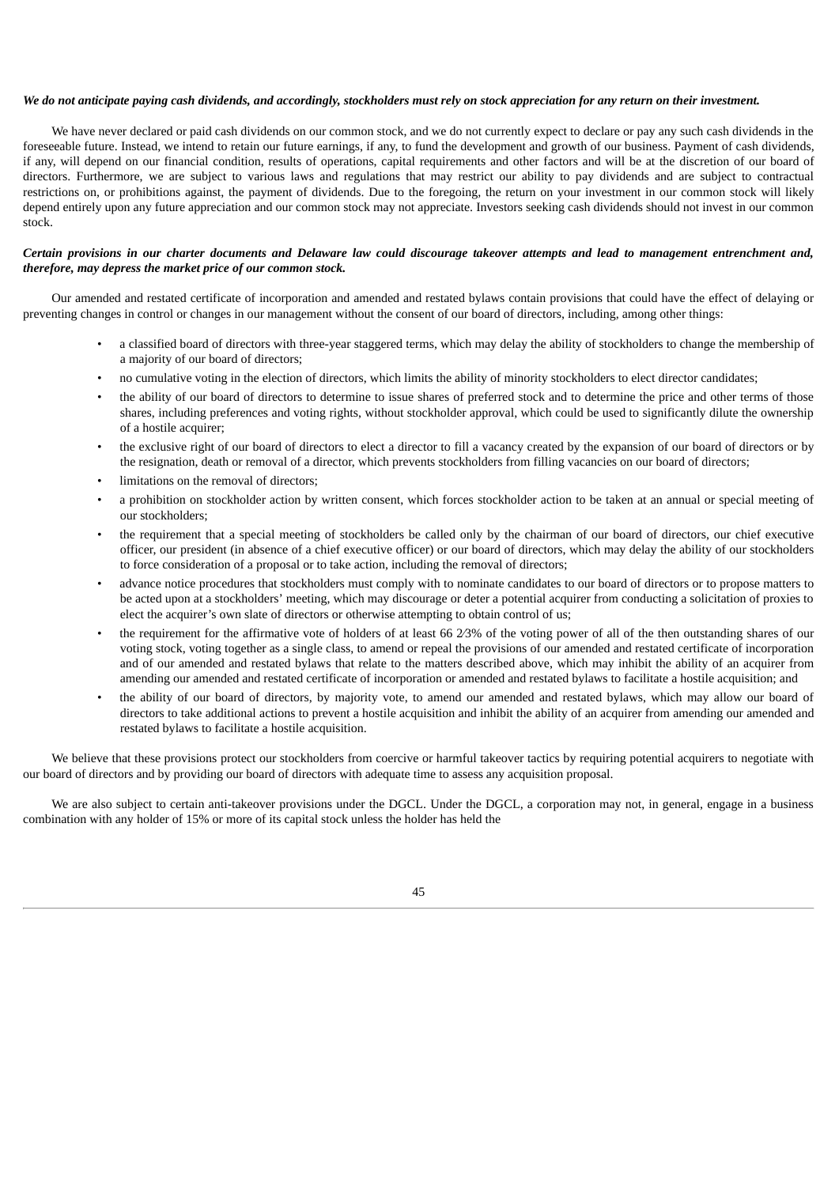***We do not anticipate paying cash dividends, and accordingly, stockholders must rely on stock appreciation for any return on their investment.***

We have never declared or paid cash dividends on our common stock, and we do not currently expect to declare or pay any such cash dividends in the foreseeable future. Instead, we intend to retain our future earnings, if any, to fund the development and growth of our business. Payment of cash dividends, if any, will depend on our financial condition, results of operations, capital requirements and other factors and will be at the discretion of our board of directors. Furthermore, we are subject to various laws and regulations that may restrict our ability to pay dividends and are subject to contractual restrictions on, or prohibitions against, the payment of dividends. Due to the foregoing, the return on your investment in our common stock will likely depend entirely upon any future appreciation and our common stock may not appreciate. Investors seeking cash dividends should not invest in our common stock.

***Certain provisions in our charter documents and Delaware law could discourage takeover attempts and lead to management entrenchment and, therefore, may depress the market price of our common stock.***

Our amended and restated certificate of incorporation and amended and restated bylaws contain provisions that could have the effect of delaying or preventing changes in control or changes in our management without the consent of our board of directors, including, among other things:

- a classified board of directors with three-year staggered terms, which may delay the ability of stockholders to change the membership of a majority of our board of directors;
- no cumulative voting in the election of directors, which limits the ability of minority stockholders to elect director candidates;
- the ability of our board of directors to determine to issue shares of preferred stock and to determine the price and other terms of those shares, including preferences and voting rights, without stockholder approval, which could be used to significantly dilute the ownership of a hostile acquirer;
- the exclusive right of our board of directors to elect a director to fill a vacancy created by the expansion of our board of directors or by the resignation, death or removal of a director, which prevents stockholders from filling vacancies on our board of directors;
- limitations on the removal of directors;
- a prohibition on stockholder action by written consent, which forces stockholder action to be taken at an annual or special meeting of our stockholders;
- the requirement that a special meeting of stockholders be called only by the chairman of our board of directors, our chief executive officer, our president (in absence of a chief executive officer) or our board of directors, which may delay the ability of our stockholders to force consideration of a proposal or to take action, including the removal of directors;
- advance notice procedures that stockholders must comply with to nominate candidates to our board of directors or to propose matters to be acted upon at a stockholders' meeting, which may discourage or deter a potential acquirer from conducting a solicitation of proxies to elect the acquirer's own slate of directors or otherwise attempting to obtain control of us;
- the requirement for the affirmative vote of holders of at least 66 2⁄3% of the voting power of all of the then outstanding shares of our voting stock, voting together as a single class, to amend or repeal the provisions of our amended and restated certificate of incorporation and of our amended and restated bylaws that relate to the matters described above, which may inhibit the ability of an acquirer from amending our amended and restated certificate of incorporation or amended and restated bylaws to facilitate a hostile acquisition; and
- the ability of our board of directors, by majority vote, to amend our amended and restated bylaws, which may allow our board of directors to take additional actions to prevent a hostile acquisition and inhibit the ability of an acquirer from amending our amended and restated bylaws to facilitate a hostile acquisition.

We believe that these provisions protect our stockholders from coercive or harmful takeover tactics by requiring potential acquirers to negotiate with our board of directors and by providing our board of directors with adequate time to assess any acquisition proposal.

We are also subject to certain anti-takeover provisions under the DGCL. Under the DGCL, a corporation may not, in general, engage in a business combination with any holder of 15% or more of its capital stock unless the holder has held the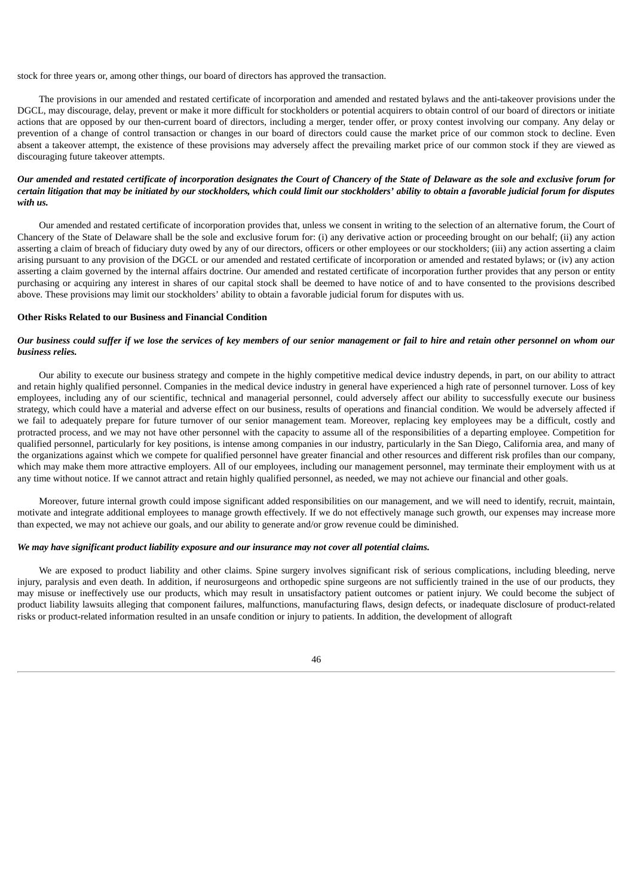stock for three years or, among other things, our board of directors has approved the transaction.

The provisions in our amended and restated certificate of incorporation and amended and restated bylaws and the anti-takeover provisions under the DGCL, may discourage, delay, prevent or make it more difficult for stockholders or potential acquirers to obtain control of our board of directors or initiate actions that are opposed by our then-current board of directors, including a merger, tender offer, or proxy contest involving our company. Any delay or prevention of a change of control transaction or changes in our board of directors could cause the market price of our common stock to decline. Even absent a takeover attempt, the existence of these provisions may adversely affect the prevailing market price of our common stock if they are viewed as discouraging future takeover attempts.

***Our amended and restated certificate of incorporation designates the Court of Chancery of the State of Delaware as the sole and exclusive forum for certain litigation that may be initiated by our stockholders, which could limit our stockholders' ability to obtain a favorable judicial forum for disputes with us.***

Our amended and restated certificate of incorporation provides that, unless we consent in writing to the selection of an alternative forum, the Court of Chancery of the State of Delaware shall be the sole and exclusive forum for: (i) any derivative action or proceeding brought on our behalf; (ii) any action asserting a claim of breach of fiduciary duty owed by any of our directors, officers or other employees or our stockholders; (iii) any action asserting a claim arising pursuant to any provision of the DGCL or our amended and restated certificate of incorporation or amended and restated bylaws; or (iv) any action asserting a claim governed by the internal affairs doctrine. Our amended and restated certificate of incorporation further provides that any person or entity purchasing or acquiring any interest in shares of our capital stock shall be deemed to have notice of and to have consented to the provisions described above. These provisions may limit our stockholders' ability to obtain a favorable judicial forum for disputes with us.

**Other Risks Related to our Business and Financial Condition**

***Our business could suffer if we lose the services of key members of our senior management or fail to hire and retain other personnel on whom our business relies.***

Our ability to execute our business strategy and compete in the highly competitive medical device industry depends, in part, on our ability to attract and retain highly qualified personnel. Companies in the medical device industry in general have experienced a high rate of personnel turnover. Loss of key employees, including any of our scientific, technical and managerial personnel, could adversely affect our ability to successfully execute our business strategy, which could have a material and adverse effect on our business, results of operations and financial condition. We would be adversely affected if we fail to adequately prepare for future turnover of our senior management team. Moreover, replacing key employees may be a difficult, costly and protracted process, and we may not have other personnel with the capacity to assume all of the responsibilities of a departing employee. Competition for qualified personnel, particularly for key positions, is intense among companies in our industry, particularly in the San Diego, California area, and many of the organizations against which we compete for qualified personnel have greater financial and other resources and different risk profiles than our company, which may make them more attractive employers. All of our employees, including our management personnel, may terminate their employment with us at any time without notice. If we cannot attract and retain highly qualified personnel, as needed, we may not achieve our financial and other goals.

Moreover, future internal growth could impose significant added responsibilities on our management, and we will need to identify, recruit, maintain, motivate and integrate additional employees to manage growth effectively. If we do not effectively manage such growth, our expenses may increase more than expected, we may not achieve our goals, and our ability to generate and/or grow revenue could be diminished.

***We may have significant product liability exposure and our insurance may not cover all potential claims.***

We are exposed to product liability and other claims. Spine surgery involves significant risk of serious complications, including bleeding, nerve injury, paralysis and even death. In addition, if neurosurgeons and orthopedic spine surgeons are not sufficiently trained in the use of our products, they may misuse or ineffectively use our products, which may result in unsatisfactory patient outcomes or patient injury. We could become the subject of product liability lawsuits alleging that component failures, malfunctions, manufacturing flaws, design defects, or inadequate disclosure of product-related risks or product-related information resulted in an unsafe condition or injury to patients. In addition, the development of allograft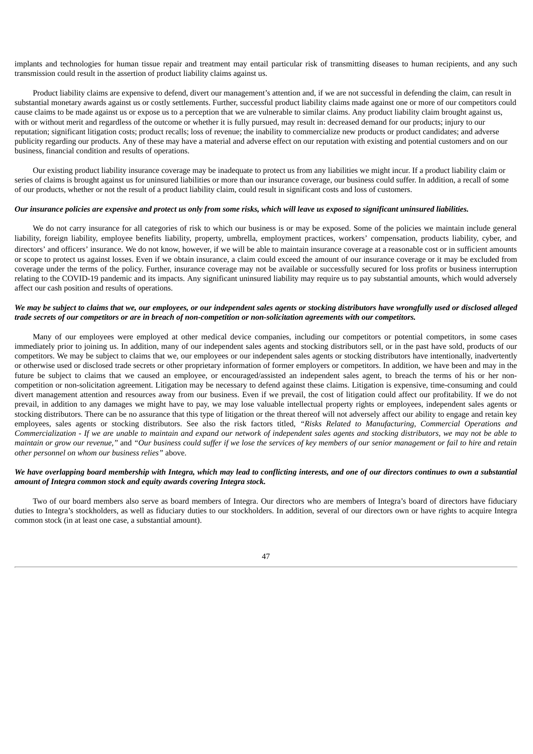implants and technologies for human tissue repair and treatment may entail particular risk of transmitting diseases to human recipients, and any such transmission could result in the assertion of product liability claims against us.

Product liability claims are expensive to defend, divert our management's attention and, if we are not successful in defending the claim, can result in substantial monetary awards against us or costly settlements. Further, successful product liability claims made against one or more of our competitors could cause claims to be made against us or expose us to a perception that we are vulnerable to similar claims. Any product liability claim brought against us, with or without merit and regardless of the outcome or whether it is fully pursued, may result in: decreased demand for our products; injury to our reputation; significant litigation costs; product recalls; loss of revenue; the inability to commercialize new products or product candidates; and adverse publicity regarding our products. Any of these may have a material and adverse effect on our reputation with existing and potential customers and on our business, financial condition and results of operations.

Our existing product liability insurance coverage may be inadequate to protect us from any liabilities we might incur. If a product liability claim or series of claims is brought against us for uninsured liabilities or more than our insurance coverage, our business could suffer. In addition, a recall of some of our products, whether or not the result of a product liability claim, could result in significant costs and loss of customers.

***Our insurance policies are expensive and protect us only from some risks, which will leave us exposed to significant uninsured liabilities.***

We do not carry insurance for all categories of risk to which our business is or may be exposed. Some of the policies we maintain include general liability, foreign liability, employee benefits liability, property, umbrella, employment practices, workers' compensation, products liability, cyber, and directors' and officers' insurance. We do not know, however, if we will be able to maintain insurance coverage at a reasonable cost or in sufficient amounts or scope to protect us against losses. Even if we obtain insurance, a claim could exceed the amount of our insurance coverage or it may be excluded from coverage under the terms of the policy. Further, insurance coverage may not be available or successfully secured for loss profits or business interruption relating to the COVID-19 pandemic and its impacts. Any significant uninsured liability may require us to pay substantial amounts, which would adversely affect our cash position and results of operations.

***We may be subject to claims that we, our employees, or our independent sales agents or stocking distributors have wrongfully used or disclosed alleged trade secrets of our competitors or are in breach of non-competition or non-solicitation agreements with our competitors.***

Many of our employees were employed at other medical device companies, including our competitors or potential competitors, in some cases immediately prior to joining us. In addition, many of our independent sales agents and stocking distributors sell, or in the past have sold, products of our competitors. We may be subject to claims that we, our employees or our independent sales agents or stocking distributors have intentionally, inadvertently or otherwise used or disclosed trade secrets or other proprietary information of former employers or competitors. In addition, we have been and may in the future be subject to claims that we caused an employee, or encouraged/assisted an independent sales agent, to breach the terms of his or her non-competition or non-solicitation agreement. Litigation may be necessary to defend against these claims. Litigation is expensive, time-consuming and could divert management attention and resources away from our business. Even if we prevail, the cost of litigation could affect our profitability. If we do not prevail, in addition to any damages we might have to pay, we may lose valuable intellectual property rights or employees, independent sales agents or stocking distributors. There can be no assurance that this type of litigation or the threat thereof will not adversely affect our ability to engage and retain key employees, sales agents or stocking distributors. See also the risk factors titled, *"Risks Related to Manufacturing, Commercial Operations and Commercialization - If we are unable to maintain and expand our network of independent sales agents and stocking distributors, we may not be able to maintain or grow our revenue,"* and *"Our business could suffer if we lose the services of key members of our senior management or fail to hire and retain other personnel on whom our business relies"* above.

***We have overlapping board membership with Integra, which may lead to conflicting interests, and one of our directors continues to own a substantial amount of Integra common stock and equity awards covering Integra stock.***

Two of our board members also serve as board members of Integra. Our directors who are members of Integra's board of directors have fiduciary duties to Integra's stockholders, as well as fiduciary duties to our stockholders. In addition, several of our directors own or have rights to acquire Integra common stock (in at least one case, a substantial amount).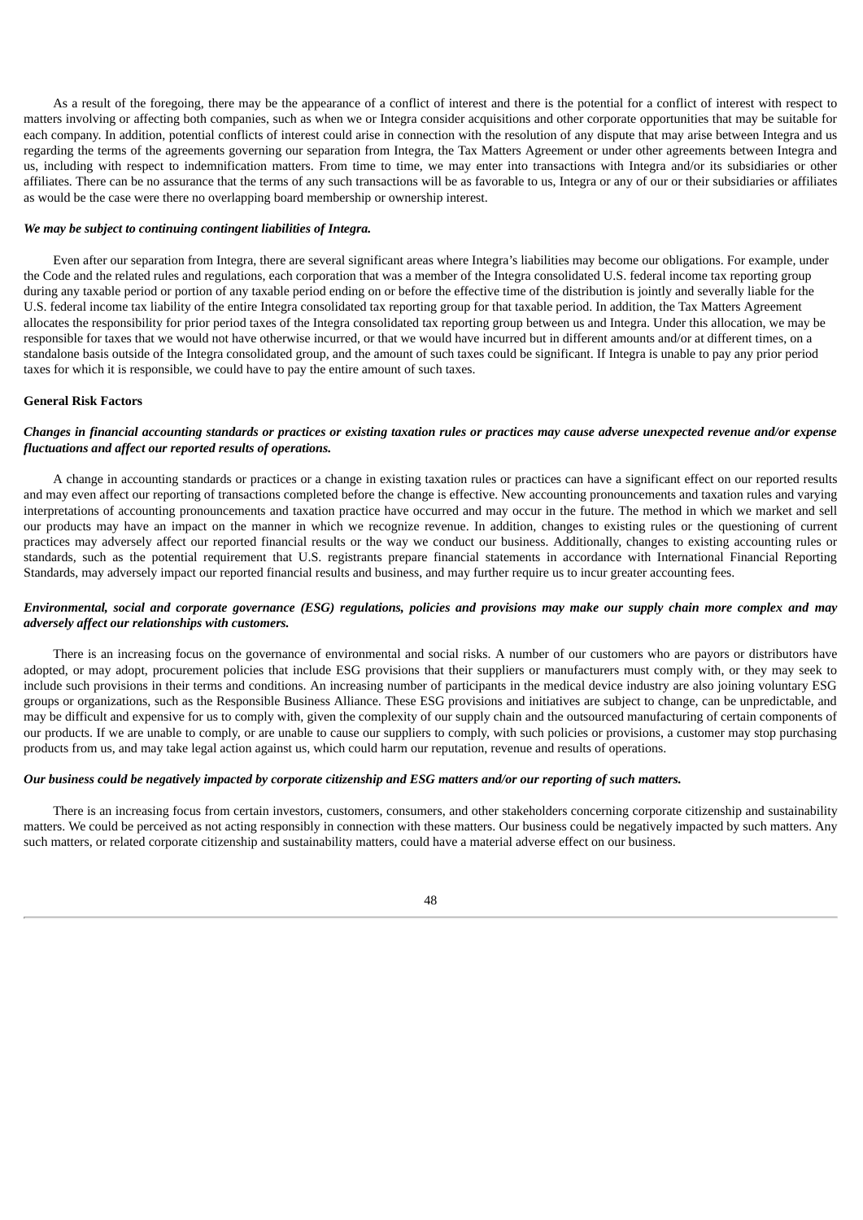As a result of the foregoing, there may be the appearance of a conflict of interest and there is the potential for a conflict of interest with respect to matters involving or affecting both companies, such as when we or Integra consider acquisitions and other corporate opportunities that may be suitable for each company. In addition, potential conflicts of interest could arise in connection with the resolution of any dispute that may arise between Integra and us regarding the terms of the agreements governing our separation from Integra, the Tax Matters Agreement or under other agreements between Integra and us, including with respect to indemnification matters. From time to time, we may enter into transactions with Integra and/or its subsidiaries or other affiliates. There can be no assurance that the terms of any such transactions will be as favorable to us, Integra or any of our or their subsidiaries or affiliates as would be the case were there no overlapping board membership or ownership interest.

***We may be subject to continuing contingent liabilities of Integra.***

Even after our separation from Integra, there are several significant areas where Integra's liabilities may become our obligations. For example, under the Code and the related rules and regulations, each corporation that was a member of the Integra consolidated U.S. federal income tax reporting group during any taxable period or portion of any taxable period ending on or before the effective time of the distribution is jointly and severally liable for the U.S. federal income tax liability of the entire Integra consolidated tax reporting group for that taxable period. In addition, the Tax Matters Agreement allocates the responsibility for prior period taxes of the Integra consolidated tax reporting group between us and Integra. Under this allocation, we may be responsible for taxes that we would not have otherwise incurred, or that we would have incurred but in different amounts and/or at different times, on a standalone basis outside of the Integra consolidated group, and the amount of such taxes could be significant. If Integra is unable to pay any prior period taxes for which it is responsible, we could have to pay the entire amount of such taxes.

**General Risk Factors**

***Changes in financial accounting standards or practices or existing taxation rules or practices may cause adverse unexpected revenue and/or expense fluctuations and affect our reported results of operations.***

A change in accounting standards or practices or a change in existing taxation rules or practices can have a significant effect on our reported results and may even affect our reporting of transactions completed before the change is effective. New accounting pronouncements and taxation rules and varying interpretations of accounting pronouncements and taxation practice have occurred and may occur in the future. The method in which we market and sell our products may have an impact on the manner in which we recognize revenue. In addition, changes to existing rules or the questioning of current practices may adversely affect our reported financial results or the way we conduct our business. Additionally, changes to existing accounting rules or standards, such as the potential requirement that U.S. registrants prepare financial statements in accordance with International Financial Reporting Standards, may adversely impact our reported financial results and business, and may further require us to incur greater accounting fees.

***Environmental, social and corporate governance (ESG) regulations, policies and provisions may make our supply chain more complex and may adversely affect our relationships with customers.***

There is an increasing focus on the governance of environmental and social risks. A number of our customers who are payors or distributors have adopted, or may adopt, procurement policies that include ESG provisions that their suppliers or manufacturers must comply with, or they may seek to include such provisions in their terms and conditions. An increasing number of participants in the medical device industry are also joining voluntary ESG groups or organizations, such as the Responsible Business Alliance. These ESG provisions and initiatives are subject to change, can be unpredictable, and may be difficult and expensive for us to comply with, given the complexity of our supply chain and the outsourced manufacturing of certain components of our products. If we are unable to comply, or are unable to cause our suppliers to comply, with such policies or provisions, a customer may stop purchasing products from us, and may take legal action against us, which could harm our reputation, revenue and results of operations.

***Our business could be negatively impacted by corporate citizenship and ESG matters and/or our reporting of such matters.***

There is an increasing focus from certain investors, customers, consumers, and other stakeholders concerning corporate citizenship and sustainability matters. We could be perceived as not acting responsibly in connection with these matters. Our business could be negatively impacted by such matters. Any such matters, or related corporate citizenship and sustainability matters, could have a material adverse effect on our business.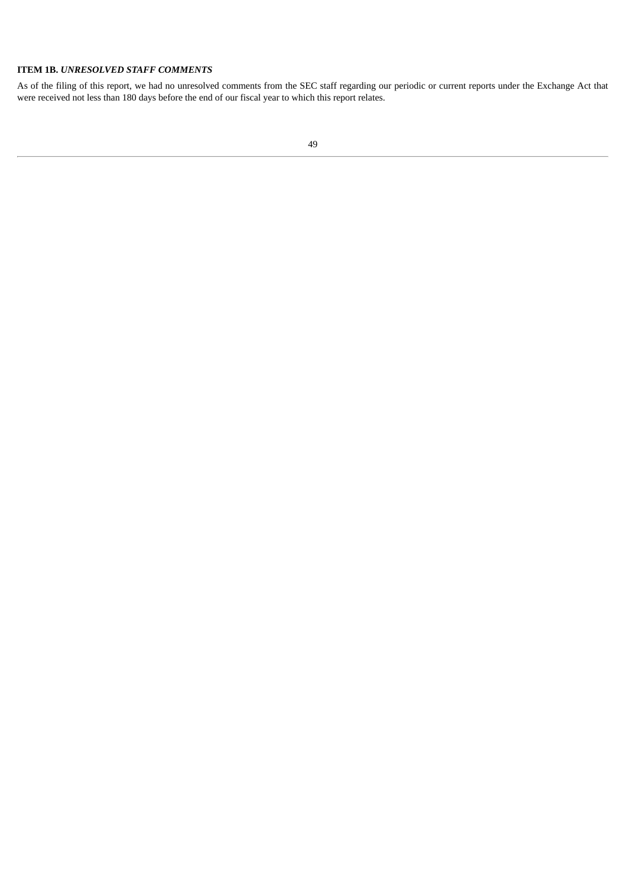## ITEM 1B. *UNRESOLVED STAFF COMMENTS*

As of the filing of this report, we had no unresolved comments from the SEC staff regarding our periodic or current reports under the Exchange Act that were received not less than 180 days before the end of our fiscal year to which this report relates.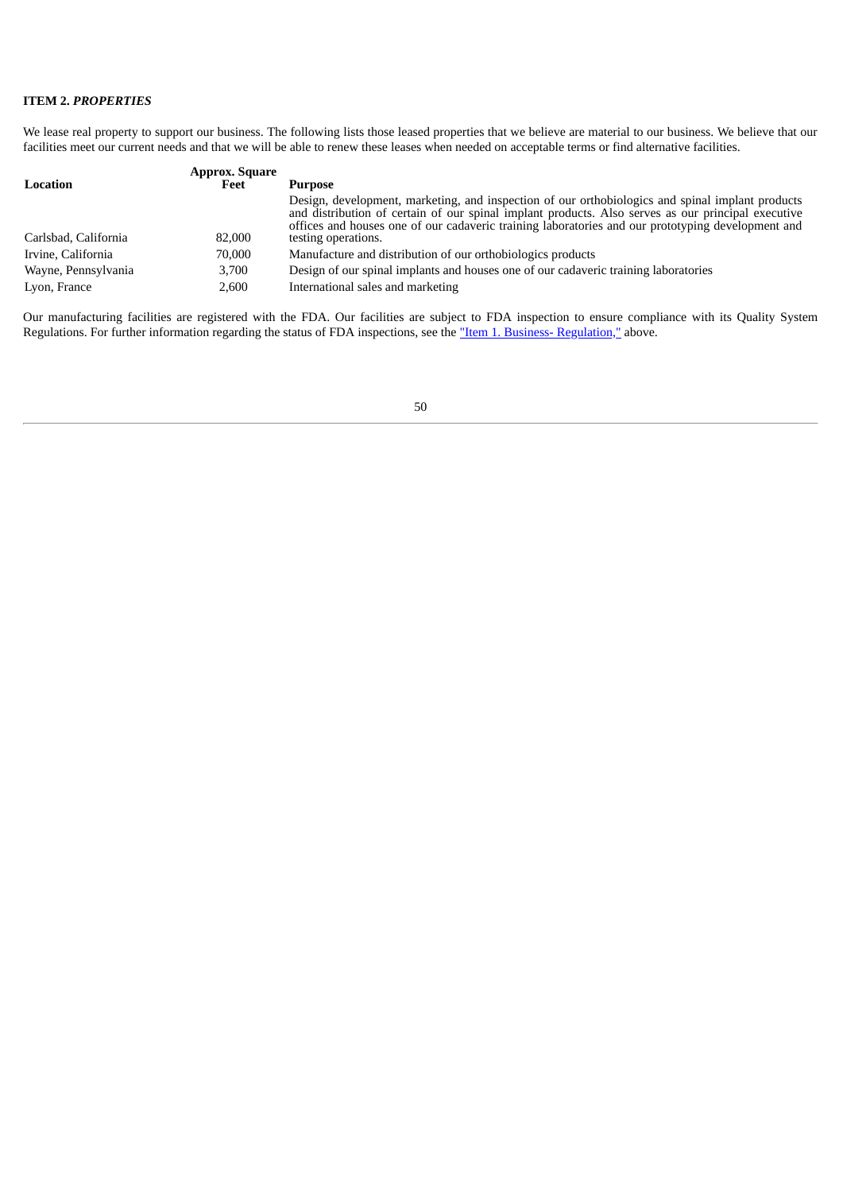### ITEM 2. *PROPERTIES*

We lease real property to support our business. The following lists those leased properties that we believe are material to our business. We believe that our facilities meet our current needs and that we will be able to renew these leases when needed on acceptable terms or find alternative facilities.

| Location | Approx. Square Feet | Purpose |
|---|---|---|
| Carlsbad, California | 82,000 | Design, development, marketing, and inspection of our orthobiologics and spinal implant products and distribution of certain of our spinal implant products. Also serves as our principal executive offices and houses one of our cadaveric training laboratories and our prototyping development and testing operations. |
| Irvine, California | 70,000 | Manufacture and distribution of our orthobiologics products |
| Wayne, Pennsylvania | 3,700 | Design of our spinal implants and houses one of our cadaveric training laboratories |
| Lyon, France | 2,600 | International sales and marketing |

Our manufacturing facilities are registered with the FDA. Our facilities are subject to FDA inspection to ensure compliance with its Quality System Regulations. For further information regarding the status of FDA inspections, see the "Item 1. Business- Regulation," above.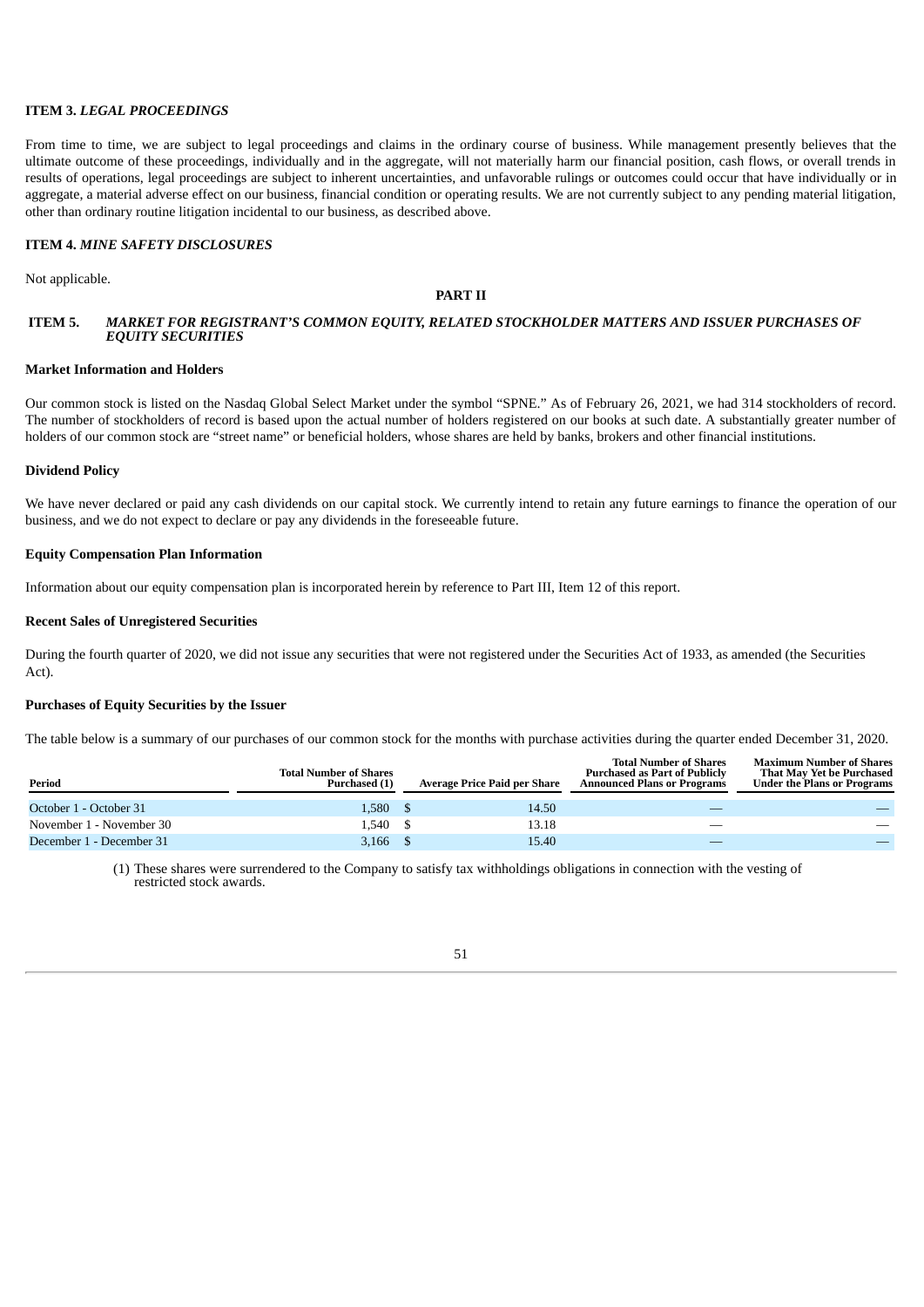### ITEM 3. *LEGAL PROCEEDINGS*

From time to time, we are subject to legal proceedings and claims in the ordinary course of business. While management presently believes that the ultimate outcome of these proceedings, individually and in the aggregate, will not materially harm our financial position, cash flows, or overall trends in results of operations, legal proceedings are subject to inherent uncertainties, and unfavorable rulings or outcomes could occur that have individually or in aggregate, a material adverse effect on our business, financial condition or operating results. We are not currently subject to any pending material litigation, other than ordinary routine litigation incidental to our business, as described above.

### ITEM 4. *MINE SAFETY DISCLOSURES*

Not applicable.

## PART II

### ITEM 5. *MARKET FOR REGISTRANT'S COMMON EQUITY, RELATED STOCKHOLDER MATTERS AND ISSUER PURCHASES OF EQUITY SECURITIES*

**Market Information and Holders**

Our common stock is listed on the Nasdaq Global Select Market under the symbol "SPNE." As of February 26, 2021, we had 314 stockholders of record. The number of stockholders of record is based upon the actual number of holders registered on our books at such date. A substantially greater number of holders of our common stock are "street name" or beneficial holders, whose shares are held by banks, brokers and other financial institutions.

**Dividend Policy**

We have never declared or paid any cash dividends on our capital stock. We currently intend to retain any future earnings to finance the operation of our business, and we do not expect to declare or pay any dividends in the foreseeable future.

**Equity Compensation Plan Information**

Information about our equity compensation plan is incorporated herein by reference to Part III, Item 12 of this report.

**Recent Sales of Unregistered Securities**

During the fourth quarter of 2020, we did not issue any securities that were not registered under the Securities Act of 1933, as amended (the Securities Act).

**Purchases of Equity Securities by the Issuer**

The table below is a summary of our purchases of our common stock for the months with purchase activities during the quarter ended December 31, 2020.

| Period | Total Number of Shares Purchased (1) | Average Price Paid per Share | Total Number of Shares Purchased as Part of Publicly Announced Plans or Programs | Maximum Number of Shares That May Yet be Purchased Under the Plans or Programs |
|---|---|---|---|---|
| October 1 - October 31 | 1,580 | $ 14.50 | — | — |
| November 1 - November 30 | 1,540 | $ 13.18 | — | — |
| December 1 - December 31 | 3,166 | $ 15.40 | — | — |

(1) These shares were surrendered to the Company to satisfy tax withholdings obligations in connection with the vesting of restricted stock awards.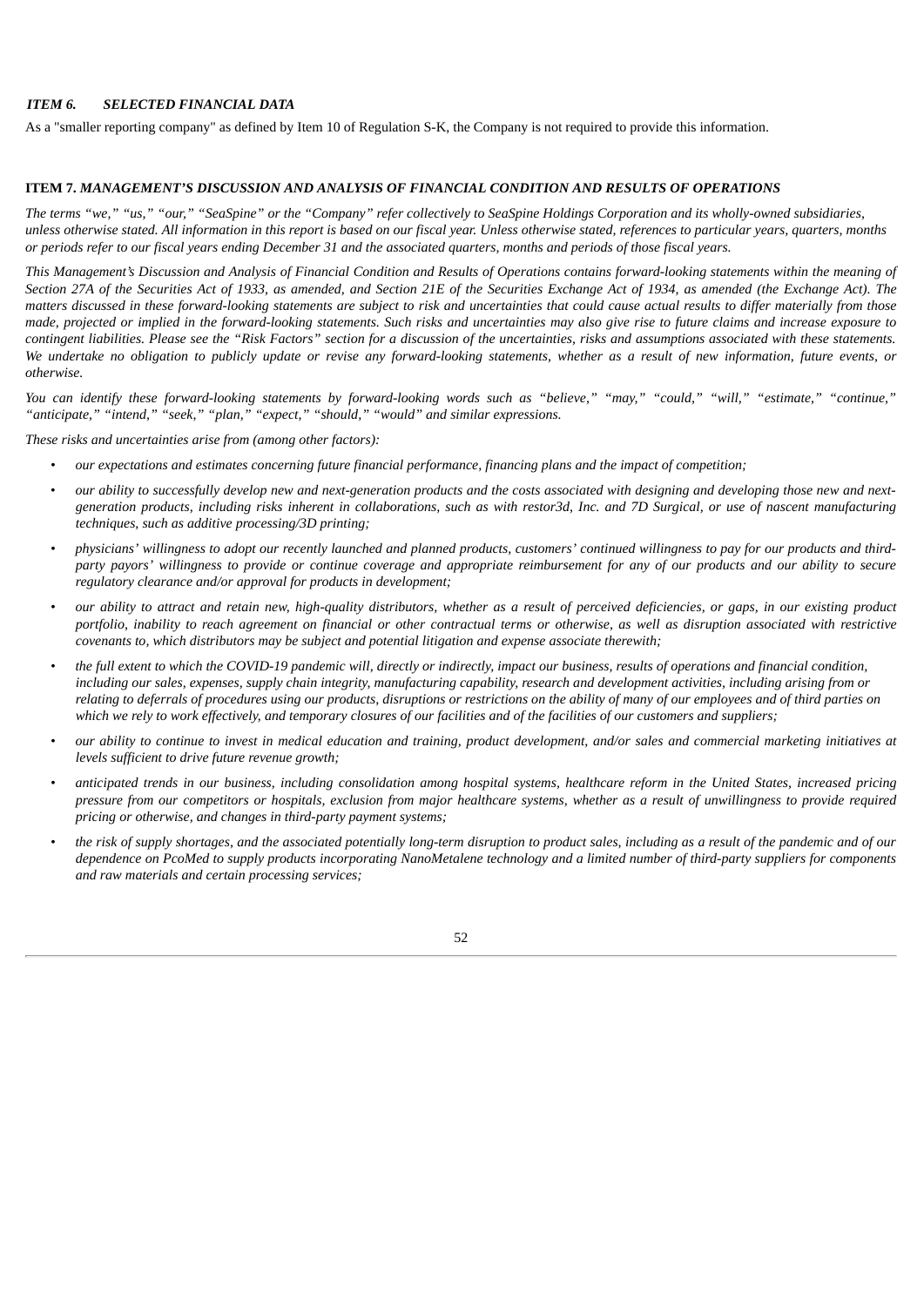### *ITEM 6. SELECTED FINANCIAL DATA*

As a "smaller reporting company" as defined by Item 10 of Regulation S-K, the Company is not required to provide this information.

### ITEM 7. *MANAGEMENT'S DISCUSSION AND ANALYSIS OF FINANCIAL CONDITION AND RESULTS OF OPERATIONS*

*The terms "we," "us," "our," "SeaSpine" or the "Company" refer collectively to SeaSpine Holdings Corporation and its wholly-owned subsidiaries, unless otherwise stated. All information in this report is based on our fiscal year. Unless otherwise stated, references to particular years, quarters, months or periods refer to our fiscal years ending December 31 and the associated quarters, months and periods of those fiscal years.*

*This Management's Discussion and Analysis of Financial Condition and Results of Operations contains forward-looking statements within the meaning of Section 27A of the Securities Act of 1933, as amended, and Section 21E of the Securities Exchange Act of 1934, as amended (the Exchange Act). The matters discussed in these forward-looking statements are subject to risk and uncertainties that could cause actual results to differ materially from those made, projected or implied in the forward-looking statements. Such risks and uncertainties may also give rise to future claims and increase exposure to contingent liabilities. Please see the "Risk Factors" section for a discussion of the uncertainties, risks and assumptions associated with these statements. We undertake no obligation to publicly update or revise any forward-looking statements, whether as a result of new information, future events, or otherwise.*

*You can identify these forward-looking statements by forward-looking words such as "believe," "may," "could," "will," "estimate," "continue," "anticipate," "intend," "seek," "plan," "expect," "should," "would" and similar expressions.*

*These risks and uncertainties arise from (among other factors):*

- *our expectations and estimates concerning future financial performance, financing plans and the impact of competition;*
- *our ability to successfully develop new and next-generation products and the costs associated with designing and developing those new and next-generation products, including risks inherent in collaborations, such as with restor3d, Inc. and 7D Surgical, or use of nascent manufacturing techniques, such as additive processing/3D printing;*
- *physicians' willingness to adopt our recently launched and planned products, customers' continued willingness to pay for our products and third-party payors' willingness to provide or continue coverage and appropriate reimbursement for any of our products and our ability to secure regulatory clearance and/or approval for products in development;*
- *our ability to attract and retain new, high-quality distributors, whether as a result of perceived deficiencies, or gaps, in our existing product portfolio, inability to reach agreement on financial or other contractual terms or otherwise, as well as disruption associated with restrictive covenants to, which distributors may be subject and potential litigation and expense associate therewith;*
- *the full extent to which the COVID-19 pandemic will, directly or indirectly, impact our business, results of operations and financial condition, including our sales, expenses, supply chain integrity, manufacturing capability, research and development activities, including arising from or relating to deferrals of procedures using our products, disruptions or restrictions on the ability of many of our employees and of third parties on which we rely to work effectively, and temporary closures of our facilities and of the facilities of our customers and suppliers;*
- *our ability to continue to invest in medical education and training, product development, and/or sales and commercial marketing initiatives at levels sufficient to drive future revenue growth;*
- *anticipated trends in our business, including consolidation among hospital systems, healthcare reform in the United States, increased pricing pressure from our competitors or hospitals, exclusion from major healthcare systems, whether as a result of unwillingness to provide required pricing or otherwise, and changes in third-party payment systems;*
- *the risk of supply shortages, and the associated potentially long-term disruption to product sales, including as a result of the pandemic and of our dependence on PcoMed to supply products incorporating NanoMetalene technology and a limited number of third-party suppliers for components and raw materials and certain processing services;*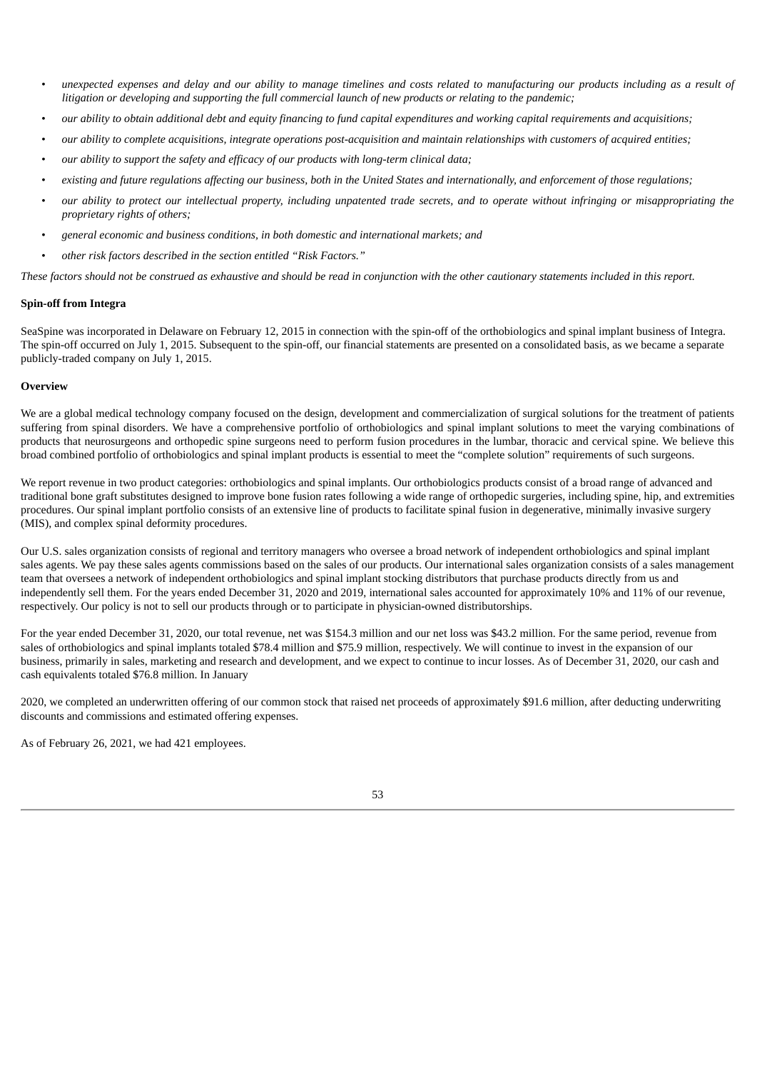- *unexpected expenses and delay and our ability to manage timelines and costs related to manufacturing our products including as a result of litigation or developing and supporting the full commercial launch of new products or relating to the pandemic;*
- *our ability to obtain additional debt and equity financing to fund capital expenditures and working capital requirements and acquisitions;*
- *our ability to complete acquisitions, integrate operations post-acquisition and maintain relationships with customers of acquired entities;*
- *our ability to support the safety and efficacy of our products with long-term clinical data;*
- *existing and future regulations affecting our business, both in the United States and internationally, and enforcement of those regulations;*
- *our ability to protect our intellectual property, including unpatented trade secrets, and to operate without infringing or misappropriating the proprietary rights of others;*
- *general economic and business conditions, in both domestic and international markets; and*
- *other risk factors described in the section entitled "Risk Factors."*

*These factors should not be construed as exhaustive and should be read in conjunction with the other cautionary statements included in this report.*

**Spin-off from Integra**

SeaSpine was incorporated in Delaware on February 12, 2015 in connection with the spin-off of the orthobiologics and spinal implant business of Integra. The spin-off occurred on July 1, 2015. Subsequent to the spin-off, our financial statements are presented on a consolidated basis, as we became a separate publicly-traded company on July 1, 2015.

**Overview**

We are a global medical technology company focused on the design, development and commercialization of surgical solutions for the treatment of patients suffering from spinal disorders. We have a comprehensive portfolio of orthobiologics and spinal implant solutions to meet the varying combinations of products that neurosurgeons and orthopedic spine surgeons need to perform fusion procedures in the lumbar, thoracic and cervical spine. We believe this broad combined portfolio of orthobiologics and spinal implant products is essential to meet the "complete solution" requirements of such surgeons.

We report revenue in two product categories: orthobiologics and spinal implants. Our orthobiologics products consist of a broad range of advanced and traditional bone graft substitutes designed to improve bone fusion rates following a wide range of orthopedic surgeries, including spine, hip, and extremities procedures. Our spinal implant portfolio consists of an extensive line of products to facilitate spinal fusion in degenerative, minimally invasive surgery (MIS), and complex spinal deformity procedures.

Our U.S. sales organization consists of regional and territory managers who oversee a broad network of independent orthobiologics and spinal implant sales agents. We pay these sales agents commissions based on the sales of our products. Our international sales organization consists of a sales management team that oversees a network of independent orthobiologics and spinal implant stocking distributors that purchase products directly from us and independently sell them. For the years ended December 31, 2020 and 2019, international sales accounted for approximately 10% and 11% of our revenue, respectively. Our policy is not to sell our products through or to participate in physician-owned distributorships.

For the year ended December 31, 2020, our total revenue, net was $154.3 million and our net loss was $43.2 million. For the same period, revenue from sales of orthobiologics and spinal implants totaled $78.4 million and $75.9 million, respectively. We will continue to invest in the expansion of our business, primarily in sales, marketing and research and development, and we expect to continue to incur losses. As of December 31, 2020, our cash and cash equivalents totaled $76.8 million. In January 2020, we completed an underwritten offering of our common stock that raised net proceeds of approximately $91.6 million, after deducting underwriting discounts and commissions and estimated offering expenses.

As of February 26, 2021, we had 421 employees.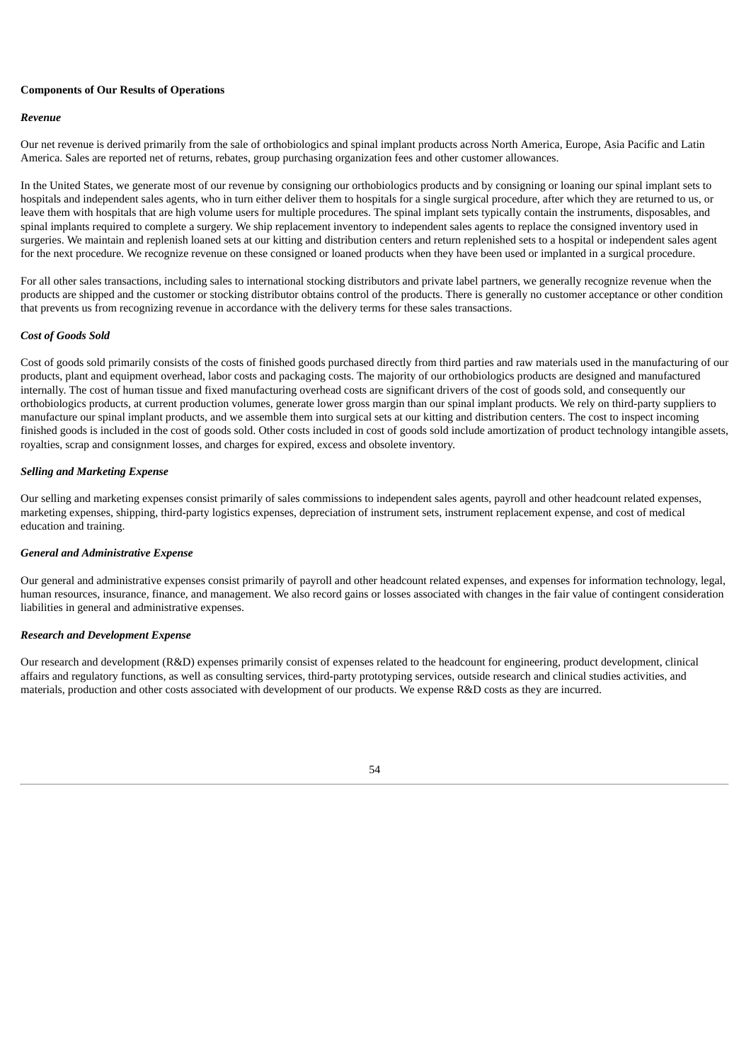**Components of Our Results of Operations**

***Revenue***

Our net revenue is derived primarily from the sale of orthobiologics and spinal implant products across North America, Europe, Asia Pacific and Latin America. Sales are reported net of returns, rebates, group purchasing organization fees and other customer allowances.

In the United States, we generate most of our revenue by consigning our orthobiologics products and by consigning or loaning our spinal implant sets to hospitals and independent sales agents, who in turn either deliver them to hospitals for a single surgical procedure, after which they are returned to us, or leave them with hospitals that are high volume users for multiple procedures. The spinal implant sets typically contain the instruments, disposables, and spinal implants required to complete a surgery. We ship replacement inventory to independent sales agents to replace the consigned inventory used in surgeries. We maintain and replenish loaned sets at our kitting and distribution centers and return replenished sets to a hospital or independent sales agent for the next procedure. We recognize revenue on these consigned or loaned products when they have been used or implanted in a surgical procedure.

For all other sales transactions, including sales to international stocking distributors and private label partners, we generally recognize revenue when the products are shipped and the customer or stocking distributor obtains control of the products. There is generally no customer acceptance or other condition that prevents us from recognizing revenue in accordance with the delivery terms for these sales transactions.

***Cost of Goods Sold***

Cost of goods sold primarily consists of the costs of finished goods purchased directly from third parties and raw materials used in the manufacturing of our products, plant and equipment overhead, labor costs and packaging costs. The majority of our orthobiologics products are designed and manufactured internally. The cost of human tissue and fixed manufacturing overhead costs are significant drivers of the cost of goods sold, and consequently our orthobiologics products, at current production volumes, generate lower gross margin than our spinal implant products. We rely on third-party suppliers to manufacture our spinal implant products, and we assemble them into surgical sets at our kitting and distribution centers. The cost to inspect incoming finished goods is included in the cost of goods sold. Other costs included in cost of goods sold include amortization of product technology intangible assets, royalties, scrap and consignment losses, and charges for expired, excess and obsolete inventory.

***Selling and Marketing Expense***

Our selling and marketing expenses consist primarily of sales commissions to independent sales agents, payroll and other headcount related expenses, marketing expenses, shipping, third-party logistics expenses, depreciation of instrument sets, instrument replacement expense, and cost of medical education and training.

***General and Administrative Expense***

Our general and administrative expenses consist primarily of payroll and other headcount related expenses, and expenses for information technology, legal, human resources, insurance, finance, and management. We also record gains or losses associated with changes in the fair value of contingent consideration liabilities in general and administrative expenses.

***Research and Development Expense***

Our research and development (R&D) expenses primarily consist of expenses related to the headcount for engineering, product development, clinical affairs and regulatory functions, as well as consulting services, third-party prototyping services, outside research and clinical studies activities, and materials, production and other costs associated with development of our products. We expense R&D costs as they are incurred.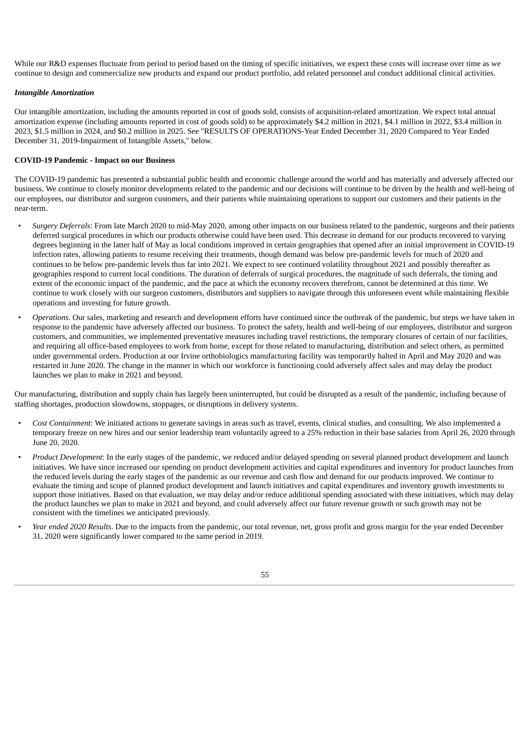While our R&D expenses fluctuate from period to period based on the timing of specific initiatives, we expect these costs will increase over time as we continue to design and commercialize new products and expand our product portfolio, add related personnel and conduct additional clinical activities.

***Intangible Amortization***

Our intangible amortization, including the amounts reported in cost of goods sold, consists of acquisition-related amortization. We expect total annual amortization expense (including amounts reported in cost of goods sold) to be approximately $4.2 million in 2021, $4.1 million in 2022, $3.4 million in 2023, $1.5 million in 2024, and $0.2 million in 2025. See "RESULTS OF OPERATIONS-Year Ended December 31, 2020 Compared to Year Ended December 31, 2019-Impairment of Intangible Assets," below.

**COVID-19 Pandemic - Impact on our Business**

The COVID-19 pandemic has presented a substantial public health and economic challenge around the world and has materially and adversely affected our business. We continue to closely monitor developments related to the pandemic and our decisions will continue to be driven by the health and well-being of our employees, our distributor and surgeon customers, and their patients while maintaining operations to support our customers and their patients in the near-term.

- *Surgery Deferrals*: From late March 2020 to mid-May 2020, among other impacts on our business related to the pandemic, surgeons and their patients deferred surgical procedures in which our products otherwise could have been used. This decrease in demand for our products recovered to varying degrees beginning in the latter half of May as local conditions improved in certain geographies that opened after an initial improvement in COVID-19 infection rates, allowing patients to resume receiving their treatments, though demand was below pre-pandemic levels for much of 2020 and continues to be below pre-pandemic levels thus far into 2021. We expect to see continued volatility throughout 2021 and possibly thereafter as geographies respond to current local conditions. The duration of deferrals of surgical procedures, the magnitude of such deferrals, the timing and extent of the economic impact of the pandemic, and the pace at which the economy recovers therefrom, cannot be determined at this time. We continue to work closely with our surgeon customers, distributors and suppliers to navigate through this unforeseen event while maintaining flexible operations and investing for future growth.
- *Operations*. Our sales, marketing and research and development efforts have continued since the outbreak of the pandemic, but steps we have taken in response to the pandemic have adversely affected our business. To protect the safety, health and well-being of our employees, distributor and surgeon customers, and communities, we implemented preventative measures including travel restrictions, the temporary closures of certain of our facilities, and requiring all office-based employees to work from home, except for those related to manufacturing, distribution and select others, as permitted under governmental orders. Production at our Irvine orthobiologics manufacturing facility was temporarily halted in April and May 2020 and was restarted in June 2020. The change in the manner in which our workforce is functioning could adversely affect sales and may delay the product launches we plan to make in 2021 and beyond.

Our manufacturing, distribution and supply chain has largely been uninterrupted, but could be disrupted as a result of the pandemic, including because of staffing shortages, production slowdowns, stoppages, or disruptions in delivery systems.

- *Cost Containment*: We initiated actions to generate savings in areas such as travel, events, clinical studies, and consulting. We also implemented a temporary freeze on new hires and our senior leadership team voluntarily agreed to a 25% reduction in their base salaries from April 26, 2020 through June 20, 2020.
- *Product Development*: In the early stages of the pandemic, we reduced and/or delayed spending on several planned product development and launch initiatives. We have since increased our spending on product development activities and capital expenditures and inventory for product launches from the reduced levels during the early stages of the pandemic as our revenue and cash flow and demand for our products improved. We continue to evaluate the timing and scope of planned product development and launch initiatives and capital expenditures and inventory growth investments to support those initiatives. Based on that evaluation, we may delay and/or reduce additional spending associated with these initiatives, which may delay the product launches we plan to make in 2021 and beyond, and could adversely affect our future revenue growth or such growth may not be consistent with the timelines we anticipated previously.
- *Year ended 2020 Results*. Due to the impacts from the pandemic, our total revenue, net, gross profit and gross margin for the year ended December 31, 2020 were significantly lower compared to the same period in 2019.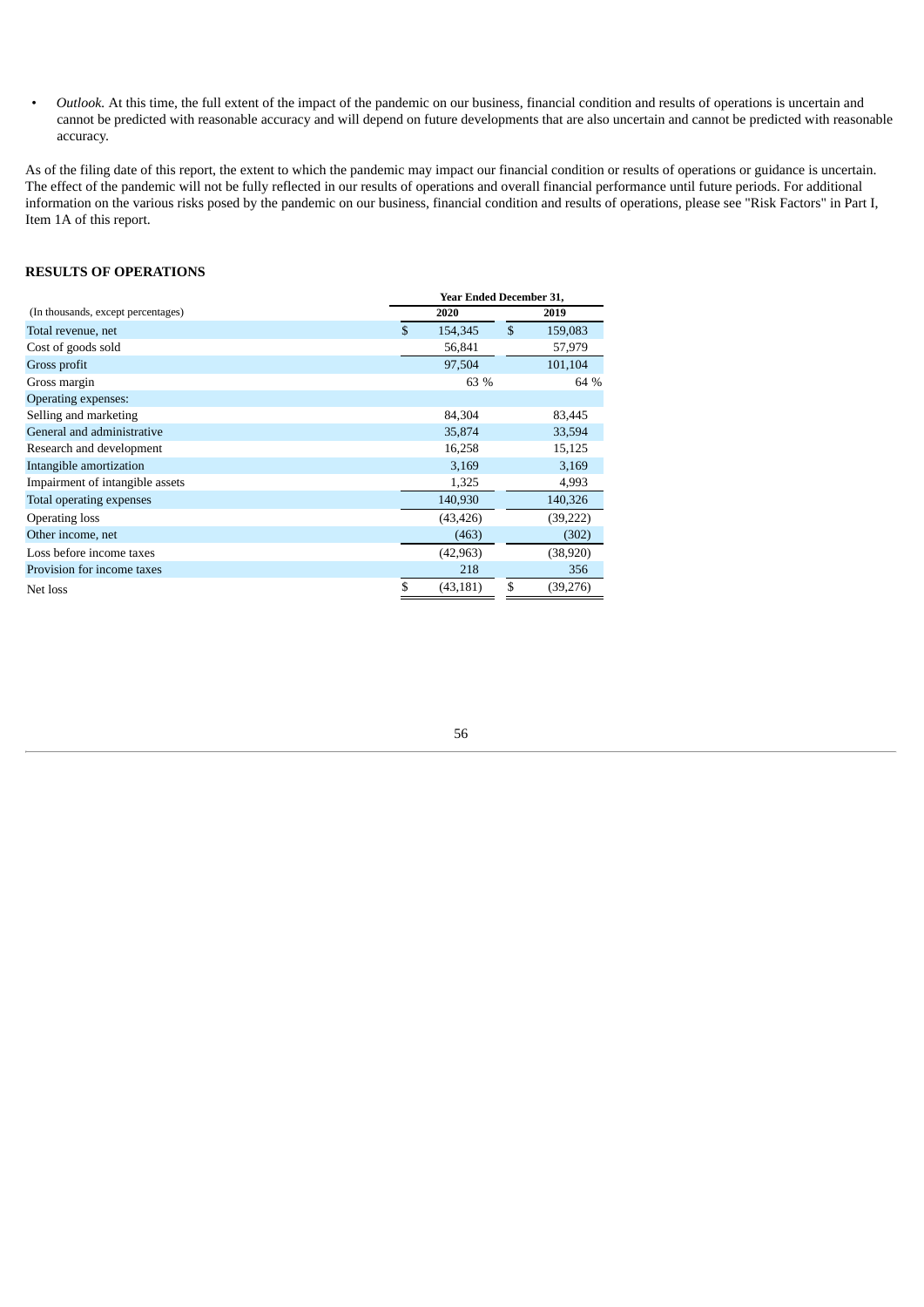- *Outlook.* At this time, the full extent of the impact of the pandemic on our business, financial condition and results of operations is uncertain and cannot be predicted with reasonable accuracy and will depend on future developments that are also uncertain and cannot be predicted with reasonable accuracy.

As of the filing date of this report, the extent to which the pandemic may impact our financial condition or results of operations or guidance is uncertain. The effect of the pandemic will not be fully reflected in our results of operations and overall financial performance until future periods. For additional information on the various risks posed by the pandemic on our business, financial condition and results of operations, please see "Risk Factors" in Part I, Item 1A of this report.

## RESULTS OF OPERATIONS

| | Year Ended December 31, | |
|---|---|---|
| (In thousands, except percentages) | 2020 | 2019 |
| Total revenue, net | $ 154,345 | $ 159,083 |
| Cost of goods sold | 56,841 | 57,979 |
| Gross profit | 97,504 | 101,104 |
| Gross margin | 63 % | 64 % |
| Operating expenses: | | |
| Selling and marketing | 84,304 | 83,445 |
| General and administrative | 35,874 | 33,594 |
| Research and development | 16,258 | 15,125 |
| Intangible amortization | 3,169 | 3,169 |
| Impairment of intangible assets | 1,325 | 4,993 |
| Total operating expenses | 140,930 | 140,326 |
| Operating loss | (43,426) | (39,222) |
| Other income, net | (463) | (302) |
| Loss before income taxes | (42,963) | (38,920) |
| Provision for income taxes | 218 | 356 |
| Net loss | $ (43,181) | $ (39,276) |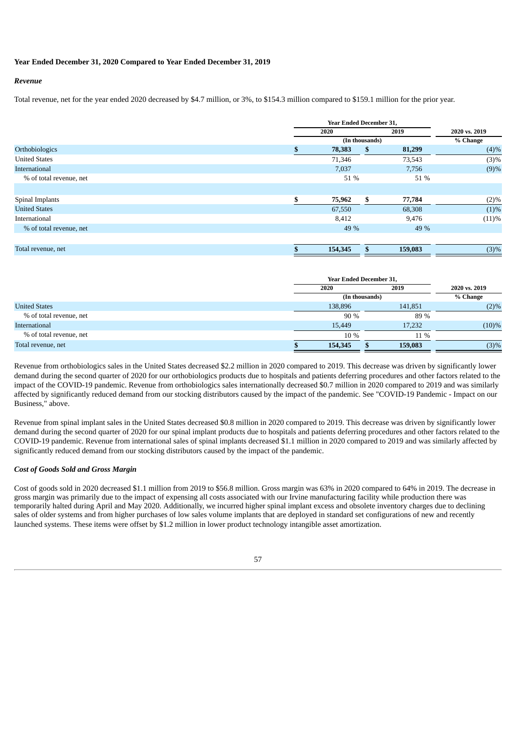**Year Ended December 31, 2020 Compared to Year Ended December 31, 2019**

***Revenue***

Total revenue, net for the year ended 2020 decreased by $4.7 million, or 3%, to $154.3 million compared to $159.1 million for the prior year.

| | Year Ended December 31, | | 2020 vs. 2019 |
|---|---|---|---|
| | 2020 | 2019 | % Change |
| | (In thousands) | | |
| Orthobiologics | $ 78,383 | $ 81,299 | (4)% |
| United States | 71,346 | 73,543 | (3)% |
| International | 7,037 | 7,756 | (9)% |
| % of total revenue, net | 51 % | 51 % | |
| | | | |
| Spinal Implants | $ 75,962 | $ 77,784 | (2)% |
| United States | 67,550 | 68,308 | (1)% |
| International | 8,412 | 9,476 | (11)% |
| % of total revenue, net | 49 % | 49 % | |
| | | | |
| Total revenue, net | $ 154,345 | $ 159,083 | (3)% |

| | Year Ended December 31, | | 2020 vs. 2019 |
|---|---|---|---|
| | 2020 | 2019 | % Change |
| | (In thousands) | | |
| United States | 138,896 | 141,851 | (2)% |
| % of total revenue, net | 90 % | 89 % | |
| International | 15,449 | 17,232 | (10)% |
| % of total revenue, net | 10 % | 11 % | |
| Total revenue, net | $ 154,345 | $ 159,083 | (3)% |

Revenue from orthobiologics sales in the United States decreased $2.2 million in 2020 compared to 2019. This decrease was driven by significantly lower demand during the second quarter of 2020 for our orthobiologics products due to hospitals and patients deferring procedures and other factors related to the impact of the COVID-19 pandemic. Revenue from orthobiologics sales internationally decreased $0.7 million in 2020 compared to 2019 and was similarly affected by significantly reduced demand from our stocking distributors caused by the impact of the pandemic. See "COVID-19 Pandemic - Impact on our Business," above.

Revenue from spinal implant sales in the United States decreased $0.8 million in 2020 compared to 2019. This decrease was driven by significantly lower demand during the second quarter of 2020 for our spinal implant products due to hospitals and patients deferring procedures and other factors related to the COVID-19 pandemic. Revenue from international sales of spinal implants decreased $1.1 million in 2020 compared to 2019 and was similarly affected by significantly reduced demand from our stocking distributors caused by the impact of the pandemic.

***Cost of Goods Sold and Gross Margin***

Cost of goods sold in 2020 decreased $1.1 million from 2019 to $56.8 million. Gross margin was 63% in 2020 compared to 64% in 2019. The decrease in gross margin was primarily due to the impact of expensing all costs associated with our Irvine manufacturing facility while production there was temporarily halted during April and May 2020. Additionally, we incurred higher spinal implant excess and obsolete inventory charges due to declining sales of older systems and from higher purchases of low sales volume implants that are deployed in standard set configurations of new and recently launched systems. These items were offset by $1.2 million in lower product technology intangible asset amortization.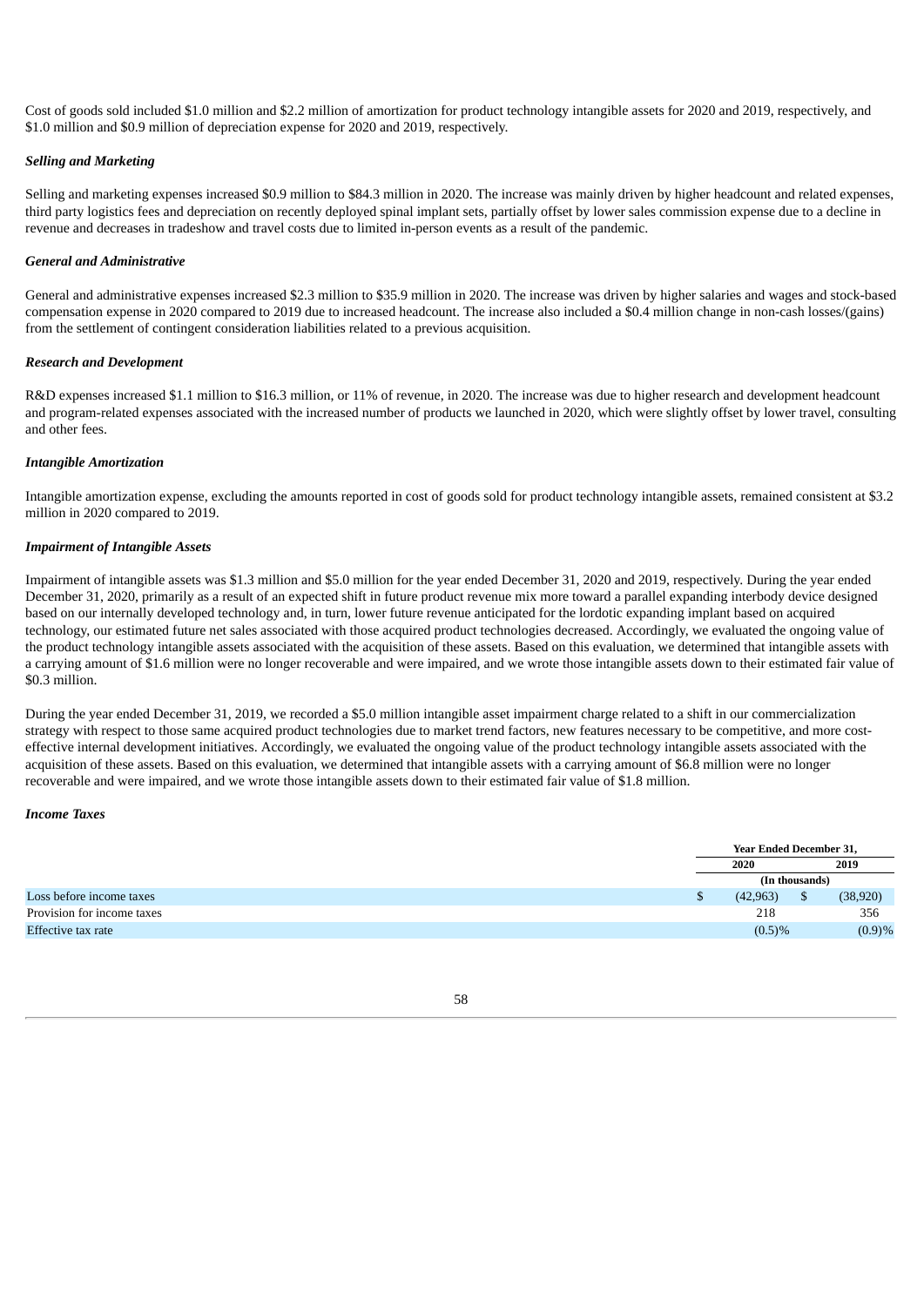Cost of goods sold included $1.0 million and $2.2 million of amortization for product technology intangible assets for 2020 and 2019, respectively, and $1.0 million and $0.9 million of depreciation expense for 2020 and 2019, respectively.

### *Selling and Marketing*

Selling and marketing expenses increased $0.9 million to $84.3 million in 2020. The increase was mainly driven by higher headcount and related expenses, third party logistics fees and depreciation on recently deployed spinal implant sets, partially offset by lower sales commission expense due to a decline in revenue and decreases in tradeshow and travel costs due to limited in-person events as a result of the pandemic.

### *General and Administrative*

General and administrative expenses increased $2.3 million to $35.9 million in 2020. The increase was driven by higher salaries and wages and stock-based compensation expense in 2020 compared to 2019 due to increased headcount. The increase also included a $0.4 million change in non-cash losses/(gains) from the settlement of contingent consideration liabilities related to a previous acquisition.

### *Research and Development*

R&D expenses increased $1.1 million to $16.3 million, or 11% of revenue, in 2020. The increase was due to higher research and development headcount and program-related expenses associated with the increased number of products we launched in 2020, which were slightly offset by lower travel, consulting and other fees.

### *Intangible Amortization*

Intangible amortization expense, excluding the amounts reported in cost of goods sold for product technology intangible assets, remained consistent at $3.2 million in 2020 compared to 2019.

### *Impairment of Intangible Assets*

Impairment of intangible assets was $1.3 million and $5.0 million for the year ended December 31, 2020 and 2019, respectively. During the year ended December 31, 2020, primarily as a result of an expected shift in future product revenue mix more toward a parallel expanding interbody device designed based on our internally developed technology and, in turn, lower future revenue anticipated for the lordotic expanding implant based on acquired technology, our estimated future net sales associated with those acquired product technologies decreased. Accordingly, we evaluated the ongoing value of the product technology intangible assets associated with the acquisition of these assets. Based on this evaluation, we determined that intangible assets with a carrying amount of $1.6 million were no longer recoverable and were impaired, and we wrote those intangible assets down to their estimated fair value of $0.3 million.

During the year ended December 31, 2019, we recorded a $5.0 million intangible asset impairment charge related to a shift in our commercialization strategy with respect to those same acquired product technologies due to market trend factors, new features necessary to be competitive, and more cost-effective internal development initiatives. Accordingly, we evaluated the ongoing value of the product technology intangible assets associated with the acquisition of these assets. Based on this evaluation, we determined that intangible assets with a carrying amount of $6.8 million were no longer recoverable and were impaired, and we wrote those intangible assets down to their estimated fair value of $1.8 million.

### *Income Taxes*

| | Year Ended December 31, | |
|---|---|---|
| | 2020 | 2019 |
| | (In thousands) | |
| Loss before income taxes | $ (42,963) | $ (38,920) |
| Provision for income taxes | 218 | 356 |
| Effective tax rate | (0.5)% | (0.9)% |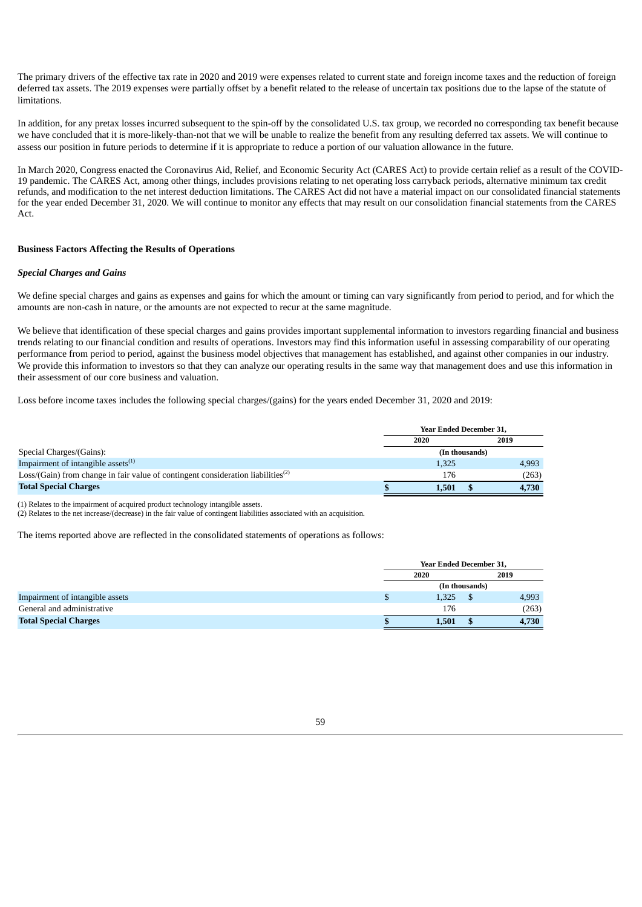The primary drivers of the effective tax rate in 2020 and 2019 were expenses related to current state and foreign income taxes and the reduction of foreign deferred tax assets. The 2019 expenses were partially offset by a benefit related to the release of uncertain tax positions due to the lapse of the statute of limitations.

In addition, for any pretax losses incurred subsequent to the spin-off by the consolidated U.S. tax group, we recorded no corresponding tax benefit because we have concluded that it is more-likely-than-not that we will be unable to realize the benefit from any resulting deferred tax assets. We will continue to assess our position in future periods to determine if it is appropriate to reduce a portion of our valuation allowance in the future.

In March 2020, Congress enacted the Coronavirus Aid, Relief, and Economic Security Act (CARES Act) to provide certain relief as a result of the COVID-19 pandemic. The CARES Act, among other things, includes provisions relating to net operating loss carryback periods, alternative minimum tax credit refunds, and modification to the net interest deduction limitations. The CARES Act did not have a material impact on our consolidated financial statements for the year ended December 31, 2020. We will continue to monitor any effects that may result on our consolidation financial statements from the CARES Act.

**Business Factors Affecting the Results of Operations**

***Special Charges and Gains***

We define special charges and gains as expenses and gains for which the amount or timing can vary significantly from period to period, and for which the amounts are non-cash in nature, or the amounts are not expected to recur at the same magnitude.

We believe that identification of these special charges and gains provides important supplemental information to investors regarding financial and business trends relating to our financial condition and results of operations. Investors may find this information useful in assessing comparability of our operating performance from period to period, against the business model objectives that management has established, and against other companies in our industry. We provide this information to investors so that they can analyze our operating results in the same way that management does and use this information in their assessment of our core business and valuation.

Loss before income taxes includes the following special charges/(gains) for the years ended December 31, 2020 and 2019:

| | Year Ended December 31, | |
|---|---|---|
| | 2020 | 2019 |
| Special Charges/(Gains): | (In thousands) | |
| Impairment of intangible assets[(1)] | 1,325 | 4,993 |
| Loss/(Gain) from change in fair value of contingent consideration liabilities[(2)] | 176 | (263) |
| **Total Special Charges** | **$ 1,501** | **$ 4,730** |

(1) Relates to the impairment of acquired product technology intangible assets.
(2) Relates to the net increase/(decrease) in the fair value of contingent liabilities associated with an acquisition.

The items reported above are reflected in the consolidated statements of operations as follows:

| | Year Ended December 31, | |
|---|---|---|
| | 2020 | 2019 |
| | (In thousands) | |
| Impairment of intangible assets | $ 1,325 | $ 4,993 |
| General and administrative | 176 | (263) |
| **Total Special Charges** | **$ 1,501** | **$ 4,730** |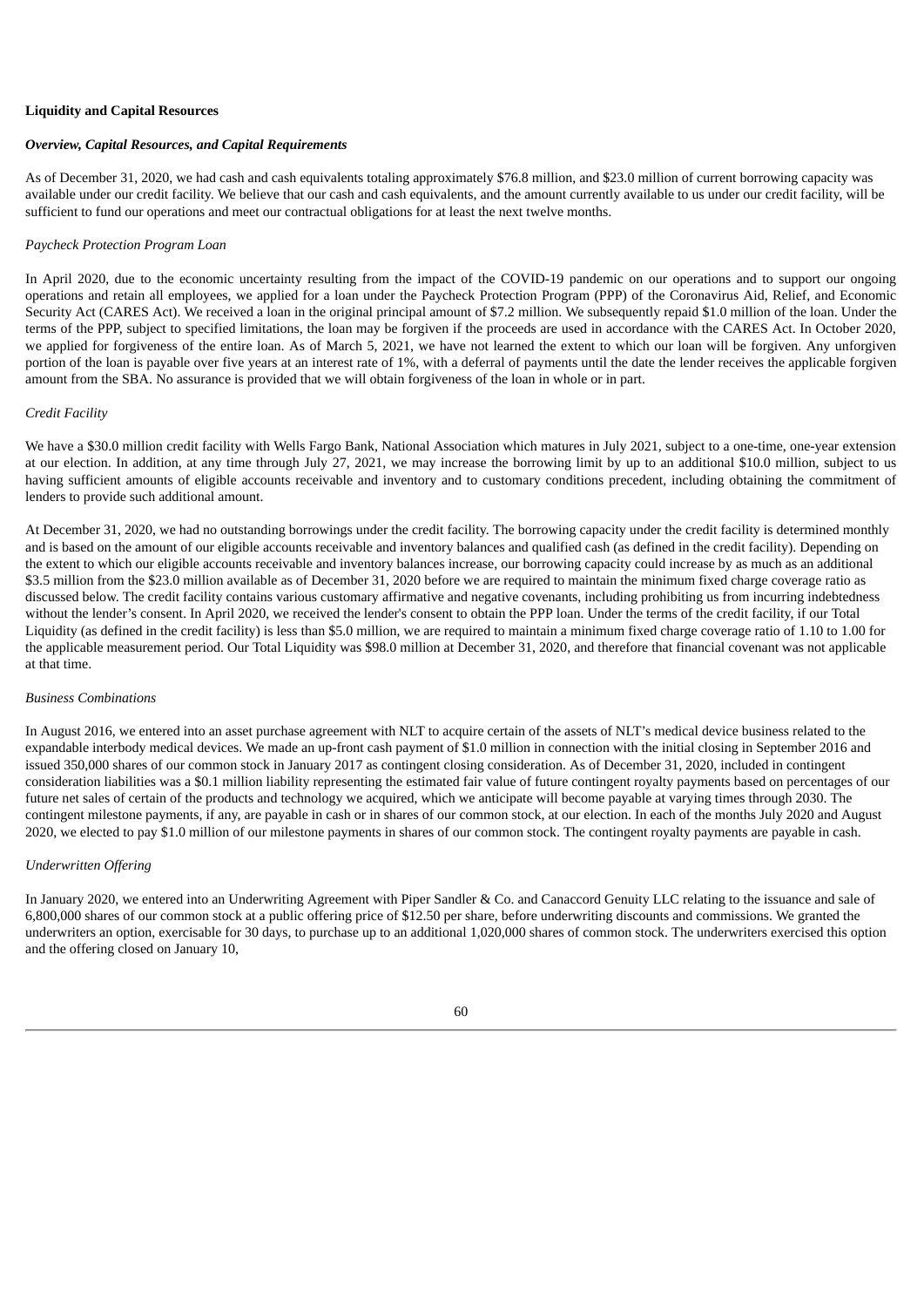**Liquidity and Capital Resources**

***Overview, Capital Resources, and Capital Requirements***

As of December 31, 2020, we had cash and cash equivalents totaling approximately $76.8 million, and $23.0 million of current borrowing capacity was available under our credit facility. We believe that our cash and cash equivalents, and the amount currently available to us under our credit facility, will be sufficient to fund our operations and meet our contractual obligations for at least the next twelve months.

*Paycheck Protection Program Loan*

In April 2020, due to the economic uncertainty resulting from the impact of the COVID-19 pandemic on our operations and to support our ongoing operations and retain all employees, we applied for a loan under the Paycheck Protection Program (PPP) of the Coronavirus Aid, Relief, and Economic Security Act (CARES Act). We received a loan in the original principal amount of $7.2 million. We subsequently repaid $1.0 million of the loan. Under the terms of the PPP, subject to specified limitations, the loan may be forgiven if the proceeds are used in accordance with the CARES Act. In October 2020, we applied for forgiveness of the entire loan. As of March 5, 2021, we have not learned the extent to which our loan will be forgiven. Any unforgiven portion of the loan is payable over five years at an interest rate of 1%, with a deferral of payments until the date the lender receives the applicable forgiven amount from the SBA. No assurance is provided that we will obtain forgiveness of the loan in whole or in part.

*Credit Facility*

We have a $30.0 million credit facility with Wells Fargo Bank, National Association which matures in July 2021, subject to a one-time, one-year extension at our election. In addition, at any time through July 27, 2021, we may increase the borrowing limit by up to an additional $10.0 million, subject to us having sufficient amounts of eligible accounts receivable and inventory and to customary conditions precedent, including obtaining the commitment of lenders to provide such additional amount.

At December 31, 2020, we had no outstanding borrowings under the credit facility. The borrowing capacity under the credit facility is determined monthly and is based on the amount of our eligible accounts receivable and inventory balances and qualified cash (as defined in the credit facility). Depending on the extent to which our eligible accounts receivable and inventory balances increase, our borrowing capacity could increase by as much as an additional $3.5 million from the $23.0 million available as of December 31, 2020 before we are required to maintain the minimum fixed charge coverage ratio as discussed below. The credit facility contains various customary affirmative and negative covenants, including prohibiting us from incurring indebtedness without the lender's consent. In April 2020, we received the lender's consent to obtain the PPP loan. Under the terms of the credit facility, if our Total Liquidity (as defined in the credit facility) is less than $5.0 million, we are required to maintain a minimum fixed charge coverage ratio of 1.10 to 1.00 for the applicable measurement period. Our Total Liquidity was $98.0 million at December 31, 2020, and therefore that financial covenant was not applicable at that time.

*Business Combinations*

In August 2016, we entered into an asset purchase agreement with NLT to acquire certain of the assets of NLT's medical device business related to the expandable interbody medical devices. We made an up-front cash payment of $1.0 million in connection with the initial closing in September 2016 and issued 350,000 shares of our common stock in January 2017 as contingent closing consideration. As of December 31, 2020, included in contingent consideration liabilities was a $0.1 million liability representing the estimated fair value of future contingent royalty payments based on percentages of our future net sales of certain of the products and technology we acquired, which we anticipate will become payable at varying times through 2030. The contingent milestone payments, if any, are payable in cash or in shares of our common stock, at our election. In each of the months July 2020 and August 2020, we elected to pay $1.0 million of our milestone payments in shares of our common stock. The contingent royalty payments are payable in cash.

*Underwritten Offering*

In January 2020, we entered into an Underwriting Agreement with Piper Sandler & Co. and Canaccord Genuity LLC relating to the issuance and sale of 6,800,000 shares of our common stock at a public offering price of $12.50 per share, before underwriting discounts and commissions. We granted the underwriters an option, exercisable for 30 days, to purchase up to an additional 1,020,000 shares of common stock. The underwriters exercised this option and the offering closed on January 10,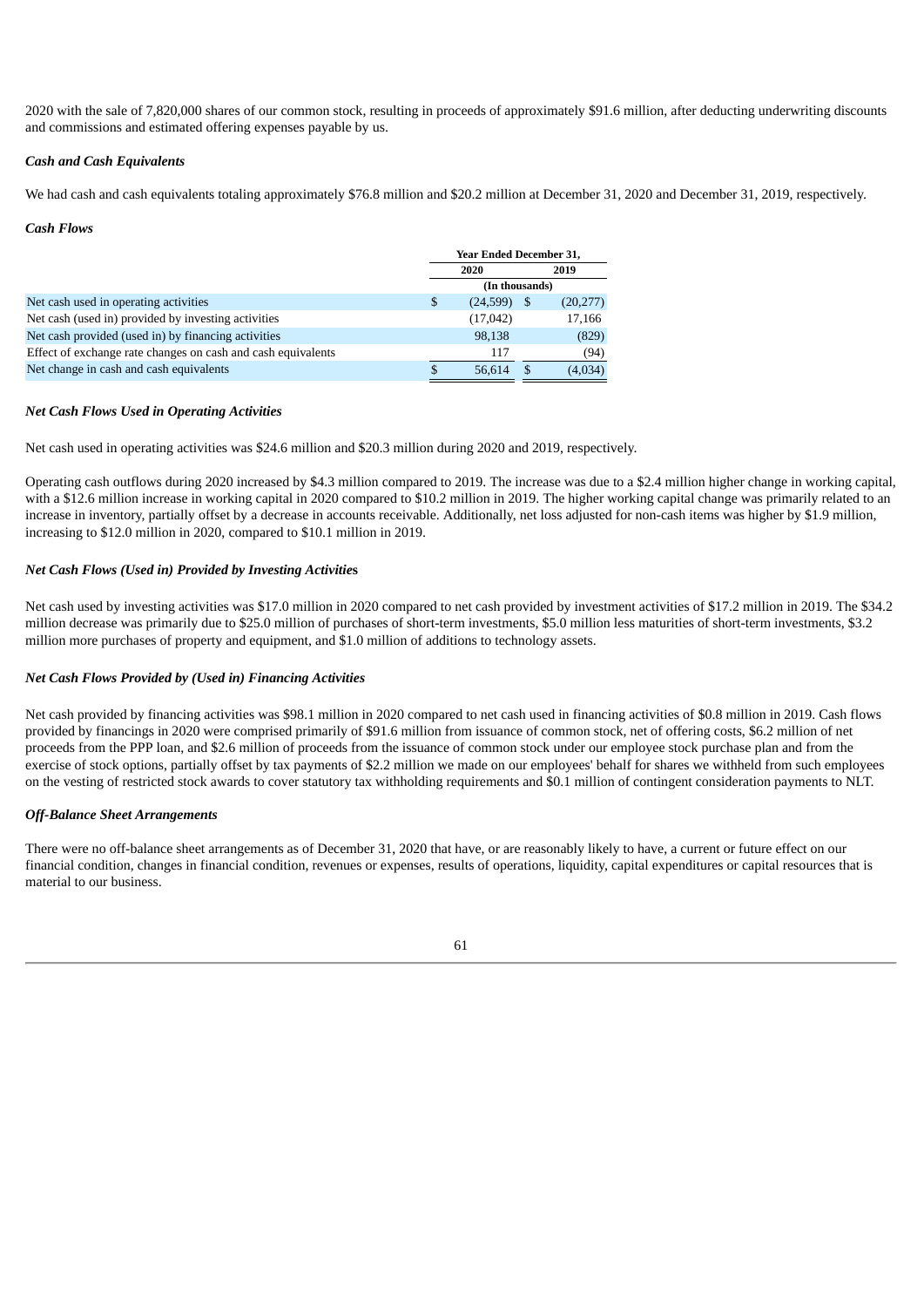2020 with the sale of 7,820,000 shares of our common stock, resulting in proceeds of approximately $91.6 million, after deducting underwriting discounts and commissions and estimated offering expenses payable by us.

***Cash and Cash Equivalents***

We had cash and cash equivalents totaling approximately $76.8 million and $20.2 million at December 31, 2020 and December 31, 2019, respectively.

***Cash Flows***

| | Year Ended December 31, | |
|---|---|---|
| | 2020 | 2019 |
| | (In thousands) | |
| Net cash used in operating activities | $ (24,599) | $ (20,277) |
| Net cash (used in) provided by investing activities | (17,042) | 17,166 |
| Net cash provided (used in) by financing activities | 98,138 | (829) |
| Effect of exchange rate changes on cash and cash equivalents | 117 | (94) |
| Net change in cash and cash equivalents | $ 56,614 | $ (4,034) |

***Net Cash Flows Used in Operating Activities***

Net cash used in operating activities was $24.6 million and $20.3 million during 2020 and 2019, respectively.

Operating cash outflows during 2020 increased by $4.3 million compared to 2019. The increase was due to a $2.4 million higher change in working capital, with a $12.6 million increase in working capital in 2020 compared to $10.2 million in 2019. The higher working capital change was primarily related to an increase in inventory, partially offset by a decrease in accounts receivable. Additionally, net loss adjusted for non-cash items was higher by $1.9 million, increasing to $12.0 million in 2020, compared to $10.1 million in 2019.

***Net Cash Flows (Used in) Provided by Investing Activities***

Net cash used by investing activities was $17.0 million in 2020 compared to net cash provided by investment activities of $17.2 million in 2019. The $34.2 million decrease was primarily due to $25.0 million of purchases of short-term investments, $5.0 million less maturities of short-term investments, $3.2 million more purchases of property and equipment, and $1.0 million of additions to technology assets.

***Net Cash Flows Provided by (Used in) Financing Activities***

Net cash provided by financing activities was $98.1 million in 2020 compared to net cash used in financing activities of $0.8 million in 2019. Cash flows provided by financings in 2020 were comprised primarily of $91.6 million from issuance of common stock, net of offering costs, $6.2 million of net proceeds from the PPP loan, and $2.6 million of proceeds from the issuance of common stock under our employee stock purchase plan and from the exercise of stock options, partially offset by tax payments of $2.2 million we made on our employees' behalf for shares we withheld from such employees on the vesting of restricted stock awards to cover statutory tax withholding requirements and $0.1 million of contingent consideration payments to NLT.

***Off-Balance Sheet Arrangements***

There were no off-balance sheet arrangements as of December 31, 2020 that have, or are reasonably likely to have, a current or future effect on our financial condition, changes in financial condition, revenues or expenses, results of operations, liquidity, capital expenditures or capital resources that is material to our business.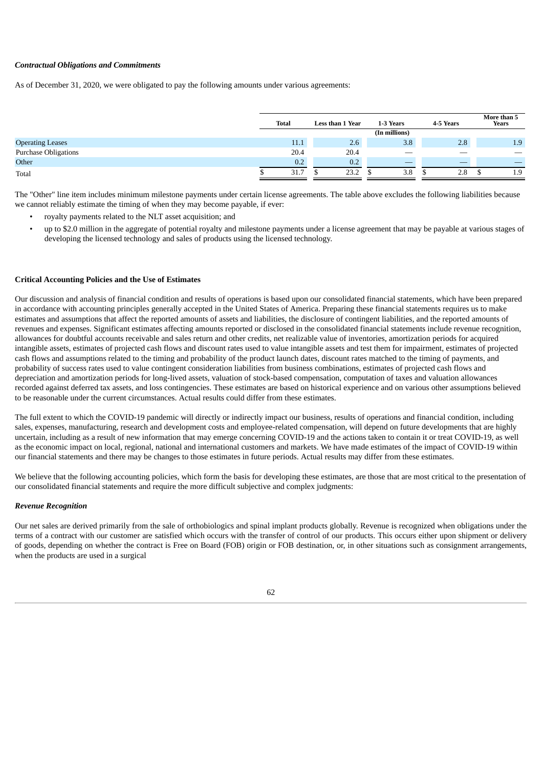***Contractual Obligations and Commitments***

As of December 31, 2020, we were obligated to pay the following amounts under various agreements:

| | Total | Less than 1 Year | 1-3 Years | 4-5 Years | More than 5 Years |
|---|---|---|---|---|---|
| | | | (In millions) | | |
| Operating Leases | 11.1 | 2.6 | 3.8 | 2.8 | 1.9 |
| Purchase Obligations | 20.4 | 20.4 | — | — | — |
| Other | 0.2 | 0.2 | — | — | — |
| Total | $ 31.7 | $ 23.2 | $ 3.8 | $ 2.8 | $ 1.9 |

The "Other" line item includes minimum milestone payments under certain license agreements. The table above excludes the following liabilities because we cannot reliably estimate the timing of when they may become payable, if ever:

- royalty payments related to the NLT asset acquisition; and
- up to $2.0 million in the aggregate of potential royalty and milestone payments under a license agreement that may be payable at various stages of developing the licensed technology and sales of products using the licensed technology.

**Critical Accounting Policies and the Use of Estimates**

Our discussion and analysis of financial condition and results of operations is based upon our consolidated financial statements, which have been prepared in accordance with accounting principles generally accepted in the United States of America. Preparing these financial statements requires us to make estimates and assumptions that affect the reported amounts of assets and liabilities, the disclosure of contingent liabilities, and the reported amounts of revenues and expenses. Significant estimates affecting amounts reported or disclosed in the consolidated financial statements include revenue recognition, allowances for doubtful accounts receivable and sales return and other credits, net realizable value of inventories, amortization periods for acquired intangible assets, estimates of projected cash flows and discount rates used to value intangible assets and test them for impairment, estimates of projected cash flows and assumptions related to the timing and probability of the product launch dates, discount rates matched to the timing of payments, and probability of success rates used to value contingent consideration liabilities from business combinations, estimates of projected cash flows and depreciation and amortization periods for long-lived assets, valuation of stock-based compensation, computation of taxes and valuation allowances recorded against deferred tax assets, and loss contingencies. These estimates are based on historical experience and on various other assumptions believed to be reasonable under the current circumstances. Actual results could differ from these estimates.

The full extent to which the COVID-19 pandemic will directly or indirectly impact our business, results of operations and financial condition, including sales, expenses, manufacturing, research and development costs and employee-related compensation, will depend on future developments that are highly uncertain, including as a result of new information that may emerge concerning COVID-19 and the actions taken to contain it or treat COVID-19, as well as the economic impact on local, regional, national and international customers and markets. We have made estimates of the impact of COVID-19 within our financial statements and there may be changes to those estimates in future periods. Actual results may differ from these estimates.

We believe that the following accounting policies, which form the basis for developing these estimates, are those that are most critical to the presentation of our consolidated financial statements and require the more difficult subjective and complex judgments:

***Revenue Recognition***

Our net sales are derived primarily from the sale of orthobiologics and spinal implant products globally. Revenue is recognized when obligations under the terms of a contract with our customer are satisfied which occurs with the transfer of control of our products. This occurs either upon shipment or delivery of goods, depending on whether the contract is Free on Board (FOB) origin or FOB destination, or, in other situations such as consignment arrangements, when the products are used in a surgical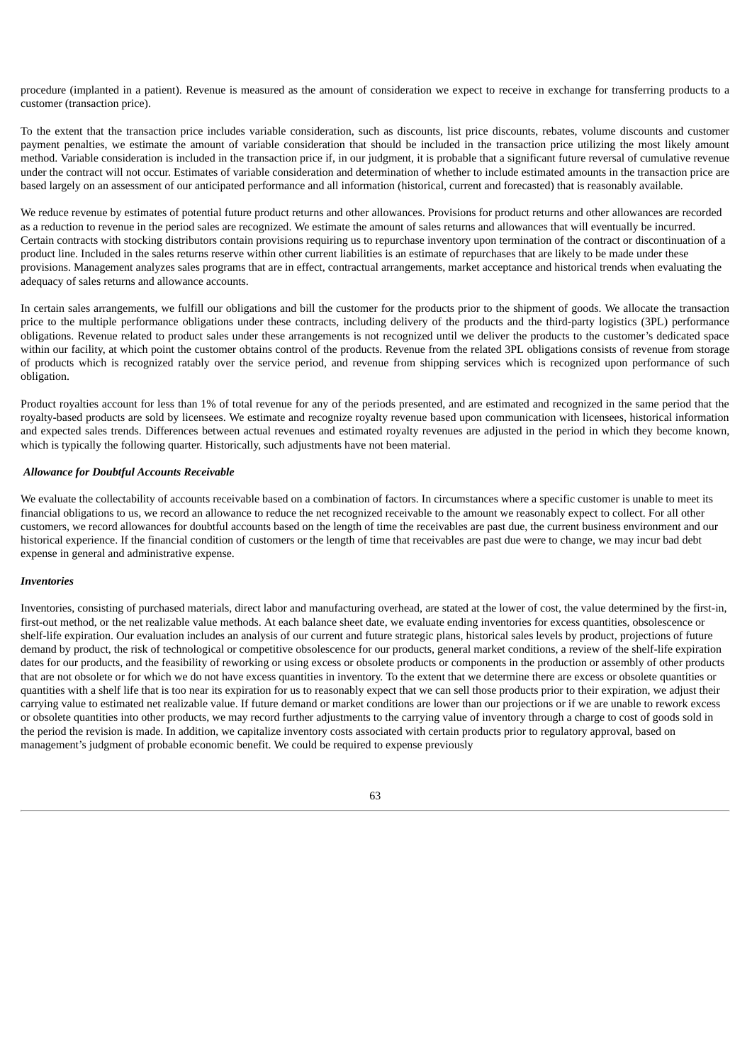procedure (implanted in a patient). Revenue is measured as the amount of consideration we expect to receive in exchange for transferring products to a customer (transaction price).

To the extent that the transaction price includes variable consideration, such as discounts, list price discounts, rebates, volume discounts and customer payment penalties, we estimate the amount of variable consideration that should be included in the transaction price utilizing the most likely amount method. Variable consideration is included in the transaction price if, in our judgment, it is probable that a significant future reversal of cumulative revenue under the contract will not occur. Estimates of variable consideration and determination of whether to include estimated amounts in the transaction price are based largely on an assessment of our anticipated performance and all information (historical, current and forecasted) that is reasonably available.

We reduce revenue by estimates of potential future product returns and other allowances. Provisions for product returns and other allowances are recorded as a reduction to revenue in the period sales are recognized. We estimate the amount of sales returns and allowances that will eventually be incurred. Certain contracts with stocking distributors contain provisions requiring us to repurchase inventory upon termination of the contract or discontinuation of a product line. Included in the sales returns reserve within other current liabilities is an estimate of repurchases that are likely to be made under these provisions. Management analyzes sales programs that are in effect, contractual arrangements, market acceptance and historical trends when evaluating the adequacy of sales returns and allowance accounts.

In certain sales arrangements, we fulfill our obligations and bill the customer for the products prior to the shipment of goods. We allocate the transaction price to the multiple performance obligations under these contracts, including delivery of the products and the third-party logistics (3PL) performance obligations. Revenue related to product sales under these arrangements is not recognized until we deliver the products to the customer's dedicated space within our facility, at which point the customer obtains control of the products. Revenue from the related 3PL obligations consists of revenue from storage of products which is recognized ratably over the service period, and revenue from shipping services which is recognized upon performance of such obligation.

Product royalties account for less than 1% of total revenue for any of the periods presented, and are estimated and recognized in the same period that the royalty-based products are sold by licensees. We estimate and recognize royalty revenue based upon communication with licensees, historical information and expected sales trends. Differences between actual revenues and estimated royalty revenues are adjusted in the period in which they become known, which is typically the following quarter. Historically, such adjustments have not been material.

***Allowance for Doubtful Accounts Receivable***

We evaluate the collectability of accounts receivable based on a combination of factors. In circumstances where a specific customer is unable to meet its financial obligations to us, we record an allowance to reduce the net recognized receivable to the amount we reasonably expect to collect. For all other customers, we record allowances for doubtful accounts based on the length of time the receivables are past due, the current business environment and our historical experience. If the financial condition of customers or the length of time that receivables are past due were to change, we may incur bad debt expense in general and administrative expense.

***Inventories***

Inventories, consisting of purchased materials, direct labor and manufacturing overhead, are stated at the lower of cost, the value determined by the first-in, first-out method, or the net realizable value methods. At each balance sheet date, we evaluate ending inventories for excess quantities, obsolescence or shelf-life expiration. Our evaluation includes an analysis of our current and future strategic plans, historical sales levels by product, projections of future demand by product, the risk of technological or competitive obsolescence for our products, general market conditions, a review of the shelf-life expiration dates for our products, and the feasibility of reworking or using excess or obsolete products or components in the production or assembly of other products that are not obsolete or for which we do not have excess quantities in inventory. To the extent that we determine there are excess or obsolete quantities or quantities with a shelf life that is too near its expiration for us to reasonably expect that we can sell those products prior to their expiration, we adjust their carrying value to estimated net realizable value. If future demand or market conditions are lower than our projections or if we are unable to rework excess or obsolete quantities into other products, we may record further adjustments to the carrying value of inventory through a charge to cost of goods sold in the period the revision is made. In addition, we capitalize inventory costs associated with certain products prior to regulatory approval, based on management's judgment of probable economic benefit. We could be required to expense previously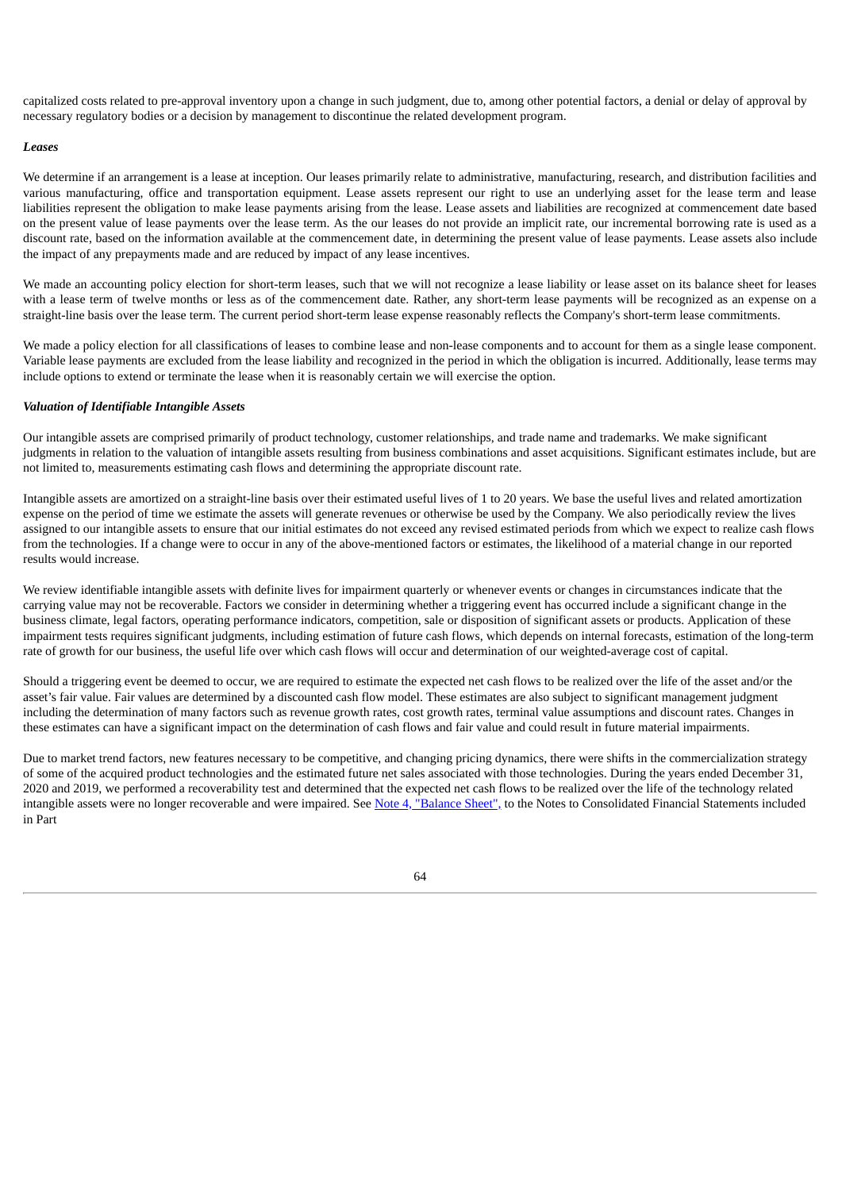capitalized costs related to pre-approval inventory upon a change in such judgment, due to, among other potential factors, a denial or delay of approval by necessary regulatory bodies or a decision by management to discontinue the related development program.

***Leases***

We determine if an arrangement is a lease at inception. Our leases primarily relate to administrative, manufacturing, research, and distribution facilities and various manufacturing, office and transportation equipment. Lease assets represent our right to use an underlying asset for the lease term and lease liabilities represent the obligation to make lease payments arising from the lease. Lease assets and liabilities are recognized at commencement date based on the present value of lease payments over the lease term. As the our leases do not provide an implicit rate, our incremental borrowing rate is used as a discount rate, based on the information available at the commencement date, in determining the present value of lease payments. Lease assets also include the impact of any prepayments made and are reduced by impact of any lease incentives.

We made an accounting policy election for short-term leases, such that we will not recognize a lease liability or lease asset on its balance sheet for leases with a lease term of twelve months or less as of the commencement date. Rather, any short-term lease payments will be recognized as an expense on a straight-line basis over the lease term. The current period short-term lease expense reasonably reflects the Company's short-term lease commitments.

We made a policy election for all classifications of leases to combine lease and non-lease components and to account for them as a single lease component. Variable lease payments are excluded from the lease liability and recognized in the period in which the obligation is incurred. Additionally, lease terms may include options to extend or terminate the lease when it is reasonably certain we will exercise the option.

***Valuation of Identifiable Intangible Assets***

Our intangible assets are comprised primarily of product technology, customer relationships, and trade name and trademarks. We make significant judgments in relation to the valuation of intangible assets resulting from business combinations and asset acquisitions. Significant estimates include, but are not limited to, measurements estimating cash flows and determining the appropriate discount rate.

Intangible assets are amortized on a straight-line basis over their estimated useful lives of 1 to 20 years. We base the useful lives and related amortization expense on the period of time we estimate the assets will generate revenues or otherwise be used by the Company. We also periodically review the lives assigned to our intangible assets to ensure that our initial estimates do not exceed any revised estimated periods from which we expect to realize cash flows from the technologies. If a change were to occur in any of the above-mentioned factors or estimates, the likelihood of a material change in our reported results would increase.

We review identifiable intangible assets with definite lives for impairment quarterly or whenever events or changes in circumstances indicate that the carrying value may not be recoverable. Factors we consider in determining whether a triggering event has occurred include a significant change in the business climate, legal factors, operating performance indicators, competition, sale or disposition of significant assets or products. Application of these impairment tests requires significant judgments, including estimation of future cash flows, which depends on internal forecasts, estimation of the long-term rate of growth for our business, the useful life over which cash flows will occur and determination of our weighted-average cost of capital.

Should a triggering event be deemed to occur, we are required to estimate the expected net cash flows to be realized over the life of the asset and/or the asset's fair value. Fair values are determined by a discounted cash flow model. These estimates are also subject to significant management judgment including the determination of many factors such as revenue growth rates, cost growth rates, terminal value assumptions and discount rates. Changes in these estimates can have a significant impact on the determination of cash flows and fair value and could result in future material impairments.

Due to market trend factors, new features necessary to be competitive, and changing pricing dynamics, there were shifts in the commercialization strategy of some of the acquired product technologies and the estimated future net sales associated with those technologies. During the years ended December 31, 2020 and 2019, we performed a recoverability test and determined that the expected net cash flows to be realized over the life of the technology related intangible assets were no longer recoverable and were impaired. See Note 4, "Balance Sheet", to the Notes to Consolidated Financial Statements included in Part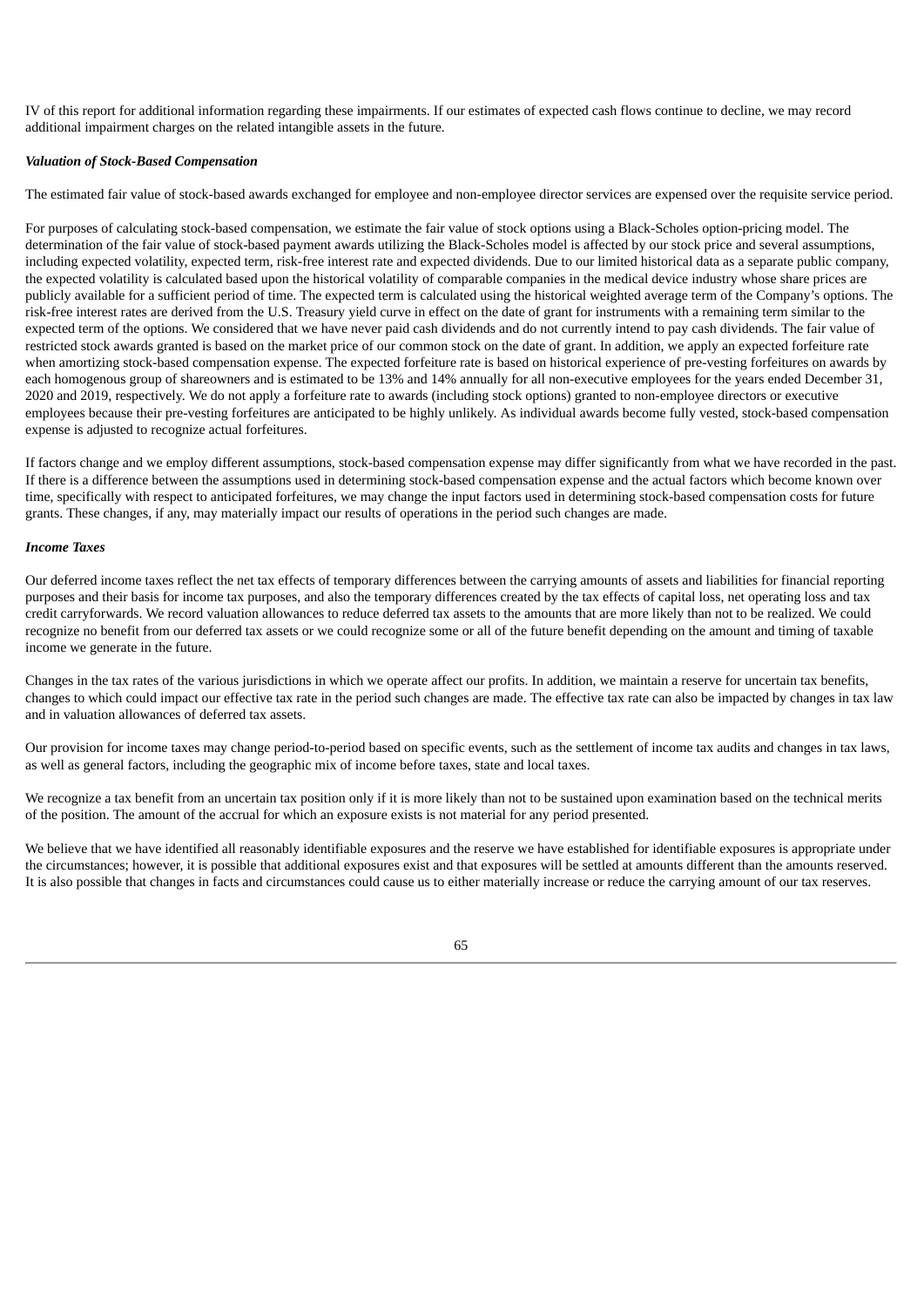IV of this report for additional information regarding these impairments. If our estimates of expected cash flows continue to decline, we may record additional impairment charges on the related intangible assets in the future.

***Valuation of Stock-Based Compensation***

The estimated fair value of stock-based awards exchanged for employee and non-employee director services are expensed over the requisite service period.

For purposes of calculating stock-based compensation, we estimate the fair value of stock options using a Black-Scholes option-pricing model. The determination of the fair value of stock-based payment awards utilizing the Black-Scholes model is affected by our stock price and several assumptions, including expected volatility, expected term, risk-free interest rate and expected dividends. Due to our limited historical data as a separate public company, the expected volatility is calculated based upon the historical volatility of comparable companies in the medical device industry whose share prices are publicly available for a sufficient period of time. The expected term is calculated using the historical weighted average term of the Company's options. The risk-free interest rates are derived from the U.S. Treasury yield curve in effect on the date of grant for instruments with a remaining term similar to the expected term of the options. We considered that we have never paid cash dividends and do not currently intend to pay cash dividends. The fair value of restricted stock awards granted is based on the market price of our common stock on the date of grant. In addition, we apply an expected forfeiture rate when amortizing stock-based compensation expense. The expected forfeiture rate is based on historical experience of pre-vesting forfeitures on awards by each homogenous group of shareowners and is estimated to be 13% and 14% annually for all non-executive employees for the years ended December 31, 2020 and 2019, respectively. We do not apply a forfeiture rate to awards (including stock options) granted to non-employee directors or executive employees because their pre-vesting forfeitures are anticipated to be highly unlikely. As individual awards become fully vested, stock-based compensation expense is adjusted to recognize actual forfeitures.

If factors change and we employ different assumptions, stock-based compensation expense may differ significantly from what we have recorded in the past. If there is a difference between the assumptions used in determining stock-based compensation expense and the actual factors which become known over time, specifically with respect to anticipated forfeitures, we may change the input factors used in determining stock-based compensation costs for future grants. These changes, if any, may materially impact our results of operations in the period such changes are made.

***Income Taxes***

Our deferred income taxes reflect the net tax effects of temporary differences between the carrying amounts of assets and liabilities for financial reporting purposes and their basis for income tax purposes, and also the temporary differences created by the tax effects of capital loss, net operating loss and tax credit carryforwards. We record valuation allowances to reduce deferred tax assets to the amounts that are more likely than not to be realized. We could recognize no benefit from our deferred tax assets or we could recognize some or all of the future benefit depending on the amount and timing of taxable income we generate in the future.

Changes in the tax rates of the various jurisdictions in which we operate affect our profits. In addition, we maintain a reserve for uncertain tax benefits, changes to which could impact our effective tax rate in the period such changes are made. The effective tax rate can also be impacted by changes in tax law and in valuation allowances of deferred tax assets.

Our provision for income taxes may change period-to-period based on specific events, such as the settlement of income tax audits and changes in tax laws, as well as general factors, including the geographic mix of income before taxes, state and local taxes.

We recognize a tax benefit from an uncertain tax position only if it is more likely than not to be sustained upon examination based on the technical merits of the position. The amount of the accrual for which an exposure exists is not material for any period presented.

We believe that we have identified all reasonably identifiable exposures and the reserve we have established for identifiable exposures is appropriate under the circumstances; however, it is possible that additional exposures exist and that exposures will be settled at amounts different than the amounts reserved. It is also possible that changes in facts and circumstances could cause us to either materially increase or reduce the carrying amount of our tax reserves.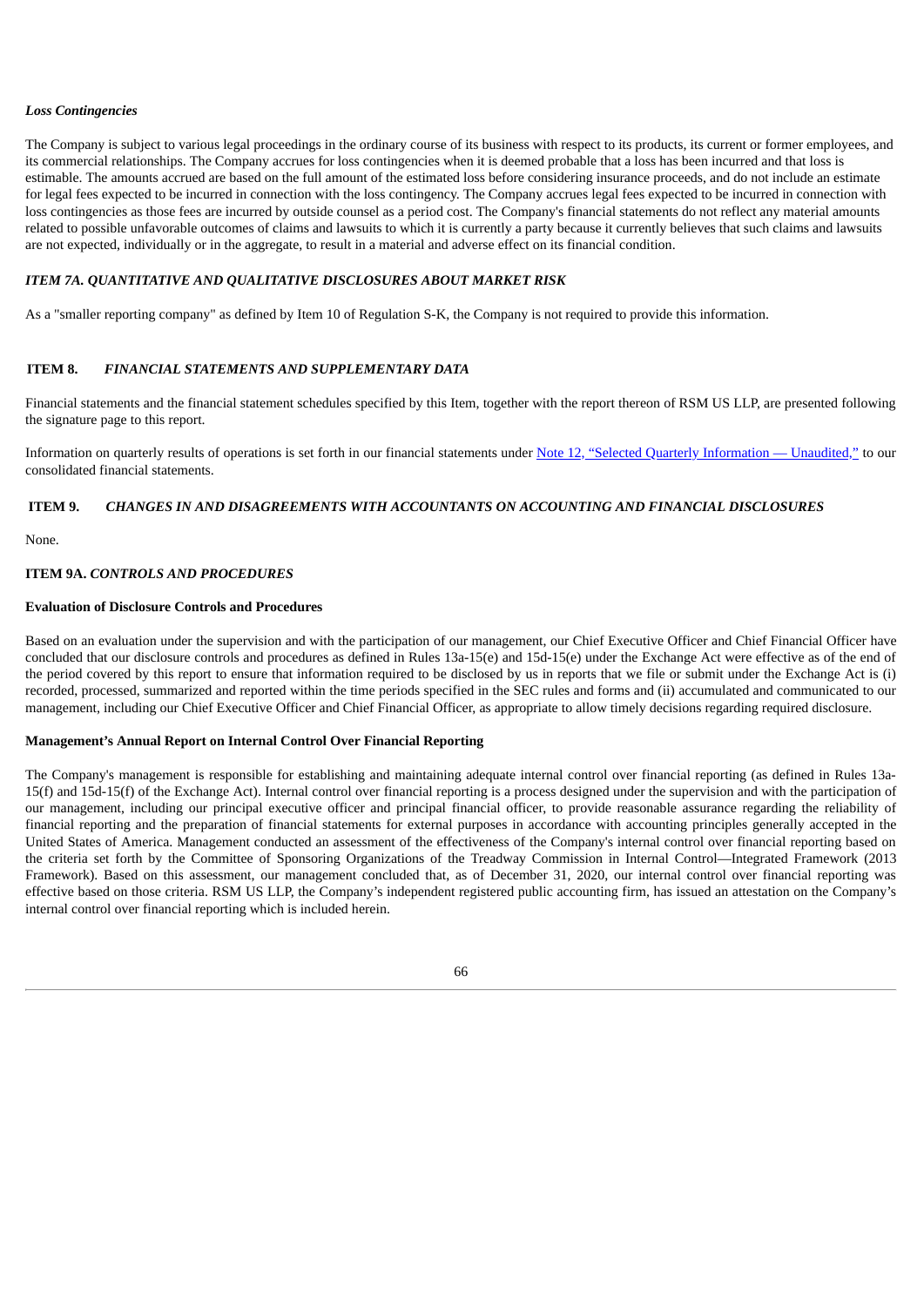*Loss Contingencies*

The Company is subject to various legal proceedings in the ordinary course of its business with respect to its products, its current or former employees, and its commercial relationships. The Company accrues for loss contingencies when it is deemed probable that a loss has been incurred and that loss is estimable. The amounts accrued are based on the full amount of the estimated loss before considering insurance proceeds, and do not include an estimate for legal fees expected to be incurred in connection with the loss contingency. The Company accrues legal fees expected to be incurred in connection with loss contingencies as those fees are incurred by outside counsel as a period cost. The Company's financial statements do not reflect any material amounts related to possible unfavorable outcomes of claims and lawsuits to which it is currently a party because it currently believes that such claims and lawsuits are not expected, individually or in the aggregate, to result in a material and adverse effect on its financial condition.

## *ITEM 7A. QUANTITATIVE AND QUALITATIVE DISCLOSURES ABOUT MARKET RISK*

As a "smaller reporting company" as defined by Item 10 of Regulation S-K, the Company is not required to provide this information.

## ITEM 8. *FINANCIAL STATEMENTS AND SUPPLEMENTARY DATA*

Financial statements and the financial statement schedules specified by this Item, together with the report thereon of RSM US LLP, are presented following the signature page to this report.

Information on quarterly results of operations is set forth in our financial statements under Note 12, "Selected Quarterly Information — Unaudited," to our consolidated financial statements.

## ITEM 9. *CHANGES IN AND DISAGREEMENTS WITH ACCOUNTANTS ON ACCOUNTING AND FINANCIAL DISCLOSURES*

None.

## ITEM 9A. *CONTROLS AND PROCEDURES*

**Evaluation of Disclosure Controls and Procedures**

Based on an evaluation under the supervision and with the participation of our management, our Chief Executive Officer and Chief Financial Officer have concluded that our disclosure controls and procedures as defined in Rules 13a-15(e) and 15d-15(e) under the Exchange Act were effective as of the end of the period covered by this report to ensure that information required to be disclosed by us in reports that we file or submit under the Exchange Act is (i) recorded, processed, summarized and reported within the time periods specified in the SEC rules and forms and (ii) accumulated and communicated to our management, including our Chief Executive Officer and Chief Financial Officer, as appropriate to allow timely decisions regarding required disclosure.

**Management's Annual Report on Internal Control Over Financial Reporting**

The Company's management is responsible for establishing and maintaining adequate internal control over financial reporting (as defined in Rules 13a-15(f) and 15d-15(f) of the Exchange Act). Internal control over financial reporting is a process designed under the supervision and with the participation of our management, including our principal executive officer and principal financial officer, to provide reasonable assurance regarding the reliability of financial reporting and the preparation of financial statements for external purposes in accordance with accounting principles generally accepted in the United States of America. Management conducted an assessment of the effectiveness of the Company's internal control over financial reporting based on the criteria set forth by the Committee of Sponsoring Organizations of the Treadway Commission in Internal Control—Integrated Framework (2013 Framework). Based on this assessment, our management concluded that, as of December 31, 2020, our internal control over financial reporting was effective based on those criteria. RSM US LLP, the Company's independent registered public accounting firm, has issued an attestation on the Company's internal control over financial reporting which is included herein.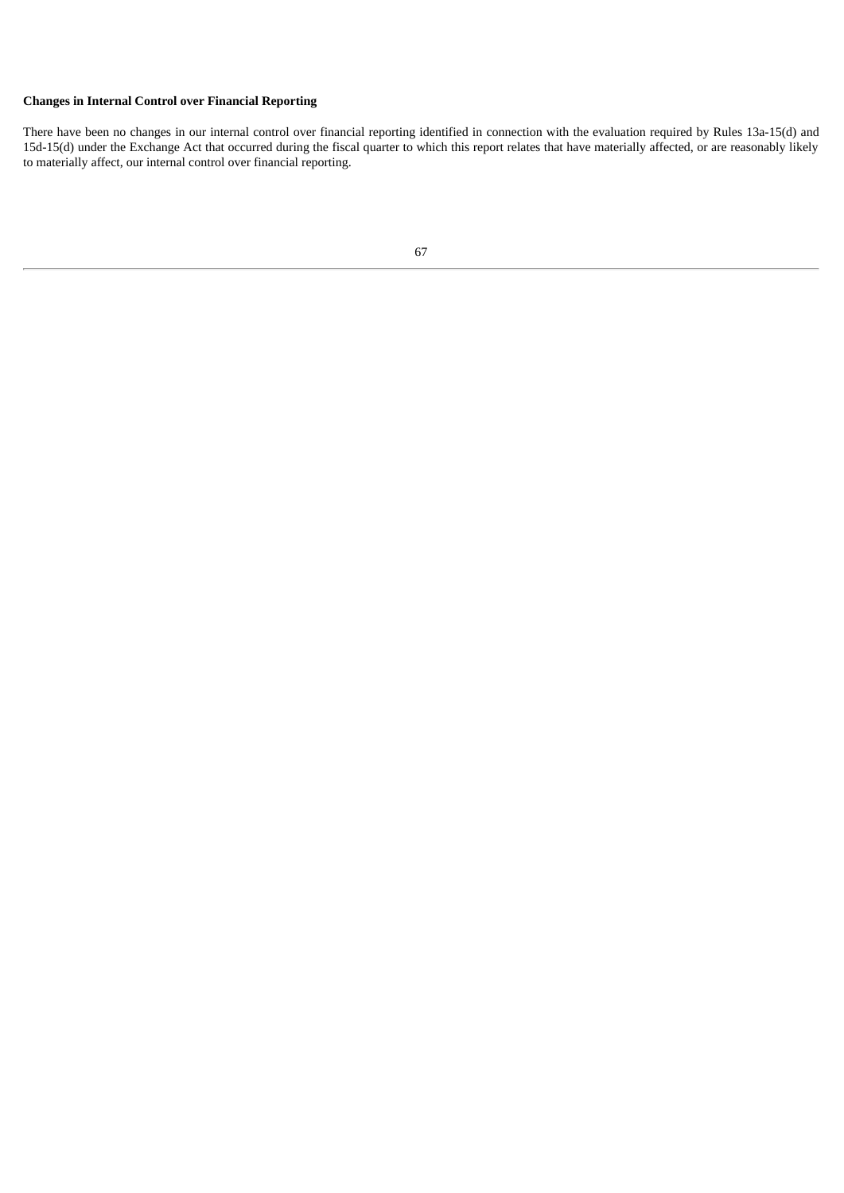**Changes in Internal Control over Financial Reporting**

There have been no changes in our internal control over financial reporting identified in connection with the evaluation required by Rules 13a-15(d) and 15d-15(d) under the Exchange Act that occurred during the fiscal quarter to which this report relates that have materially affected, or are reasonably likely to materially affect, our internal control over financial reporting.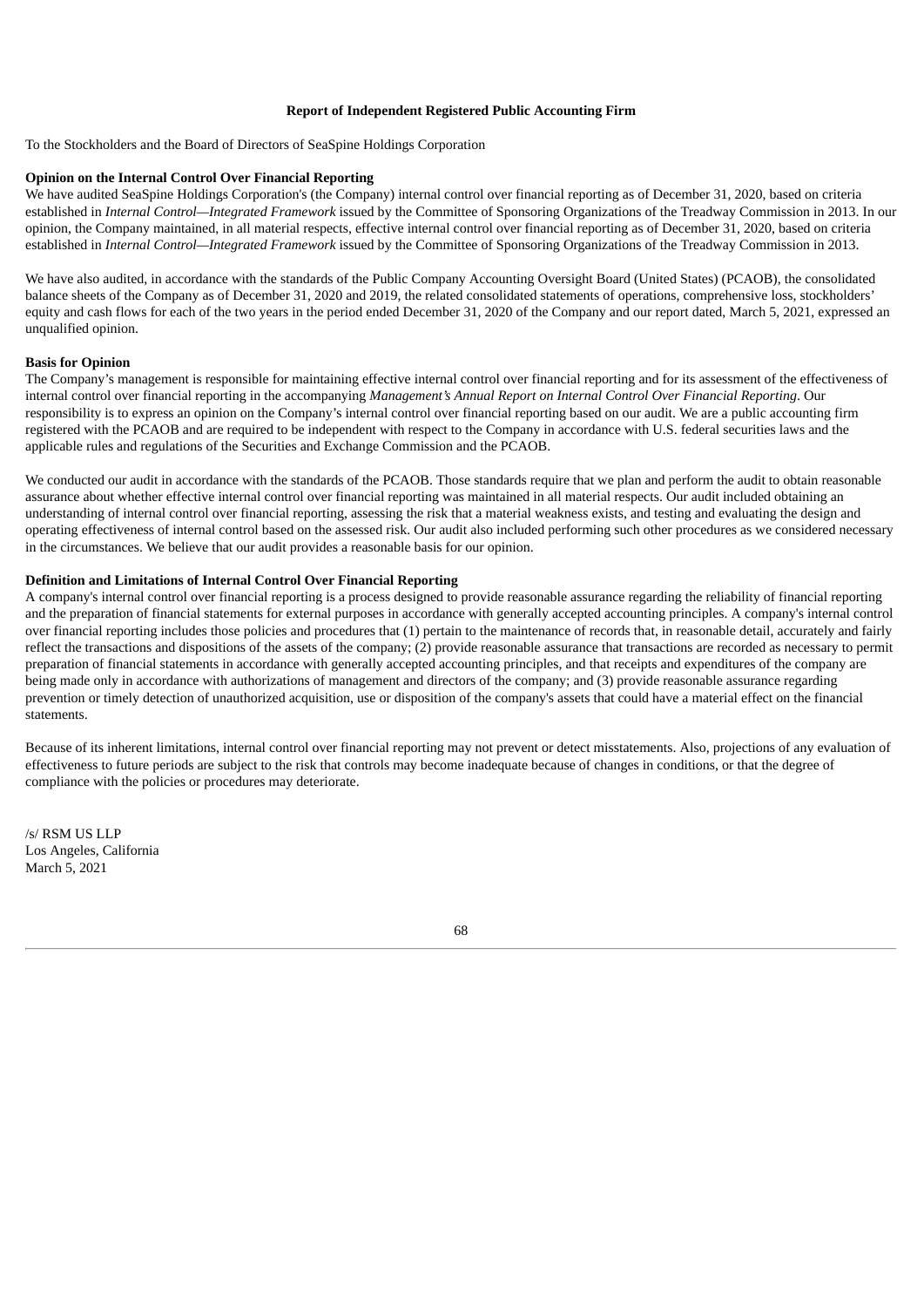# Report of Independent Registered Public Accounting Firm

To the Stockholders and the Board of Directors of SeaSpine Holdings Corporation

**Opinion on the Internal Control Over Financial Reporting**

We have audited SeaSpine Holdings Corporation's (the Company) internal control over financial reporting as of December 31, 2020, based on criteria established in *Internal Control—Integrated Framework* issued by the Committee of Sponsoring Organizations of the Treadway Commission in 2013. In our opinion, the Company maintained, in all material respects, effective internal control over financial reporting as of December 31, 2020, based on criteria established in *Internal Control—Integrated Framework* issued by the Committee of Sponsoring Organizations of the Treadway Commission in 2013.

We have also audited, in accordance with the standards of the Public Company Accounting Oversight Board (United States) (PCAOB), the consolidated balance sheets of the Company as of December 31, 2020 and 2019, the related consolidated statements of operations, comprehensive loss, stockholders' equity and cash flows for each of the two years in the period ended December 31, 2020 of the Company and our report dated, March 5, 2021, expressed an unqualified opinion.

**Basis for Opinion**

The Company's management is responsible for maintaining effective internal control over financial reporting and for its assessment of the effectiveness of internal control over financial reporting in the accompanying *Management's Annual Report on Internal Control Over Financial Reporting*. Our responsibility is to express an opinion on the Company's internal control over financial reporting based on our audit. We are a public accounting firm registered with the PCAOB and are required to be independent with respect to the Company in accordance with U.S. federal securities laws and the applicable rules and regulations of the Securities and Exchange Commission and the PCAOB.

We conducted our audit in accordance with the standards of the PCAOB. Those standards require that we plan and perform the audit to obtain reasonable assurance about whether effective internal control over financial reporting was maintained in all material respects. Our audit included obtaining an understanding of internal control over financial reporting, assessing the risk that a material weakness exists, and testing and evaluating the design and operating effectiveness of internal control based on the assessed risk. Our audit also included performing such other procedures as we considered necessary in the circumstances. We believe that our audit provides a reasonable basis for our opinion.

**Definition and Limitations of Internal Control Over Financial Reporting**

A company's internal control over financial reporting is a process designed to provide reasonable assurance regarding the reliability of financial reporting and the preparation of financial statements for external purposes in accordance with generally accepted accounting principles. A company's internal control over financial reporting includes those policies and procedures that (1) pertain to the maintenance of records that, in reasonable detail, accurately and fairly reflect the transactions and dispositions of the assets of the company; (2) provide reasonable assurance that transactions are recorded as necessary to permit preparation of financial statements in accordance with generally accepted accounting principles, and that receipts and expenditures of the company are being made only in accordance with authorizations of management and directors of the company; and (3) provide reasonable assurance regarding prevention or timely detection of unauthorized acquisition, use or disposition of the company's assets that could have a material effect on the financial statements.

Because of its inherent limitations, internal control over financial reporting may not prevent or detect misstatements. Also, projections of any evaluation of effectiveness to future periods are subject to the risk that controls may become inadequate because of changes in conditions, or that the degree of compliance with the policies or procedures may deteriorate.

/s/ RSM US LLP
Los Angeles, California
March 5, 2021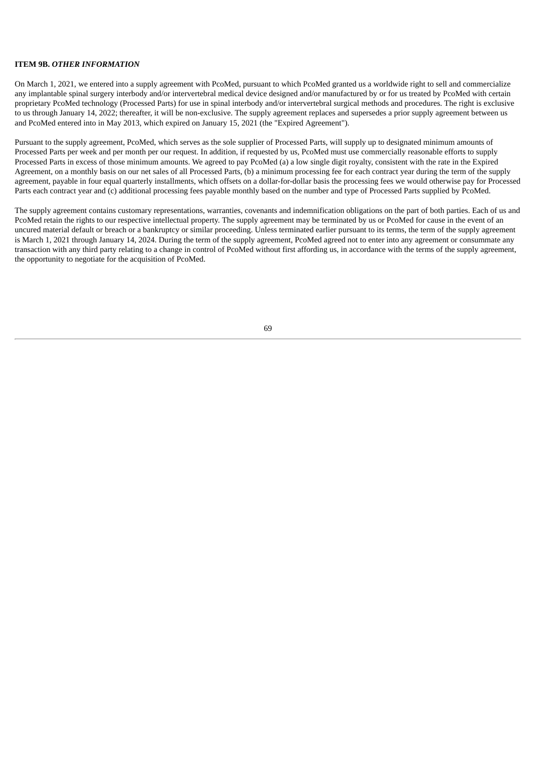**ITEM 9B.** ***OTHER INFORMATION***

On March 1, 2021, we entered into a supply agreement with PcoMed, pursuant to which PcoMed granted us a worldwide right to sell and commercialize any implantable spinal surgery interbody and/or intervertebral medical device designed and/or manufactured by or for us treated by PcoMed with certain proprietary PcoMed technology (Processed Parts) for use in spinal interbody and/or intervertebral surgical methods and procedures. The right is exclusive to us through January 14, 2022; thereafter, it will be non-exclusive. The supply agreement replaces and supersedes a prior supply agreement between us and PcoMed entered into in May 2013, which expired on January 15, 2021 (the "Expired Agreement").

Pursuant to the supply agreement, PcoMed, which serves as the sole supplier of Processed Parts, will supply up to designated minimum amounts of Processed Parts per week and per month per our request. In addition, if requested by us, PcoMed must use commercially reasonable efforts to supply Processed Parts in excess of those minimum amounts. We agreed to pay PcoMed (a) a low single digit royalty, consistent with the rate in the Expired Agreement, on a monthly basis on our net sales of all Processed Parts, (b) a minimum processing fee for each contract year during the term of the supply agreement, payable in four equal quarterly installments, which offsets on a dollar-for-dollar basis the processing fees we would otherwise pay for Processed Parts each contract year and (c) additional processing fees payable monthly based on the number and type of Processed Parts supplied by PcoMed.

The supply agreement contains customary representations, warranties, covenants and indemnification obligations on the part of both parties. Each of us and PcoMed retain the rights to our respective intellectual property. The supply agreement may be terminated by us or PcoMed for cause in the event of an uncured material default or breach or a bankruptcy or similar proceeding. Unless terminated earlier pursuant to its terms, the term of the supply agreement is March 1, 2021 through January 14, 2024. During the term of the supply agreement, PcoMed agreed not to enter into any agreement or consummate any transaction with any third party relating to a change in control of PcoMed without first affording us, in accordance with the terms of the supply agreement, the opportunity to negotiate for the acquisition of PcoMed.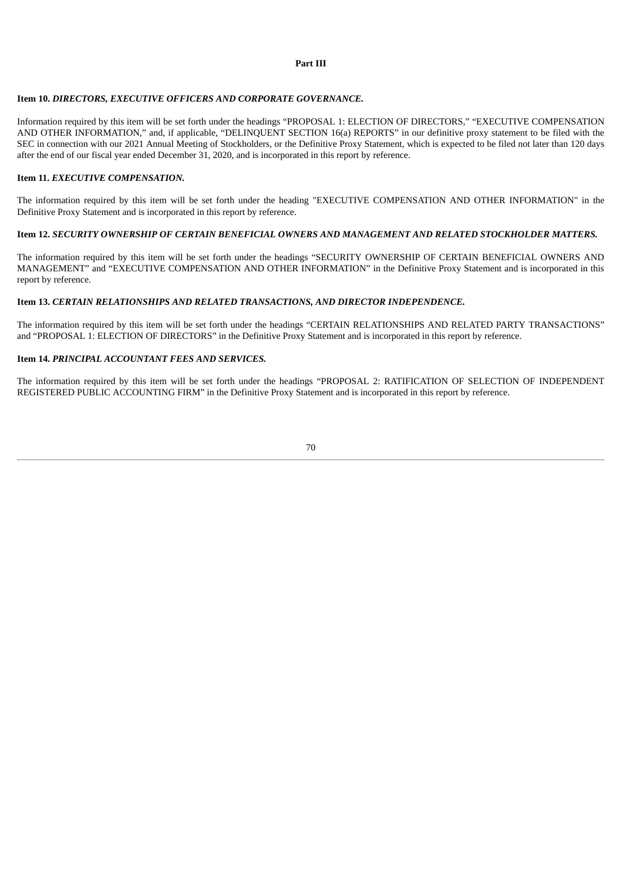# Part III

### Item 10. *DIRECTORS, EXECUTIVE OFFICERS AND CORPORATE GOVERNANCE.*

Information required by this item will be set forth under the headings "PROPOSAL 1: ELECTION OF DIRECTORS," "EXECUTIVE COMPENSATION AND OTHER INFORMATION," and, if applicable, "DELINQUENT SECTION 16(a) REPORTS" in our definitive proxy statement to be filed with the SEC in connection with our 2021 Annual Meeting of Stockholders, or the Definitive Proxy Statement, which is expected to be filed not later than 120 days after the end of our fiscal year ended December 31, 2020, and is incorporated in this report by reference.

### Item 11. *EXECUTIVE COMPENSATION.*

The information required by this item will be set forth under the heading "EXECUTIVE COMPENSATION AND OTHER INFORMATION" in the Definitive Proxy Statement and is incorporated in this report by reference.

### Item 12. *SECURITY OWNERSHIP OF CERTAIN BENEFICIAL OWNERS AND MANAGEMENT AND RELATED STOCKHOLDER MATTERS.*

The information required by this item will be set forth under the headings "SECURITY OWNERSHIP OF CERTAIN BENEFICIAL OWNERS AND MANAGEMENT" and "EXECUTIVE COMPENSATION AND OTHER INFORMATION" in the Definitive Proxy Statement and is incorporated in this report by reference.

### Item 13. *CERTAIN RELATIONSHIPS AND RELATED TRANSACTIONS, AND DIRECTOR INDEPENDENCE.*

The information required by this item will be set forth under the headings "CERTAIN RELATIONSHIPS AND RELATED PARTY TRANSACTIONS" and "PROPOSAL 1: ELECTION OF DIRECTORS" in the Definitive Proxy Statement and is incorporated in this report by reference.

### Item 14. *PRINCIPAL ACCOUNTANT FEES AND SERVICES.*

The information required by this item will be set forth under the headings "PROPOSAL 2: RATIFICATION OF SELECTION OF INDEPENDENT REGISTERED PUBLIC ACCOUNTING FIRM" in the Definitive Proxy Statement and is incorporated in this report by reference.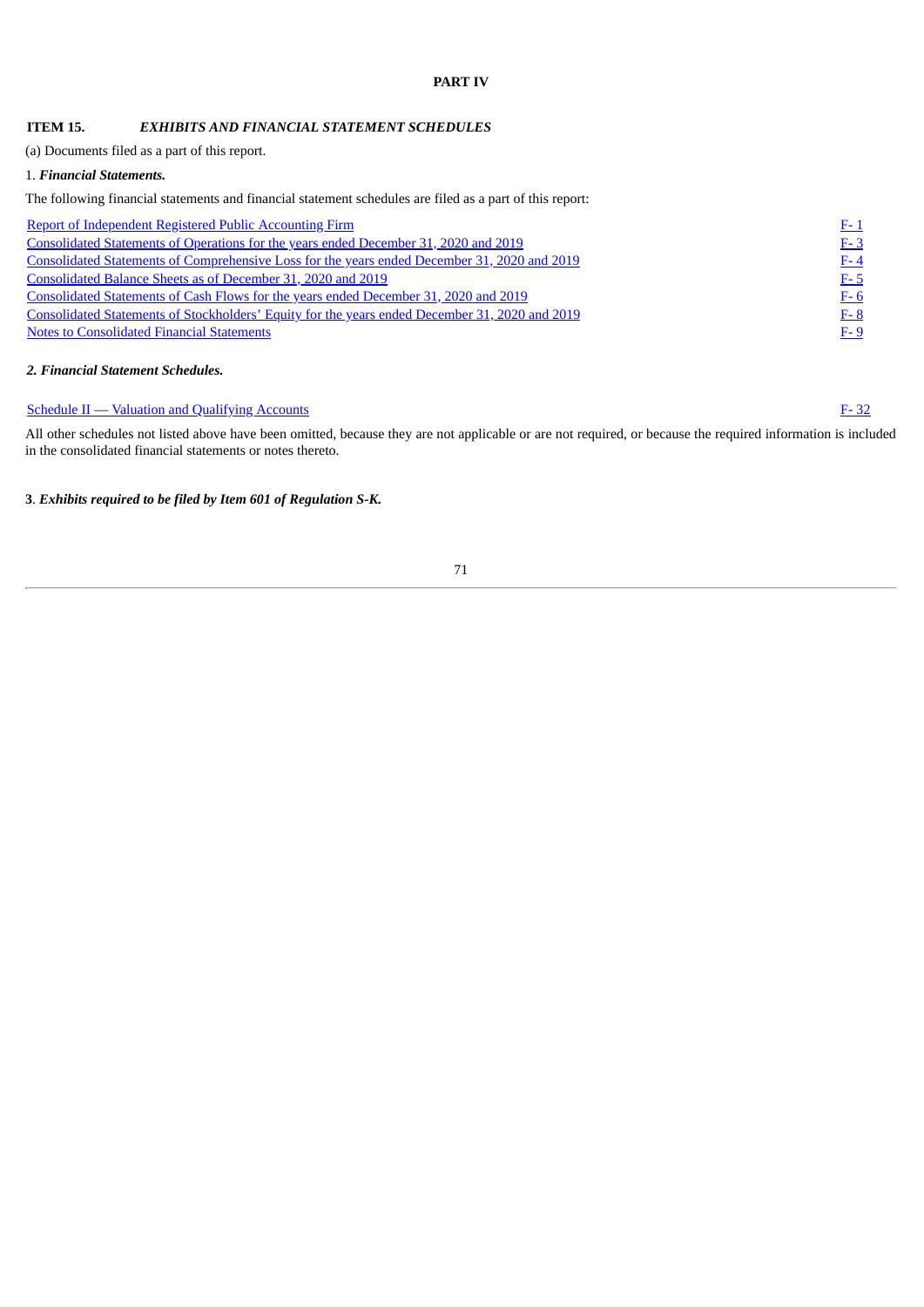# PART IV

## ITEM 15. *EXHIBITS AND FINANCIAL STATEMENT SCHEDULES*

(a) Documents filed as a part of this report.

1. ***Financial Statements.***

The following financial statements and financial statement schedules are filed as a part of this report:

| | |
|---|---|
| Report of Independent Registered Public Accounting Firm | F- 1 |
| Consolidated Statements of Operations for the years ended December 31, 2020 and 2019 | F- 3 |
| Consolidated Statements of Comprehensive Loss for the years ended December 31, 2020 and 2019 | F- 4 |
| Consolidated Balance Sheets as of December 31, 2020 and 2019 | F- 5 |
| Consolidated Statements of Cash Flows for the years ended December 31, 2020 and 2019 | F- 6 |
| Consolidated Statements of Stockholders' Equity for the years ended December 31, 2020 and 2019 | F- 8 |
| Notes to Consolidated Financial Statements | F- 9 |

***2. Financial Statement Schedules.***

| | |
|---|---|
| Schedule II — Valuation and Qualifying Accounts | F- 32 |

All other schedules not listed above have been omitted, because they are not applicable or are not required, or because the required information is included in the consolidated financial statements or notes thereto.

**3**. ***Exhibits required to be filed by Item 601 of Regulation S-K.***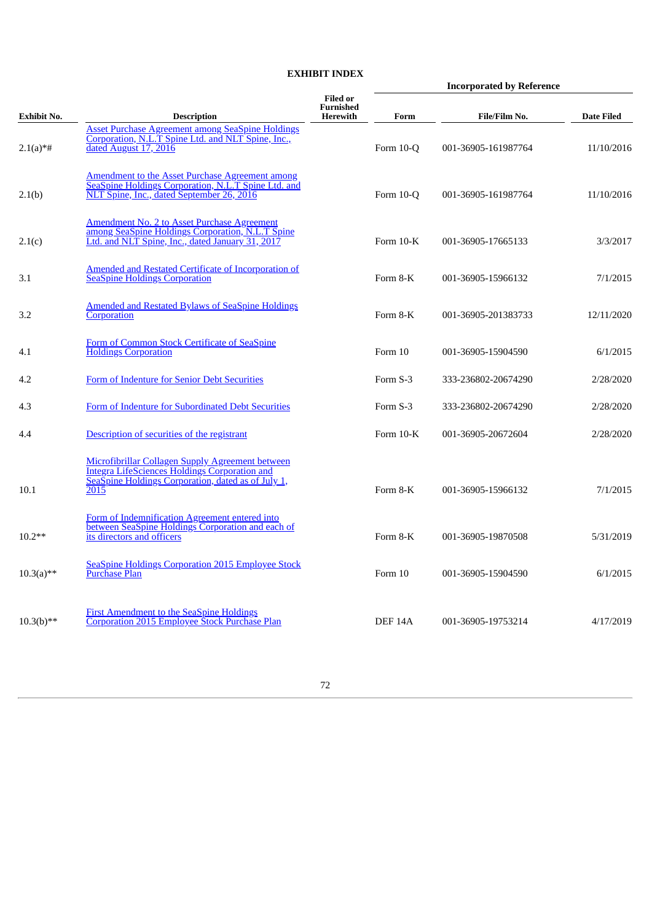# EXHIBIT INDEX

| Exhibit No. | Description | Filed or Furnished Herewith | Incorporated by Reference | | |
|---|---|---|---|---|---|
| | | | Form | File/Film No. | Date Filed |
| 2.1(a)*# | Asset Purchase Agreement among SeaSpine Holdings Corporation, N.L.T Spine Ltd. and NLT Spine, Inc., dated August 17, 2016 | | Form 10-Q | 001-36905-161987764 | 11/10/2016 |
| 2.1(b) | Amendment to the Asset Purchase Agreement among SeaSpine Holdings Corporation, N.L.T Spine Ltd. and NLT Spine, Inc., dated September 26, 2016 | | Form 10-Q | 001-36905-161987764 | 11/10/2016 |
| 2.1(c) | Amendment No. 2 to Asset Purchase Agreement among SeaSpine Holdings Corporation, N.L.T Spine Ltd. and NLT Spine, Inc., dated January 31, 2017 | | Form 10-K | 001-36905-17665133 | 3/3/2017 |
| 3.1 | Amended and Restated Certificate of Incorporation of SeaSpine Holdings Corporation | | Form 8-K | 001-36905-15966132 | 7/1/2015 |
| 3.2 | Amended and Restated Bylaws of SeaSpine Holdings Corporation | | Form 8-K | 001-36905-201383733 | 12/11/2020 |
| 4.1 | Form of Common Stock Certificate of SeaSpine Holdings Corporation | | Form 10 | 001-36905-15904590 | 6/1/2015 |
| 4.2 | Form of Indenture for Senior Debt Securities | | Form S-3 | 333-236802-20674290 | 2/28/2020 |
| 4.3 | Form of Indenture for Subordinated Debt Securities | | Form S-3 | 333-236802-20674290 | 2/28/2020 |
| 4.4 | Description of securities of the registrant | | Form 10-K | 001-36905-20672604 | 2/28/2020 |
| 10.1 | Microfibrillar Collagen Supply Agreement between Integra LifeSciences Holdings Corporation and SeaSpine Holdings Corporation, dated as of July 1, 2015 | | Form 8-K | 001-36905-15966132 | 7/1/2015 |
| 10.2** | Form of Indemnification Agreement entered into between SeaSpine Holdings Corporation and each of its directors and officers | | Form 8-K | 001-36905-19870508 | 5/31/2019 |
| 10.3(a)** | SeaSpine Holdings Corporation 2015 Employee Stock Purchase Plan | | Form 10 | 001-36905-15904590 | 6/1/2015 |
| 10.3(b)** | First Amendment to the SeaSpine Holdings Corporation 2015 Employee Stock Purchase Plan | | DEF 14A | 001-36905-19753214 | 4/17/2019 |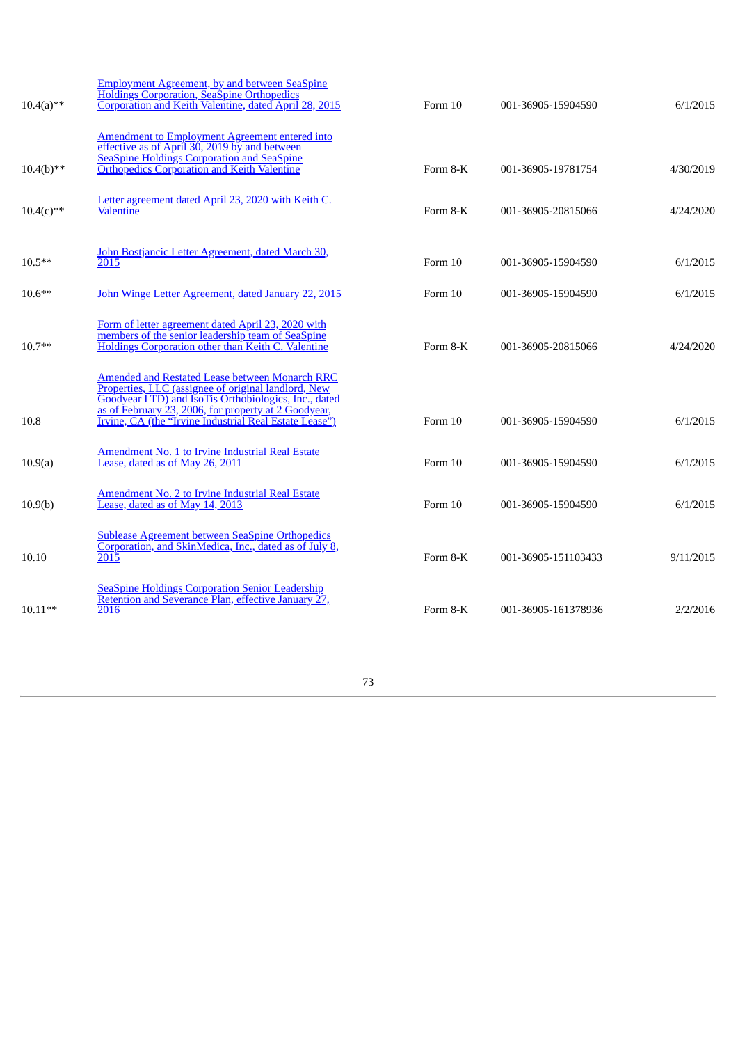| | | | | |
|---|---|---|---|---|
| 10.4(a)** | Employment Agreement, by and between SeaSpine Holdings Corporation, SeaSpine Orthopedics Corporation and Keith Valentine, dated April 28, 2015 | Form 10 | 001-36905-15904590 | 6/1/2015 |
| 10.4(b)** | Amendment to Employment Agreement entered into effective as of April 30, 2019 by and between SeaSpine Holdings Corporation and SeaSpine Orthopedics Corporation and Keith Valentine | Form 8-K | 001-36905-19781754 | 4/30/2019 |
| 10.4(c)** | Letter agreement dated April 23, 2020 with Keith C. Valentine | Form 8-K | 001-36905-20815066 | 4/24/2020 |
| 10.5** | John Bostjancic Letter Agreement, dated March 30, 2015 | Form 10 | 001-36905-15904590 | 6/1/2015 |
| 10.6** | John Winge Letter Agreement, dated January 22, 2015 | Form 10 | 001-36905-15904590 | 6/1/2015 |
| 10.7** | Form of letter agreement dated April 23, 2020 with members of the senior leadership team of SeaSpine Holdings Corporation other than Keith C. Valentine | Form 8-K | 001-36905-20815066 | 4/24/2020 |
| 10.8 | Amended and Restated Lease between Monarch RRC Properties, LLC (assignee of original landlord, New Goodyear LTD) and IsoTis Orthobiologics, Inc., dated as of February 23, 2006, for property at 2 Goodyear, Irvine, CA (the "Irvine Industrial Real Estate Lease") | Form 10 | 001-36905-15904590 | 6/1/2015 |
| 10.9(a) | Amendment No. 1 to Irvine Industrial Real Estate Lease, dated as of May 26, 2011 | Form 10 | 001-36905-15904590 | 6/1/2015 |
| 10.9(b) | Amendment No. 2 to Irvine Industrial Real Estate Lease, dated as of May 14, 2013 | Form 10 | 001-36905-15904590 | 6/1/2015 |
| 10.10 | Sublease Agreement between SeaSpine Orthopedics Corporation, and SkinMedica, Inc., dated as of July 8, 2015 | Form 8-K | 001-36905-151103433 | 9/11/2015 |
| 10.11** | SeaSpine Holdings Corporation Senior Leadership Retention and Severance Plan, effective January 27, 2016 | Form 8-K | 001-36905-161378936 | 2/2/2016 |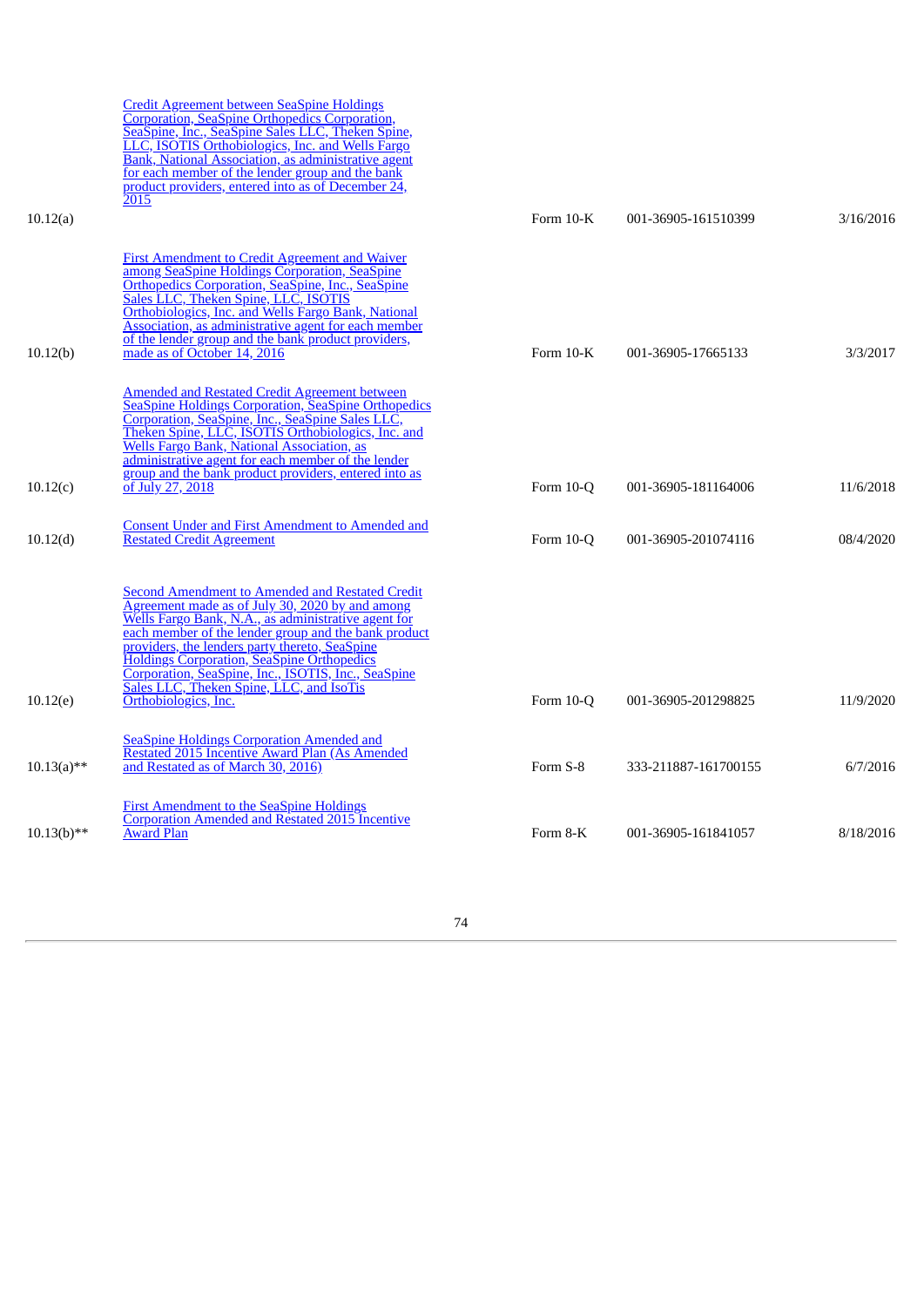| | | | | |
|---|---|---|---|---|
| 10.12(a) | Credit Agreement between SeaSpine Holdings Corporation, SeaSpine Orthopedics Corporation, SeaSpine, Inc., SeaSpine Sales LLC, Theken Spine, LLC, ISOTIS Orthobiologics, Inc. and Wells Fargo Bank, National Association, as administrative agent for each member of the lender group and the bank product providers, entered into as of December 24, 2015 | Form 10-K | 001-36905-161510399 | 3/16/2016 |
| 10.12(b) | First Amendment to Credit Agreement and Waiver among SeaSpine Holdings Corporation, SeaSpine Orthopedics Corporation, SeaSpine, Inc., SeaSpine Sales LLC, Theken Spine, LLC, ISOTIS Orthobiologics, Inc. and Wells Fargo Bank, National Association, as administrative agent for each member of the lender group and the bank product providers, made as of October 14, 2016 | Form 10-K | 001-36905-17665133 | 3/3/2017 |
| 10.12(c) | Amended and Restated Credit Agreement between SeaSpine Holdings Corporation, SeaSpine Orthopedics Corporation, SeaSpine, Inc., SeaSpine Sales LLC, Theken Spine, LLC, ISOTIS Orthobiologics, Inc. and Wells Fargo Bank, National Association, as administrative agent for each member of the lender group and the bank product providers, entered into as of July 27, 2018 | Form 10-Q | 001-36905-181164006 | 11/6/2018 |
| 10.12(d) | Consent Under and First Amendment to Amended and Restated Credit Agreement | Form 10-Q | 001-36905-201074116 | 08/4/2020 |
| 10.12(e) | Second Amendment to Amended and Restated Credit Agreement made as of July 30, 2020 by and among Wells Fargo Bank, N.A., as administrative agent for each member of the lender group and the bank product providers, the lenders party thereto, SeaSpine Holdings Corporation, SeaSpine Orthopedics Corporation, SeaSpine, Inc., ISOTIS, Inc., SeaSpine Sales LLC, Theken Spine, LLC, and IsoTis Orthobiologics, Inc. | Form 10-Q | 001-36905-201298825 | 11/9/2020 |
| 10.13(a)** | SeaSpine Holdings Corporation Amended and Restated 2015 Incentive Award Plan (As Amended and Restated as of March 30, 2016) | Form S-8 | 333-211887-161700155 | 6/7/2016 |
| 10.13(b)** | First Amendment to the SeaSpine Holdings Corporation Amended and Restated 2015 Incentive Award Plan | Form 8-K | 001-36905-161841057 | 8/18/2016 |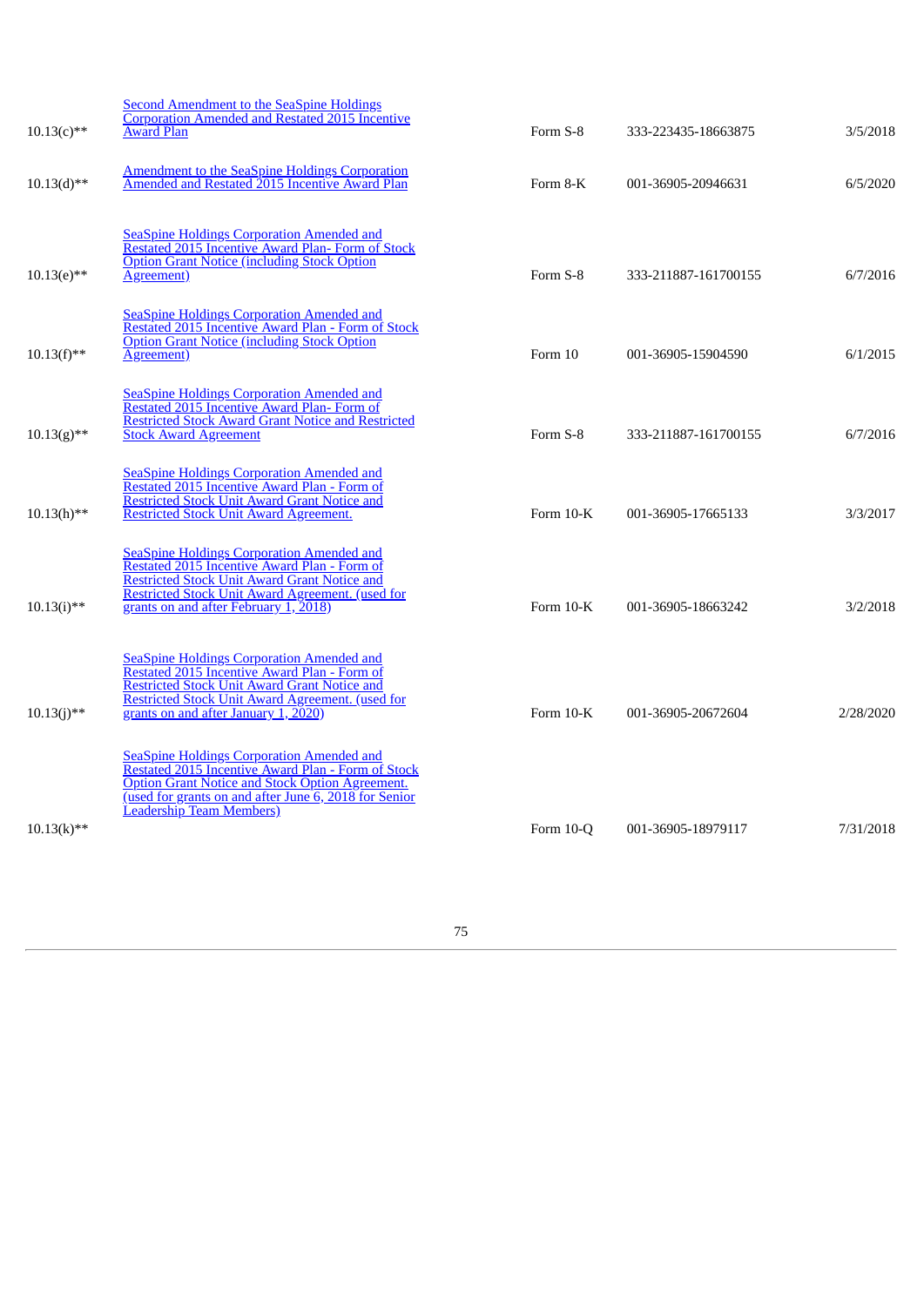| | | | | |
|---|---|---|---|---|
| 10.13(c)** | Second Amendment to the SeaSpine Holdings Corporation Amended and Restated 2015 Incentive Award Plan | Form S-8 | 333-223435-18663875 | 3/5/2018 |
| 10.13(d)** | Amendment to the SeaSpine Holdings Corporation Amended and Restated 2015 Incentive Award Plan | Form 8-K | 001-36905-20946631 | 6/5/2020 |
| 10.13(e)** | SeaSpine Holdings Corporation Amended and Restated 2015 Incentive Award Plan- Form of Stock Option Grant Notice (including Stock Option Agreement) | Form S-8 | 333-211887-161700155 | 6/7/2016 |
| 10.13(f)** | SeaSpine Holdings Corporation Amended and Restated 2015 Incentive Award Plan - Form of Stock Option Grant Notice (including Stock Option Agreement) | Form 10 | 001-36905-15904590 | 6/1/2015 |
| 10.13(g)** | SeaSpine Holdings Corporation Amended and Restated 2015 Incentive Award Plan- Form of Restricted Stock Award Grant Notice and Restricted Stock Award Agreement | Form S-8 | 333-211887-161700155 | 6/7/2016 |
| 10.13(h)** | SeaSpine Holdings Corporation Amended and Restated 2015 Incentive Award Plan - Form of Restricted Stock Unit Award Grant Notice and Restricted Stock Unit Award Agreement. | Form 10-K | 001-36905-17665133 | 3/3/2017 |
| 10.13(i)** | SeaSpine Holdings Corporation Amended and Restated 2015 Incentive Award Plan - Form of Restricted Stock Unit Award Grant Notice and Restricted Stock Unit Award Agreement. (used for grants on and after February 1, 2018) | Form 10-K | 001-36905-18663242 | 3/2/2018 |
| 10.13(j)** | SeaSpine Holdings Corporation Amended and Restated 2015 Incentive Award Plan - Form of Restricted Stock Unit Award Grant Notice and Restricted Stock Unit Award Agreement. (used for grants on and after January 1, 2020) | Form 10-K | 001-36905-20672604 | 2/28/2020 |
| 10.13(k)** | SeaSpine Holdings Corporation Amended and Restated 2015 Incentive Award Plan - Form of Stock Option Grant Notice and Stock Option Agreement. (used for grants on and after June 6, 2018 for Senior Leadership Team Members) | Form 10-Q | 001-36905-18979117 | 7/31/2018 |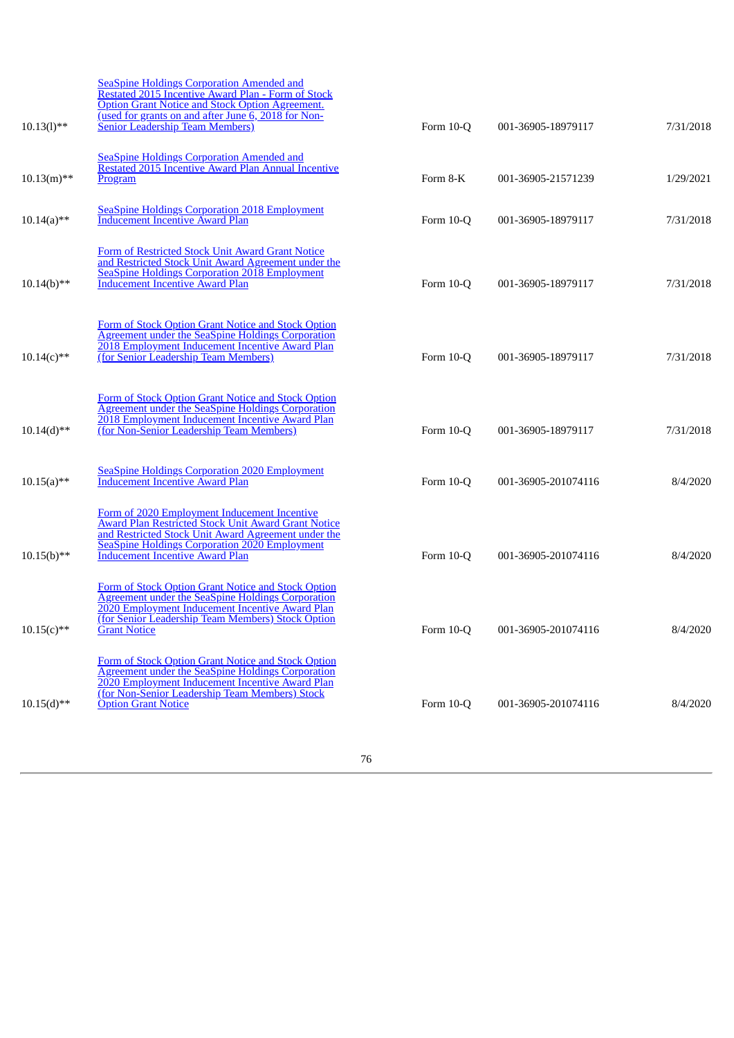| | | | | |
|---|---|---|---|---|
| 10.13(l)** | SeaSpine Holdings Corporation Amended and Restated 2015 Incentive Award Plan - Form of Stock Option Grant Notice and Stock Option Agreement. (used for grants on and after June 6, 2018 for Non-Senior Leadership Team Members) | Form 10-Q | 001-36905-18979117 | 7/31/2018 |
| 10.13(m)** | SeaSpine Holdings Corporation Amended and Restated 2015 Incentive Award Plan Annual Incentive Program | Form 8-K | 001-36905-21571239 | 1/29/2021 |
| 10.14(a)** | SeaSpine Holdings Corporation 2018 Employment Inducement Incentive Award Plan | Form 10-Q | 001-36905-18979117 | 7/31/2018 |
| 10.14(b)** | Form of Restricted Stock Unit Award Grant Notice and Restricted Stock Unit Award Agreement under the SeaSpine Holdings Corporation 2018 Employment Inducement Incentive Award Plan | Form 10-Q | 001-36905-18979117 | 7/31/2018 |
| 10.14(c)** | Form of Stock Option Grant Notice and Stock Option Agreement under the SeaSpine Holdings Corporation 2018 Employment Inducement Incentive Award Plan (for Senior Leadership Team Members) | Form 10-Q | 001-36905-18979117 | 7/31/2018 |
| 10.14(d)** | Form of Stock Option Grant Notice and Stock Option Agreement under the SeaSpine Holdings Corporation 2018 Employment Inducement Incentive Award Plan (for Non-Senior Leadership Team Members) | Form 10-Q | 001-36905-18979117 | 7/31/2018 |
| 10.15(a)** | SeaSpine Holdings Corporation 2020 Employment Inducement Incentive Award Plan | Form 10-Q | 001-36905-201074116 | 8/4/2020 |
| 10.15(b)** | Form of 2020 Employment Inducement Incentive Award Plan Restricted Stock Unit Award Grant Notice and Restricted Stock Unit Award Agreement under the SeaSpine Holdings Corporation 2020 Employment Inducement Incentive Award Plan | Form 10-Q | 001-36905-201074116 | 8/4/2020 |
| 10.15(c)** | Form of Stock Option Grant Notice and Stock Option Agreement under the SeaSpine Holdings Corporation 2020 Employment Inducement Incentive Award Plan (for Senior Leadership Team Members) Stock Option Grant Notice | Form 10-Q | 001-36905-201074116 | 8/4/2020 |
| 10.15(d)** | Form of Stock Option Grant Notice and Stock Option Agreement under the SeaSpine Holdings Corporation 2020 Employment Inducement Incentive Award Plan (for Non-Senior Leadership Team Members) Stock Option Grant Notice | Form 10-Q | 001-36905-201074116 | 8/4/2020 |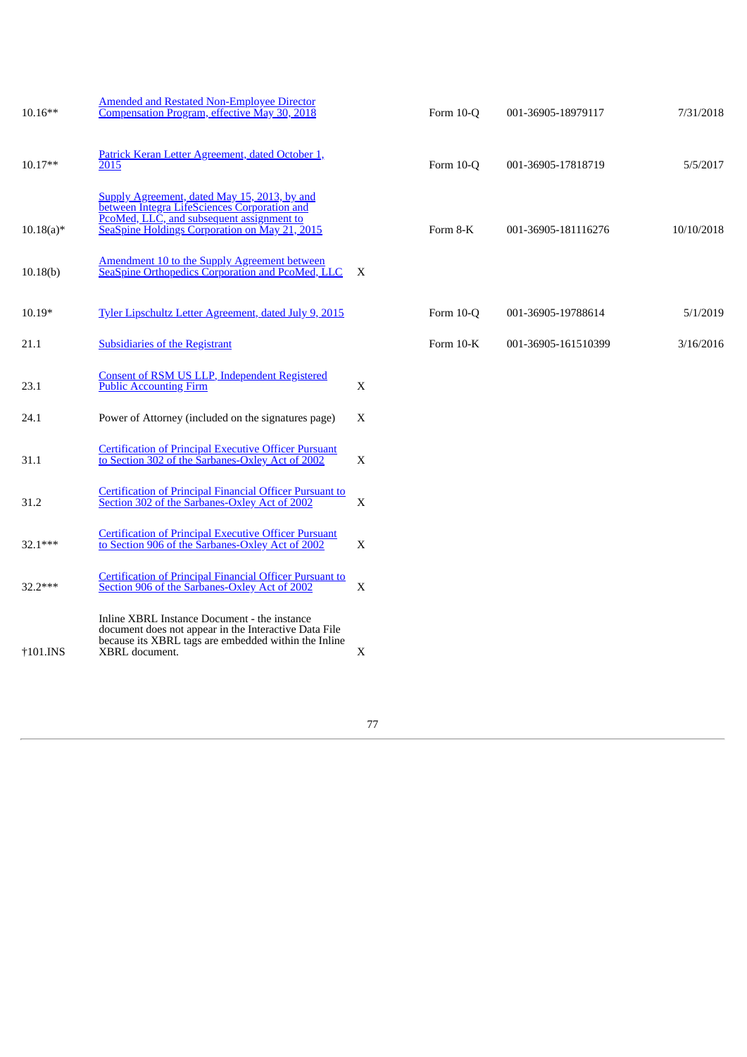| | | | | | |
|---|---|---|---|---|---|
| 10.16** | Amended and Restated Non-Employee Director Compensation Program, effective May 30, 2018 | | Form 10-Q | 001-36905-18979117 | 7/31/2018 |
| 10.17** | Patrick Keran Letter Agreement, dated October 1, 2015 | | Form 10-Q | 001-36905-17818719 | 5/5/2017 |
| 10.18(a)* | Supply Agreement, dated May 15, 2013, by and between Integra LifeSciences Corporation and PcoMed, LLC, and subsequent assignment to SeaSpine Holdings Corporation on May 21, 2015 | | Form 8-K | 001-36905-181116276 | 10/10/2018 |
| 10.18(b) | Amendment 10 to the Supply Agreement between SeaSpine Orthopedics Corporation and PcoMed, LLC | X | | | |
| 10.19* | Tyler Lipschultz Letter Agreement, dated July 9, 2015 | | Form 10-Q | 001-36905-19788614 | 5/1/2019 |
| 21.1 | Subsidiaries of the Registrant | | Form 10-K | 001-36905-161510399 | 3/16/2016 |
| 23.1 | Consent of RSM US LLP, Independent Registered Public Accounting Firm | X | | | |
| 24.1 | Power of Attorney (included on the signatures page) | X | | | |
| 31.1 | Certification of Principal Executive Officer Pursuant to Section 302 of the Sarbanes-Oxley Act of 2002 | X | | | |
| 31.2 | Certification of Principal Financial Officer Pursuant to Section 302 of the Sarbanes-Oxley Act of 2002 | X | | | |
| 32.1*** | Certification of Principal Executive Officer Pursuant to Section 906 of the Sarbanes-Oxley Act of 2002 | X | | | |
| 32.2*** | Certification of Principal Financial Officer Pursuant to Section 906 of the Sarbanes-Oxley Act of 2002 | X | | | |
| †101.INS | Inline XBRL Instance Document - the instance document does not appear in the Interactive Data File because its XBRL tags are embedded within the Inline XBRL document. | X | | | |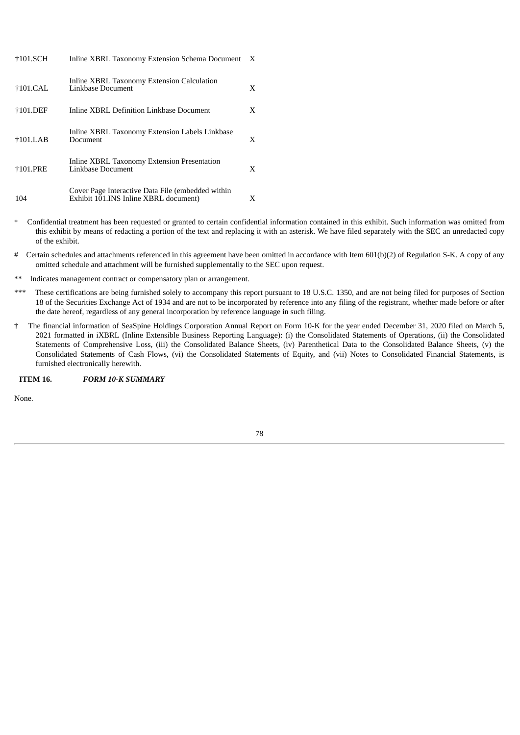| | | |
|---|---|---|
| †101.SCH | Inline XBRL Taxonomy Extension Schema Document | X |
| †101.CAL | Inline XBRL Taxonomy Extension Calculation Linkbase Document | X |
| †101.DEF | Inline XBRL Definition Linkbase Document | X |
| †101.LAB | Inline XBRL Taxonomy Extension Labels Linkbase Document | X |
| †101.PRE | Inline XBRL Taxonomy Extension Presentation Linkbase Document | X |
| 104 | Cover Page Interactive Data File (embedded within Exhibit 101.INS Inline XBRL document) | X |

\* Confidential treatment has been requested or granted to certain confidential information contained in this exhibit. Such information was omitted from this exhibit by means of redacting a portion of the text and replacing it with an asterisk. We have filed separately with the SEC an unredacted copy of the exhibit.

\# Certain schedules and attachments referenced in this agreement have been omitted in accordance with Item 601(b)(2) of Regulation S-K. A copy of any omitted schedule and attachment will be furnished supplementally to the SEC upon request.

\*\* Indicates management contract or compensatory plan or arrangement.

\*\*\* These certifications are being furnished solely to accompany this report pursuant to 18 U.S.C. 1350, and are not being filed for purposes of Section 18 of the Securities Exchange Act of 1934 and are not to be incorporated by reference into any filing of the registrant, whether made before or after the date hereof, regardless of any general incorporation by reference language in such filing.

† The financial information of SeaSpine Holdings Corporation Annual Report on Form 10-K for the year ended December 31, 2020 filed on March 5, 2021 formatted in iXBRL (Inline Extensible Business Reporting Language): (i) the Consolidated Statements of Operations, (ii) the Consolidated Statements of Comprehensive Loss, (iii) the Consolidated Balance Sheets, (iv) Parenthetical Data to the Consolidated Balance Sheets, (v) the Consolidated Statements of Cash Flows, (vi) the Consolidated Statements of Equity, and (vii) Notes to Consolidated Financial Statements, is furnished electronically herewith.

## ITEM 16. *FORM 10-K SUMMARY*

None.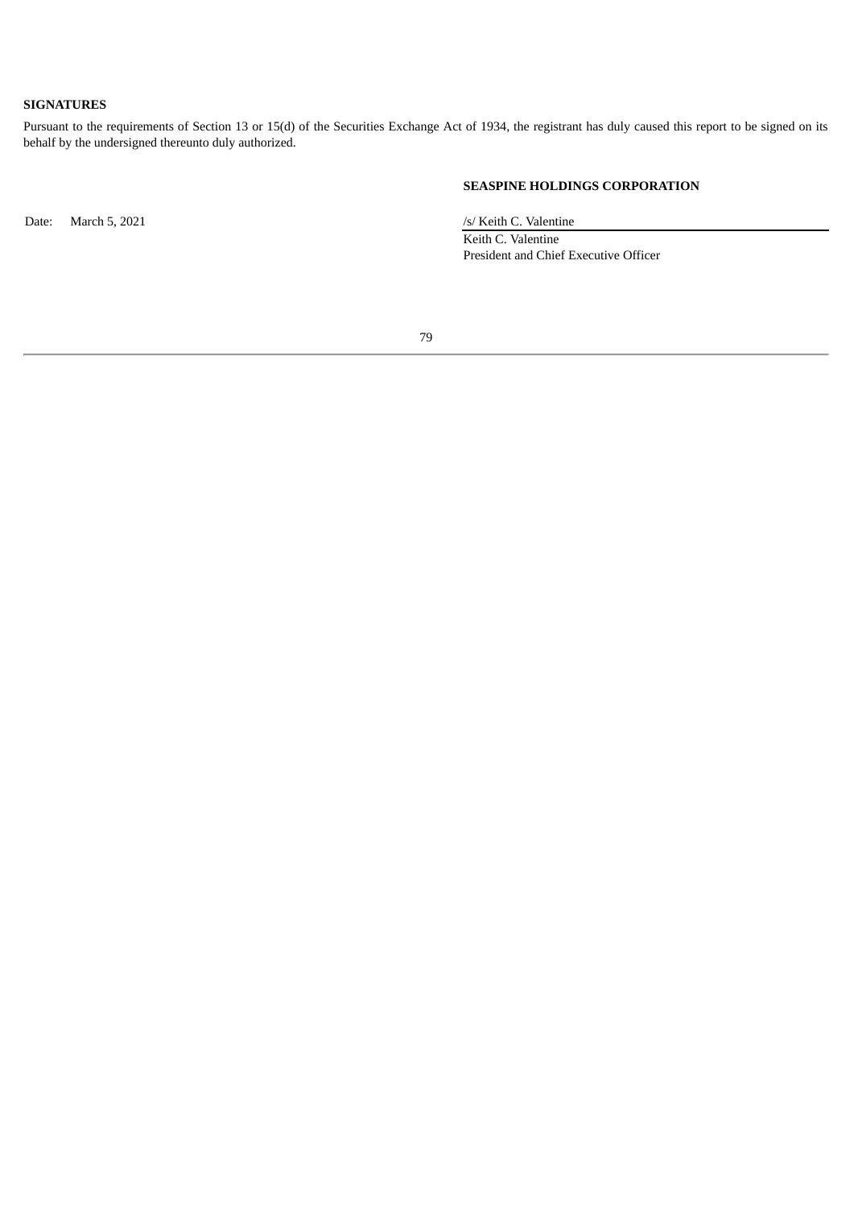**SIGNATURES**

Pursuant to the requirements of Section 13 or 15(d) of the Securities Exchange Act of 1934, the registrant has duly caused this report to be signed on its behalf by the undersigned thereunto duly authorized.

**SEASPINE HOLDINGS CORPORATION**

Date: March 5, 2021

/s/ Keith C. Valentine

Keith C. Valentine
President and Chief Executive Officer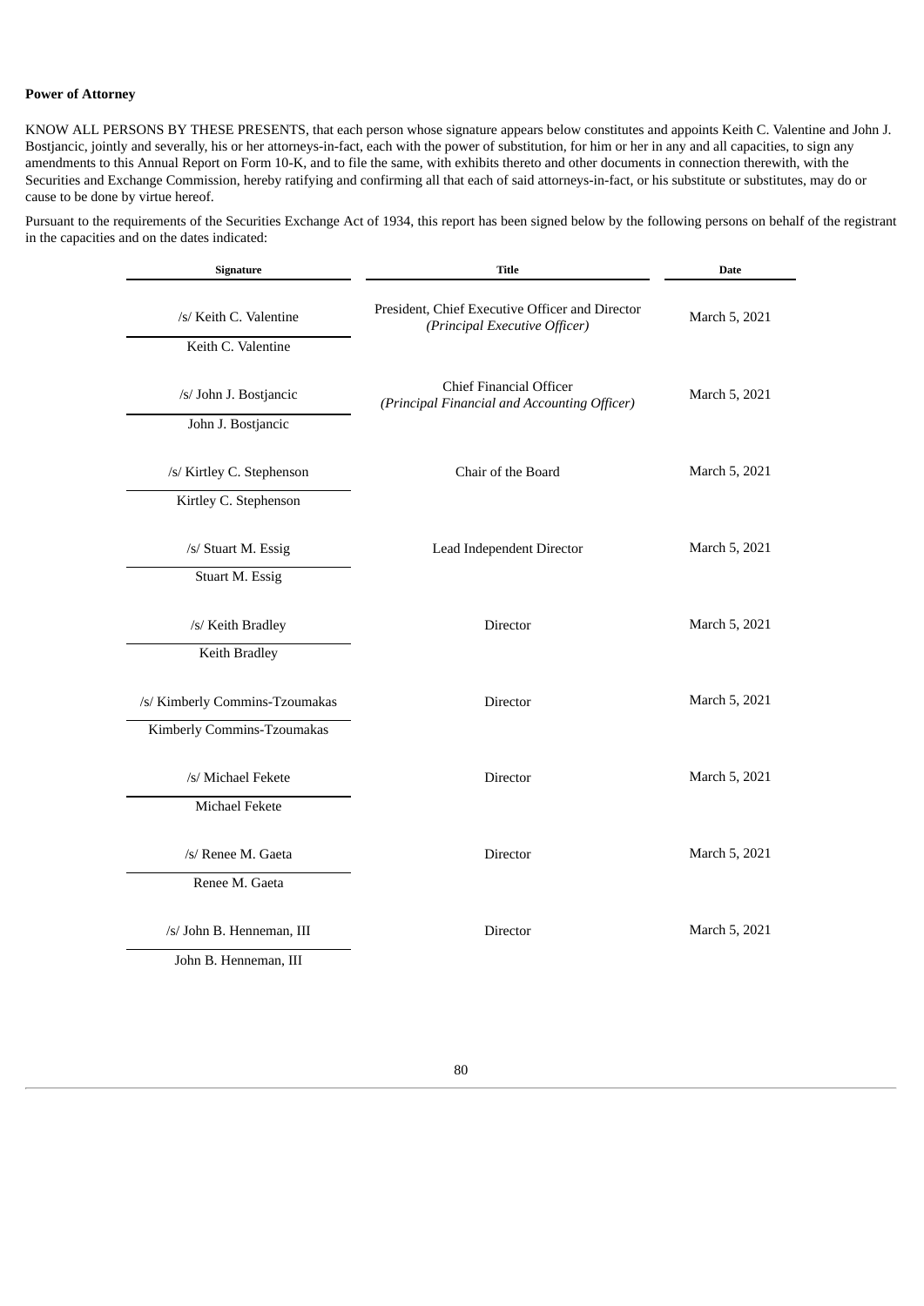**Power of Attorney**

KNOW ALL PERSONS BY THESE PRESENTS, that each person whose signature appears below constitutes and appoints Keith C. Valentine and John J. Bostjancic, jointly and severally, his or her attorneys-in-fact, each with the power of substitution, for him or her in any and all capacities, to sign any amendments to this Annual Report on Form 10-K, and to file the same, with exhibits thereto and other documents in connection therewith, with the Securities and Exchange Commission, hereby ratifying and confirming all that each of said attorneys-in-fact, or his substitute or substitutes, may do or cause to be done by virtue hereof.

Pursuant to the requirements of the Securities Exchange Act of 1934, this report has been signed below by the following persons on behalf of the registrant in the capacities and on the dates indicated:

| Signature | Title | Date |
|---|---|---|
| /s/ Keith C. Valentine<br>Keith C. Valentine | President, Chief Executive Officer and Director<br>*(Principal Executive Officer)* | March 5, 2021 |
| /s/ John J. Bostjancic<br>John J. Bostjancic | Chief Financial Officer<br>*(Principal Financial and Accounting Officer)* | March 5, 2021 |
| /s/ Kirtley C. Stephenson<br>Kirtley C. Stephenson | Chair of the Board | March 5, 2021 |
| /s/ Stuart M. Essig<br>Stuart M. Essig | Lead Independent Director | March 5, 2021 |
| /s/ Keith Bradley<br>Keith Bradley | Director | March 5, 2021 |
| /s/ Kimberly Commins-Tzoumakas<br>Kimberly Commins-Tzoumakas | Director | March 5, 2021 |
| /s/ Michael Fekete<br>Michael Fekete | Director | March 5, 2021 |
| /s/ Renee M. Gaeta<br>Renee M. Gaeta | Director | March 5, 2021 |
| /s/ John B. Henneman, III<br>John B. Henneman, III | Director | March 5, 2021 |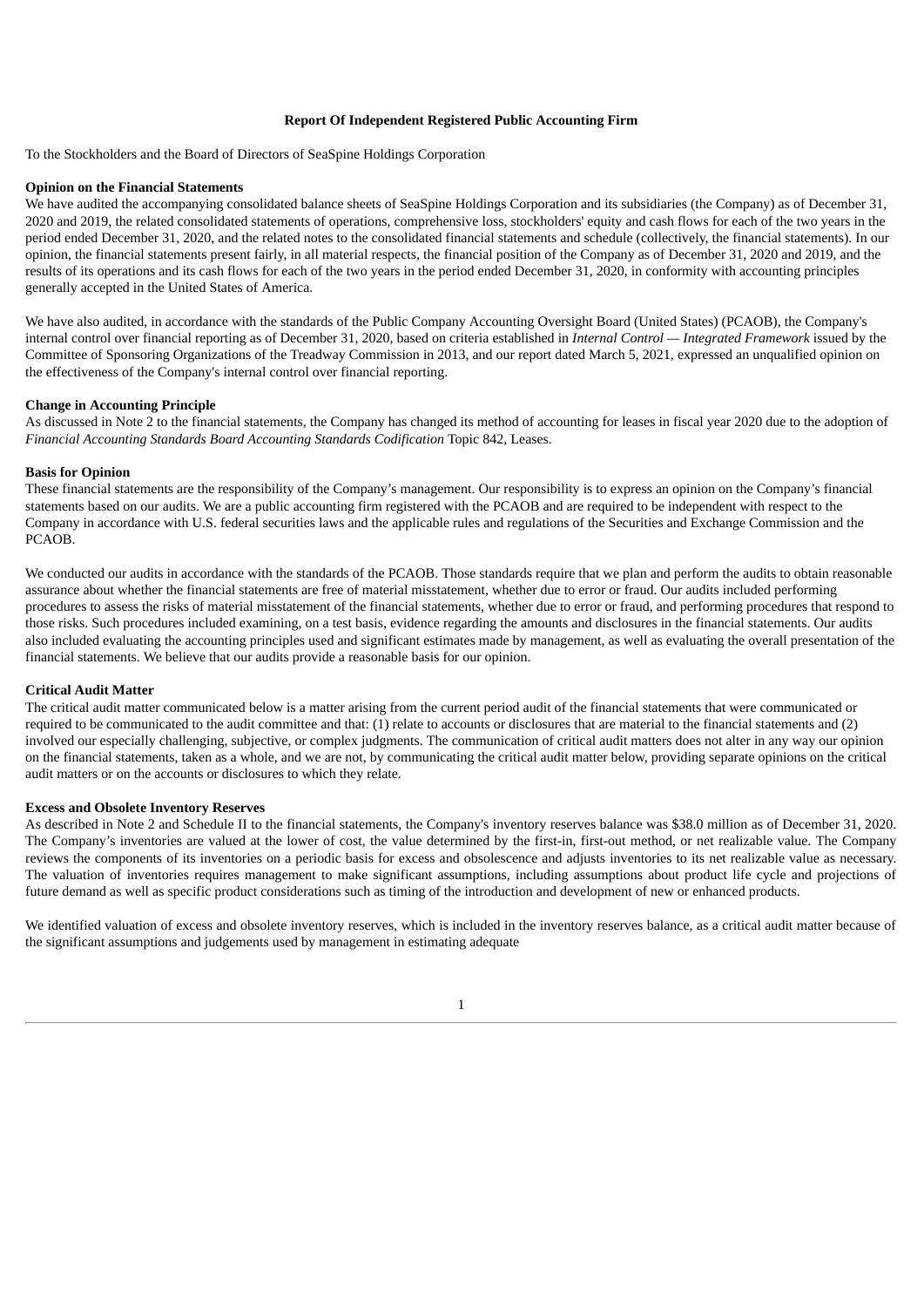**Report Of Independent Registered Public Accounting Firm**

To the Stockholders and the Board of Directors of SeaSpine Holdings Corporation

**Opinion on the Financial Statements**

We have audited the accompanying consolidated balance sheets of SeaSpine Holdings Corporation and its subsidiaries (the Company) as of December 31, 2020 and 2019, the related consolidated statements of operations, comprehensive loss, stockholders' equity and cash flows for each of the two years in the period ended December 31, 2020, and the related notes to the consolidated financial statements and schedule (collectively, the financial statements). In our opinion, the financial statements present fairly, in all material respects, the financial position of the Company as of December 31, 2020 and 2019, and the results of its operations and its cash flows for each of the two years in the period ended December 31, 2020, in conformity with accounting principles generally accepted in the United States of America.

We have also audited, in accordance with the standards of the Public Company Accounting Oversight Board (United States) (PCAOB), the Company's internal control over financial reporting as of December 31, 2020, based on criteria established in *Internal Control — Integrated Framework* issued by the Committee of Sponsoring Organizations of the Treadway Commission in 2013, and our report dated March 5, 2021, expressed an unqualified opinion on the effectiveness of the Company's internal control over financial reporting.

**Change in Accounting Principle**

As discussed in Note 2 to the financial statements, the Company has changed its method of accounting for leases in fiscal year 2020 due to the adoption of *Financial Accounting Standards Board Accounting Standards Codification* Topic 842, Leases.

**Basis for Opinion**

These financial statements are the responsibility of the Company's management. Our responsibility is to express an opinion on the Company's financial statements based on our audits. We are a public accounting firm registered with the PCAOB and are required to be independent with respect to the Company in accordance with U.S. federal securities laws and the applicable rules and regulations of the Securities and Exchange Commission and the PCAOB.

We conducted our audits in accordance with the standards of the PCAOB. Those standards require that we plan and perform the audits to obtain reasonable assurance about whether the financial statements are free of material misstatement, whether due to error or fraud. Our audits included performing procedures to assess the risks of material misstatement of the financial statements, whether due to error or fraud, and performing procedures that respond to those risks. Such procedures included examining, on a test basis, evidence regarding the amounts and disclosures in the financial statements. Our audits also included evaluating the accounting principles used and significant estimates made by management, as well as evaluating the overall presentation of the financial statements. We believe that our audits provide a reasonable basis for our opinion.

**Critical Audit Matter**

The critical audit matter communicated below is a matter arising from the current period audit of the financial statements that were communicated or required to be communicated to the audit committee and that: (1) relate to accounts or disclosures that are material to the financial statements and (2) involved our especially challenging, subjective, or complex judgments. The communication of critical audit matters does not alter in any way our opinion on the financial statements, taken as a whole, and we are not, by communicating the critical audit matter below, providing separate opinions on the critical audit matters or on the accounts or disclosures to which they relate.

**Excess and Obsolete Inventory Reserves**

As described in Note 2 and Schedule II to the financial statements, the Company's inventory reserves balance was $38.0 million as of December 31, 2020. The Company's inventories are valued at the lower of cost, the value determined by the first-in, first-out method, or net realizable value. The Company reviews the components of its inventories on a periodic basis for excess and obsolescence and adjusts inventories to its net realizable value as necessary. The valuation of inventories requires management to make significant assumptions, including assumptions about product life cycle and projections of future demand as well as specific product considerations such as timing of the introduction and development of new or enhanced products.

We identified valuation of excess and obsolete inventory reserves, which is included in the inventory reserves balance, as a critical audit matter because of the significant assumptions and judgements used by management in estimating adequate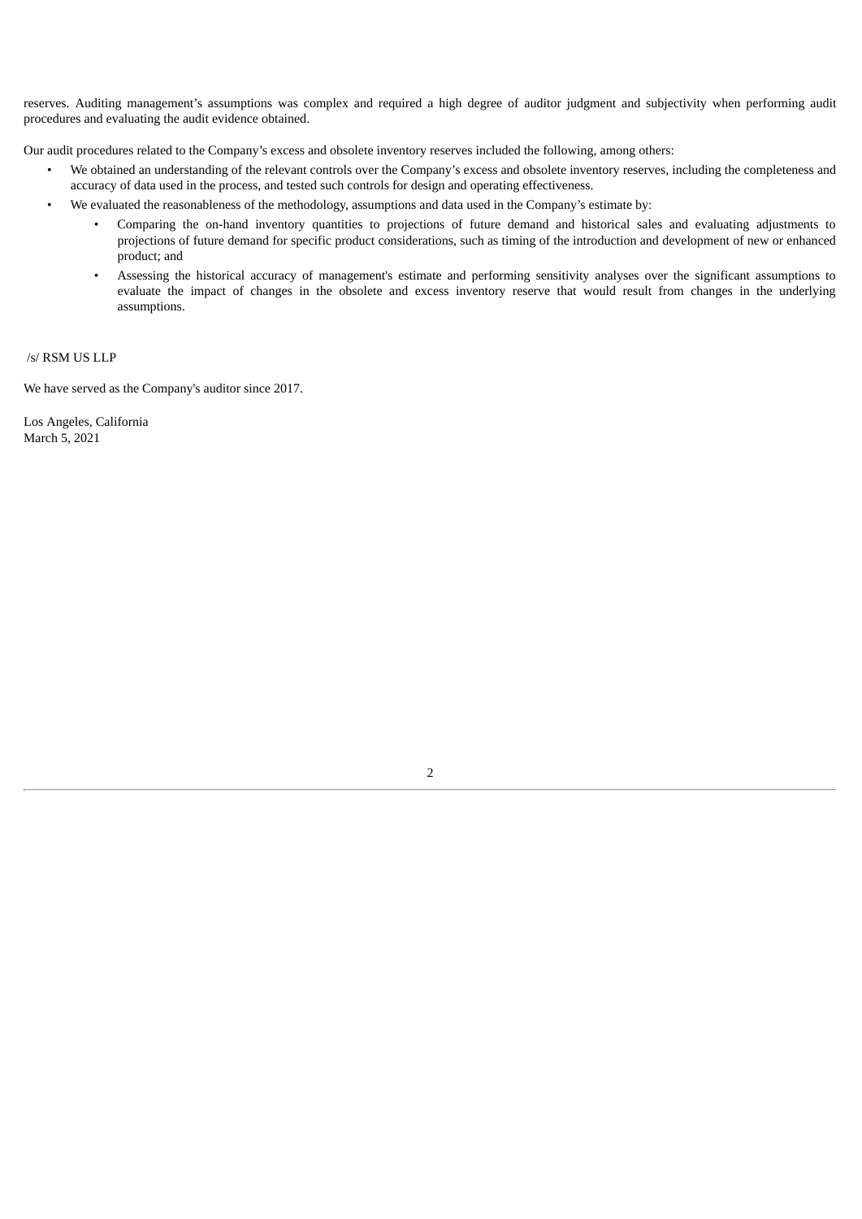reserves. Auditing management's assumptions was complex and required a high degree of auditor judgment and subjectivity when performing audit procedures and evaluating the audit evidence obtained.

Our audit procedures related to the Company's excess and obsolete inventory reserves included the following, among others:

- We obtained an understanding of the relevant controls over the Company's excess and obsolete inventory reserves, including the completeness and accuracy of data used in the process, and tested such controls for design and operating effectiveness.
- We evaluated the reasonableness of the methodology, assumptions and data used in the Company's estimate by:
  - Comparing the on-hand inventory quantities to projections of future demand and historical sales and evaluating adjustments to projections of future demand for specific product considerations, such as timing of the introduction and development of new or enhanced product; and
  - Assessing the historical accuracy of management's estimate and performing sensitivity analyses over the significant assumptions to evaluate the impact of changes in the obsolete and excess inventory reserve that would result from changes in the underlying assumptions.

/s/ RSM US LLP

We have served as the Company's auditor since 2017.

Los Angeles, California
March 5, 2021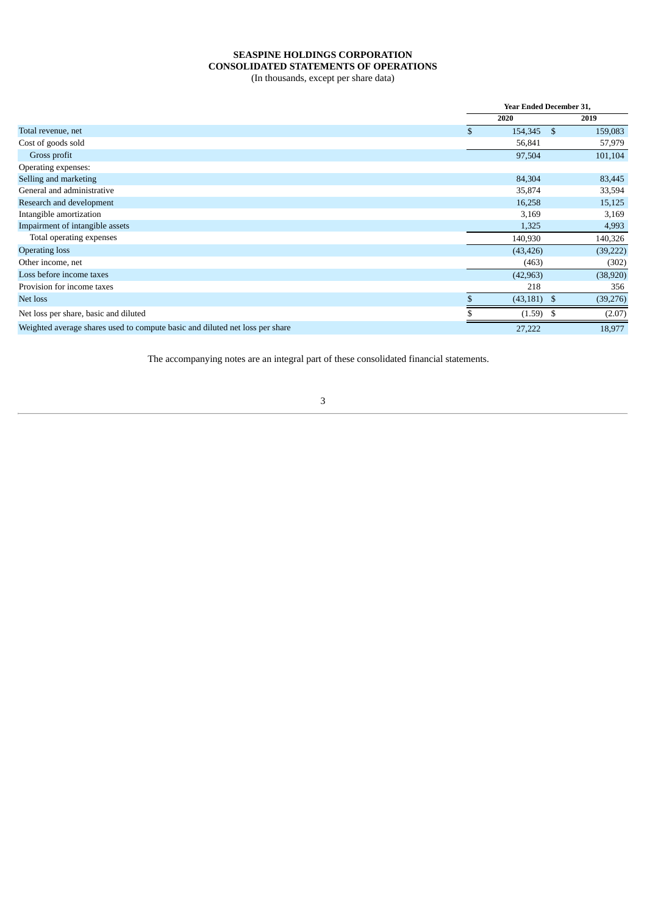**SEASPINE HOLDINGS CORPORATION**
**CONSOLIDATED STATEMENTS OF OPERATIONS**
(In thousands, except per share data)

| | Year Ended December 31, | |
|---|---|---|
| | 2020 | 2019 |
| Total revenue, net | $ 154,345 | $ 159,083 |
| Cost of goods sold | 56,841 | 57,979 |
| Gross profit | 97,504 | 101,104 |
| Operating expenses: | | |
| Selling and marketing | 84,304 | 83,445 |
| General and administrative | 35,874 | 33,594 |
| Research and development | 16,258 | 15,125 |
| Intangible amortization | 3,169 | 3,169 |
| Impairment of intangible assets | 1,325 | 4,993 |
| Total operating expenses | 140,930 | 140,326 |
| Operating loss | (43,426) | (39,222) |
| Other income, net | (463) | (302) |
| Loss before income taxes | (42,963) | (38,920) |
| Provision for income taxes | 218 | 356 |
| Net loss | $ (43,181) | $ (39,276) |
| Net loss per share, basic and diluted | $ (1.59) | $ (2.07) |
| Weighted average shares used to compute basic and diluted net loss per share | 27,222 | 18,977 |

The accompanying notes are an integral part of these consolidated financial statements.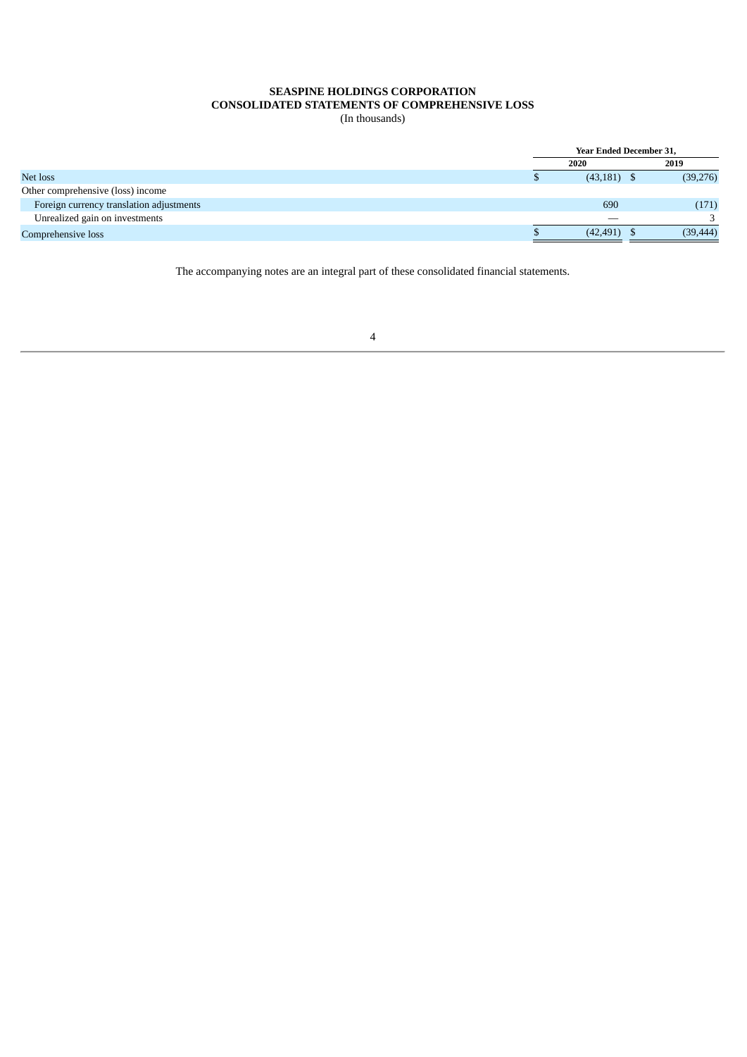**SEASPINE HOLDINGS CORPORATION**
**CONSOLIDATED STATEMENTS OF COMPREHENSIVE LOSS**
(In thousands)

| | Year Ended December 31, | |
|---|---|---|
| | 2020 | 2019 |
| Net loss | $ (43,181) | $ (39,276) |
| Other comprehensive (loss) income | | |
| Foreign currency translation adjustments | 690 | (171) |
| Unrealized gain on investments | — | 3 |
| Comprehensive loss | $ (42,491) | $ (39,444) |

The accompanying notes are an integral part of these consolidated financial statements.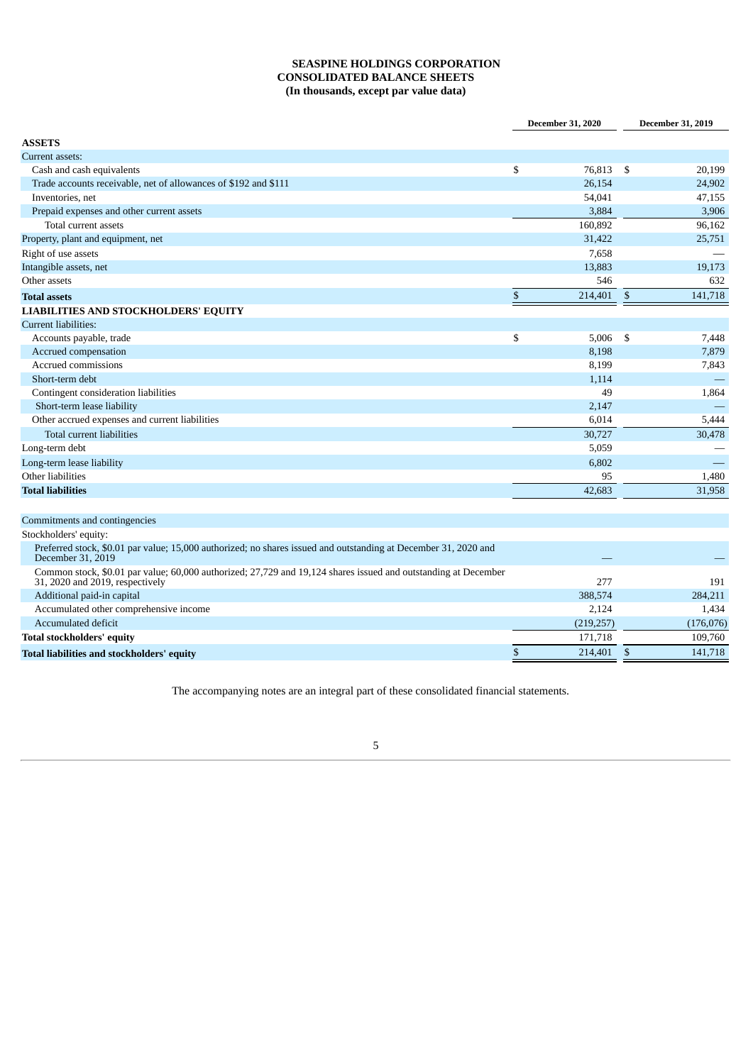# SEASPINE HOLDINGS CORPORATION
## CONSOLIDATED BALANCE SHEETS
### (In thousands, except par value data)

| | December 31, 2020 | December 31, 2019 |
|---|---|---|
| **ASSETS** | | |
| Current assets: | | |
| Cash and cash equivalents | $ 76,813 | $ 20,199 |
| Trade accounts receivable, net of allowances of $192 and $111 | 26,154 | 24,902 |
| Inventories, net | 54,041 | 47,155 |
| Prepaid expenses and other current assets | 3,884 | 3,906 |
| Total current assets | 160,892 | 96,162 |
| Property, plant and equipment, net | 31,422 | 25,751 |
| Right of use assets | 7,658 | — |
| Intangible assets, net | 13,883 | 19,173 |
| Other assets | 546 | 632 |
| **Total assets** | $ 214,401 | $ 141,718 |
| **LIABILITIES AND STOCKHOLDERS' EQUITY** | | |
| Current liabilities: | | |
| Accounts payable, trade | $ 5,006 | $ 7,448 |
| Accrued compensation | 8,198 | 7,879 |
| Accrued commissions | 8,199 | 7,843 |
| Short-term debt | 1,114 | — |
| Contingent consideration liabilities | 49 | 1,864 |
| Short-term lease liability | 2,147 | — |
| Other accrued expenses and current liabilities | 6,014 | 5,444 |
| Total current liabilities | 30,727 | 30,478 |
| Long-term debt | 5,059 | — |
| Long-term lease liability | 6,802 | — |
| Other liabilities | 95 | 1,480 |
| **Total liabilities** | 42,683 | 31,958 |
| | | |
| Commitments and contingencies | | |
| Stockholders' equity: | | |
| Preferred stock, $0.01 par value; 15,000 authorized; no shares issued and outstanding at December 31, 2020 and December 31, 2019 | — | — |
| Common stock, $0.01 par value; 60,000 authorized; 27,729 and 19,124 shares issued and outstanding at December 31, 2020 and 2019, respectively | 277 | 191 |
| Additional paid-in capital | 388,574 | 284,211 |
| Accumulated other comprehensive income | 2,124 | 1,434 |
| Accumulated deficit | (219,257) | (176,076) |
| **Total stockholders' equity** | 171,718 | 109,760 |
| **Total liabilities and stockholders' equity** | $ 214,401 | $ 141,718 |

The accompanying notes are an integral part of these consolidated financial statements.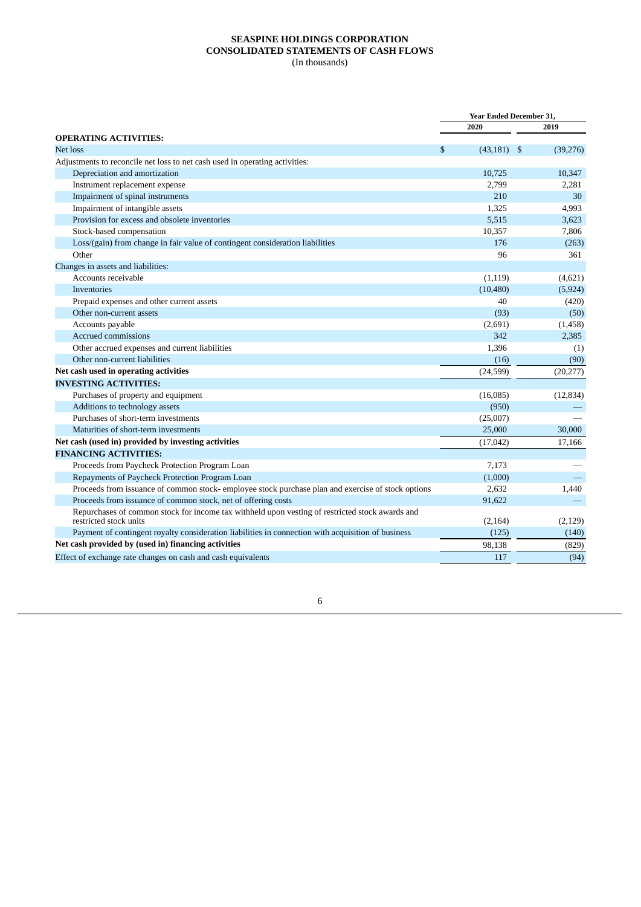# SEASPINE HOLDINGS CORPORATION
## CONSOLIDATED STATEMENTS OF CASH FLOWS
(In thousands)

| | Year Ended December 31, | |
|---|---|---|
| | 2020 | 2019 |
| **OPERATING ACTIVITIES:** | | |
| Net loss | $ (43,181) | $ (39,276) |
| Adjustments to reconcile net loss to net cash used in operating activities: | | |
| Depreciation and amortization | 10,725 | 10,347 |
| Instrument replacement expense | 2,799 | 2,281 |
| Impairment of spinal instruments | 210 | 30 |
| Impairment of intangible assets | 1,325 | 4,993 |
| Provision for excess and obsolete inventories | 5,515 | 3,623 |
| Stock-based compensation | 10,357 | 7,806 |
| Loss/(gain) from change in fair value of contingent consideration liabilities | 176 | (263) |
| Other | 96 | 361 |
| Changes in assets and liabilities: | | |
| Accounts receivable | (1,119) | (4,621) |
| Inventories | (10,480) | (5,924) |
| Prepaid expenses and other current assets | 40 | (420) |
| Other non-current assets | (93) | (50) |
| Accounts payable | (2,691) | (1,458) |
| Accrued commissions | 342 | 2,385 |
| Other accrued expenses and current liabilities | 1,396 | (1) |
| Other non-current liabilities | (16) | (90) |
| **Net cash used in operating activities** | (24,599) | (20,277) |
| **INVESTING ACTIVITIES:** | | |
| Purchases of property and equipment | (16,085) | (12,834) |
| Additions to technology assets | (950) | — |
| Purchases of short-term investments | (25,007) | — |
| Maturities of short-term investments | 25,000 | 30,000 |
| **Net cash (used in) provided by investing activities** | (17,042) | 17,166 |
| **FINANCING ACTIVITIES:** | | |
| Proceeds from Paycheck Protection Program Loan | 7,173 | — |
| Repayments of Paycheck Protection Program Loan | (1,000) | — |
| Proceeds from issuance of common stock- employee stock purchase plan and exercise of stock options | 2,632 | 1,440 |
| Proceeds from issuance of common stock, net of offering costs | 91,622 | — |
| Repurchases of common stock for income tax withheld upon vesting of restricted stock awards and restricted stock units | (2,164) | (2,129) |
| Payment of contingent royalty consideration liabilities in connection with acquisition of business | (125) | (140) |
| **Net cash provided by (used in) financing activities** | 98,138 | (829) |
| Effect of exchange rate changes on cash and cash equivalents | 117 | (94) |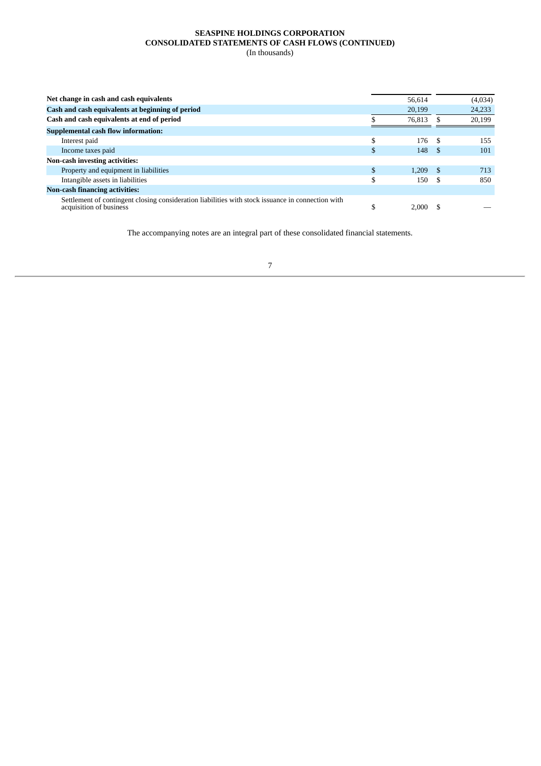**SEASPINE HOLDINGS CORPORATION**
**CONSOLIDATED STATEMENTS OF CASH FLOWS (CONTINUED)**
(In thousands)

| | | |
|---|---|---|
| **Net change in cash and cash equivalents** | 56,614 | (4,034) |
| **Cash and cash equivalents at beginning of period** | 20,199 | 24,233 |
| **Cash and cash equivalents at end of period** | $ 76,813 | $ 20,199 |
| **Supplemental cash flow information:** | | |
| Interest paid | $ 176 | $ 155 |
| Income taxes paid | $ 148 | $ 101 |
| **Non-cash investing activities:** | | |
| Property and equipment in liabilities | $ 1,209 | $ 713 |
| Intangible assets in liabilities | $ 150 | $ 850 |
| **Non-cash financing activities:** | | |
| Settlement of contingent closing consideration liabilities with stock issuance in connection with acquisition of business | $ 2,000 | $ — |

The accompanying notes are an integral part of these consolidated financial statements.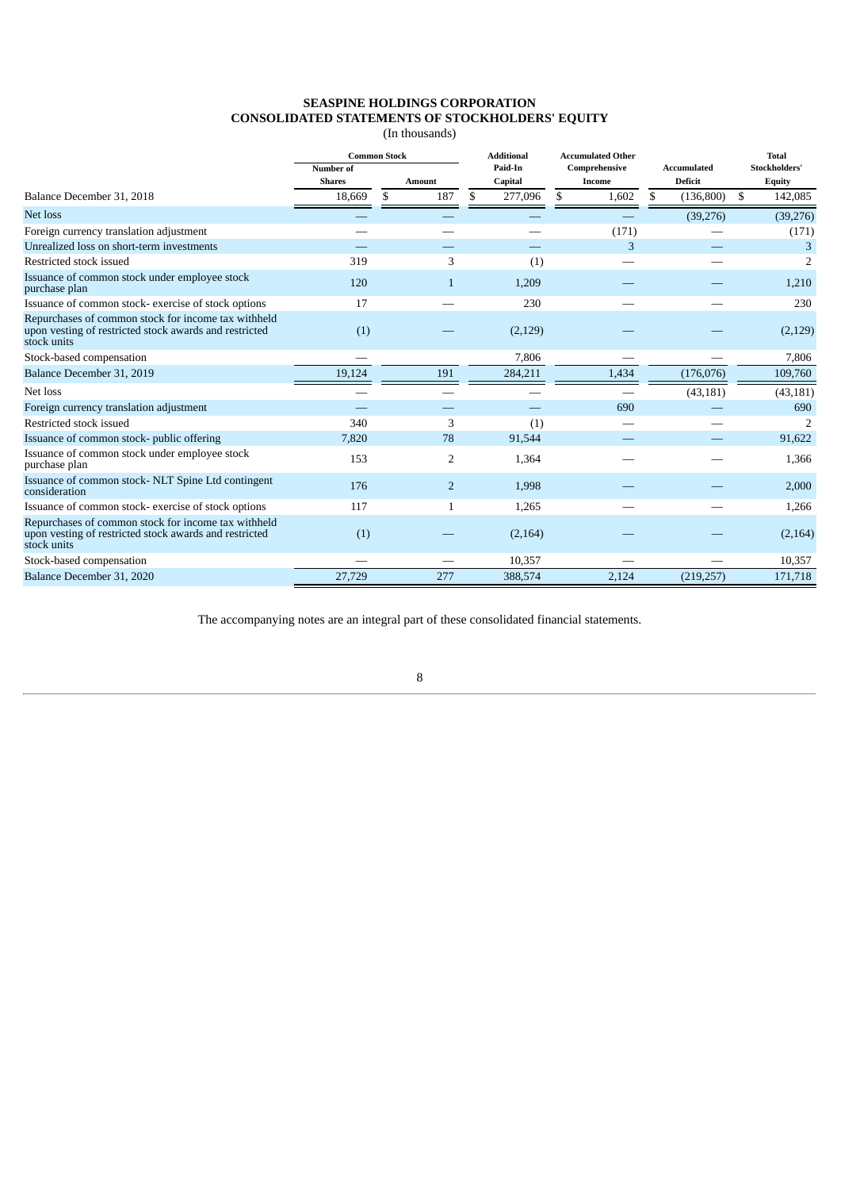# SEASPINE HOLDINGS CORPORATION
## CONSOLIDATED STATEMENTS OF STOCKHOLDERS' EQUITY
(In thousands)

| | Common Stock | | Additional Paid-In Capital | Accumulated Other Comprehensive Income | Accumulated Deficit | Total Stockholders' Equity |
|---|---|---|---|---|---|---|
| | Number of Shares | Amount | | | | |
| Balance December 31, 2018 | 18,669 | $ 187 | $ 277,096 | $ 1,602 | $ (136,800) | $ 142,085 |
| Net loss | — | — | — | — | (39,276) | (39,276) |
| Foreign currency translation adjustment | — | — | — | (171) | — | (171) |
| Unrealized loss on short-term investments | — | — | — | 3 | — | 3 |
| Restricted stock issued | 319 | 3 | (1) | — | — | 2 |
| Issuance of common stock under employee stock purchase plan | 120 | 1 | 1,209 | — | — | 1,210 |
| Issuance of common stock- exercise of stock options | 17 | — | 230 | — | — | 230 |
| Repurchases of common stock for income tax withheld upon vesting of restricted stock awards and restricted stock units | (1) | — | (2,129) | — | — | (2,129) |
| Stock-based compensation | — | — | 7,806 | — | — | 7,806 |
| Balance December 31, 2019 | 19,124 | 191 | 284,211 | 1,434 | (176,076) | 109,760 |
| Net loss | — | — | — | — | (43,181) | (43,181) |
| Foreign currency translation adjustment | — | — | — | 690 | — | 690 |
| Restricted stock issued | 340 | 3 | (1) | — | — | 2 |
| Issuance of common stock- public offering | 7,820 | 78 | 91,544 | — | — | 91,622 |
| Issuance of common stock under employee stock purchase plan | 153 | 2 | 1,364 | — | — | 1,366 |
| Issuance of common stock- NLT Spine Ltd contingent consideration | 176 | 2 | 1,998 | — | — | 2,000 |
| Issuance of common stock- exercise of stock options | 117 | 1 | 1,265 | — | — | 1,266 |
| Repurchases of common stock for income tax withheld upon vesting of restricted stock awards and restricted stock units | (1) | — | (2,164) | — | — | (2,164) |
| Stock-based compensation | — | — | 10,357 | — | — | 10,357 |
| Balance December 31, 2020 | 27,729 | 277 | 388,574 | 2,124 | (219,257) | 171,718 |

The accompanying notes are an integral part of these consolidated financial statements.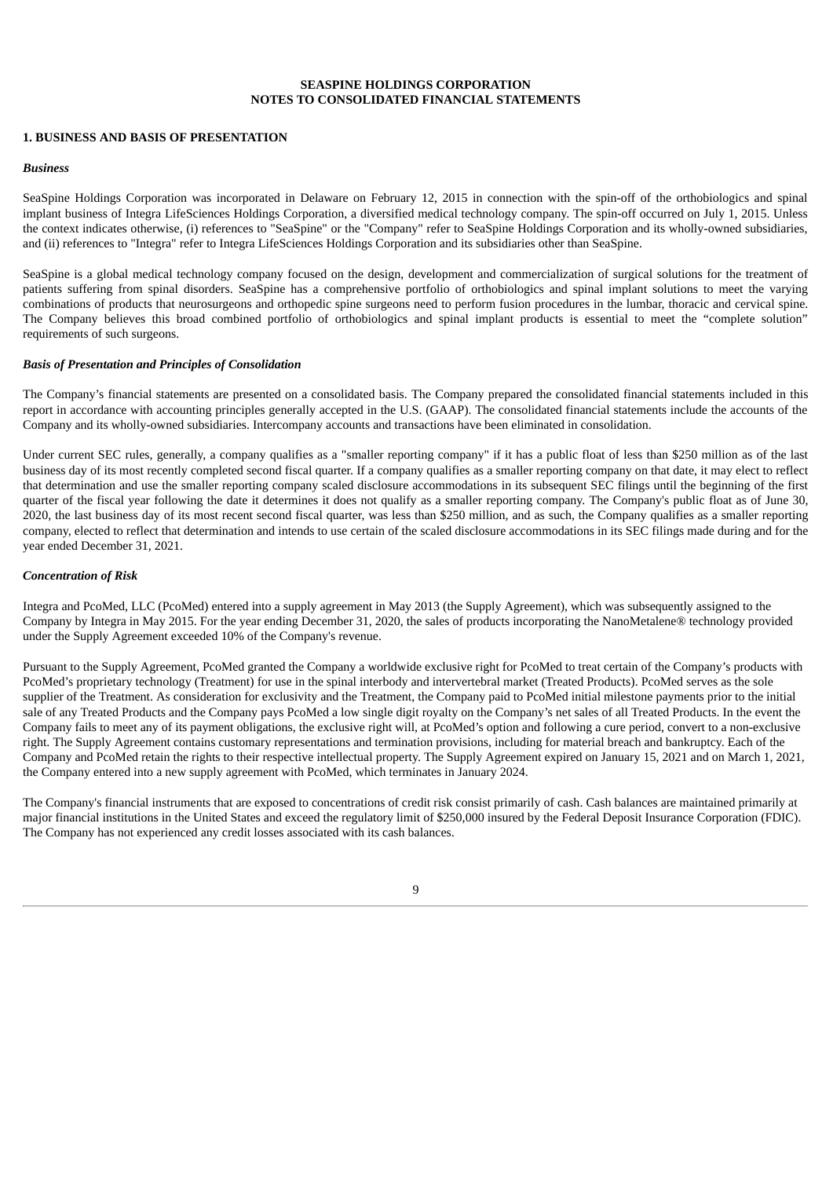**SEASPINE HOLDINGS CORPORATION**
**NOTES TO CONSOLIDATED FINANCIAL STATEMENTS**

## 1. BUSINESS AND BASIS OF PRESENTATION

### *Business*

SeaSpine Holdings Corporation was incorporated in Delaware on February 12, 2015 in connection with the spin-off of the orthobiologics and spinal implant business of Integra LifeSciences Holdings Corporation, a diversified medical technology company. The spin-off occurred on July 1, 2015. Unless the context indicates otherwise, (i) references to "SeaSpine" or the "Company" refer to SeaSpine Holdings Corporation and its wholly-owned subsidiaries, and (ii) references to "Integra" refer to Integra LifeSciences Holdings Corporation and its subsidiaries other than SeaSpine.

SeaSpine is a global medical technology company focused on the design, development and commercialization of surgical solutions for the treatment of patients suffering from spinal disorders. SeaSpine has a comprehensive portfolio of orthobiologics and spinal implant solutions to meet the varying combinations of products that neurosurgeons and orthopedic spine surgeons need to perform fusion procedures in the lumbar, thoracic and cervical spine. The Company believes this broad combined portfolio of orthobiologics and spinal implant products is essential to meet the "complete solution" requirements of such surgeons.

### *Basis of Presentation and Principles of Consolidation*

The Company's financial statements are presented on a consolidated basis. The Company prepared the consolidated financial statements included in this report in accordance with accounting principles generally accepted in the U.S. (GAAP). The consolidated financial statements include the accounts of the Company and its wholly-owned subsidiaries. Intercompany accounts and transactions have been eliminated in consolidation.

Under current SEC rules, generally, a company qualifies as a "smaller reporting company" if it has a public float of less than $250 million as of the last business day of its most recently completed second fiscal quarter. If a company qualifies as a smaller reporting company on that date, it may elect to reflect that determination and use the smaller reporting company scaled disclosure accommodations in its subsequent SEC filings until the beginning of the first quarter of the fiscal year following the date it determines it does not qualify as a smaller reporting company. The Company's public float as of June 30, 2020, the last business day of its most recent second fiscal quarter, was less than $250 million, and as such, the Company qualifies as a smaller reporting company, elected to reflect that determination and intends to use certain of the scaled disclosure accommodations in its SEC filings made during and for the year ended December 31, 2021.

### *Concentration of Risk*

Integra and PcoMed, LLC (PcoMed) entered into a supply agreement in May 2013 (the Supply Agreement), which was subsequently assigned to the Company by Integra in May 2015. For the year ending December 31, 2020, the sales of products incorporating the NanoMetalene® technology provided under the Supply Agreement exceeded 10% of the Company's revenue.

Pursuant to the Supply Agreement, PcoMed granted the Company a worldwide exclusive right for PcoMed to treat certain of the Company's products with PcoMed's proprietary technology (Treatment) for use in the spinal interbody and intervertebral market (Treated Products). PcoMed serves as the sole supplier of the Treatment. As consideration for exclusivity and the Treatment, the Company paid to PcoMed initial milestone payments prior to the initial sale of any Treated Products and the Company pays PcoMed a low single digit royalty on the Company's net sales of all Treated Products. In the event the Company fails to meet any of its payment obligations, the exclusive right will, at PcoMed's option and following a cure period, convert to a non-exclusive right. The Supply Agreement contains customary representations and termination provisions, including for material breach and bankruptcy. Each of the Company and PcoMed retain the rights to their respective intellectual property. The Supply Agreement expired on January 15, 2021 and on March 1, 2021, the Company entered into a new supply agreement with PcoMed, which terminates in January 2024.

The Company's financial instruments that are exposed to concentrations of credit risk consist primarily of cash. Cash balances are maintained primarily at major financial institutions in the United States and exceed the regulatory limit of $250,000 insured by the Federal Deposit Insurance Corporation (FDIC). The Company has not experienced any credit losses associated with its cash balances.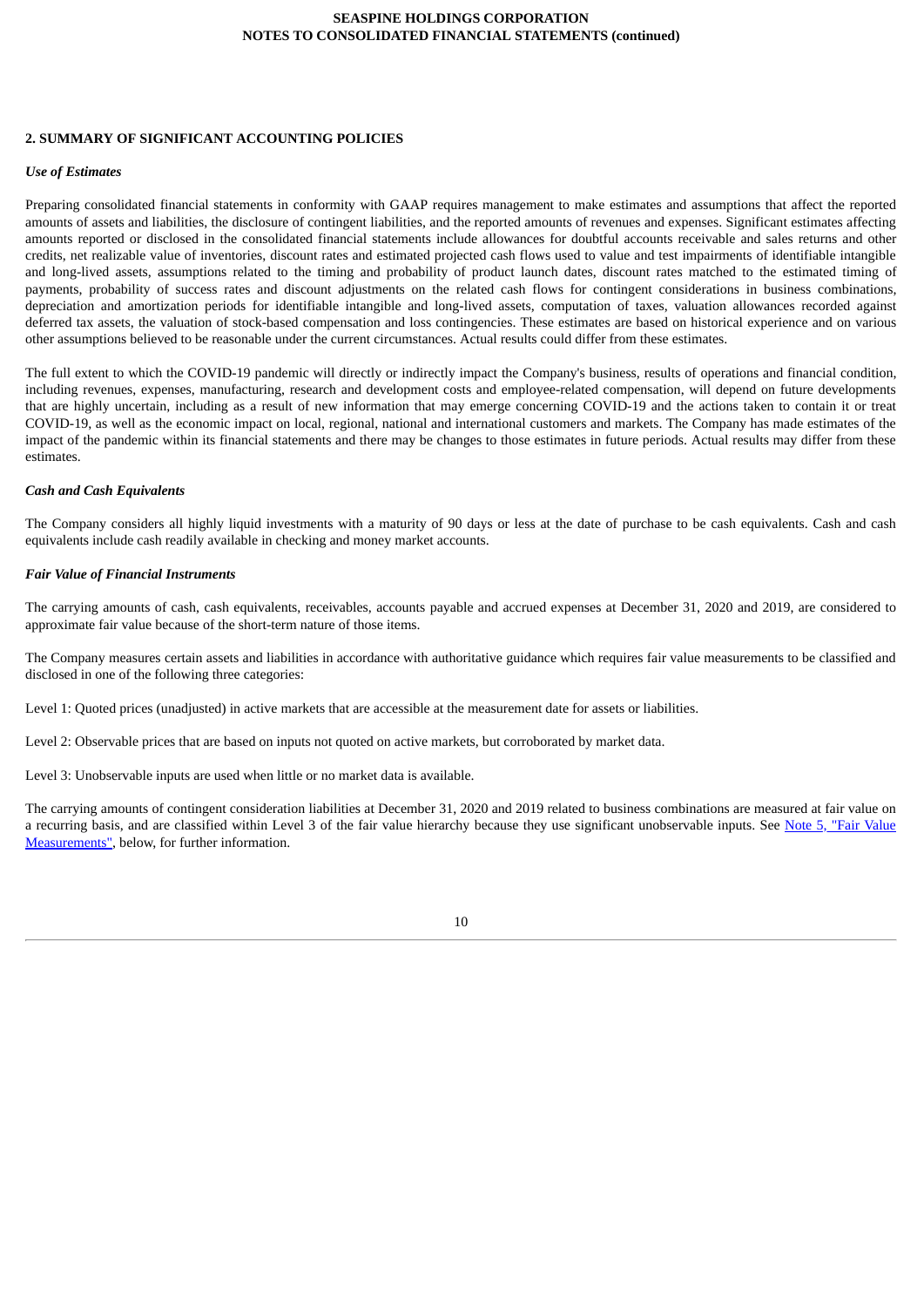## 2. SUMMARY OF SIGNIFICANT ACCOUNTING POLICIES

### *Use of Estimates*

Preparing consolidated financial statements in conformity with GAAP requires management to make estimates and assumptions that affect the reported amounts of assets and liabilities, the disclosure of contingent liabilities, and the reported amounts of revenues and expenses. Significant estimates affecting amounts reported or disclosed in the consolidated financial statements include allowances for doubtful accounts receivable and sales returns and other credits, net realizable value of inventories, discount rates and estimated projected cash flows used to value and test impairments of identifiable intangible and long-lived assets, assumptions related to the timing and probability of product launch dates, discount rates matched to the estimated timing of payments, probability of success rates and discount adjustments on the related cash flows for contingent considerations in business combinations, depreciation and amortization periods for identifiable intangible and long-lived assets, computation of taxes, valuation allowances recorded against deferred tax assets, the valuation of stock-based compensation and loss contingencies. These estimates are based on historical experience and on various other assumptions believed to be reasonable under the current circumstances. Actual results could differ from these estimates.

The full extent to which the COVID-19 pandemic will directly or indirectly impact the Company's business, results of operations and financial condition, including revenues, expenses, manufacturing, research and development costs and employee-related compensation, will depend on future developments that are highly uncertain, including as a result of new information that may emerge concerning COVID-19 and the actions taken to contain it or treat COVID-19, as well as the economic impact on local, regional, national and international customers and markets. The Company has made estimates of the impact of the pandemic within its financial statements and there may be changes to those estimates in future periods. Actual results may differ from these estimates.

### *Cash and Cash Equivalents*

The Company considers all highly liquid investments with a maturity of 90 days or less at the date of purchase to be cash equivalents. Cash and cash equivalents include cash readily available in checking and money market accounts.

### *Fair Value of Financial Instruments*

The carrying amounts of cash, cash equivalents, receivables, accounts payable and accrued expenses at December 31, 2020 and 2019, are considered to approximate fair value because of the short-term nature of those items.

The Company measures certain assets and liabilities in accordance with authoritative guidance which requires fair value measurements to be classified and disclosed in one of the following three categories:

Level 1: Quoted prices (unadjusted) in active markets that are accessible at the measurement date for assets or liabilities.

Level 2: Observable prices that are based on inputs not quoted on active markets, but corroborated by market data.

Level 3: Unobservable inputs are used when little or no market data is available.

The carrying amounts of contingent consideration liabilities at December 31, 2020 and 2019 related to business combinations are measured at fair value on a recurring basis, and are classified within Level 3 of the fair value hierarchy because they use significant unobservable inputs. See Note 5, "Fair Value Measurements", below, for further information.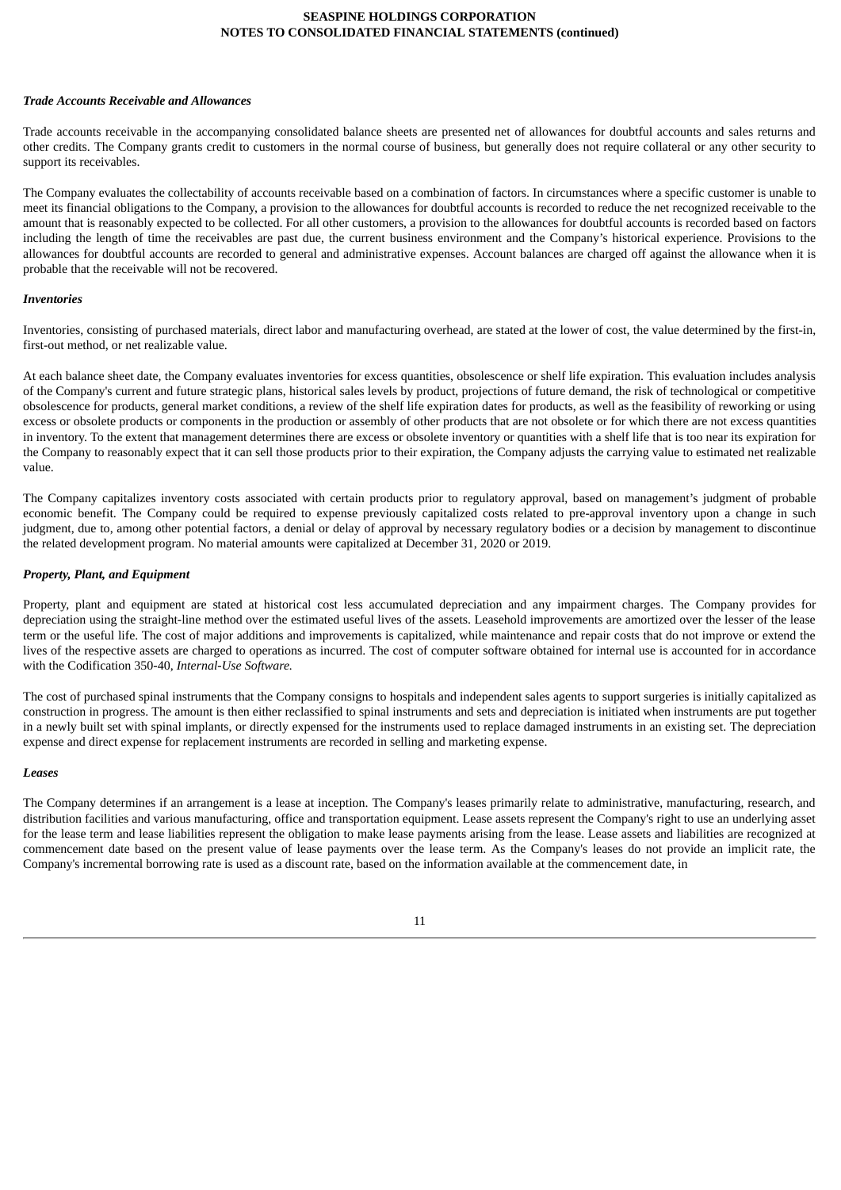### *Trade Accounts Receivable and Allowances*

Trade accounts receivable in the accompanying consolidated balance sheets are presented net of allowances for doubtful accounts and sales returns and other credits. The Company grants credit to customers in the normal course of business, but generally does not require collateral or any other security to support its receivables.

The Company evaluates the collectability of accounts receivable based on a combination of factors. In circumstances where a specific customer is unable to meet its financial obligations to the Company, a provision to the allowances for doubtful accounts is recorded to reduce the net recognized receivable to the amount that is reasonably expected to be collected. For all other customers, a provision to the allowances for doubtful accounts is recorded based on factors including the length of time the receivables are past due, the current business environment and the Company's historical experience. Provisions to the allowances for doubtful accounts are recorded to general and administrative expenses. Account balances are charged off against the allowance when it is probable that the receivable will not be recovered.

### *Inventories*

Inventories, consisting of purchased materials, direct labor and manufacturing overhead, are stated at the lower of cost, the value determined by the first-in, first-out method, or net realizable value.

At each balance sheet date, the Company evaluates inventories for excess quantities, obsolescence or shelf life expiration. This evaluation includes analysis of the Company's current and future strategic plans, historical sales levels by product, projections of future demand, the risk of technological or competitive obsolescence for products, general market conditions, a review of the shelf life expiration dates for products, as well as the feasibility of reworking or using excess or obsolete products or components in the production or assembly of other products that are not obsolete or for which there are not excess quantities in inventory. To the extent that management determines there are excess or obsolete inventory or quantities with a shelf life that is too near its expiration for the Company to reasonably expect that it can sell those products prior to their expiration, the Company adjusts the carrying value to estimated net realizable value.

The Company capitalizes inventory costs associated with certain products prior to regulatory approval, based on management's judgment of probable economic benefit. The Company could be required to expense previously capitalized costs related to pre-approval inventory upon a change in such judgment, due to, among other potential factors, a denial or delay of approval by necessary regulatory bodies or a decision by management to discontinue the related development program. No material amounts were capitalized at December 31, 2020 or 2019.

### *Property, Plant, and Equipment*

Property, plant and equipment are stated at historical cost less accumulated depreciation and any impairment charges. The Company provides for depreciation using the straight-line method over the estimated useful lives of the assets. Leasehold improvements are amortized over the lesser of the lease term or the useful life. The cost of major additions and improvements is capitalized, while maintenance and repair costs that do not improve or extend the lives of the respective assets are charged to operations as incurred. The cost of computer software obtained for internal use is accounted for in accordance with the Codification 350-40, *Internal-Use Software.*

The cost of purchased spinal instruments that the Company consigns to hospitals and independent sales agents to support surgeries is initially capitalized as construction in progress. The amount is then either reclassified to spinal instruments and sets and depreciation is initiated when instruments are put together in a newly built set with spinal implants, or directly expensed for the instruments used to replace damaged instruments in an existing set. The depreciation expense and direct expense for replacement instruments are recorded in selling and marketing expense.

### *Leases*

The Company determines if an arrangement is a lease at inception. The Company's leases primarily relate to administrative, manufacturing, research, and distribution facilities and various manufacturing, office and transportation equipment. Lease assets represent the Company's right to use an underlying asset for the lease term and lease liabilities represent the obligation to make lease payments arising from the lease. Lease assets and liabilities are recognized at commencement date based on the present value of lease payments over the lease term. As the Company's leases do not provide an implicit rate, the Company's incremental borrowing rate is used as a discount rate, based on the information available at the commencement date, in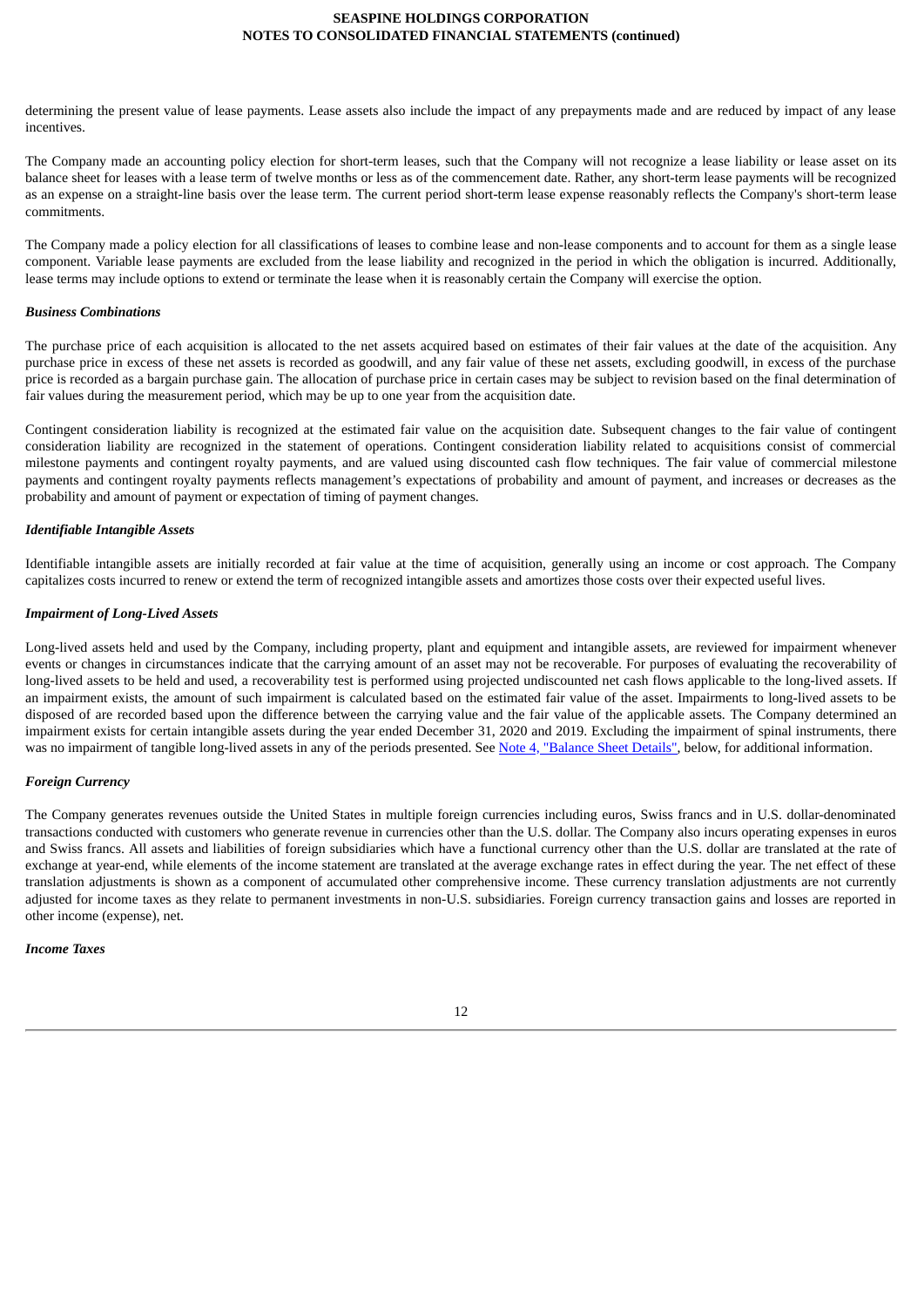determining the present value of lease payments. Lease assets also include the impact of any prepayments made and are reduced by impact of any lease incentives.

The Company made an accounting policy election for short-term leases, such that the Company will not recognize a lease liability or lease asset on its balance sheet for leases with a lease term of twelve months or less as of the commencement date. Rather, any short-term lease payments will be recognized as an expense on a straight-line basis over the lease term. The current period short-term lease expense reasonably reflects the Company's short-term lease commitments.

The Company made a policy election for all classifications of leases to combine lease and non-lease components and to account for them as a single lease component. Variable lease payments are excluded from the lease liability and recognized in the period in which the obligation is incurred. Additionally, lease terms may include options to extend or terminate the lease when it is reasonably certain the Company will exercise the option.

***Business Combinations***

The purchase price of each acquisition is allocated to the net assets acquired based on estimates of their fair values at the date of the acquisition. Any purchase price in excess of these net assets is recorded as goodwill, and any fair value of these net assets, excluding goodwill, in excess of the purchase price is recorded as a bargain purchase gain. The allocation of purchase price in certain cases may be subject to revision based on the final determination of fair values during the measurement period, which may be up to one year from the acquisition date.

Contingent consideration liability is recognized at the estimated fair value on the acquisition date. Subsequent changes to the fair value of contingent consideration liability are recognized in the statement of operations. Contingent consideration liability related to acquisitions consist of commercial milestone payments and contingent royalty payments, and are valued using discounted cash flow techniques. The fair value of commercial milestone payments and contingent royalty payments reflects management's expectations of probability and amount of payment, and increases or decreases as the probability and amount of payment or expectation of timing of payment changes.

***Identifiable Intangible Assets***

Identifiable intangible assets are initially recorded at fair value at the time of acquisition, generally using an income or cost approach. The Company capitalizes costs incurred to renew or extend the term of recognized intangible assets and amortizes those costs over their expected useful lives.

***Impairment of Long-Lived Assets***

Long-lived assets held and used by the Company, including property, plant and equipment and intangible assets, are reviewed for impairment whenever events or changes in circumstances indicate that the carrying amount of an asset may not be recoverable. For purposes of evaluating the recoverability of long-lived assets to be held and used, a recoverability test is performed using projected undiscounted net cash flows applicable to the long-lived assets. If an impairment exists, the amount of such impairment is calculated based on the estimated fair value of the asset. Impairments to long-lived assets to be disposed of are recorded based upon the difference between the carrying value and the fair value of the applicable assets. The Company determined an impairment exists for certain intangible assets during the year ended December 31, 2020 and 2019. Excluding the impairment of spinal instruments, there was no impairment of tangible long-lived assets in any of the periods presented. See Note 4, "Balance Sheet Details", below, for additional information.

***Foreign Currency***

The Company generates revenues outside the United States in multiple foreign currencies including euros, Swiss francs and in U.S. dollar-denominated transactions conducted with customers who generate revenue in currencies other than the U.S. dollar. The Company also incurs operating expenses in euros and Swiss francs. All assets and liabilities of foreign subsidiaries which have a functional currency other than the U.S. dollar are translated at the rate of exchange at year-end, while elements of the income statement are translated at the average exchange rates in effect during the year. The net effect of these translation adjustments is shown as a component of accumulated other comprehensive income. These currency translation adjustments are not currently adjusted for income taxes as they relate to permanent investments in non-U.S. subsidiaries. Foreign currency transaction gains and losses are reported in other income (expense), net.

***Income Taxes***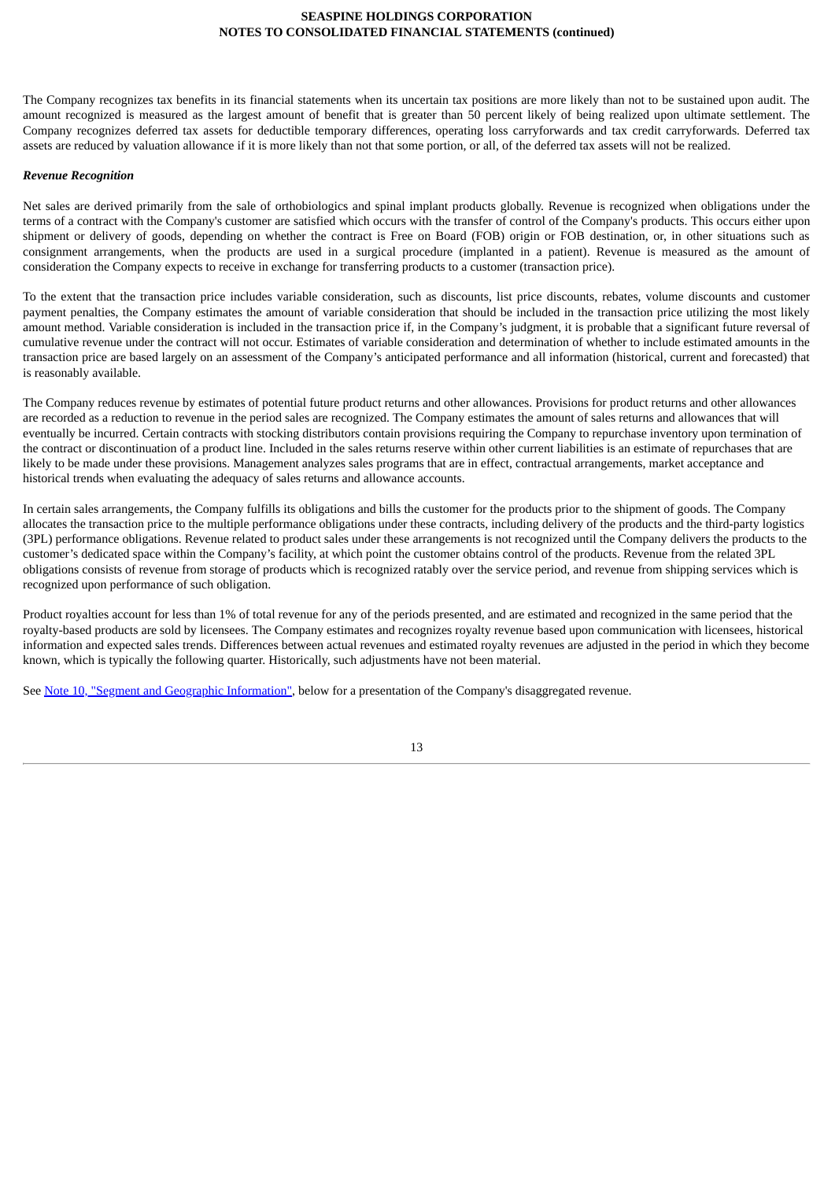The Company recognizes tax benefits in its financial statements when its uncertain tax positions are more likely than not to be sustained upon audit. The amount recognized is measured as the largest amount of benefit that is greater than 50 percent likely of being realized upon ultimate settlement. The Company recognizes deferred tax assets for deductible temporary differences, operating loss carryforwards and tax credit carryforwards. Deferred tax assets are reduced by valuation allowance if it is more likely than not that some portion, or all, of the deferred tax assets will not be realized.

***Revenue Recognition***

Net sales are derived primarily from the sale of orthobiologics and spinal implant products globally. Revenue is recognized when obligations under the terms of a contract with the Company's customer are satisfied which occurs with the transfer of control of the Company's products. This occurs either upon shipment or delivery of goods, depending on whether the contract is Free on Board (FOB) origin or FOB destination, or, in other situations such as consignment arrangements, when the products are used in a surgical procedure (implanted in a patient). Revenue is measured as the amount of consideration the Company expects to receive in exchange for transferring products to a customer (transaction price).

To the extent that the transaction price includes variable consideration, such as discounts, list price discounts, rebates, volume discounts and customer payment penalties, the Company estimates the amount of variable consideration that should be included in the transaction price utilizing the most likely amount method. Variable consideration is included in the transaction price if, in the Company's judgment, it is probable that a significant future reversal of cumulative revenue under the contract will not occur. Estimates of variable consideration and determination of whether to include estimated amounts in the transaction price are based largely on an assessment of the Company's anticipated performance and all information (historical, current and forecasted) that is reasonably available.

The Company reduces revenue by estimates of potential future product returns and other allowances. Provisions for product returns and other allowances are recorded as a reduction to revenue in the period sales are recognized. The Company estimates the amount of sales returns and allowances that will eventually be incurred. Certain contracts with stocking distributors contain provisions requiring the Company to repurchase inventory upon termination of the contract or discontinuation of a product line. Included in the sales returns reserve within other current liabilities is an estimate of repurchases that are likely to be made under these provisions. Management analyzes sales programs that are in effect, contractual arrangements, market acceptance and historical trends when evaluating the adequacy of sales returns and allowance accounts.

In certain sales arrangements, the Company fulfills its obligations and bills the customer for the products prior to the shipment of goods. The Company allocates the transaction price to the multiple performance obligations under these contracts, including delivery of the products and the third-party logistics (3PL) performance obligations. Revenue related to product sales under these arrangements is not recognized until the Company delivers the products to the customer's dedicated space within the Company's facility, at which point the customer obtains control of the products. Revenue from the related 3PL obligations consists of revenue from storage of products which is recognized ratably over the service period, and revenue from shipping services which is recognized upon performance of such obligation.

Product royalties account for less than 1% of total revenue for any of the periods presented, and are estimated and recognized in the same period that the royalty-based products are sold by licensees. The Company estimates and recognizes royalty revenue based upon communication with licensees, historical information and expected sales trends. Differences between actual revenues and estimated royalty revenues are adjusted in the period in which they become known, which is typically the following quarter. Historically, such adjustments have not been material.

See Note 10, "Segment and Geographic Information", below for a presentation of the Company's disaggregated revenue.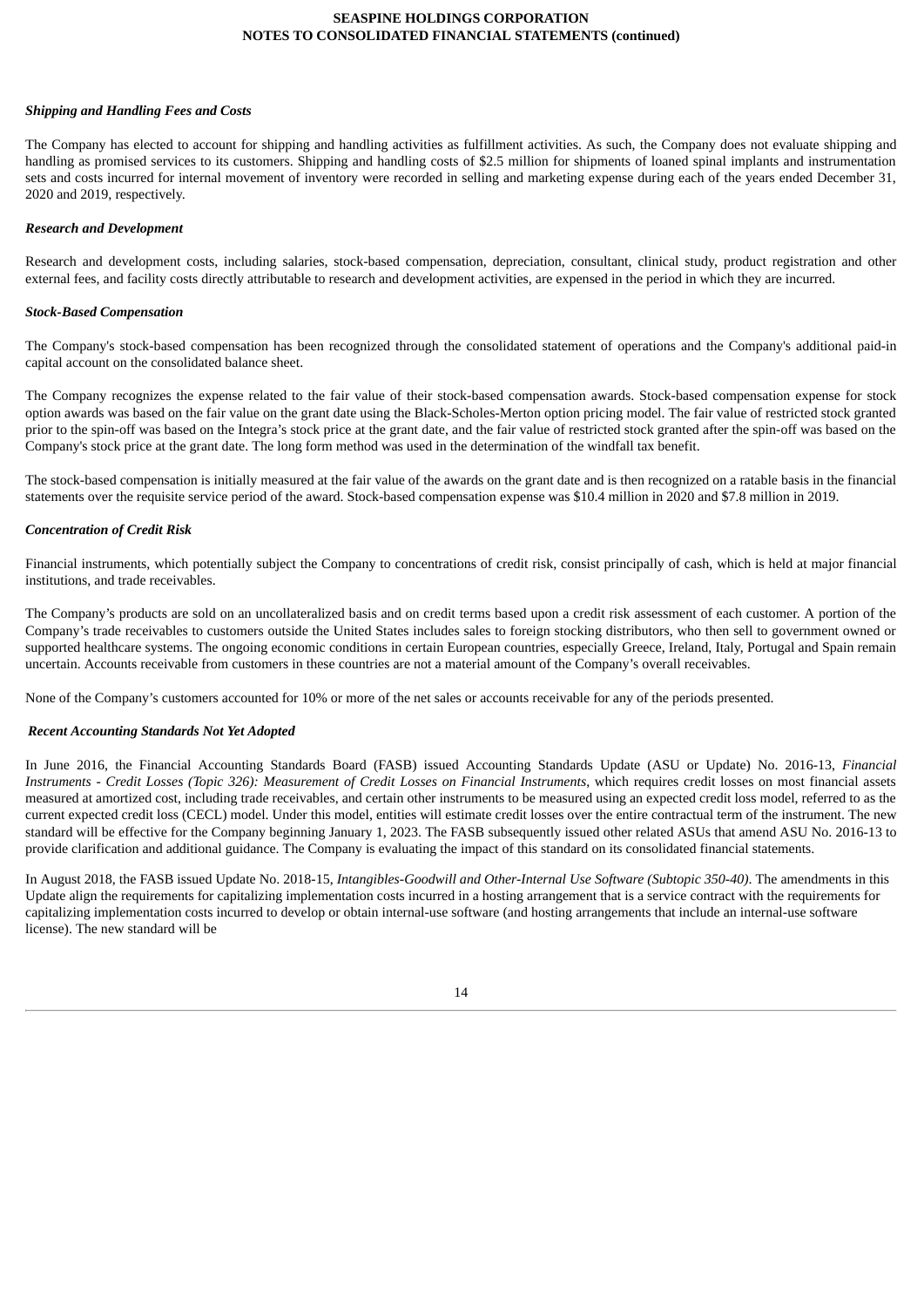### *Shipping and Handling Fees and Costs*

The Company has elected to account for shipping and handling activities as fulfillment activities. As such, the Company does not evaluate shipping and handling as promised services to its customers. Shipping and handling costs of $2.5 million for shipments of loaned spinal implants and instrumentation sets and costs incurred for internal movement of inventory were recorded in selling and marketing expense during each of the years ended December 31, 2020 and 2019, respectively.

### *Research and Development*

Research and development costs, including salaries, stock-based compensation, depreciation, consultant, clinical study, product registration and other external fees, and facility costs directly attributable to research and development activities, are expensed in the period in which they are incurred.

### *Stock-Based Compensation*

The Company's stock-based compensation has been recognized through the consolidated statement of operations and the Company's additional paid-in capital account on the consolidated balance sheet.

The Company recognizes the expense related to the fair value of their stock-based compensation awards. Stock-based compensation expense for stock option awards was based on the fair value on the grant date using the Black-Scholes-Merton option pricing model. The fair value of restricted stock granted prior to the spin-off was based on the Integra's stock price at the grant date, and the fair value of restricted stock granted after the spin-off was based on the Company's stock price at the grant date. The long form method was used in the determination of the windfall tax benefit.

The stock-based compensation is initially measured at the fair value of the awards on the grant date and is then recognized on a ratable basis in the financial statements over the requisite service period of the award. Stock-based compensation expense was $10.4 million in 2020 and $7.8 million in 2019.

### *Concentration of Credit Risk*

Financial instruments, which potentially subject the Company to concentrations of credit risk, consist principally of cash, which is held at major financial institutions, and trade receivables.

The Company's products are sold on an uncollateralized basis and on credit terms based upon a credit risk assessment of each customer. A portion of the Company's trade receivables to customers outside the United States includes sales to foreign stocking distributors, who then sell to government owned or supported healthcare systems. The ongoing economic conditions in certain European countries, especially Greece, Ireland, Italy, Portugal and Spain remain uncertain. Accounts receivable from customers in these countries are not a material amount of the Company's overall receivables.

None of the Company's customers accounted for 10% or more of the net sales or accounts receivable for any of the periods presented.

### *Recent Accounting Standards Not Yet Adopted*

In June 2016, the Financial Accounting Standards Board (FASB) issued Accounting Standards Update (ASU or Update) No. 2016-13, *Financial Instruments - Credit Losses (Topic 326): Measurement of Credit Losses on Financial Instruments*, which requires credit losses on most financial assets measured at amortized cost, including trade receivables, and certain other instruments to be measured using an expected credit loss model, referred to as the current expected credit loss (CECL) model. Under this model, entities will estimate credit losses over the entire contractual term of the instrument. The new standard will be effective for the Company beginning January 1, 2023. The FASB subsequently issued other related ASUs that amend ASU No. 2016-13 to provide clarification and additional guidance. The Company is evaluating the impact of this standard on its consolidated financial statements.

In August 2018, the FASB issued Update No. 2018-15, *Intangibles-Goodwill and Other-Internal Use Software (Subtopic 350-40)*. The amendments in this Update align the requirements for capitalizing implementation costs incurred in a hosting arrangement that is a service contract with the requirements for capitalizing implementation costs incurred to develop or obtain internal-use software (and hosting arrangements that include an internal-use software license). The new standard will be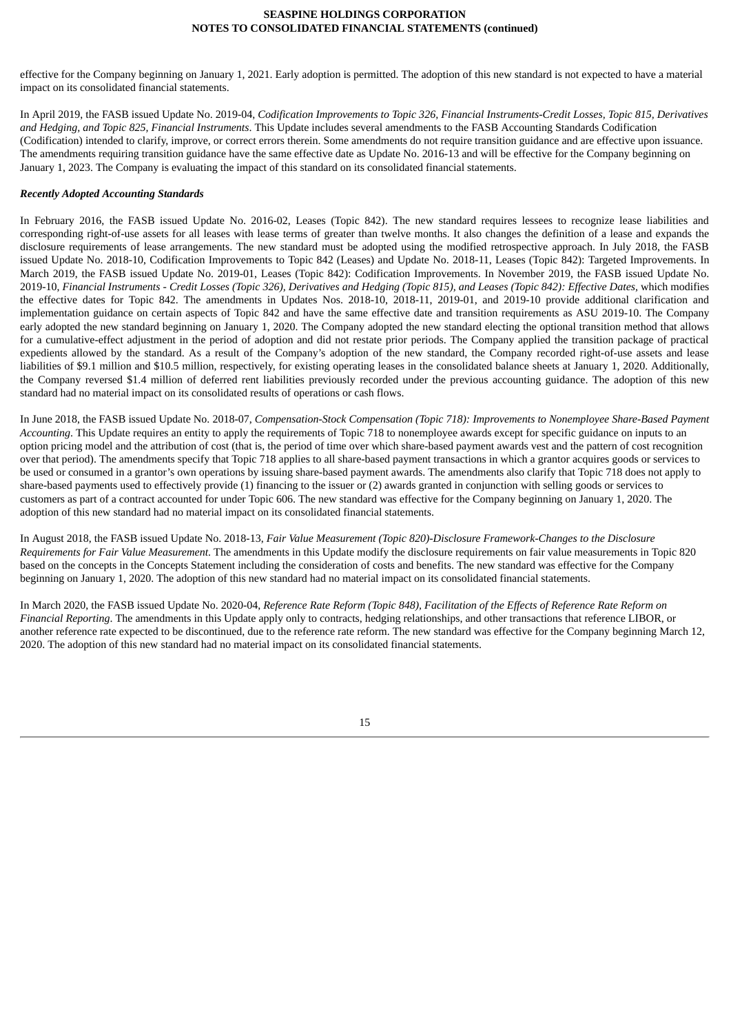effective for the Company beginning on January 1, 2021. Early adoption is permitted. The adoption of this new standard is not expected to have a material impact on its consolidated financial statements.

In April 2019, the FASB issued Update No. 2019-04, *Codification Improvements to Topic 326, Financial Instruments-Credit Losses, Topic 815, Derivatives and Hedging, and Topic 825, Financial Instruments*. This Update includes several amendments to the FASB Accounting Standards Codification (Codification) intended to clarify, improve, or correct errors therein. Some amendments do not require transition guidance and are effective upon issuance. The amendments requiring transition guidance have the same effective date as Update No. 2016-13 and will be effective for the Company beginning on January 1, 2023. The Company is evaluating the impact of this standard on its consolidated financial statements.

***Recently Adopted Accounting Standards***

In February 2016, the FASB issued Update No. 2016-02, Leases (Topic 842). The new standard requires lessees to recognize lease liabilities and corresponding right-of-use assets for all leases with lease terms of greater than twelve months. It also changes the definition of a lease and expands the disclosure requirements of lease arrangements. The new standard must be adopted using the modified retrospective approach. In July 2018, the FASB issued Update No. 2018-10, Codification Improvements to Topic 842 (Leases) and Update No. 2018-11, Leases (Topic 842): Targeted Improvements. In March 2019, the FASB issued Update No. 2019-01, Leases (Topic 842): Codification Improvements. In November 2019, the FASB issued Update No. 2019-10, *Financial Instruments - Credit Losses (Topic 326), Derivatives and Hedging (Topic 815), and Leases (Topic 842): Effective Dates*, which modifies the effective dates for Topic 842. The amendments in Updates Nos. 2018-10, 2018-11, 2019-01, and 2019-10 provide additional clarification and implementation guidance on certain aspects of Topic 842 and have the same effective date and transition requirements as ASU 2019-10. The Company early adopted the new standard beginning on January 1, 2020. The Company adopted the new standard electing the optional transition method that allows for a cumulative-effect adjustment in the period of adoption and did not restate prior periods. The Company applied the transition package of practical expedients allowed by the standard. As a result of the Company's adoption of the new standard, the Company recorded right-of-use assets and lease liabilities of \$9.1 million and \$10.5 million, respectively, for existing operating leases in the consolidated balance sheets at January 1, 2020. Additionally, the Company reversed \$1.4 million of deferred rent liabilities previously recorded under the previous accounting guidance. The adoption of this new standard had no material impact on its consolidated results of operations or cash flows.

In June 2018, the FASB issued Update No. 2018-07, *Compensation-Stock Compensation (Topic 718): Improvements to Nonemployee Share-Based Payment Accounting*. This Update requires an entity to apply the requirements of Topic 718 to nonemployee awards except for specific guidance on inputs to an option pricing model and the attribution of cost (that is, the period of time over which share-based payment awards vest and the pattern of cost recognition over that period). The amendments specify that Topic 718 applies to all share-based payment transactions in which a grantor acquires goods or services to be used or consumed in a grantor's own operations by issuing share-based payment awards. The amendments also clarify that Topic 718 does not apply to share-based payments used to effectively provide (1) financing to the issuer or (2) awards granted in conjunction with selling goods or services to customers as part of a contract accounted for under Topic 606. The new standard was effective for the Company beginning on January 1, 2020. The adoption of this new standard had no material impact on its consolidated financial statements.

In August 2018, the FASB issued Update No. 2018-13, *Fair Value Measurement (Topic 820)-Disclosure Framework-Changes to the Disclosure Requirements for Fair Value Measurement*. The amendments in this Update modify the disclosure requirements on fair value measurements in Topic 820 based on the concepts in the Concepts Statement including the consideration of costs and benefits. The new standard was effective for the Company beginning on January 1, 2020. The adoption of this new standard had no material impact on its consolidated financial statements.

In March 2020, the FASB issued Update No. 2020-04, *Reference Rate Reform (Topic 848), Facilitation of the Effects of Reference Rate Reform on Financial Reporting*. The amendments in this Update apply only to contracts, hedging relationships, and other transactions that reference LIBOR, or another reference rate expected to be discontinued, due to the reference rate reform. The new standard was effective for the Company beginning March 12, 2020. The adoption of this new standard had no material impact on its consolidated financial statements.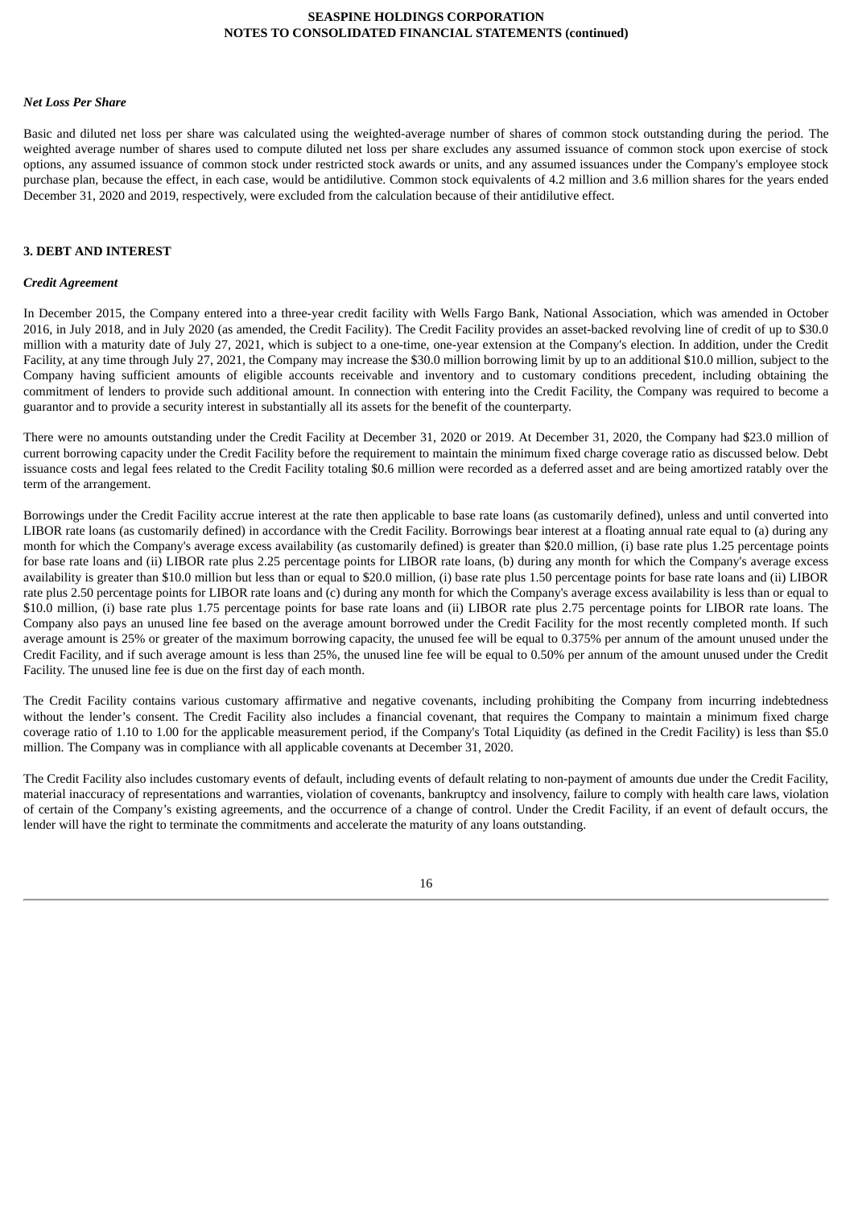### *Net Loss Per Share*

Basic and diluted net loss per share was calculated using the weighted-average number of shares of common stock outstanding during the period. The weighted average number of shares used to compute diluted net loss per share excludes any assumed issuance of common stock upon exercise of stock options, any assumed issuance of common stock under restricted stock awards or units, and any assumed issuances under the Company's employee stock purchase plan, because the effect, in each case, would be antidilutive. Common stock equivalents of 4.2 million and 3.6 million shares for the years ended December 31, 2020 and 2019, respectively, were excluded from the calculation because of their antidilutive effect.

## 3. DEBT AND INTEREST

### *Credit Agreement*

In December 2015, the Company entered into a three-year credit facility with Wells Fargo Bank, National Association, which was amended in October 2016, in July 2018, and in July 2020 (as amended, the Credit Facility). The Credit Facility provides an asset-backed revolving line of credit of up to $30.0 million with a maturity date of July 27, 2021, which is subject to a one-time, one-year extension at the Company's election. In addition, under the Credit Facility, at any time through July 27, 2021, the Company may increase the $30.0 million borrowing limit by up to an additional $10.0 million, subject to the Company having sufficient amounts of eligible accounts receivable and inventory and to customary conditions precedent, including obtaining the commitment of lenders to provide such additional amount. In connection with entering into the Credit Facility, the Company was required to become a guarantor and to provide a security interest in substantially all its assets for the benefit of the counterparty.

There were no amounts outstanding under the Credit Facility at December 31, 2020 or 2019. At December 31, 2020, the Company had $23.0 million of current borrowing capacity under the Credit Facility before the requirement to maintain the minimum fixed charge coverage ratio as discussed below. Debt issuance costs and legal fees related to the Credit Facility totaling $0.6 million were recorded as a deferred asset and are being amortized ratably over the term of the arrangement.

Borrowings under the Credit Facility accrue interest at the rate then applicable to base rate loans (as customarily defined), unless and until converted into LIBOR rate loans (as customarily defined) in accordance with the Credit Facility. Borrowings bear interest at a floating annual rate equal to (a) during any month for which the Company's average excess availability (as customarily defined) is greater than $20.0 million, (i) base rate plus 1.25 percentage points for base rate loans and (ii) LIBOR rate plus 2.25 percentage points for LIBOR rate loans, (b) during any month for which the Company's average excess availability is greater than $10.0 million but less than or equal to $20.0 million, (i) base rate plus 1.50 percentage points for base rate loans and (ii) LIBOR rate plus 2.50 percentage points for LIBOR rate loans and (c) during any month for which the Company's average excess availability is less than or equal to $10.0 million, (i) base rate plus 1.75 percentage points for base rate loans and (ii) LIBOR rate plus 2.75 percentage points for LIBOR rate loans. The Company also pays an unused line fee based on the average amount borrowed under the Credit Facility for the most recently completed month. If such average amount is 25% or greater of the maximum borrowing capacity, the unused fee will be equal to 0.375% per annum of the amount unused under the Credit Facility, and if such average amount is less than 25%, the unused line fee will be equal to 0.50% per annum of the amount unused under the Credit Facility. The unused line fee is due on the first day of each month.

The Credit Facility contains various customary affirmative and negative covenants, including prohibiting the Company from incurring indebtedness without the lender's consent. The Credit Facility also includes a financial covenant, that requires the Company to maintain a minimum fixed charge coverage ratio of 1.10 to 1.00 for the applicable measurement period, if the Company's Total Liquidity (as defined in the Credit Facility) is less than $5.0 million. The Company was in compliance with all applicable covenants at December 31, 2020.

The Credit Facility also includes customary events of default, including events of default relating to non-payment of amounts due under the Credit Facility, material inaccuracy of representations and warranties, violation of covenants, bankruptcy and insolvency, failure to comply with health care laws, violation of certain of the Company's existing agreements, and the occurrence of a change of control. Under the Credit Facility, if an event of default occurs, the lender will have the right to terminate the commitments and accelerate the maturity of any loans outstanding.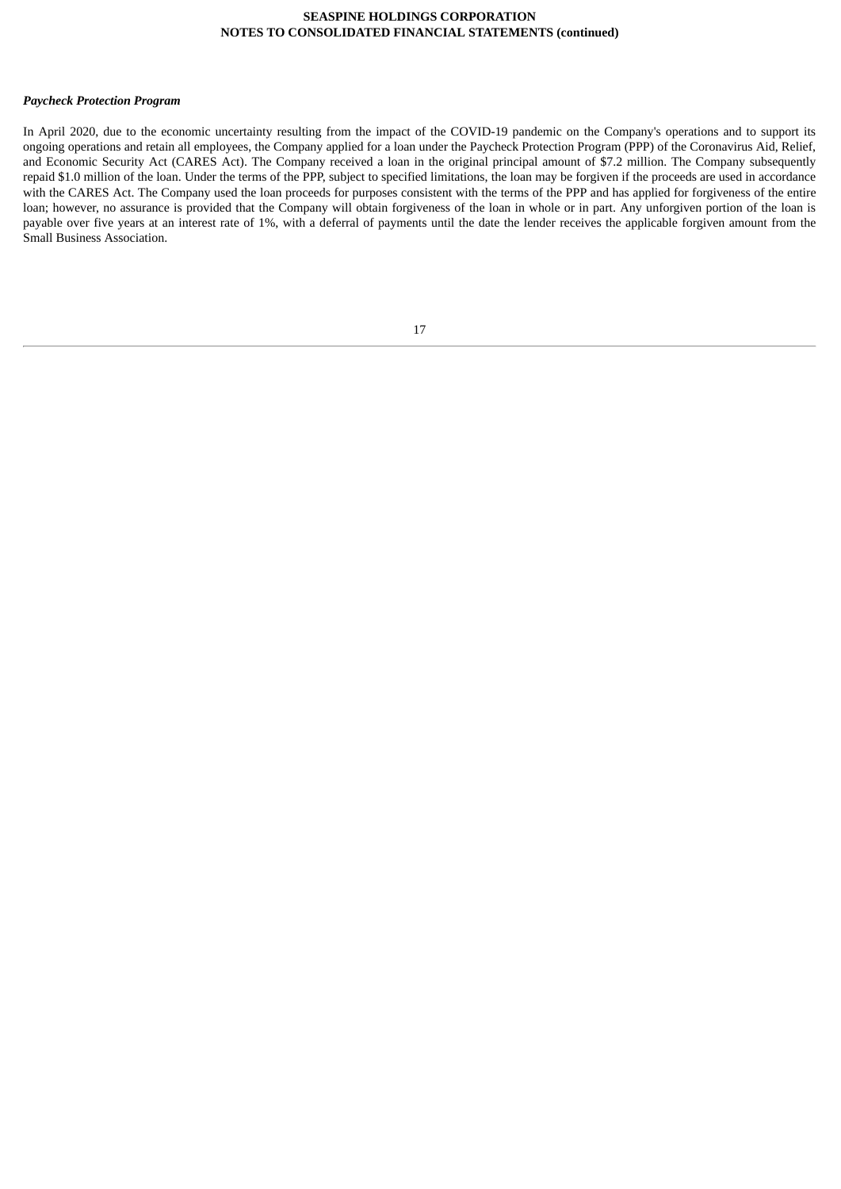***Paycheck Protection Program***

In April 2020, due to the economic uncertainty resulting from the impact of the COVID-19 pandemic on the Company's operations and to support its ongoing operations and retain all employees, the Company applied for a loan under the Paycheck Protection Program (PPP) of the Coronavirus Aid, Relief, and Economic Security Act (CARES Act). The Company received a loan in the original principal amount of $7.2 million. The Company subsequently repaid $1.0 million of the loan. Under the terms of the PPP, subject to specified limitations, the loan may be forgiven if the proceeds are used in accordance with the CARES Act. The Company used the loan proceeds for purposes consistent with the terms of the PPP and has applied for forgiveness of the entire loan; however, no assurance is provided that the Company will obtain forgiveness of the loan in whole or in part. Any unforgiven portion of the loan is payable over five years at an interest rate of 1%, with a deferral of payments until the date the lender receives the applicable forgiven amount from the Small Business Association.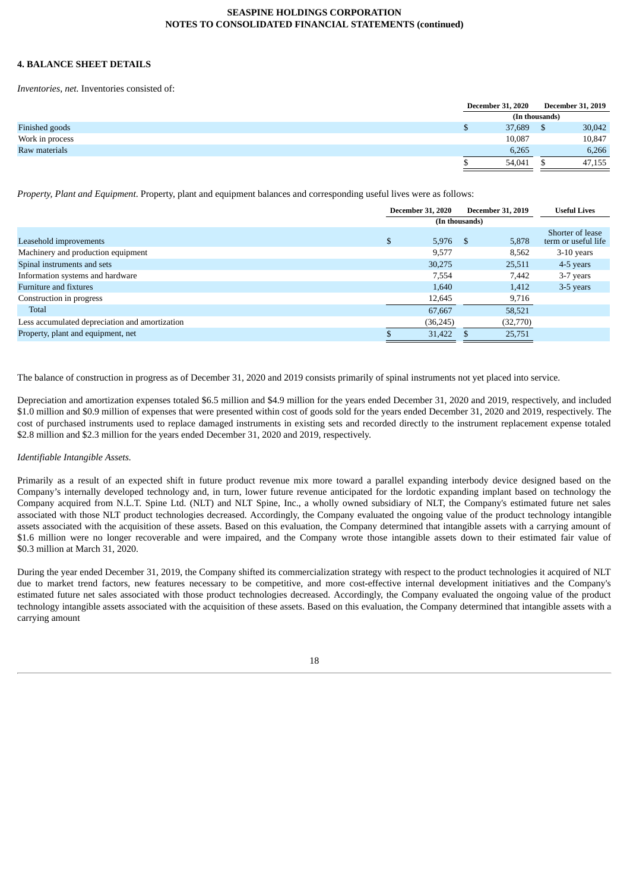## 4. BALANCE SHEET DETAILS

*Inventories, net.* Inventories consisted of:

| | December 31, 2020 | December 31, 2019 |
|---|---|---|
| | (In thousands) | |
| Finished goods | $ 37,689 | $ 30,042 |
| Work in process | 10,087 | 10,847 |
| Raw materials | 6,265 | 6,266 |
| | $ 54,041 | $ 47,155 |

*Property, Plant and Equipment.* Property, plant and equipment balances and corresponding useful lives were as follows:

| | December 31, 2020 | December 31, 2019 | Useful Lives |
|---|---|---|---|
| | (In thousands) | | |
| Leasehold improvements | $ 5,976 | $ 5,878 | Shorter of lease term or useful life |
| Machinery and production equipment | 9,577 | 8,562 | 3-10 years |
| Spinal instruments and sets | 30,275 | 25,511 | 4-5 years |
| Information systems and hardware | 7,554 | 7,442 | 3-7 years |
| Furniture and fixtures | 1,640 | 1,412 | 3-5 years |
| Construction in progress | 12,645 | 9,716 | |
| Total | 67,667 | 58,521 | |
| Less accumulated depreciation and amortization | (36,245) | (32,770) | |
| Property, plant and equipment, net | $ 31,422 | $ 25,751 | |

The balance of construction in progress as of December 31, 2020 and 2019 consists primarily of spinal instruments not yet placed into service.

Depreciation and amortization expenses totaled $6.5 million and $4.9 million for the years ended December 31, 2020 and 2019, respectively, and included $1.0 million and $0.9 million of expenses that were presented within cost of goods sold for the years ended December 31, 2020 and 2019, respectively. The cost of purchased instruments used to replace damaged instruments in existing sets and recorded directly to the instrument replacement expense totaled $2.8 million and $2.3 million for the years ended December 31, 2020 and 2019, respectively.

*Identifiable Intangible Assets.*

Primarily as a result of an expected shift in future product revenue mix more toward a parallel expanding interbody device designed based on the Company's internally developed technology and, in turn, lower future revenue anticipated for the lordotic expanding implant based on technology the Company acquired from N.L.T. Spine Ltd. (NLT) and NLT Spine, Inc., a wholly owned subsidiary of NLT, the Company's estimated future net sales associated with those NLT product technologies decreased. Accordingly, the Company evaluated the ongoing value of the product technology intangible assets associated with the acquisition of these assets. Based on this evaluation, the Company determined that intangible assets with a carrying amount of $1.6 million were no longer recoverable and were impaired, and the Company wrote those intangible assets down to their estimated fair value of $0.3 million at March 31, 2020.

During the year ended December 31, 2019, the Company shifted its commercialization strategy with respect to the product technologies it acquired of NLT due to market trend factors, new features necessary to be competitive, and more cost-effective internal development initiatives and the Company's estimated future net sales associated with those product technologies decreased. Accordingly, the Company evaluated the ongoing value of the product technology intangible assets associated with the acquisition of these assets. Based on this evaluation, the Company determined that intangible assets with a carrying amount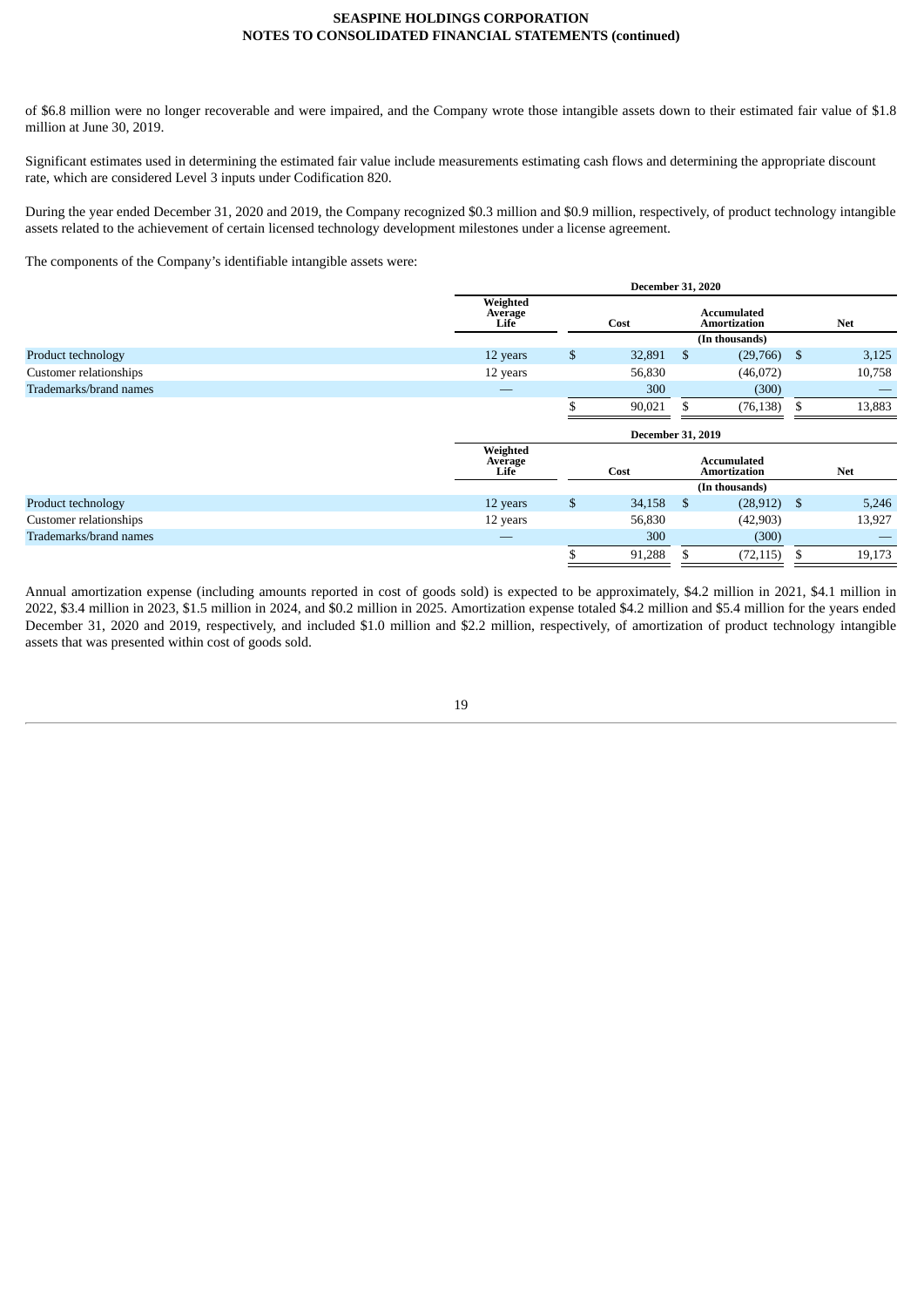of $6.8 million were no longer recoverable and were impaired, and the Company wrote those intangible assets down to their estimated fair value of $1.8 million at June 30, 2019.

Significant estimates used in determining the estimated fair value include measurements estimating cash flows and determining the appropriate discount rate, which are considered Level 3 inputs under Codification 820.

During the year ended December 31, 2020 and 2019, the Company recognized $0.3 million and $0.9 million, respectively, of product technology intangible assets related to the achievement of certain licensed technology development milestones under a license agreement.

The components of the Company's identifiable intangible assets were:

| | December 31, 2020 | | | |
|---|---|---|---|---|
| | Weighted Average Life | Cost | Accumulated Amortization | Net |
| | | | (In thousands) | |
| Product technology | 12 years | $ 32,891 | $ (29,766) | $ 3,125 |
| Customer relationships | 12 years | 56,830 | (46,072) | 10,758 |
| Trademarks/brand names | — | 300 | (300) | — |
| | | $ 90,021 | $ (76,138) | $ 13,883 |

| | December 31, 2019 | | | |
|---|---|---|---|---|
| | Weighted Average Life | Cost | Accumulated Amortization | Net |
| | | | (In thousands) | |
| Product technology | 12 years | $ 34,158 | $ (28,912) | $ 5,246 |
| Customer relationships | 12 years | 56,830 | (42,903) | 13,927 |
| Trademarks/brand names | — | 300 | (300) | — |
| | | $ 91,288 | $ (72,115) | $ 19,173 |

Annual amortization expense (including amounts reported in cost of goods sold) is expected to be approximately, $4.2 million in 2021, $4.1 million in 2022, $3.4 million in 2023, $1.5 million in 2024, and $0.2 million in 2025. Amortization expense totaled $4.2 million and $5.4 million for the years ended December 31, 2020 and 2019, respectively, and included $1.0 million and $2.2 million, respectively, of amortization of product technology intangible assets that was presented within cost of goods sold.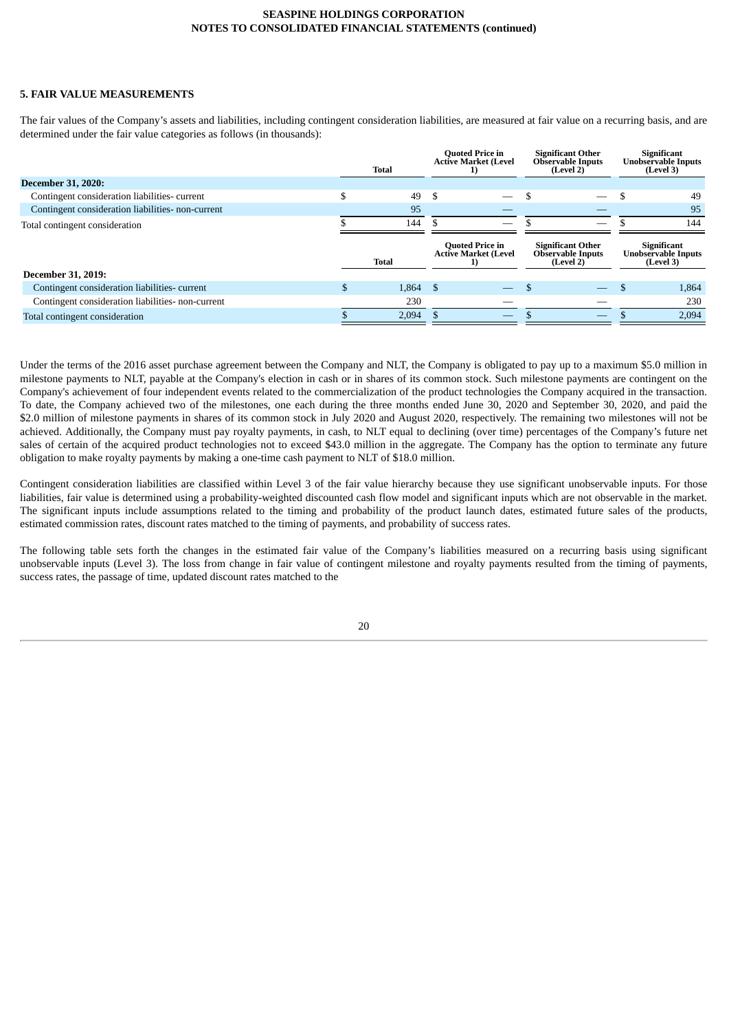## 5. FAIR VALUE MEASUREMENTS

The fair values of the Company's assets and liabilities, including contingent consideration liabilities, are measured at fair value on a recurring basis, and are determined under the fair value categories as follows (in thousands):

| | Total | Quoted Price in Active Market (Level 1) | Significant Other Observable Inputs (Level 2) | Significant Unobservable Inputs (Level 3) |
|---|---|---|---|---|
| **December 31, 2020:** | | | | |
| Contingent consideration liabilities- current | $ 49 | $ — | $ — | $ 49 |
| Contingent consideration liabilities- non-current | 95 | — | — | 95 |
| Total contingent consideration | $ 144 | $ — | $ — | $ 144 |

| | Total | Quoted Price in Active Market (Level 1) | Significant Other Observable Inputs (Level 2) | Significant Unobservable Inputs (Level 3) |
|---|---|---|---|---|
| **December 31, 2019:** | | | | |
| Contingent consideration liabilities- current | $ 1,864 | $ — | $ — | $ 1,864 |
| Contingent consideration liabilities- non-current | 230 | — | — | 230 |
| Total contingent consideration | $ 2,094 | $ — | $ — | $ 2,094 |

Under the terms of the 2016 asset purchase agreement between the Company and NLT, the Company is obligated to pay up to a maximum $5.0 million in milestone payments to NLT, payable at the Company's election in cash or in shares of its common stock. Such milestone payments are contingent on the Company's achievement of four independent events related to the commercialization of the product technologies the Company acquired in the transaction. To date, the Company achieved two of the milestones, one each during the three months ended June 30, 2020 and September 30, 2020, and paid the $2.0 million of milestone payments in shares of its common stock in July 2020 and August 2020, respectively. The remaining two milestones will not be achieved. Additionally, the Company must pay royalty payments, in cash, to NLT equal to declining (over time) percentages of the Company's future net sales of certain of the acquired product technologies not to exceed $43.0 million in the aggregate. The Company has the option to terminate any future obligation to make royalty payments by making a one-time cash payment to NLT of $18.0 million.

Contingent consideration liabilities are classified within Level 3 of the fair value hierarchy because they use significant unobservable inputs. For those liabilities, fair value is determined using a probability-weighted discounted cash flow model and significant inputs which are not observable in the market. The significant inputs include assumptions related to the timing and probability of the product launch dates, estimated future sales of the products, estimated commission rates, discount rates matched to the timing of payments, and probability of success rates.

The following table sets forth the changes in the estimated fair value of the Company's liabilities measured on a recurring basis using significant unobservable inputs (Level 3). The loss from change in fair value of contingent milestone and royalty payments resulted from the timing of payments, success rates, the passage of time, updated discount rates matched to the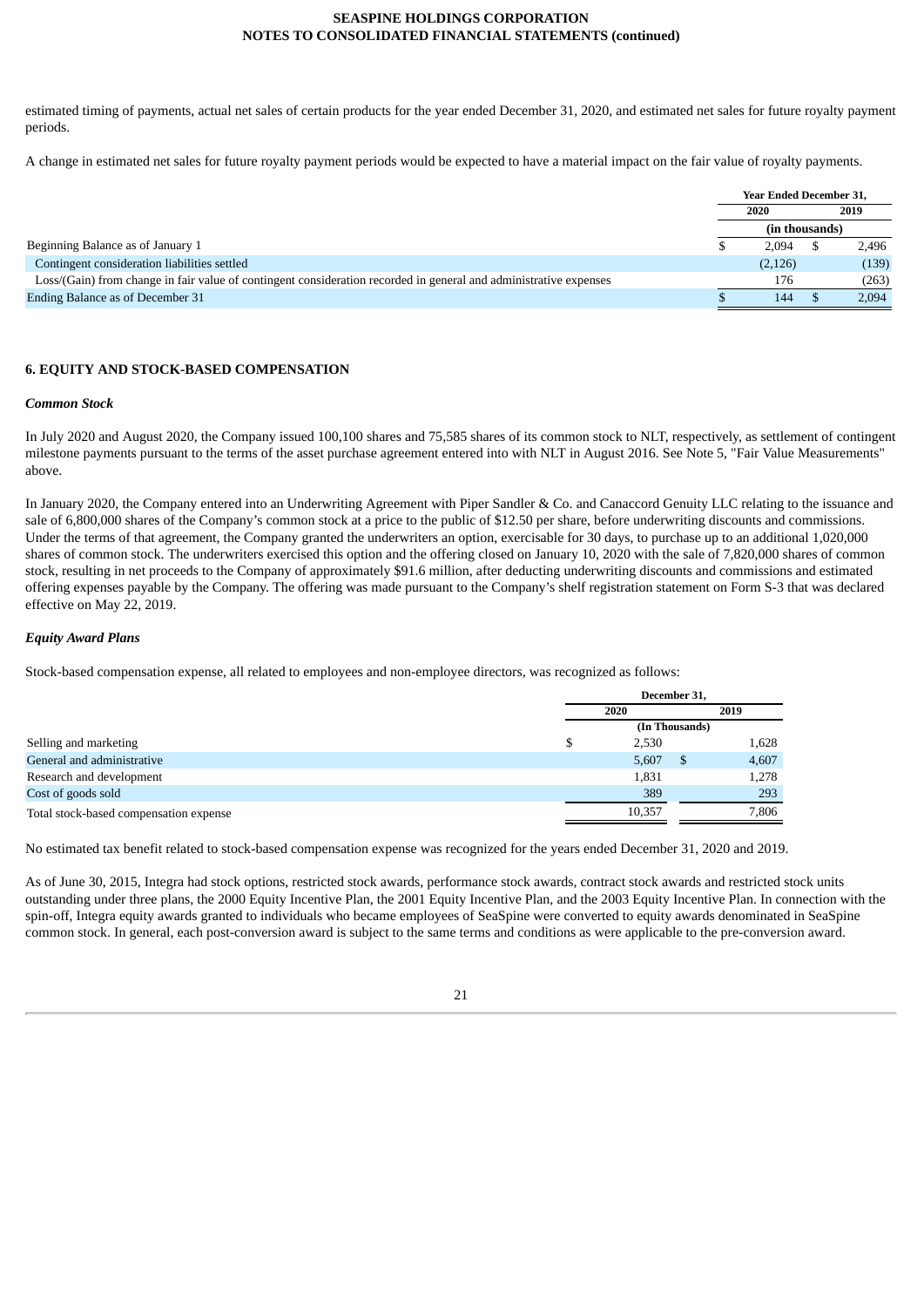estimated timing of payments, actual net sales of certain products for the year ended December 31, 2020, and estimated net sales for future royalty payment periods.

A change in estimated net sales for future royalty payment periods would be expected to have a material impact on the fair value of royalty payments.

| | Year Ended December 31, | |
|---|---|---|
| | 2020 | 2019 |
| | (in thousands) | |
| Beginning Balance as of January 1 | $ 2,094 | $ 2,496 |
| Contingent consideration liabilities settled | (2,126) | (139) |
| Loss/(Gain) from change in fair value of contingent consideration recorded in general and administrative expenses | 176 | (263) |
| Ending Balance as of December 31 | $ 144 | $ 2,094 |

## 6. EQUITY AND STOCK-BASED COMPENSATION

### *Common Stock*

In July 2020 and August 2020, the Company issued 100,100 shares and 75,585 shares of its common stock to NLT, respectively, as settlement of contingent milestone payments pursuant to the terms of the asset purchase agreement entered into with NLT in August 2016. See Note 5, "Fair Value Measurements" above.

In January 2020, the Company entered into an Underwriting Agreement with Piper Sandler & Co. and Canaccord Genuity LLC relating to the issuance and sale of 6,800,000 shares of the Company's common stock at a price to the public of $12.50 per share, before underwriting discounts and commissions. Under the terms of that agreement, the Company granted the underwriters an option, exercisable for 30 days, to purchase up to an additional 1,020,000 shares of common stock. The underwriters exercised this option and the offering closed on January 10, 2020 with the sale of 7,820,000 shares of common stock, resulting in net proceeds to the Company of approximately $91.6 million, after deducting underwriting discounts and commissions and estimated offering expenses payable by the Company. The offering was made pursuant to the Company's shelf registration statement on Form S-3 that was declared effective on May 22, 2019.

### *Equity Award Plans*

Stock-based compensation expense, all related to employees and non-employee directors, was recognized as follows:

| | December 31, | |
|---|---|---|
| | 2020 | 2019 |
| | (In Thousands) | |
| Selling and marketing | $ 2,530 | 1,628 |
| General and administrative | 5,607 | $ 4,607 |
| Research and development | 1,831 | 1,278 |
| Cost of goods sold | 389 | 293 |
| Total stock-based compensation expense | 10,357 | 7,806 |

No estimated tax benefit related to stock-based compensation expense was recognized for the years ended December 31, 2020 and 2019.

As of June 30, 2015, Integra had stock options, restricted stock awards, performance stock awards, contract stock awards and restricted stock units outstanding under three plans, the 2000 Equity Incentive Plan, the 2001 Equity Incentive Plan, and the 2003 Equity Incentive Plan. In connection with the spin-off, Integra equity awards granted to individuals who became employees of SeaSpine were converted to equity awards denominated in SeaSpine common stock. In general, each post-conversion award is subject to the same terms and conditions as were applicable to the pre-conversion award.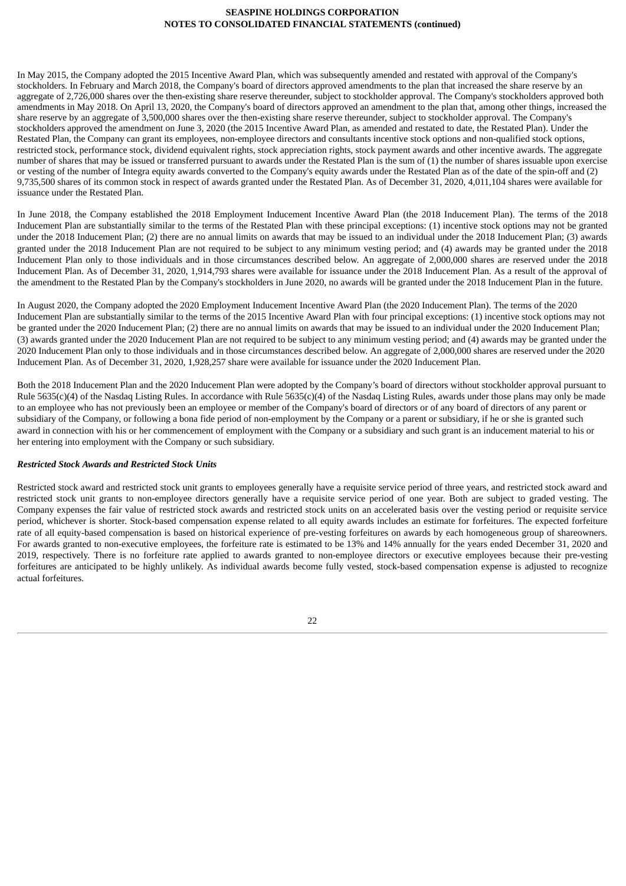In May 2015, the Company adopted the 2015 Incentive Award Plan, which was subsequently amended and restated with approval of the Company's stockholders. In February and March 2018, the Company's board of directors approved amendments to the plan that increased the share reserve by an aggregate of 2,726,000 shares over the then-existing share reserve thereunder, subject to stockholder approval. The Company's stockholders approved both amendments in May 2018. On April 13, 2020, the Company's board of directors approved an amendment to the plan that, among other things, increased the share reserve by an aggregate of 3,500,000 shares over the then-existing share reserve thereunder, subject to stockholder approval. The Company's stockholders approved the amendment on June 3, 2020 (the 2015 Incentive Award Plan, as amended and restated to date, the Restated Plan). Under the Restated Plan, the Company can grant its employees, non-employee directors and consultants incentive stock options and non-qualified stock options, restricted stock, performance stock, dividend equivalent rights, stock appreciation rights, stock payment awards and other incentive awards. The aggregate number of shares that may be issued or transferred pursuant to awards under the Restated Plan is the sum of (1) the number of shares issuable upon exercise or vesting of the number of Integra equity awards converted to the Company's equity awards under the Restated Plan as of the date of the spin-off and (2) 9,735,500 shares of its common stock in respect of awards granted under the Restated Plan. As of December 31, 2020, 4,011,104 shares were available for issuance under the Restated Plan.

In June 2018, the Company established the 2018 Employment Inducement Incentive Award Plan (the 2018 Inducement Plan). The terms of the 2018 Inducement Plan are substantially similar to the terms of the Restated Plan with these principal exceptions: (1) incentive stock options may not be granted under the 2018 Inducement Plan; (2) there are no annual limits on awards that may be issued to an individual under the 2018 Inducement Plan; (3) awards granted under the 2018 Inducement Plan are not required to be subject to any minimum vesting period; and (4) awards may be granted under the 2018 Inducement Plan only to those individuals and in those circumstances described below. An aggregate of 2,000,000 shares are reserved under the 2018 Inducement Plan. As of December 31, 2020, 1,914,793 shares were available for issuance under the 2018 Inducement Plan. As a result of the approval of the amendment to the Restated Plan by the Company's stockholders in June 2020, no awards will be granted under the 2018 Inducement Plan in the future.

In August 2020, the Company adopted the 2020 Employment Inducement Incentive Award Plan (the 2020 Inducement Plan). The terms of the 2020 Inducement Plan are substantially similar to the terms of the 2015 Incentive Award Plan with four principal exceptions: (1) incentive stock options may not be granted under the 2020 Inducement Plan; (2) there are no annual limits on awards that may be issued to an individual under the 2020 Inducement Plan; (3) awards granted under the 2020 Inducement Plan are not required to be subject to any minimum vesting period; and (4) awards may be granted under the 2020 Inducement Plan only to those individuals and in those circumstances described below. An aggregate of 2,000,000 shares are reserved under the 2020 Inducement Plan. As of December 31, 2020, 1,928,257 share were available for issuance under the 2020 Inducement Plan.

Both the 2018 Inducement Plan and the 2020 Inducement Plan were adopted by the Company's board of directors without stockholder approval pursuant to Rule 5635(c)(4) of the Nasdaq Listing Rules. In accordance with Rule 5635(c)(4) of the Nasdaq Listing Rules, awards under those plans may only be made to an employee who has not previously been an employee or member of the Company's board of directors or of any board of directors of any parent or subsidiary of the Company, or following a bona fide period of non-employment by the Company or a parent or subsidiary, if he or she is granted such award in connection with his or her commencement of employment with the Company or a subsidiary and such grant is an inducement material to his or her entering into employment with the Company or such subsidiary.

***Restricted Stock Awards and Restricted Stock Units***

Restricted stock award and restricted stock unit grants to employees generally have a requisite service period of three years, and restricted stock award and restricted stock unit grants to non-employee directors generally have a requisite service period of one year. Both are subject to graded vesting. The Company expenses the fair value of restricted stock awards and restricted stock units on an accelerated basis over the vesting period or requisite service period, whichever is shorter. Stock-based compensation expense related to all equity awards includes an estimate for forfeitures. The expected forfeiture rate of all equity-based compensation is based on historical experience of pre-vesting forfeitures on awards by each homogeneous group of shareowners. For awards granted to non-executive employees, the forfeiture rate is estimated to be 13% and 14% annually for the years ended December 31, 2020 and 2019, respectively. There is no forfeiture rate applied to awards granted to non-employee directors or executive employees because their pre-vesting forfeitures are anticipated to be highly unlikely. As individual awards become fully vested, stock-based compensation expense is adjusted to recognize actual forfeitures.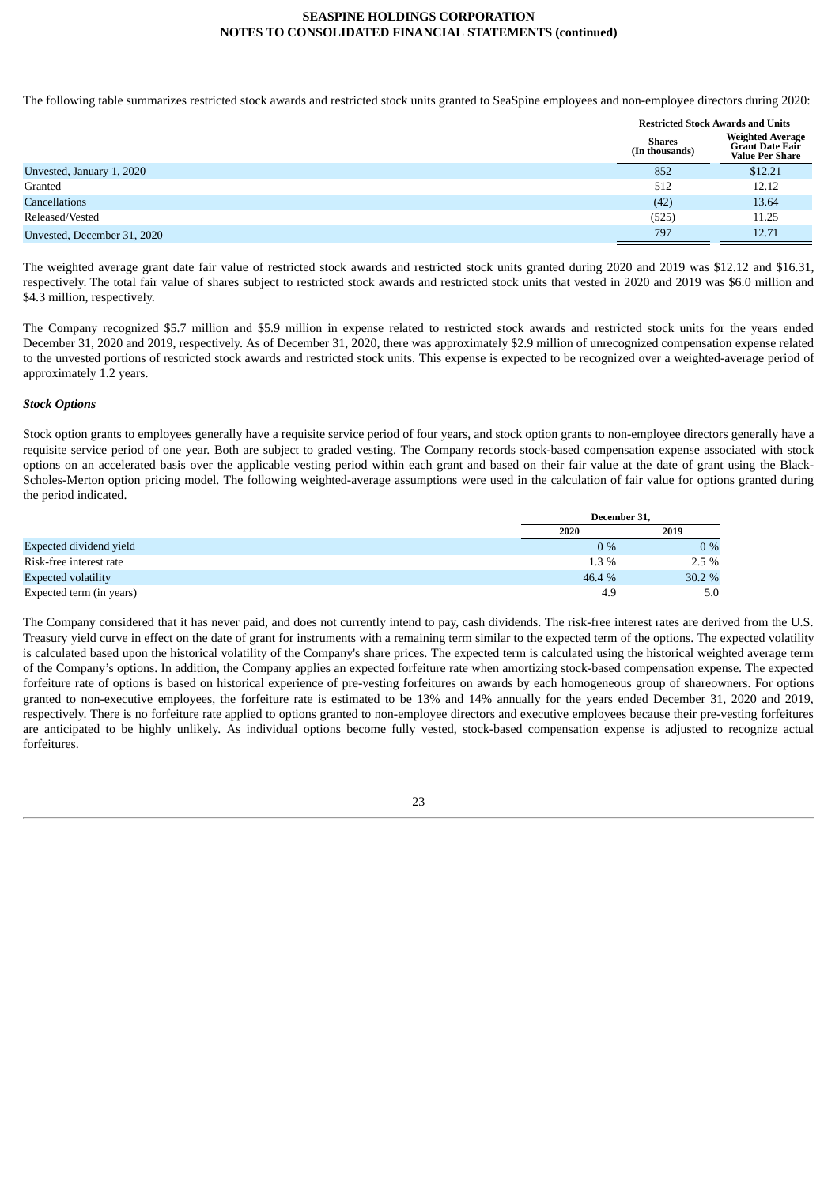The following table summarizes restricted stock awards and restricted stock units granted to SeaSpine employees and non-employee directors during 2020:

| | Restricted Stock Awards and Units | |
|---|---|---|
| | Shares (In thousands) | Weighted Average Grant Date Fair Value Per Share |
| Unvested, January 1, 2020 | 852 | $12.21 |
| Granted | 512 | 12.12 |
| Cancellations | (42) | 13.64 |
| Released/Vested | (525) | 11.25 |
| Unvested, December 31, 2020 | 797 | 12.71 |

The weighted average grant date fair value of restricted stock awards and restricted stock units granted during 2020 and 2019 was $12.12 and $16.31, respectively. The total fair value of shares subject to restricted stock awards and restricted stock units that vested in 2020 and 2019 was $6.0 million and $4.3 million, respectively.

The Company recognized $5.7 million and $5.9 million in expense related to restricted stock awards and restricted stock units for the years ended December 31, 2020 and 2019, respectively. As of December 31, 2020, there was approximately $2.9 million of unrecognized compensation expense related to the unvested portions of restricted stock awards and restricted stock units. This expense is expected to be recognized over a weighted-average period of approximately 1.2 years.

***Stock Options***

Stock option grants to employees generally have a requisite service period of four years, and stock option grants to non-employee directors generally have a requisite service period of one year. Both are subject to graded vesting. The Company records stock-based compensation expense associated with stock options on an accelerated basis over the applicable vesting period within each grant and based on their fair value at the date of grant using the Black-Scholes-Merton option pricing model. The following weighted-average assumptions were used in the calculation of fair value for options granted during the period indicated.

| | December 31, | |
|---|---|---|
| | 2020 | 2019 |
| Expected dividend yield | 0 % | 0 % |
| Risk-free interest rate | 1.3 % | 2.5 % |
| Expected volatility | 46.4 % | 30.2 % |
| Expected term (in years) | 4.9 | 5.0 |

The Company considered that it has never paid, and does not currently intend to pay, cash dividends. The risk-free interest rates are derived from the U.S. Treasury yield curve in effect on the date of grant for instruments with a remaining term similar to the expected term of the options. The expected volatility is calculated based upon the historical volatility of the Company's share prices. The expected term is calculated using the historical weighted average term of the Company's options. In addition, the Company applies an expected forfeiture rate when amortizing stock-based compensation expense. The expected forfeiture rate of options is based on historical experience of pre-vesting forfeitures on awards by each homogeneous group of shareowners. For options granted to non-executive employees, the forfeiture rate is estimated to be 13% and 14% annually for the years ended December 31, 2020 and 2019, respectively. There is no forfeiture rate applied to options granted to non-employee directors and executive employees because their pre-vesting forfeitures are anticipated to be highly unlikely. As individual options become fully vested, stock-based compensation expense is adjusted to recognize actual forfeitures.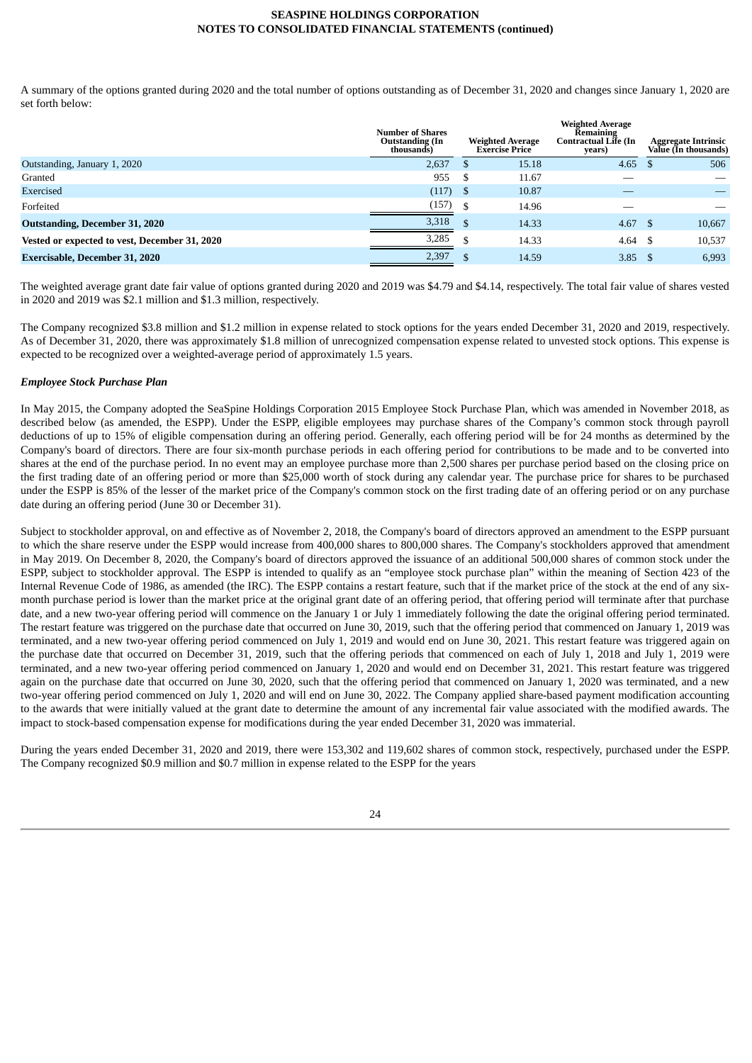A summary of the options granted during 2020 and the total number of options outstanding as of December 31, 2020 and changes since January 1, 2020 are set forth below:

| | Number of Shares Outstanding (In thousands) | Weighted Average Exercise Price | Weighted Average Remaining Contractual Life (In years) | Aggregate Intrinsic Value (In thousands) |
|---|---|---|---|---|
| Outstanding, January 1, 2020 | 2,637 | $ 15.18 | 4.65 | $ 506 |
| Granted | 955 | $ 11.67 | — | — |
| Exercised | (117) | $ 10.87 | — | — |
| Forfeited | (157) | $ 14.96 | — | — |
| **Outstanding, December 31, 2020** | 3,318 | $ 14.33 | 4.67 | $ 10,667 |
| **Vested or expected to vest, December 31, 2020** | 3,285 | $ 14.33 | 4.64 | $ 10,537 |
| **Exercisable, December 31, 2020** | 2,397 | $ 14.59 | 3.85 | $ 6,993 |

The weighted average grant date fair value of options granted during 2020 and 2019 was $4.79 and $4.14, respectively. The total fair value of shares vested in 2020 and 2019 was $2.1 million and $1.3 million, respectively.

The Company recognized $3.8 million and $1.2 million in expense related to stock options for the years ended December 31, 2020 and 2019, respectively. As of December 31, 2020, there was approximately $1.8 million of unrecognized compensation expense related to unvested stock options. This expense is expected to be recognized over a weighted-average period of approximately 1.5 years.

***Employee Stock Purchase Plan***

In May 2015, the Company adopted the SeaSpine Holdings Corporation 2015 Employee Stock Purchase Plan, which was amended in November 2018, as described below (as amended, the ESPP). Under the ESPP, eligible employees may purchase shares of the Company's common stock through payroll deductions of up to 15% of eligible compensation during an offering period. Generally, each offering period will be for 24 months as determined by the Company's board of directors. There are four six-month purchase periods in each offering period for contributions to be made and to be converted into shares at the end of the purchase period. In no event may an employee purchase more than 2,500 shares per purchase period based on the closing price on the first trading date of an offering period or more than $25,000 worth of stock during any calendar year. The purchase price for shares to be purchased under the ESPP is 85% of the lesser of the market price of the Company's common stock on the first trading date of an offering period or on any purchase date during an offering period (June 30 or December 31).

Subject to stockholder approval, on and effective as of November 2, 2018, the Company's board of directors approved an amendment to the ESPP pursuant to which the share reserve under the ESPP would increase from 400,000 shares to 800,000 shares. The Company's stockholders approved that amendment in May 2019. On December 8, 2020, the Company's board of directors approved the issuance of an additional 500,000 shares of common stock under the ESPP, subject to stockholder approval. The ESPP is intended to qualify as an "employee stock purchase plan" within the meaning of Section 423 of the Internal Revenue Code of 1986, as amended (the IRC). The ESPP contains a restart feature, such that if the market price of the stock at the end of any six-month purchase period is lower than the market price at the original grant date of an offering period, that offering period will terminate after that purchase date, and a new two-year offering period will commence on the January 1 or July 1 immediately following the date the original offering period terminated. The restart feature was triggered on the purchase date that occurred on June 30, 2019, such that the offering period that commenced on January 1, 2019 was terminated, and a new two-year offering period commenced on July 1, 2019 and would end on June 30, 2021. This restart feature was triggered again on the purchase date that occurred on December 31, 2019, such that the offering periods that commenced on each of July 1, 2018 and July 1, 2019 were terminated, and a new two-year offering period commenced on January 1, 2020 and would end on December 31, 2021. This restart feature was triggered again on the purchase date that occurred on June 30, 2020, such that the offering period that commenced on January 1, 2020 was terminated, and a new two-year offering period commenced on July 1, 2020 and will end on June 30, 2022. The Company applied share-based payment modification accounting to the awards that were initially valued at the grant date to determine the amount of any incremental fair value associated with the modified awards. The impact to stock-based compensation expense for modifications during the year ended December 31, 2020 was immaterial.

During the years ended December 31, 2020 and 2019, there were 153,302 and 119,602 shares of common stock, respectively, purchased under the ESPP. The Company recognized $0.9 million and $0.7 million in expense related to the ESPP for the years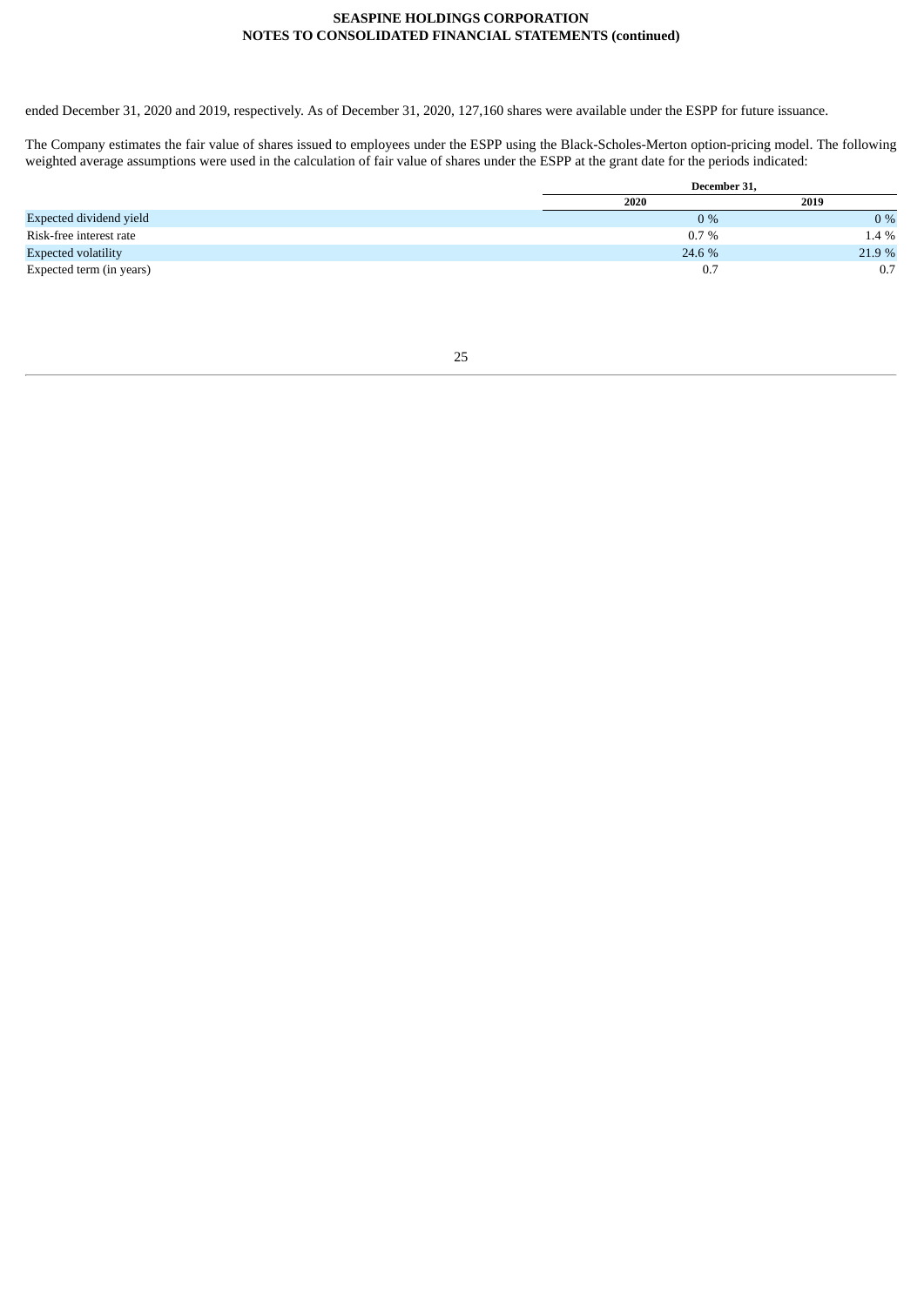ended December 31, 2020 and 2019, respectively. As of December 31, 2020, 127,160 shares were available under the ESPP for future issuance.

The Company estimates the fair value of shares issued to employees under the ESPP using the Black-Scholes-Merton option-pricing model. The following weighted average assumptions were used in the calculation of fair value of shares under the ESPP at the grant date for the periods indicated:

| | December 31, | |
|---|---|---|
| | 2020 | 2019 |
| Expected dividend yield | 0 % | 0 % |
| Risk-free interest rate | 0.7 % | 1.4 % |
| Expected volatility | 24.6 % | 21.9 % |
| Expected term (in years) | 0.7 | 0.7 |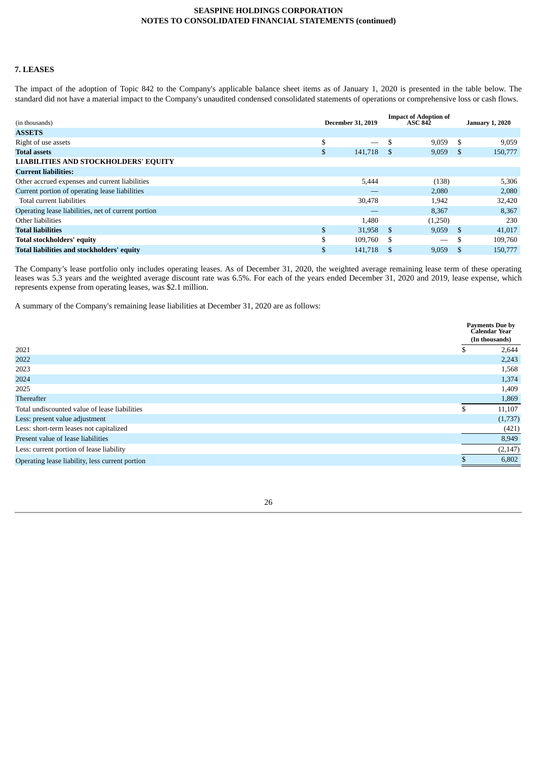## 7. LEASES

The impact of the adoption of Topic 842 to the Company's applicable balance sheet items as of January 1, 2020 is presented in the table below. The standard did not have a material impact to the Company's unaudited condensed consolidated statements of operations or comprehensive loss or cash flows.

| (in thousands) | December 31, 2019 | Impact of Adoption of ASC 842 | January 1, 2020 |
|---|---|---|---|
| **ASSETS** | | | |
| Right of use assets | $ — | $ 9,059 | $ 9,059 |
| **Total assets** | $ 141,718 | $ 9,059 | $ 150,777 |
| **LIABILITIES AND STOCKHOLDERS' EQUITY** | | | |
| **Current liabilities:** | | | |
| Other accrued expenses and current liabilities | 5,444 | (138) | 5,306 |
| Current portion of operating lease liabilities | — | 2,080 | 2,080 |
| Total current liabilities | 30,478 | 1,942 | 32,420 |
| Operating lease liabilities, net of current portion | — | 8,367 | 8,367 |
| Other liabilities | 1,480 | (1,250) | 230 |
| **Total liabilities** | $ 31,958 | $ 9,059 | $ 41,017 |
| **Total stockholders' equity** | $ 109,760 | $ — | $ 109,760 |
| **Total liabilities and stockholders' equity** | $ 141,718 | $ 9,059 | $ 150,777 |

The Company's lease portfolio only includes operating leases. As of December 31, 2020, the weighted average remaining lease term of these operating leases was 5.3 years and the weighted average discount rate was 6.5%. For each of the years ended December 31, 2020 and 2019, lease expense, which represents expense from operating leases, was $2.1 million.

A summary of the Company's remaining lease liabilities at December 31, 2020 are as follows:

| | Payments Due by Calendar Year (In thousands) |
|---|---|
| 2021 | $ 2,644 |
| 2022 | 2,243 |
| 2023 | 1,568 |
| 2024 | 1,374 |
| 2025 | 1,409 |
| Thereafter | 1,869 |
| Total undiscounted value of lease liabilities | $ 11,107 |
| Less: present value adjustment | (1,737) |
| Less: short-term leases not capitalized | (421) |
| Present value of lease liabilities | 8,949 |
| Less: current portion of lease liability | (2,147) |
| Operating lease liability, less current portion | $ 6,802 |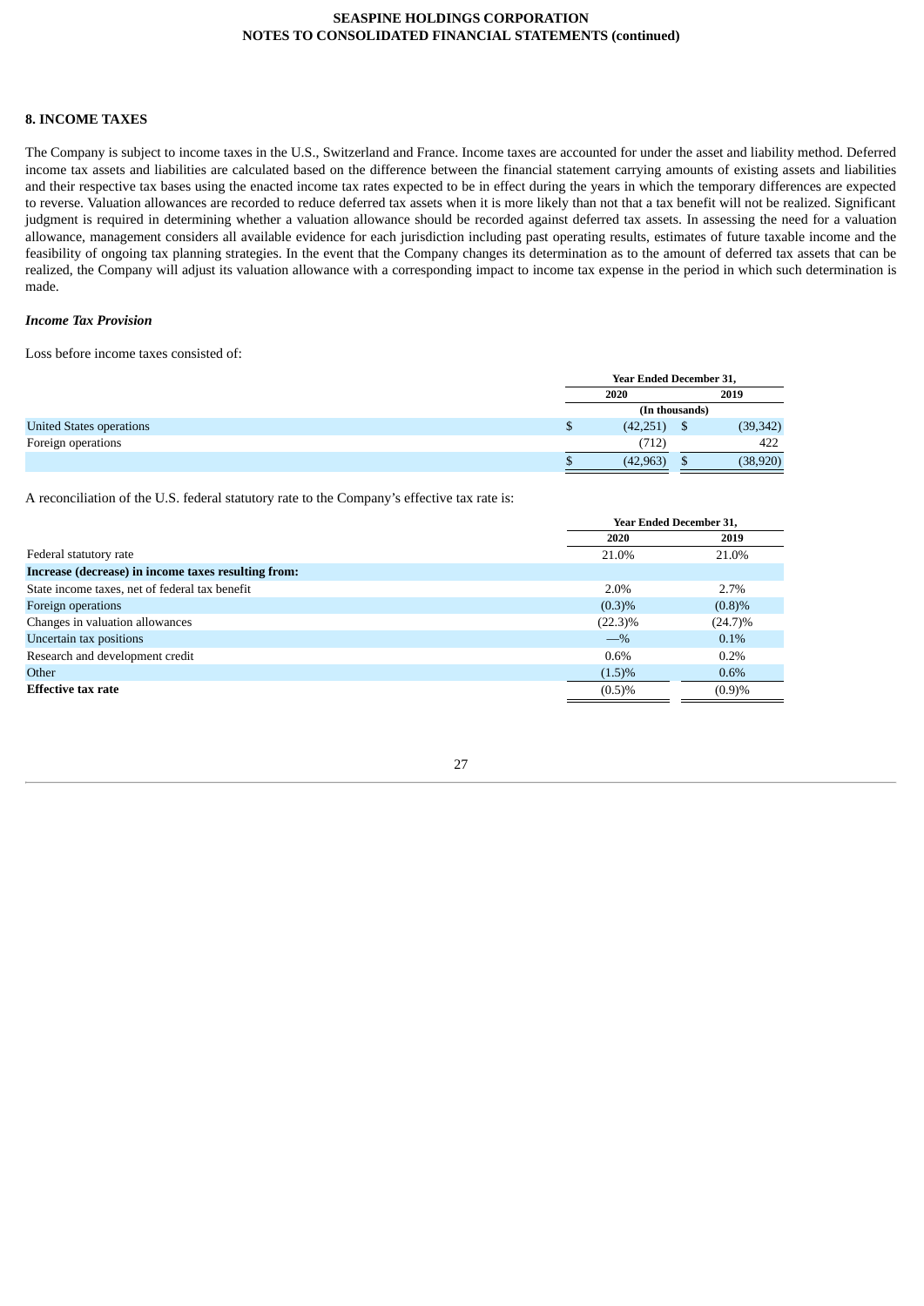## 8. INCOME TAXES

The Company is subject to income taxes in the U.S., Switzerland and France. Income taxes are accounted for under the asset and liability method. Deferred income tax assets and liabilities are calculated based on the difference between the financial statement carrying amounts of existing assets and liabilities and their respective tax bases using the enacted income tax rates expected to be in effect during the years in which the temporary differences are expected to reverse. Valuation allowances are recorded to reduce deferred tax assets when it is more likely than not that a tax benefit will not be realized. Significant judgment is required in determining whether a valuation allowance should be recorded against deferred tax assets. In assessing the need for a valuation allowance, management considers all available evidence for each jurisdiction including past operating results, estimates of future taxable income and the feasibility of ongoing tax planning strategies. In the event that the Company changes its determination as to the amount of deferred tax assets that can be realized, the Company will adjust its valuation allowance with a corresponding impact to income tax expense in the period in which such determination is made.

### *Income Tax Provision*

Loss before income taxes consisted of:

| | Year Ended December 31, | |
|---|---|---|
| | 2020 | 2019 |
| | (In thousands) | |
| United States operations | $ (42,251) | $ (39,342) |
| Foreign operations | (712) | 422 |
| | $ (42,963) | $ (38,920) |

A reconciliation of the U.S. federal statutory rate to the Company's effective tax rate is:

| | Year Ended December 31, | |
|---|---|---|
| | 2020 | 2019 |
| Federal statutory rate | 21.0% | 21.0% |
| **Increase (decrease) in income taxes resulting from:** | | |
| State income taxes, net of federal tax benefit | 2.0% | 2.7% |
| Foreign operations | (0.3)% | (0.8)% |
| Changes in valuation allowances | (22.3)% | (24.7)% |
| Uncertain tax positions | —% | 0.1% |
| Research and development credit | 0.6% | 0.2% |
| Other | (1.5)% | 0.6% |
| **Effective tax rate** | (0.5)% | (0.9)% |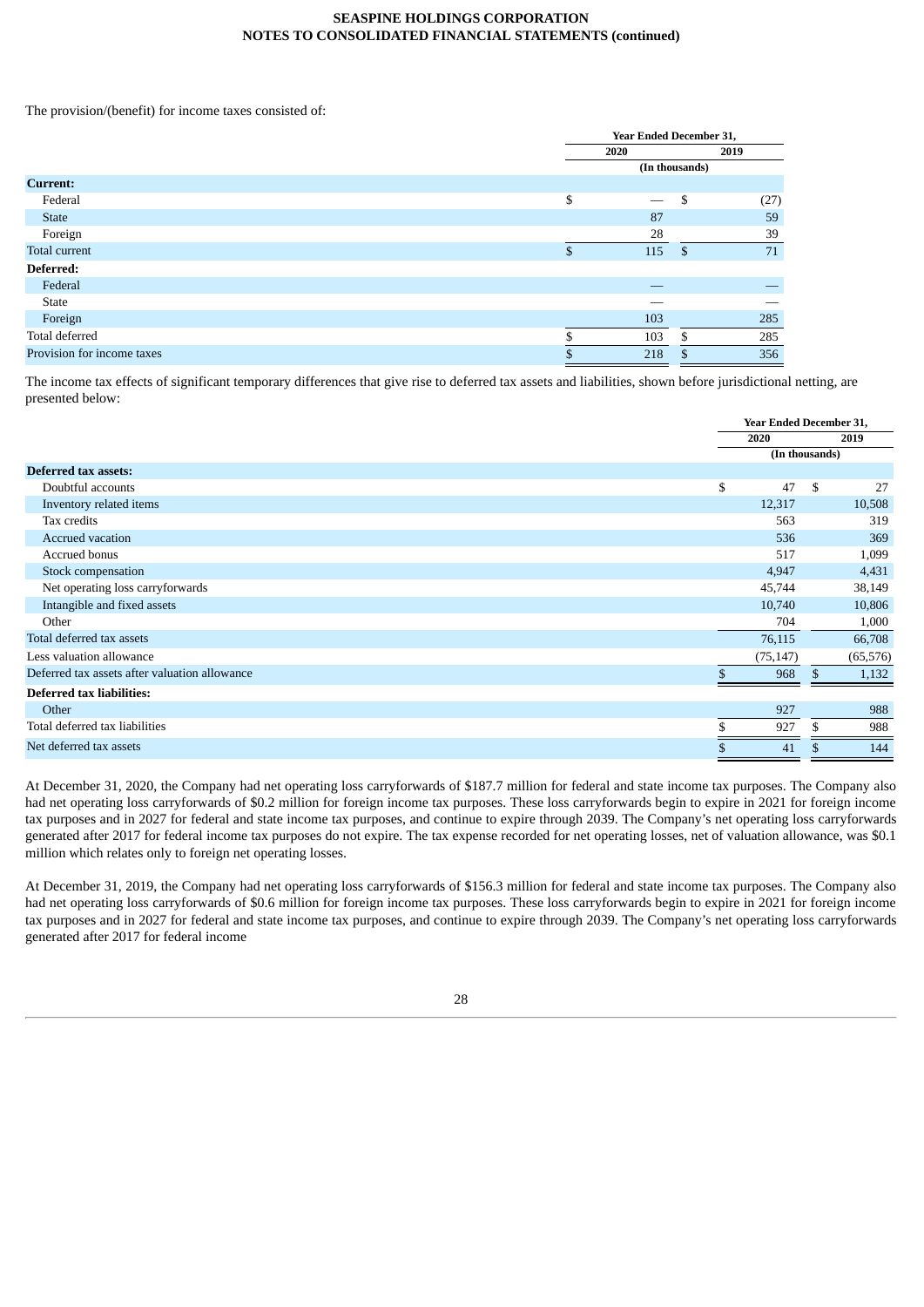The provision/(benefit) for income taxes consisted of:

| | Year Ended December 31, | |
|---|---|---|
| | 2020 | 2019 |
| | (In thousands) | |
| **Current:** | | |
| Federal | $ — | $ (27) |
| State | 87 | 59 |
| Foreign | 28 | 39 |
| Total current | $ 115 | $ 71 |
| **Deferred:** | | |
| Federal | — | — |
| State | — | — |
| Foreign | 103 | 285 |
| Total deferred | $ 103 | $ 285 |
| Provision for income taxes | $ 218 | $ 356 |

The income tax effects of significant temporary differences that give rise to deferred tax assets and liabilities, shown before jurisdictional netting, are presented below:

| | Year Ended December 31, | |
|---|---|---|
| | 2020 | 2019 |
| | (In thousands) | |
| **Deferred tax assets:** | | |
| Doubtful accounts | $ 47 | $ 27 |
| Inventory related items | 12,317 | 10,508 |
| Tax credits | 563 | 319 |
| Accrued vacation | 536 | 369 |
| Accrued bonus | 517 | 1,099 |
| Stock compensation | 4,947 | 4,431 |
| Net operating loss carryforwards | 45,744 | 38,149 |
| Intangible and fixed assets | 10,740 | 10,806 |
| Other | 704 | 1,000 |
| Total deferred tax assets | 76,115 | 66,708 |
| Less valuation allowance | (75,147) | (65,576) |
| Deferred tax assets after valuation allowance | $ 968 | $ 1,132 |
| **Deferred tax liabilities:** | | |
| Other | 927 | 988 |
| Total deferred tax liabilities | $ 927 | $ 988 |
| Net deferred tax assets | $ 41 | $ 144 |

At December 31, 2020, the Company had net operating loss carryforwards of $187.7 million for federal and state income tax purposes. The Company also had net operating loss carryforwards of $0.2 million for foreign income tax purposes. These loss carryforwards begin to expire in 2021 for foreign income tax purposes and in 2027 for federal and state income tax purposes, and continue to expire through 2039. The Company's net operating loss carryforwards generated after 2017 for federal income tax purposes do not expire. The tax expense recorded for net operating losses, net of valuation allowance, was $0.1 million which relates only to foreign net operating losses.

At December 31, 2019, the Company had net operating loss carryforwards of $156.3 million for federal and state income tax purposes. The Company also had net operating loss carryforwards of $0.6 million for foreign income tax purposes. These loss carryforwards begin to expire in 2021 for foreign income tax purposes and in 2027 for federal and state income tax purposes, and continue to expire through 2039. The Company's net operating loss carryforwards generated after 2017 for federal income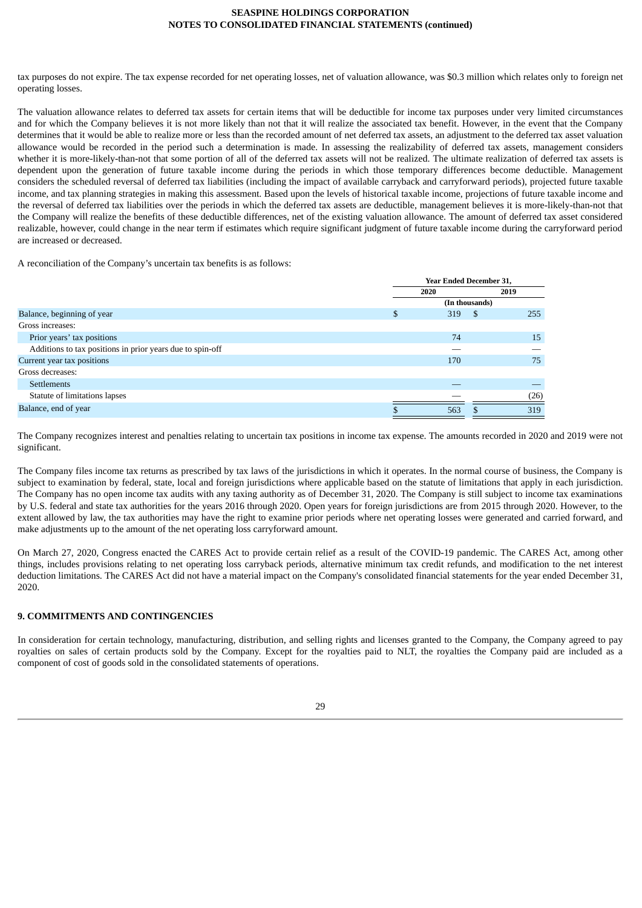tax purposes do not expire. The tax expense recorded for net operating losses, net of valuation allowance, was $0.3 million which relates only to foreign net operating losses.

The valuation allowance relates to deferred tax assets for certain items that will be deductible for income tax purposes under very limited circumstances and for which the Company believes it is not more likely than not that it will realize the associated tax benefit. However, in the event that the Company determines that it would be able to realize more or less than the recorded amount of net deferred tax assets, an adjustment to the deferred tax asset valuation allowance would be recorded in the period such a determination is made. In assessing the realizability of deferred tax assets, management considers whether it is more-likely-than-not that some portion of all of the deferred tax assets will not be realized. The ultimate realization of deferred tax assets is dependent upon the generation of future taxable income during the periods in which those temporary differences become deductible. Management considers the scheduled reversal of deferred tax liabilities (including the impact of available carryback and carryforward periods), projected future taxable income, and tax planning strategies in making this assessment. Based upon the levels of historical taxable income, projections of future taxable income and the reversal of deferred tax liabilities over the periods in which the deferred tax assets are deductible, management believes it is more-likely-than-not that the Company will realize the benefits of these deductible differences, net of the existing valuation allowance. The amount of deferred tax asset considered realizable, however, could change in the near term if estimates which require significant judgment of future taxable income during the carryforward period are increased or decreased.

A reconciliation of the Company's uncertain tax benefits is as follows:

| | Year Ended December 31, | |
|---|---|---|
| | 2020 | 2019 |
| | (In thousands) | |
| Balance, beginning of year | $ 319 | $ 255 |
| Gross increases: | | |
| Prior years' tax positions | 74 | 15 |
| Additions to tax positions in prior years due to spin-off | — | — |
| Current year tax positions | 170 | 75 |
| Gross decreases: | | |
| Settlements | — | — |
| Statute of limitations lapses | — | (26) |
| Balance, end of year | $ 563 | $ 319 |

The Company recognizes interest and penalties relating to uncertain tax positions in income tax expense. The amounts recorded in 2020 and 2019 were not significant.

The Company files income tax returns as prescribed by tax laws of the jurisdictions in which it operates. In the normal course of business, the Company is subject to examination by federal, state, local and foreign jurisdictions where applicable based on the statute of limitations that apply in each jurisdiction. The Company has no open income tax audits with any taxing authority as of December 31, 2020. The Company is still subject to income tax examinations by U.S. federal and state tax authorities for the years 2016 through 2020. Open years for foreign jurisdictions are from 2015 through 2020. However, to the extent allowed by law, the tax authorities may have the right to examine prior periods where net operating losses were generated and carried forward, and make adjustments up to the amount of the net operating loss carryforward amount.

On March 27, 2020, Congress enacted the CARES Act to provide certain relief as a result of the COVID-19 pandemic. The CARES Act, among other things, includes provisions relating to net operating loss carryback periods, alternative minimum tax credit refunds, and modification to the net interest deduction limitations. The CARES Act did not have a material impact on the Company's consolidated financial statements for the year ended December 31, 2020.

## 9. COMMITMENTS AND CONTINGENCIES

In consideration for certain technology, manufacturing, distribution, and selling rights and licenses granted to the Company, the Company agreed to pay royalties on sales of certain products sold by the Company. Except for the royalties paid to NLT, the royalties the Company paid are included as a component of cost of goods sold in the consolidated statements of operations.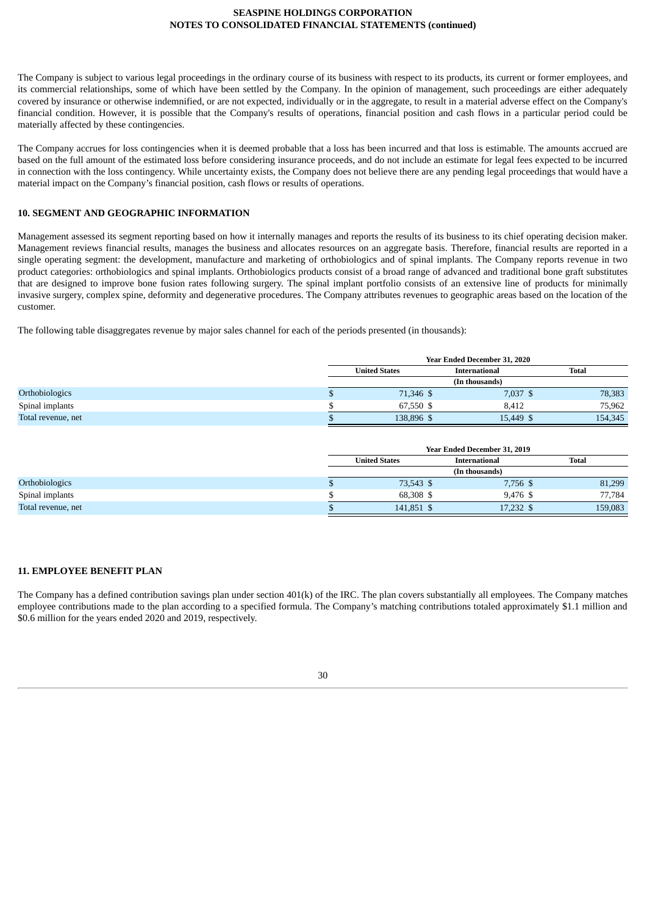The Company is subject to various legal proceedings in the ordinary course of its business with respect to its products, its current or former employees, and its commercial relationships, some of which have been settled by the Company. In the opinion of management, such proceedings are either adequately covered by insurance or otherwise indemnified, or are not expected, individually or in the aggregate, to result in a material adverse effect on the Company's financial condition. However, it is possible that the Company's results of operations, financial position and cash flows in a particular period could be materially affected by these contingencies.

The Company accrues for loss contingencies when it is deemed probable that a loss has been incurred and that loss is estimable. The amounts accrued are based on the full amount of the estimated loss before considering insurance proceeds, and do not include an estimate for legal fees expected to be incurred in connection with the loss contingency. While uncertainty exists, the Company does not believe there are any pending legal proceedings that would have a material impact on the Company's financial position, cash flows or results of operations.

## 10. SEGMENT AND GEOGRAPHIC INFORMATION

Management assessed its segment reporting based on how it internally manages and reports the results of its business to its chief operating decision maker. Management reviews financial results, manages the business and allocates resources on an aggregate basis. Therefore, financial results are reported in a single operating segment: the development, manufacture and marketing of orthobiologics and of spinal implants. The Company reports revenue in two product categories: orthobiologics and spinal implants. Orthobiologics products consist of a broad range of advanced and traditional bone graft substitutes that are designed to improve bone fusion rates following surgery. The spinal implant portfolio consists of an extensive line of products for minimally invasive surgery, complex spine, deformity and degenerative procedures. The Company attributes revenues to geographic areas based on the location of the customer.

The following table disaggregates revenue by major sales channel for each of the periods presented (in thousands):

| | Year Ended December 31, 2020 | | |
|---|---|---|---|
| | **United States** | **International** | **Total** |
| | | (In thousands) | |
| Orthobiologics | $ 71,346 | $ 7,037 | $ 78,383 |
| Spinal implants | $ 67,550 | $ 8,412 | 75,962 |
| Total revenue, net | $ 138,896 | $ 15,449 | $ 154,345 |

| | Year Ended December 31, 2019 | | |
|---|---|---|---|
| | **United States** | **International** | **Total** |
| | | (In thousands) | |
| Orthobiologics | $ 73,543 | $ 7,756 | $ 81,299 |
| Spinal implants | $ 68,308 | $ 9,476 | $ 77,784 |
| Total revenue, net | $ 141,851 | $ 17,232 | $ 159,083 |

## 11. EMPLOYEE BENEFIT PLAN

The Company has a defined contribution savings plan under section 401(k) of the IRC. The plan covers substantially all employees. The Company matches employee contributions made to the plan according to a specified formula. The Company's matching contributions totaled approximately $1.1 million and $0.6 million for the years ended 2020 and 2019, respectively.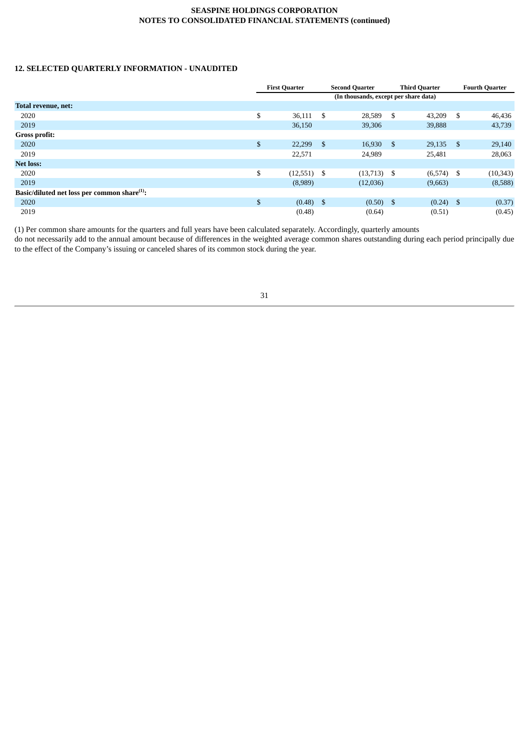## 12. SELECTED QUARTERLY INFORMATION - UNAUDITED

| | First Quarter | Second Quarter | Third Quarter | Fourth Quarter |
|---|---|---|---|---|
| | (In thousands, except per share data) | | | |
| **Total revenue, net:** | | | | |
| 2020 | $ 36,111 | $ 28,589 | $ 43,209 | $ 46,436 |
| 2019 | 36,150 | 39,306 | 39,888 | 43,739 |
| **Gross profit:** | | | | |
| 2020 | $ 22,299 | $ 16,930 | $ 29,135 | $ 29,140 |
| 2019 | 22,571 | 24,989 | 25,481 | 28,063 |
| **Net loss:** | | | | |
| 2020 | $ (12,551) | $ (13,713) | $ (6,574) | $ (10,343) |
| 2019 | (8,989) | (12,036) | (9,663) | (8,588) |
| **Basic/diluted net loss per common share[(1)]:** | | | | |
| 2020 | $ (0.48) | $ (0.50) | $ (0.24) | $ (0.37) |
| 2019 | (0.48) | (0.64) | (0.51) | (0.45) |

(1) Per common share amounts for the quarters and full years have been calculated separately. Accordingly, quarterly amounts do not necessarily add to the annual amount because of differences in the weighted average common shares outstanding during each period principally due to the effect of the Company's issuing or canceled shares of its common stock during the year.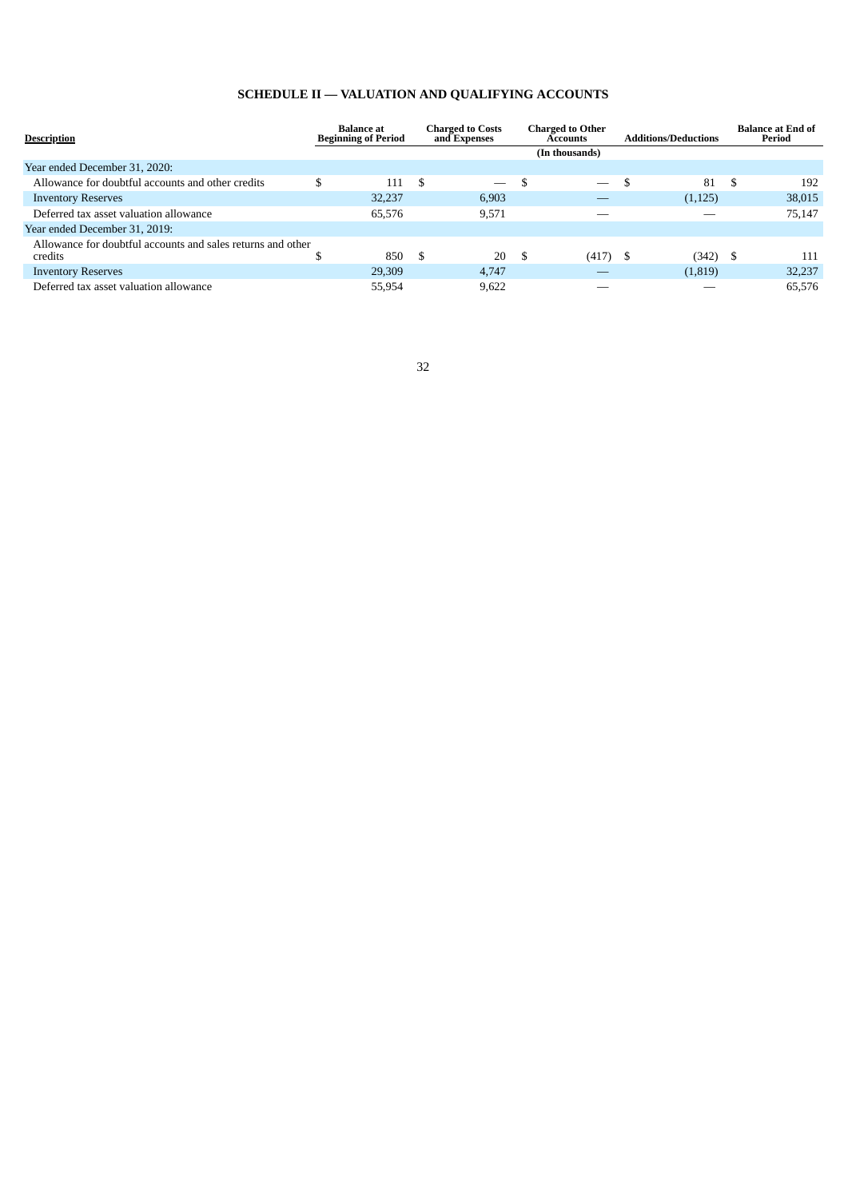# SCHEDULE II — VALUATION AND QUALIFYING ACCOUNTS

| Description | Balance at Beginning of Period | Charged to Costs and Expenses | Charged to Other Accounts | Additions/Deductions | Balance at End of Period |
|---|---|---|---|---|---|
| | | | (In thousands) | | |
| Year ended December 31, 2020: | | | | | |
| Allowance for doubtful accounts and other credits | $ 111 | $ — | $ — | $ 81 | $ 192 |
| Inventory Reserves | 32,237 | 6,903 | — | (1,125) | 38,015 |
| Deferred tax asset valuation allowance | 65,576 | 9,571 | — | — | 75,147 |
| Year ended December 31, 2019: | | | | | |
| Allowance for doubtful accounts and sales returns and other credits | $ 850 | $ 20 | $ (417) | $ (342) | $ 111 |
| Inventory Reserves | 29,309 | 4,747 | — | (1,819) | 32,237 |
| Deferred tax asset valuation allowance | 55,954 | 9,622 | — | — | 65,576 |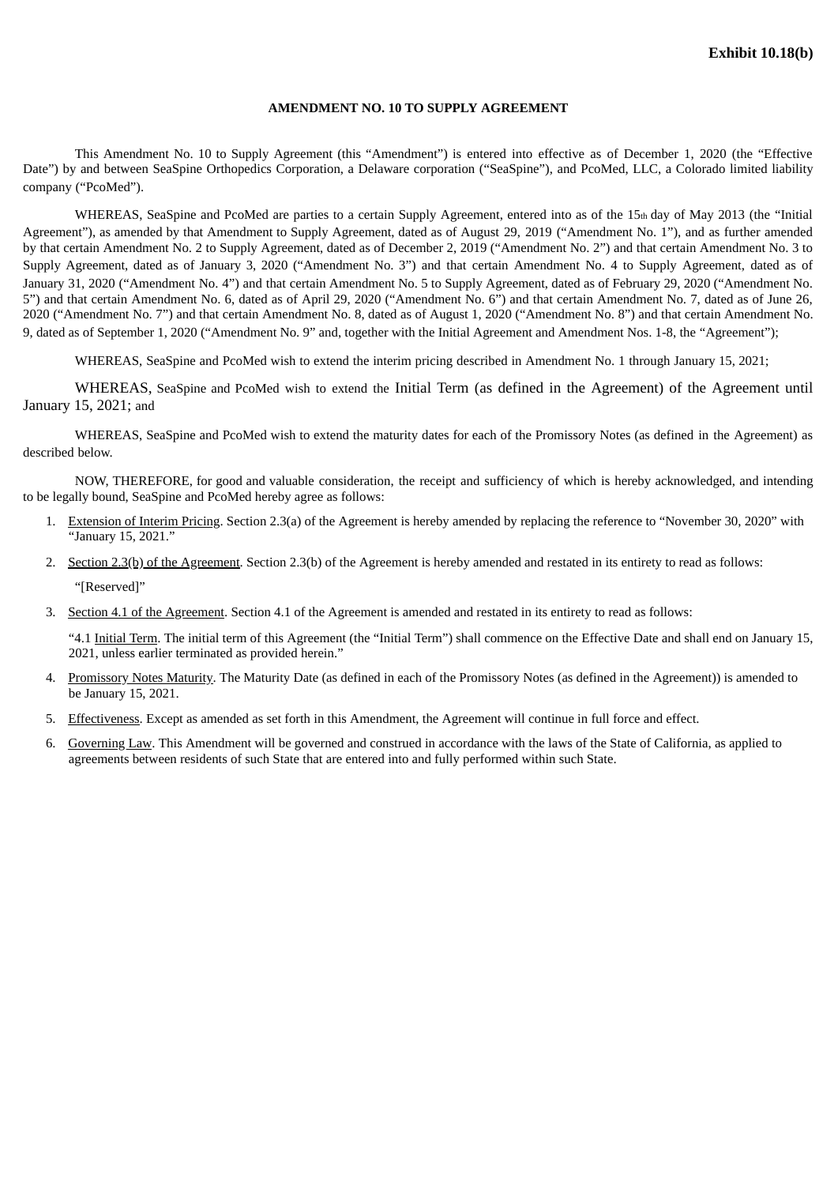**Exhibit 10.18(b)**

**AMENDMENT NO. 10 TO SUPPLY AGREEMENT**

This Amendment No. 10 to Supply Agreement (this "Amendment") is entered into effective as of December 1, 2020 (the "Effective Date") by and between SeaSpine Orthopedics Corporation, a Delaware corporation ("SeaSpine"), and PcoMed, LLC, a Colorado limited liability company ("PcoMed").

WHEREAS, SeaSpine and PcoMed are parties to a certain Supply Agreement, entered into as of the 15th day of May 2013 (the "Initial Agreement"), as amended by that Amendment to Supply Agreement, dated as of August 29, 2019 ("Amendment No. 1"), and as further amended by that certain Amendment No. 2 to Supply Agreement, dated as of December 2, 2019 ("Amendment No. 2") and that certain Amendment No. 3 to Supply Agreement, dated as of January 3, 2020 ("Amendment No. 3") and that certain Amendment No. 4 to Supply Agreement, dated as of January 31, 2020 ("Amendment No. 4") and that certain Amendment No. 5 to Supply Agreement, dated as of February 29, 2020 ("Amendment No. 5") and that certain Amendment No. 6, dated as of April 29, 2020 ("Amendment No. 6") and that certain Amendment No. 7, dated as of June 26, 2020 ("Amendment No. 7") and that certain Amendment No. 8, dated as of August 1, 2020 ("Amendment No. 8") and that certain Amendment No. 9, dated as of September 1, 2020 ("Amendment No. 9" and, together with the Initial Agreement and Amendment Nos. 1-8, the "Agreement");

WHEREAS, SeaSpine and PcoMed wish to extend the interim pricing described in Amendment No. 1 through January 15, 2021;

WHEREAS, SeaSpine and PcoMed wish to extend the Initial Term (as defined in the Agreement) of the Agreement until January 15, 2021; and

WHEREAS, SeaSpine and PcoMed wish to extend the maturity dates for each of the Promissory Notes (as defined in the Agreement) as described below.

NOW, THEREFORE, for good and valuable consideration, the receipt and sufficiency of which is hereby acknowledged, and intending to be legally bound, SeaSpine and PcoMed hereby agree as follows:

1. Extension of Interim Pricing. Section 2.3(a) of the Agreement is hereby amended by replacing the reference to "November 30, 2020" with "January 15, 2021."
2. Section 2.3(b) of the Agreement. Section 2.3(b) of the Agreement is hereby amended and restated in its entirety to read as follows:

   "[Reserved]"
3. Section 4.1 of the Agreement. Section 4.1 of the Agreement is amended and restated in its entirety to read as follows:

   "4.1 Initial Term. The initial term of this Agreement (the "Initial Term") shall commence on the Effective Date and shall end on January 15, 2021, unless earlier terminated as provided herein."
4. Promissory Notes Maturity. The Maturity Date (as defined in each of the Promissory Notes (as defined in the Agreement)) is amended to be January 15, 2021.
5. Effectiveness. Except as amended as set forth in this Amendment, the Agreement will continue in full force and effect.
6. Governing Law. This Amendment will be governed and construed in accordance with the laws of the State of California, as applied to agreements between residents of such State that are entered into and fully performed within such State.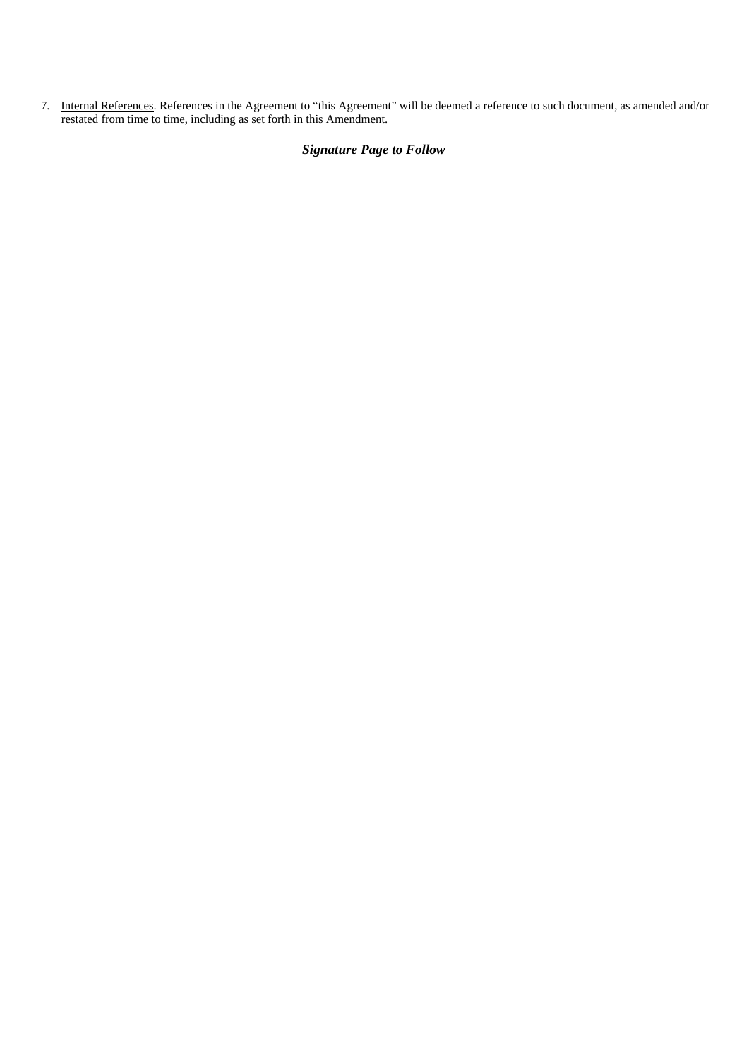7. Internal References. References in the Agreement to “this Agreement” will be deemed a reference to such document, as amended and/or restated from time to time, including as set forth in this Amendment.

***Signature Page to Follow***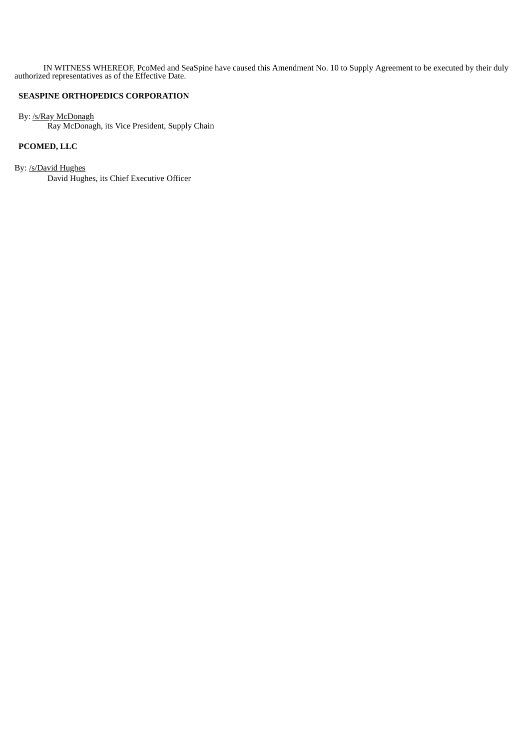IN WITNESS WHEREOF, PcoMed and SeaSpine have caused this Amendment No. 10 to Supply Agreement to be executed by their duly authorized representatives as of the Effective Date.

**SEASPINE ORTHOPEDICS CORPORATION**

By: /s/Ray McDonagh
Ray McDonagh, its Vice President, Supply Chain

**PCOMED, LLC**

By: /s/David Hughes
David Hughes, its Chief Executive Officer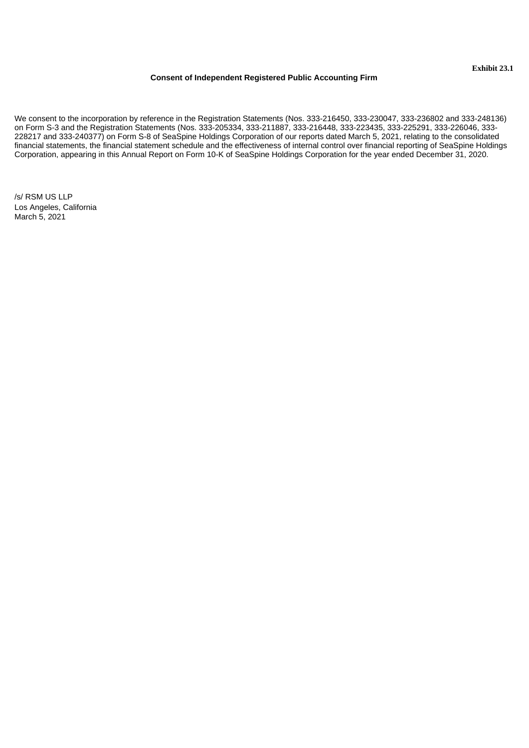**Exhibit 23.1**

**Consent of Independent Registered Public Accounting Firm**

We consent to the incorporation by reference in the Registration Statements (Nos. 333-216450, 333-230047, 333-236802 and 333-248136) on Form S-3 and the Registration Statements (Nos. 333-205334, 333-211887, 333-216448, 333-223435, 333-225291, 333-226046, 333-228217 and 333-240377) on Form S-8 of SeaSpine Holdings Corporation of our reports dated March 5, 2021, relating to the consolidated financial statements, the financial statement schedule and the effectiveness of internal control over financial reporting of SeaSpine Holdings Corporation, appearing in this Annual Report on Form 10-K of SeaSpine Holdings Corporation for the year ended December 31, 2020.

/s/ RSM US LLP
Los Angeles, California
March 5, 2021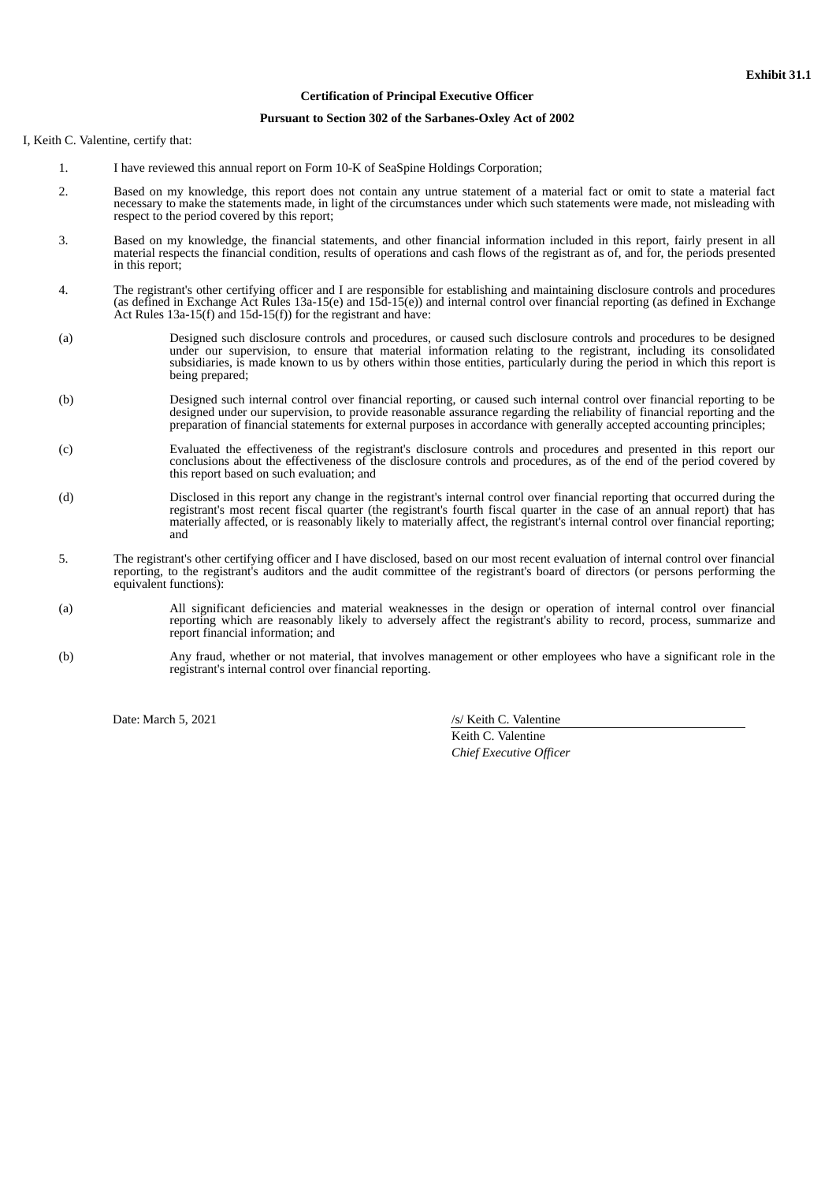**Exhibit 31.1**

**Certification of Principal Executive Officer**

**Pursuant to Section 302 of the Sarbanes-Oxley Act of 2002**

I, Keith C. Valentine, certify that:

1. I have reviewed this annual report on Form 10-K of SeaSpine Holdings Corporation;

2. Based on my knowledge, this report does not contain any untrue statement of a material fact or omit to state a material fact necessary to make the statements made, in light of the circumstances under which such statements were made, not misleading with respect to the period covered by this report;

3. Based on my knowledge, the financial statements, and other financial information included in this report, fairly present in all material respects the financial condition, results of operations and cash flows of the registrant as of, and for, the periods presented in this report;

4. The registrant's other certifying officer and I are responsible for establishing and maintaining disclosure controls and procedures (as defined in Exchange Act Rules 13a-15(e) and 15d-15(e)) and internal control over financial reporting (as defined in Exchange Act Rules 13a-15(f) and 15d-15(f)) for the registrant and have:

(a) Designed such disclosure controls and procedures, or caused such disclosure controls and procedures to be designed under our supervision, to ensure that material information relating to the registrant, including its consolidated subsidiaries, is made known to us by others within those entities, particularly during the period in which this report is being prepared;

(b) Designed such internal control over financial reporting, or caused such internal control over financial reporting to be designed under our supervision, to provide reasonable assurance regarding the reliability of financial reporting and the preparation of financial statements for external purposes in accordance with generally accepted accounting principles;

(c) Evaluated the effectiveness of the registrant's disclosure controls and procedures and presented in this report our conclusions about the effectiveness of the disclosure controls and procedures, as of the end of the period covered by this report based on such evaluation; and

(d) Disclosed in this report any change in the registrant's internal control over financial reporting that occurred during the registrant's most recent fiscal quarter (the registrant's fourth fiscal quarter in the case of an annual report) that has materially affected, or is reasonably likely to materially affect, the registrant's internal control over financial reporting; and

5. The registrant's other certifying officer and I have disclosed, based on our most recent evaluation of internal control over financial reporting, to the registrant's auditors and the audit committee of the registrant's board of directors (or persons performing the equivalent functions):

(a) All significant deficiencies and material weaknesses in the design or operation of internal control over financial reporting which are reasonably likely to adversely affect the registrant's ability to record, process, summarize and report financial information; and

(b) Any fraud, whether or not material, that involves management or other employees who have a significant role in the registrant's internal control over financial reporting.

Date: March 5, 2021

/s/ Keith C. Valentine
Keith C. Valentine
*Chief Executive Officer*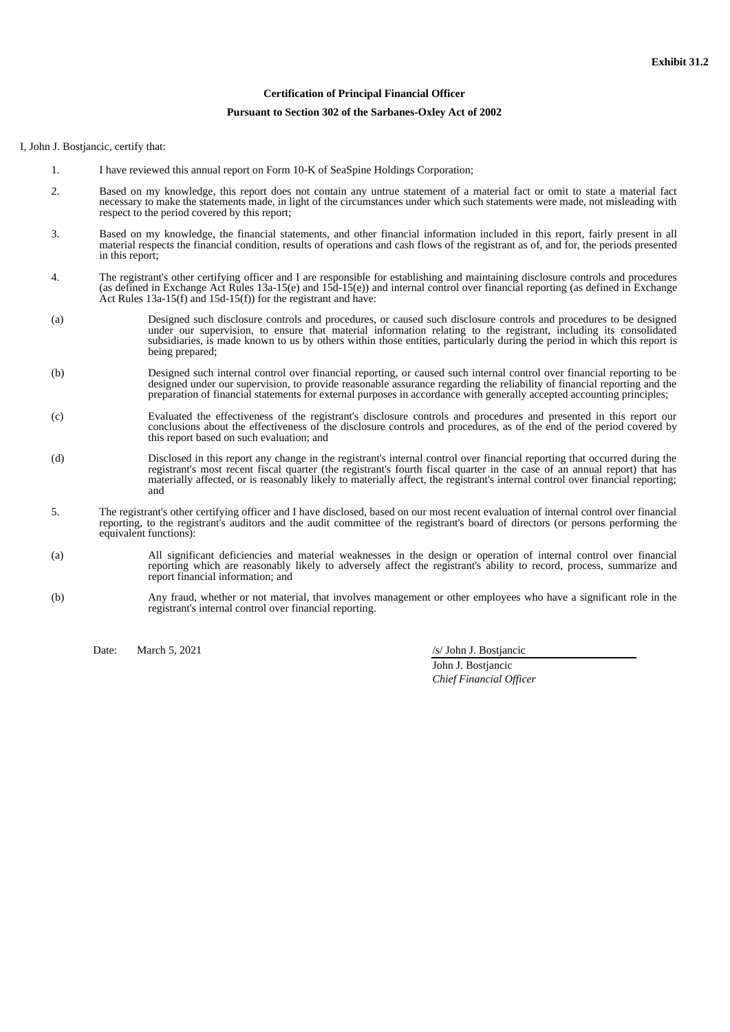**Exhibit 31.2**

**Certification of Principal Financial Officer**

**Pursuant to Section 302 of the Sarbanes-Oxley Act of 2002**

I, John J. Bostjancic, certify that:

1. I have reviewed this annual report on Form 10-K of SeaSpine Holdings Corporation;

2. Based on my knowledge, this report does not contain any untrue statement of a material fact or omit to state a material fact necessary to make the statements made, in light of the circumstances under which such statements were made, not misleading with respect to the period covered by this report;

3. Based on my knowledge, the financial statements, and other financial information included in this report, fairly present in all material respects the financial condition, results of operations and cash flows of the registrant as of, and for, the periods presented in this report;

4. The registrant's other certifying officer and I are responsible for establishing and maintaining disclosure controls and procedures (as defined in Exchange Act Rules 13a-15(e) and 15d-15(e)) and internal control over financial reporting (as defined in Exchange Act Rules 13a-15(f) and 15d-15(f)) for the registrant and have:

(a) Designed such disclosure controls and procedures, or caused such disclosure controls and procedures to be designed under our supervision, to ensure that material information relating to the registrant, including its consolidated subsidiaries, is made known to us by others within those entities, particularly during the period in which this report is being prepared;

(b) Designed such internal control over financial reporting, or caused such internal control over financial reporting to be designed under our supervision, to provide reasonable assurance regarding the reliability of financial reporting and the preparation of financial statements for external purposes in accordance with generally accepted accounting principles;

(c) Evaluated the effectiveness of the registrant's disclosure controls and procedures and presented in this report our conclusions about the effectiveness of the disclosure controls and procedures, as of the end of the period covered by this report based on such evaluation; and

(d) Disclosed in this report any change in the registrant's internal control over financial reporting that occurred during the registrant's most recent fiscal quarter (the registrant's fourth fiscal quarter in the case of an annual report) that has materially affected, or is reasonably likely to materially affect, the registrant's internal control over financial reporting; and

5. The registrant's other certifying officer and I have disclosed, based on our most recent evaluation of internal control over financial reporting, to the registrant's auditors and the audit committee of the registrant's board of directors (or persons performing the equivalent functions):

(a) All significant deficiencies and material weaknesses in the design or operation of internal control over financial reporting which are reasonably likely to adversely affect the registrant's ability to record, process, summarize and report financial information; and

(b) Any fraud, whether or not material, that involves management or other employees who have a significant role in the registrant's internal control over financial reporting.

Date: March 5, 2021

/s/ John J. Bostjancic

John J. Bostjancic

*Chief Financial Officer*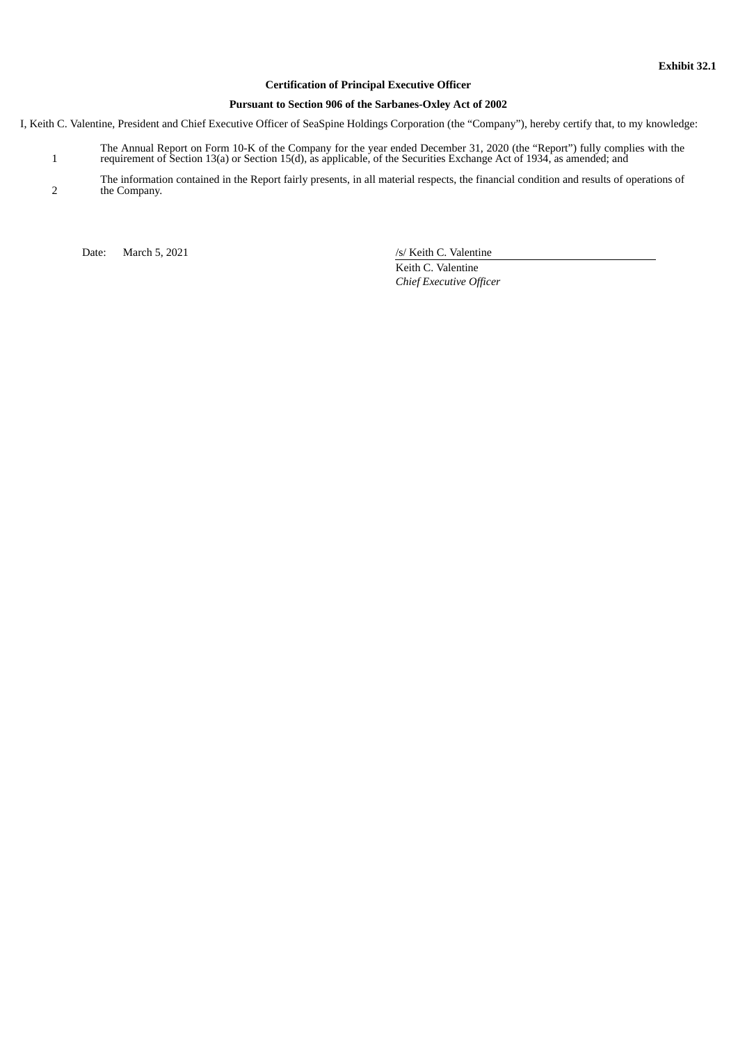**Exhibit 32.1**

**Certification of Principal Executive Officer**

**Pursuant to Section 906 of the Sarbanes-Oxley Act of 2002**

I, Keith C. Valentine, President and Chief Executive Officer of SeaSpine Holdings Corporation (the “Company”), hereby certify that, to my knowledge:

1. The Annual Report on Form 10-K of the Company for the year ended December 31, 2020 (the “Report”) fully complies with the requirement of Section 13(a) or Section 15(d), as applicable, of the Securities Exchange Act of 1934, as amended; and
2. The information contained in the Report fairly presents, in all material respects, the financial condition and results of operations of the Company.

Date: March 5, 2021

/s/ Keith C. Valentine

Keith C. Valentine

*Chief Executive Officer*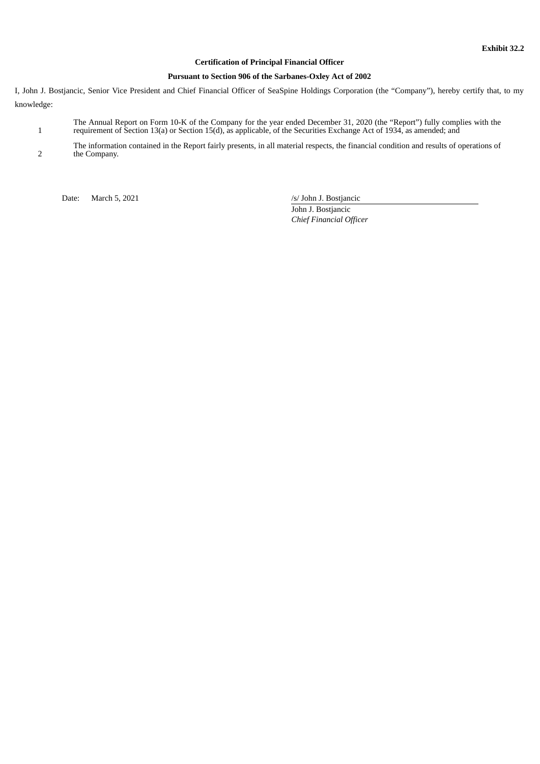**Exhibit 32.2**

**Certification of Principal Financial Officer**

**Pursuant to Section 906 of the Sarbanes-Oxley Act of 2002**

I, John J. Bostjancic, Senior Vice President and Chief Financial Officer of SeaSpine Holdings Corporation (the "Company"), hereby certify that, to my knowledge:

1. The Annual Report on Form 10-K of the Company for the year ended December 31, 2020 (the "Report") fully complies with the requirement of Section 13(a) or Section 15(d), as applicable, of the Securities Exchange Act of 1934, as amended; and

2. The information contained in the Report fairly presents, in all material respects, the financial condition and results of operations of the Company.

Date: March 5, 2021

/s/ John J. Bostjancic

John J. Bostjancic

*Chief Financial Officer*